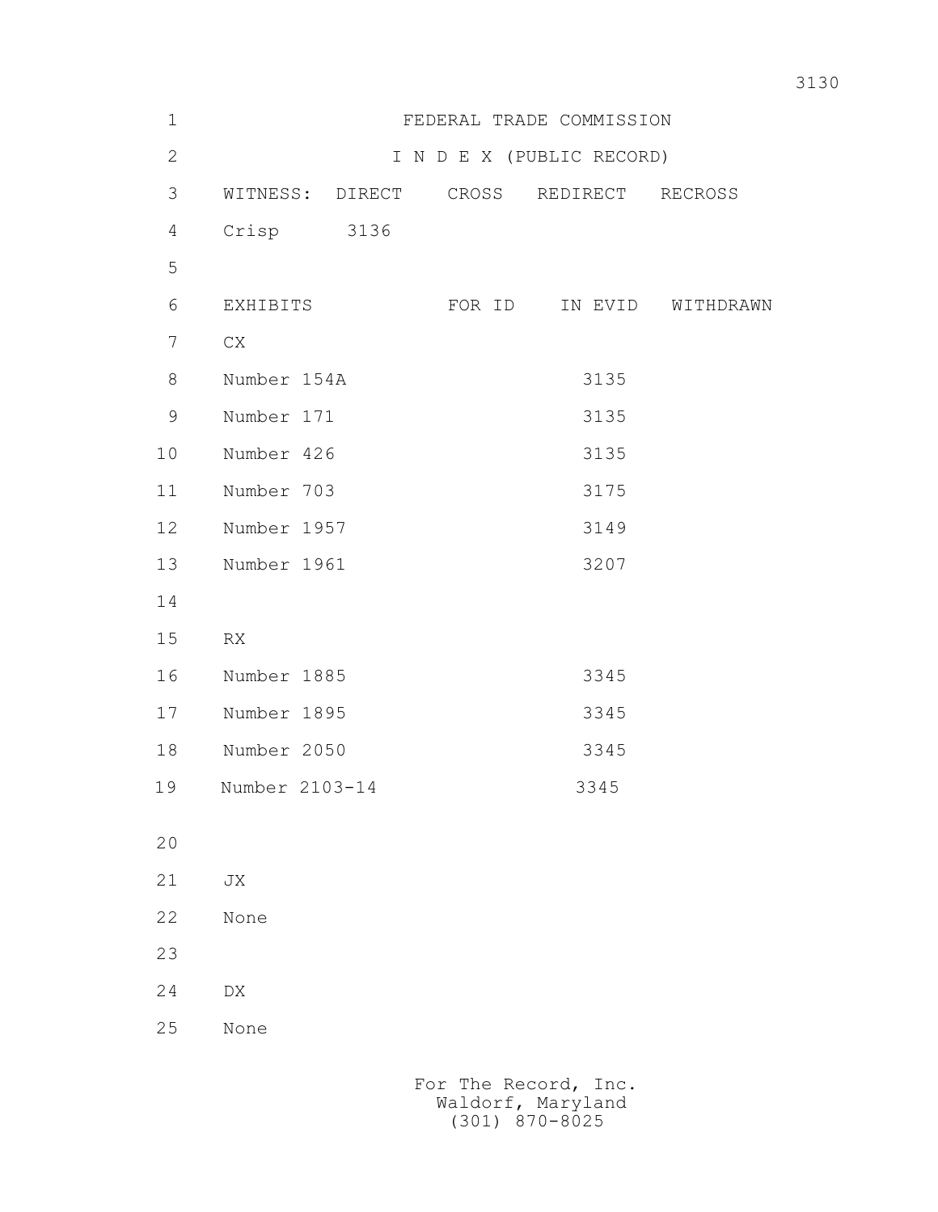FEDERAL TRADE COMMISSION

I N D E X (PUBLIC RECORD)

| WITNESS: | DIRECT | CROSS | REDIRECT | RECROSS |
|---|---|---|---|---|
| Crisp | 3136 | | | |

| EXHIBITS | FOR ID | IN EVID | WITHDRAWN |
|---|---|---|---|
| CX | | | |
| Number 154A | | 3135 | |
| Number 171 | | 3135 | |
| Number 426 | | 3135 | |
| Number 703 | | 3175 | |
| Number 1957 | | 3149 | |
| Number 1961 | | 3207 | |
| | | | |
| RX | | | |
| Number 1885 | | 3345 | |
| Number 1895 | | 3345 | |
| Number 2050 | | 3345 | |
| Number 2103-14 | | 3345 | |
| | | | |
| JX | | | |
| None | | | |
| | | | |
| DX | | | |
| None | | | |

For The Record, Inc.
Waldorf, Maryland
(301) 870-8025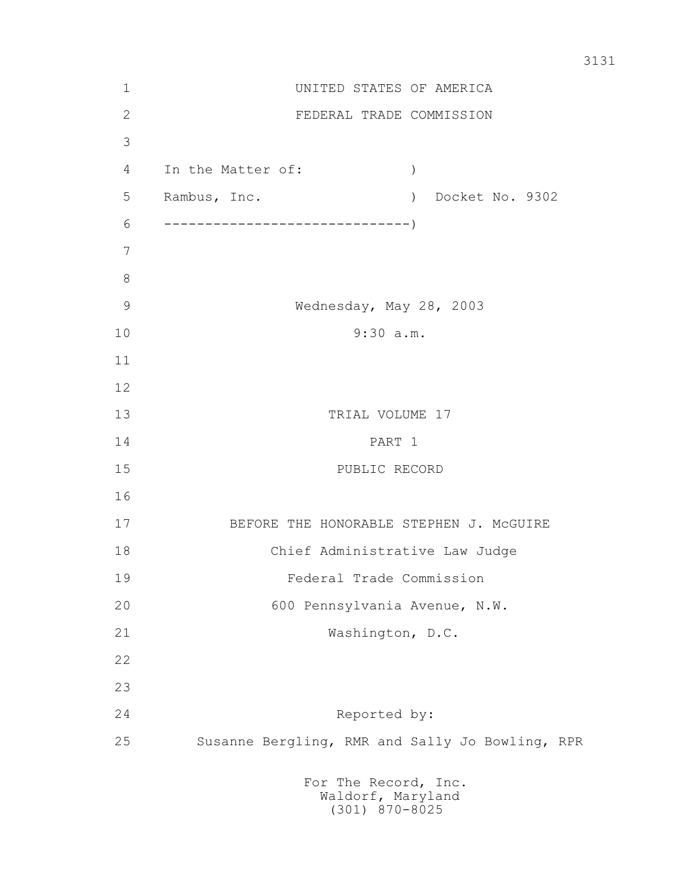UNITED STATES OF AMERICA

FEDERAL TRADE COMMISSION

In the Matter of: )

Rambus, Inc. ) Docket No. 9302

------------------------------)

Wednesday, May 28, 2003

9:30 a.m.

TRIAL VOLUME 17

PART 1

PUBLIC RECORD

BEFORE THE HONORABLE STEPHEN J. McGUIRE

Chief Administrative Law Judge

Federal Trade Commission

600 Pennsylvania Avenue, N.W.

Washington, D.C.

Reported by:

Susanne Bergling, RMR and Sally Jo Bowling, RPR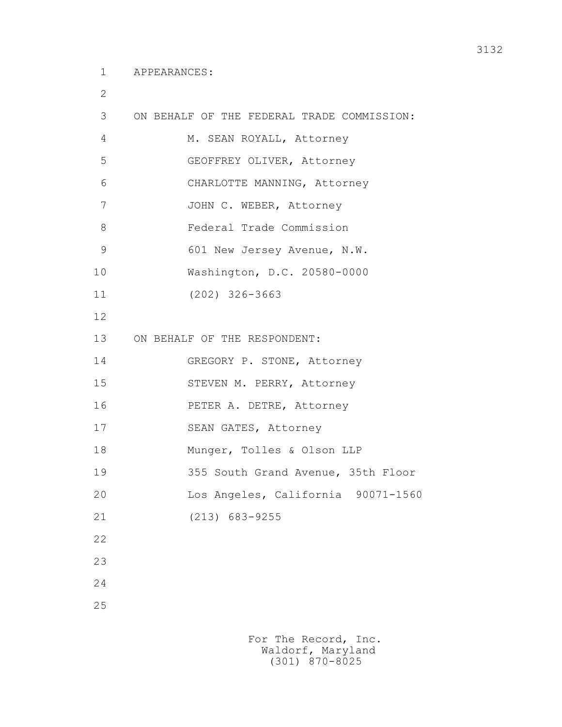APPEARANCES:

ON BEHALF OF THE FEDERAL TRADE COMMISSION:

M. SEAN ROYALL, Attorney
GEOFFREY OLIVER, Attorney
CHARLOTTE MANNING, Attorney
JOHN C. WEBER, Attorney
Federal Trade Commission
601 New Jersey Avenue, N.W.
Washington, D.C. 20580-0000
(202) 326-3663

ON BEHALF OF THE RESPONDENT:

GREGORY P. STONE, Attorney
STEVEN M. PERRY, Attorney
PETER A. DETRE, Attorney
SEAN GATES, Attorney
Munger, Tolles & Olson LLP
355 South Grand Avenue, 35th Floor
Los Angeles, California 90071-1560
(213) 683-9255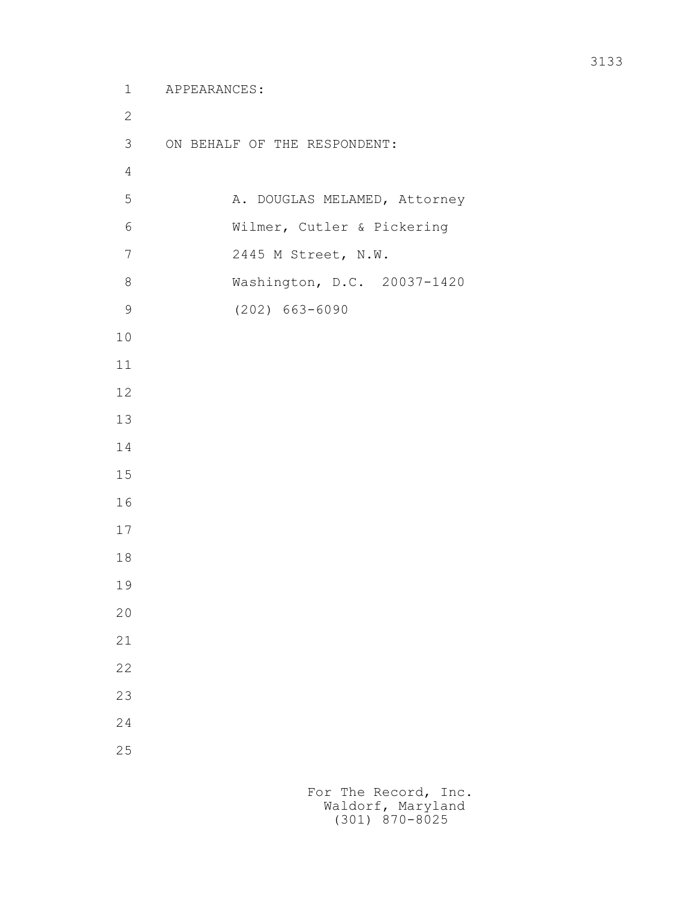APPEARANCES:

ON BEHALF OF THE RESPONDENT:

A. DOUGLAS MELAMED, Attorney
Wilmer, Cutler & Pickering
2445 M Street, N.W.
Washington, D.C. 20037-1420
(202) 663-6090

For The Record, Inc.
Waldorf, Maryland
(301) 870-8025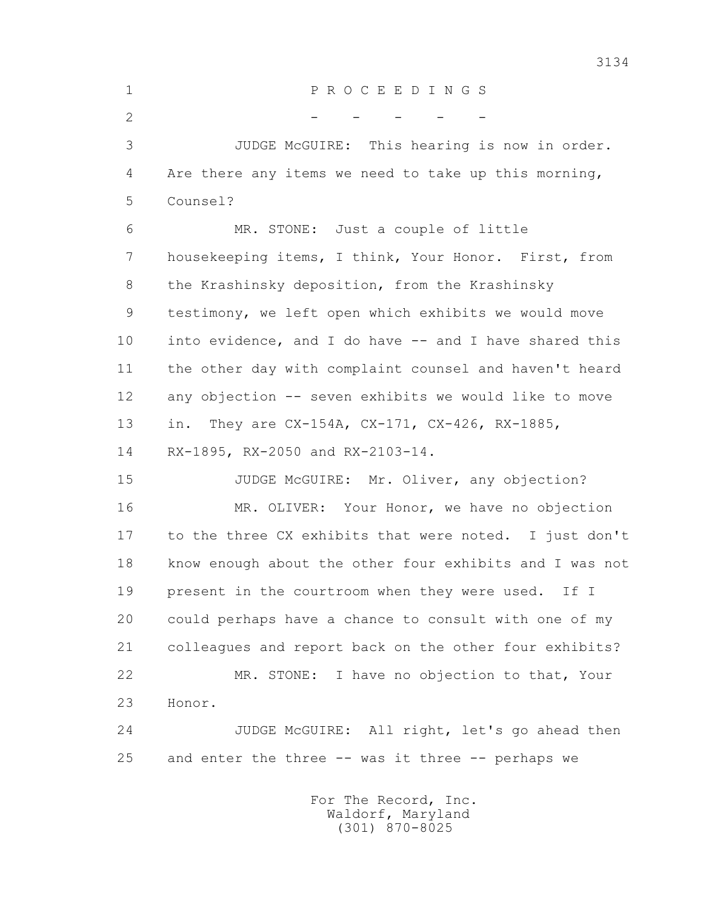P R O C E E D I N G S

\- - - - -

JUDGE McGUIRE: This hearing is now in order. Are there any items we need to take up this morning, Counsel?

MR. STONE: Just a couple of little housekeeping items, I think, Your Honor. First, from the Krashinsky deposition, from the Krashinsky testimony, we left open which exhibits we would move into evidence, and I do have -- and I have shared this the other day with complaint counsel and haven't heard any objection -- seven exhibits we would like to move in. They are CX-154A, CX-171, CX-426, RX-1885, RX-1895, RX-2050 and RX-2103-14.

JUDGE McGUIRE: Mr. Oliver, any objection?

MR. OLIVER: Your Honor, we have no objection to the three CX exhibits that were noted. I just don't know enough about the other four exhibits and I was not present in the courtroom when they were used. If I could perhaps have a chance to consult with one of my colleagues and report back on the other four exhibits?

MR. STONE: I have no objection to that, Your Honor.

JUDGE McGUIRE: All right, let's go ahead then and enter the three -- was it three -- perhaps we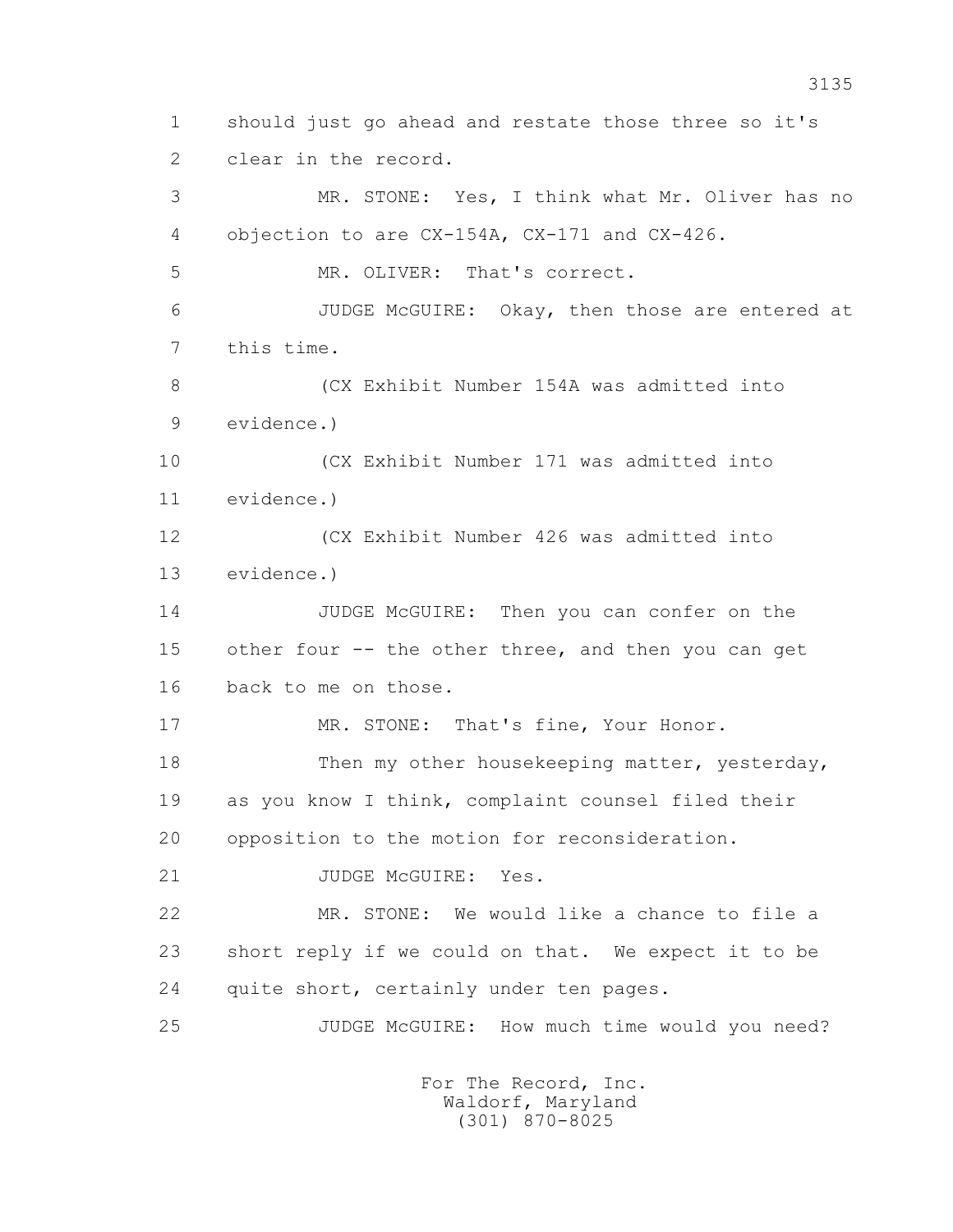1 should just go ahead and restate those three so it's
2 clear in the record.

3 MR. STONE: Yes, I think what Mr. Oliver has no
4 objection to are CX-154A, CX-171 and CX-426.

5 MR. OLIVER: That's correct.

6 JUDGE McGUIRE: Okay, then those are entered at
7 this time.

8 (CX Exhibit Number 154A was admitted into
9 evidence.)

10 (CX Exhibit Number 171 was admitted into
11 evidence.)

12 (CX Exhibit Number 426 was admitted into
13 evidence.)

14 JUDGE McGUIRE: Then you can confer on the
15 other four -- the other three, and then you can get
16 back to me on those.

17 MR. STONE: That's fine, Your Honor.

18 Then my other housekeeping matter, yesterday,
19 as you know I think, complaint counsel filed their
20 opposition to the motion for reconsideration.

21 JUDGE McGUIRE: Yes.

22 MR. STONE: We would like a chance to file a
23 short reply if we could on that. We expect it to be
24 quite short, certainly under ten pages.

25 JUDGE McGUIRE: How much time would you need?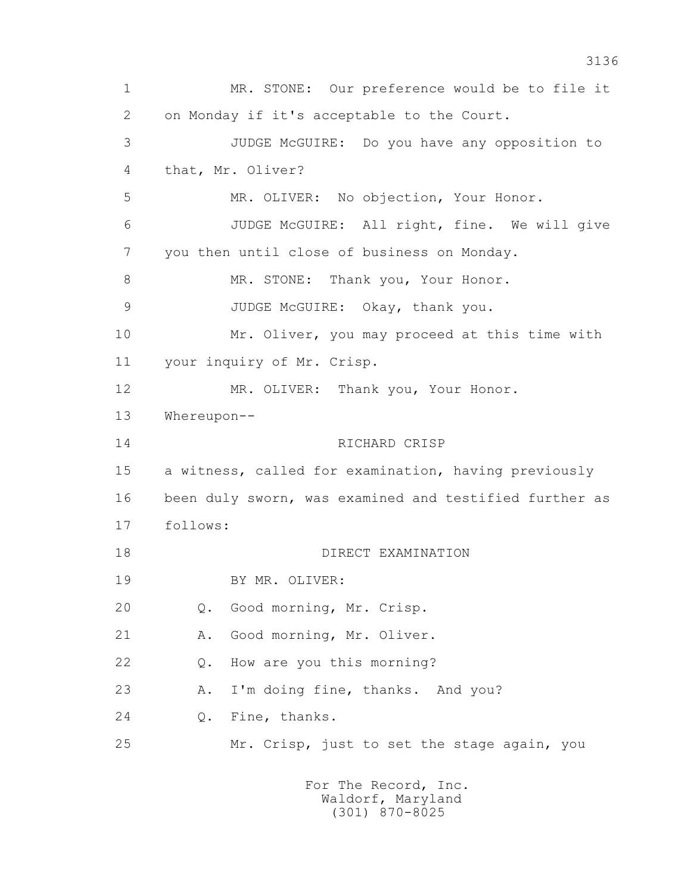MR. STONE: Our preference would be to file it on Monday if it's acceptable to the Court.

JUDGE McGUIRE: Do you have any opposition to that, Mr. Oliver?

MR. OLIVER: No objection, Your Honor.

JUDGE McGUIRE: All right, fine. We will give you then until close of business on Monday.

MR. STONE: Thank you, Your Honor.

JUDGE McGUIRE: Okay, thank you.

Mr. Oliver, you may proceed at this time with your inquiry of Mr. Crisp.

MR. OLIVER: Thank you, Your Honor.

Whereupon--

RICHARD CRISP

a witness, called for examination, having previously been duly sworn, was examined and testified further as follows:

DIRECT EXAMINATION

BY MR. OLIVER:

Q. Good morning, Mr. Crisp.

A. Good morning, Mr. Oliver.

Q. How are you this morning?

A. I'm doing fine, thanks. And you?

Q. Fine, thanks.

Mr. Crisp, just to set the stage again, you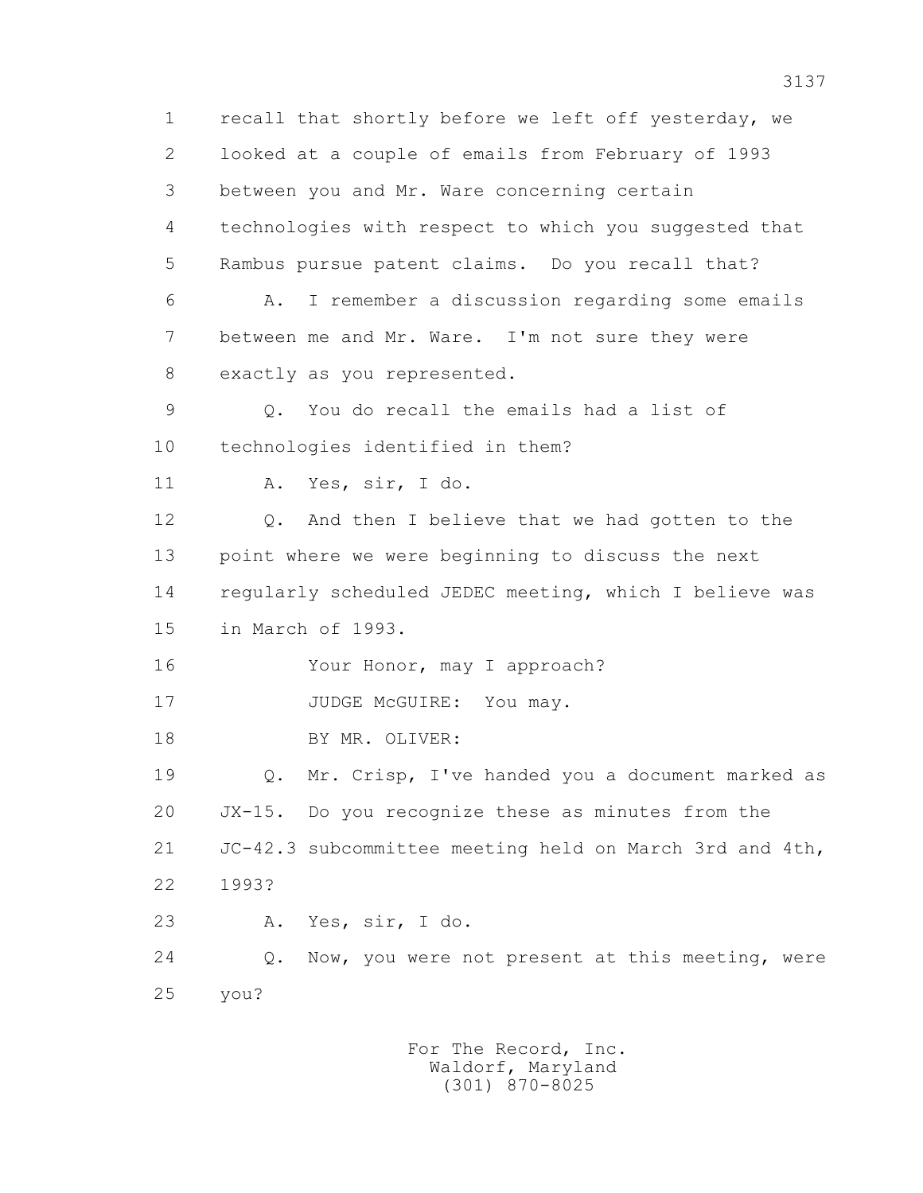1 recall that shortly before we left off yesterday, we
2 looked at a couple of emails from February of 1993
3 between you and Mr. Ware concerning certain
4 technologies with respect to which you suggested that
5 Rambus pursue patent claims. Do you recall that?
6 A. I remember a discussion regarding some emails
7 between me and Mr. Ware. I'm not sure they were
8 exactly as you represented.
9 Q. You do recall the emails had a list of
10 technologies identified in them?
11 A. Yes, sir, I do.
12 Q. And then I believe that we had gotten to the
13 point where we were beginning to discuss the next
14 regularly scheduled JEDEC meeting, which I believe was
15 in March of 1993.
16 Your Honor, may I approach?
17 JUDGE McGUIRE: You may.
18 BY MR. OLIVER:
19 Q. Mr. Crisp, I've handed you a document marked as
20 JX-15. Do you recognize these as minutes from the
21 JC-42.3 subcommittee meeting held on March 3rd and 4th,
22 1993?
23 A. Yes, sir, I do.
24 Q. Now, you were not present at this meeting, were
25 you?

For The Record, Inc.
Waldorf, Maryland
(301) 870-8025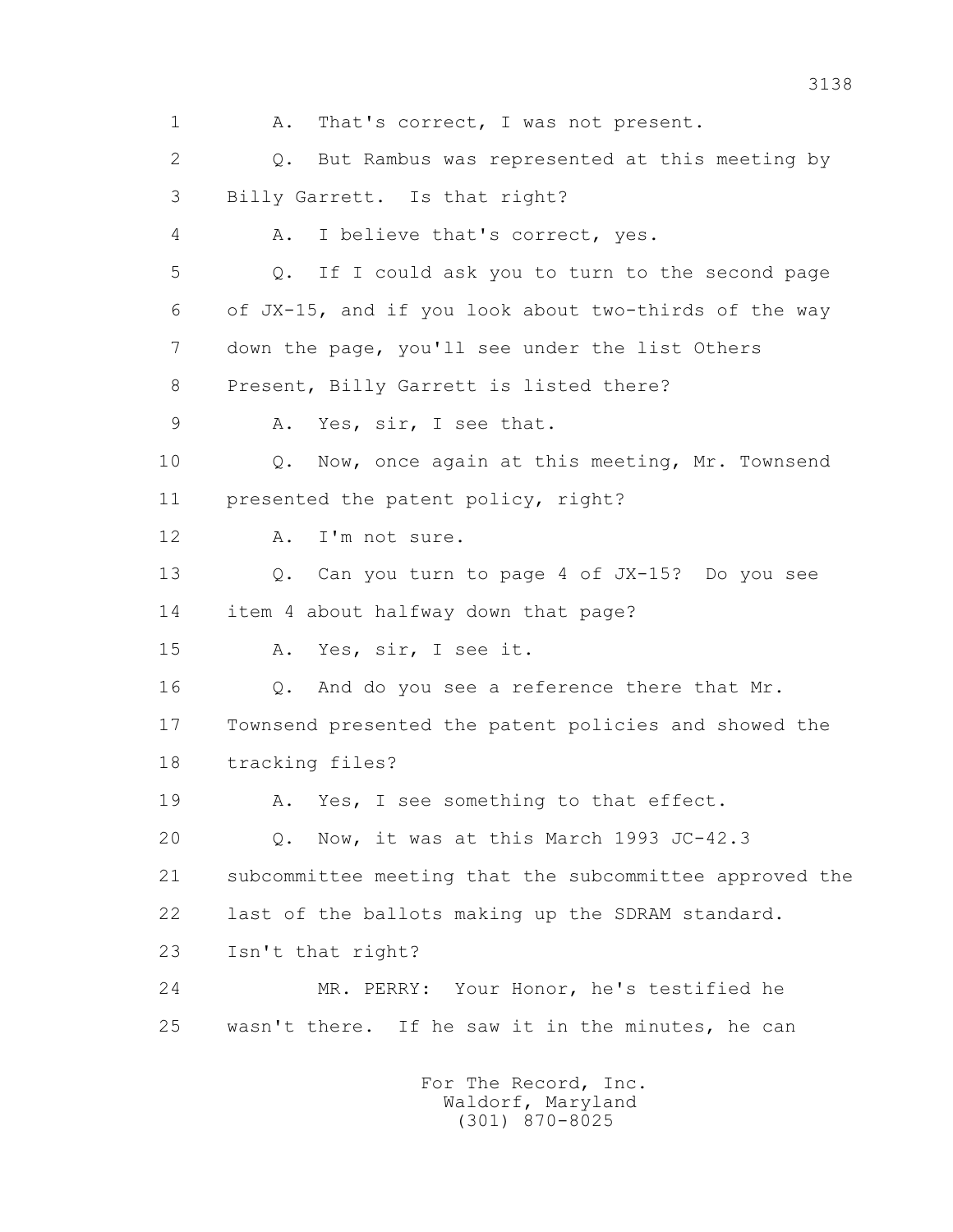1 A. That's correct, I was not present.

2 Q. But Rambus was represented at this meeting by

3 Billy Garrett. Is that right?

4 A. I believe that's correct, yes.

5 Q. If I could ask you to turn to the second page

6 of JX-15, and if you look about two-thirds of the way

7 down the page, you'll see under the list Others

8 Present, Billy Garrett is listed there?

9 A. Yes, sir, I see that.

10 Q. Now, once again at this meeting, Mr. Townsend

11 presented the patent policy, right?

12 A. I'm not sure.

13 Q. Can you turn to page 4 of JX-15? Do you see

14 item 4 about halfway down that page?

15 A. Yes, sir, I see it.

16 Q. And do you see a reference there that Mr.

17 Townsend presented the patent policies and showed the

18 tracking files?

19 A. Yes, I see something to that effect.

20 Q. Now, it was at this March 1993 JC-42.3

21 subcommittee meeting that the subcommittee approved the

22 last of the ballots making up the SDRAM standard.

23 Isn't that right?

24 MR. PERRY: Your Honor, he's testified he

25 wasn't there. If he saw it in the minutes, he can

For The Record, Inc.
Waldorf, Maryland
(301) 870-8025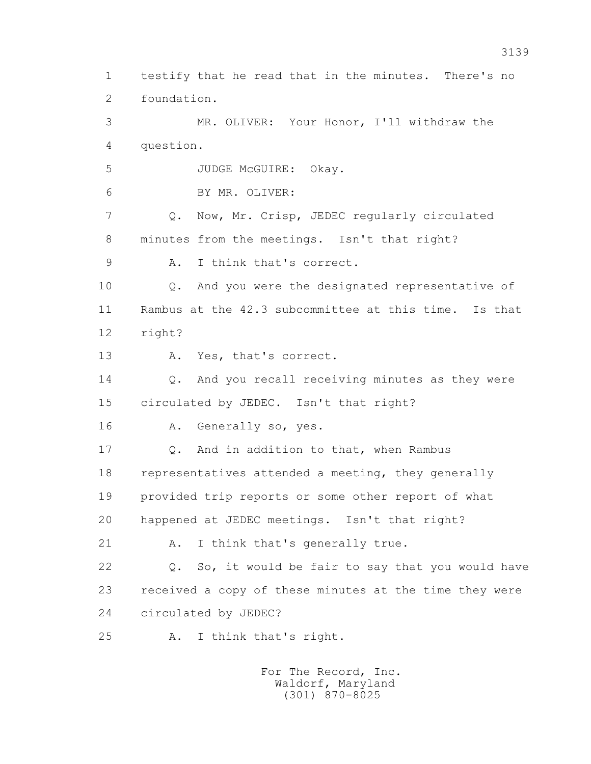1 testify that he read that in the minutes. There's no
2 foundation.

3 MR. OLIVER: Your Honor, I'll withdraw the
4 question.

5 JUDGE McGUIRE: Okay.

6 BY MR. OLIVER:

7 Q. Now, Mr. Crisp, JEDEC regularly circulated
8 minutes from the meetings. Isn't that right?

9 A. I think that's correct.

10 Q. And you were the designated representative of
11 Rambus at the 42.3 subcommittee at this time. Is that
12 right?

13 A. Yes, that's correct.

14 Q. And you recall receiving minutes as they were
15 circulated by JEDEC. Isn't that right?

16 A. Generally so, yes.

17 Q. And in addition to that, when Rambus
18 representatives attended a meeting, they generally
19 provided trip reports or some other report of what
20 happened at JEDEC meetings. Isn't that right?

21 A. I think that's generally true.

22 Q. So, it would be fair to say that you would have
23 received a copy of these minutes at the time they were
24 circulated by JEDEC?

25 A. I think that's right.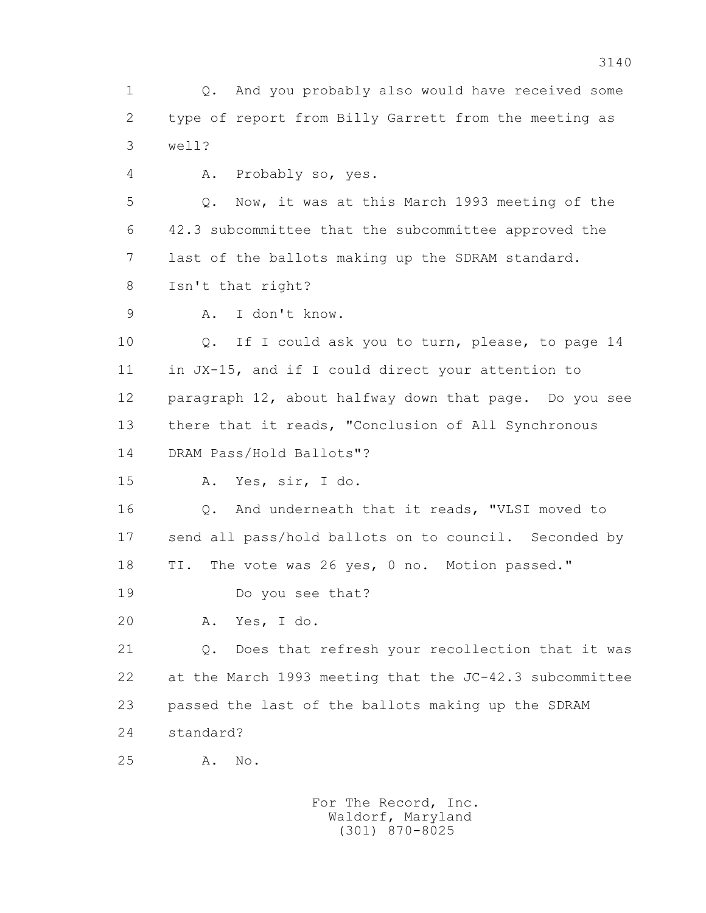1 Q. And you probably also would have received some
2 type of report from Billy Garrett from the meeting as
3 well?

4 A. Probably so, yes.

5 Q. Now, it was at this March 1993 meeting of the
6 42.3 subcommittee that the subcommittee approved the
7 last of the ballots making up the SDRAM standard.
8 Isn't that right?

9 A. I don't know.

10 Q. If I could ask you to turn, please, to page 14
11 in JX-15, and if I could direct your attention to
12 paragraph 12, about halfway down that page. Do you see
13 there that it reads, "Conclusion of All Synchronous
14 DRAM Pass/Hold Ballots"?

15 A. Yes, sir, I do.

16 Q. And underneath that it reads, "VLSI moved to
17 send all pass/hold ballots on to council. Seconded by
18 TI. The vote was 26 yes, 0 no. Motion passed."

19 Do you see that?

20 A. Yes, I do.

21 Q. Does that refresh your recollection that it was
22 at the March 1993 meeting that the JC-42.3 subcommittee
23 passed the last of the ballots making up the SDRAM
24 standard?

25 A. No.

For The Record, Inc.
Waldorf, Maryland
(301) 870-8025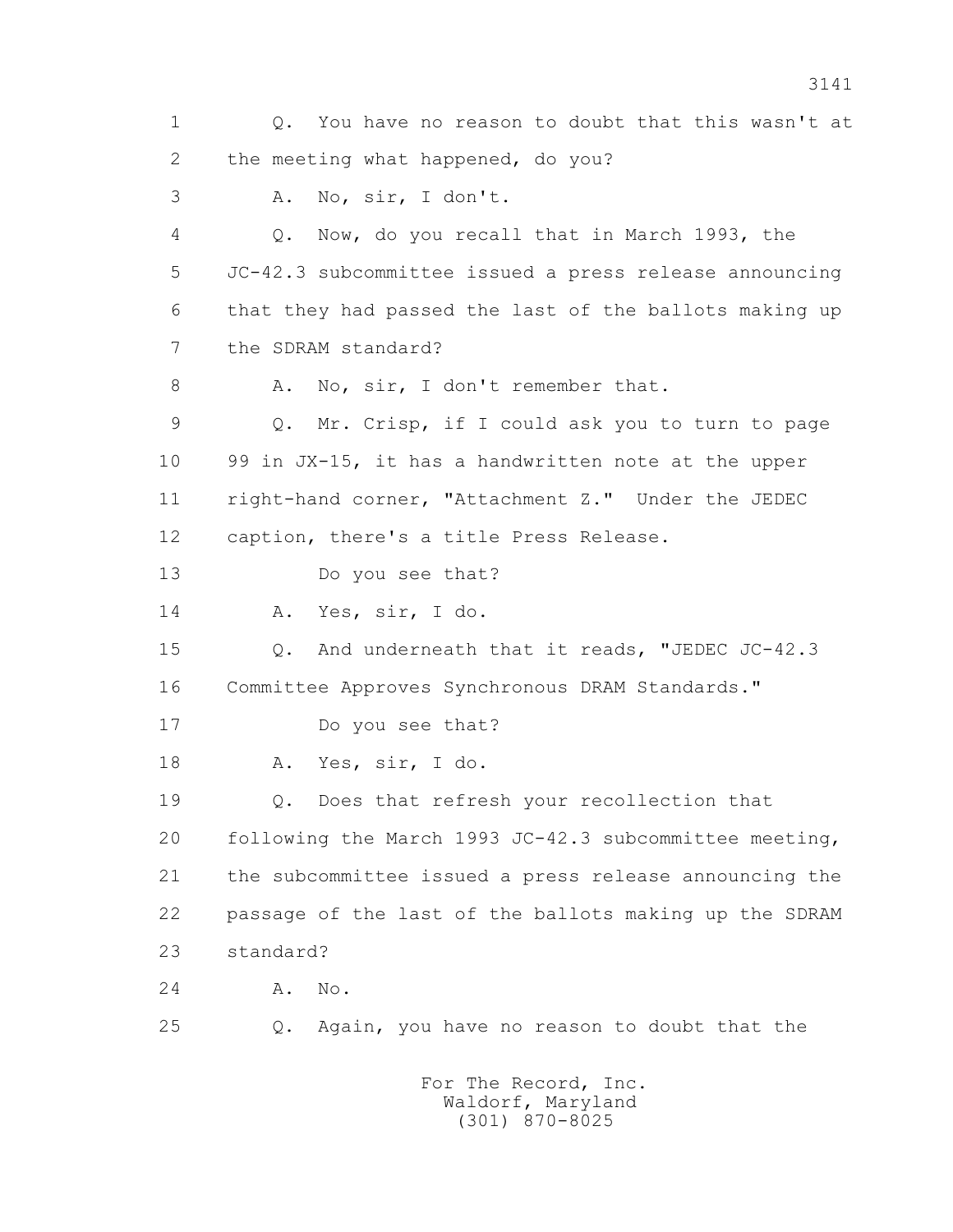1 Q. You have no reason to doubt that this wasn't at
2 the meeting what happened, do you?
3 A. No, sir, I don't.
4 Q. Now, do you recall that in March 1993, the
5 JC-42.3 subcommittee issued a press release announcing
6 that they had passed the last of the ballots making up
7 the SDRAM standard?
8 A. No, sir, I don't remember that.
9 Q. Mr. Crisp, if I could ask you to turn to page
10 99 in JX-15, it has a handwritten note at the upper
11 right-hand corner, "Attachment Z." Under the JEDEC
12 caption, there's a title Press Release.
13 Do you see that?
14 A. Yes, sir, I do.
15 Q. And underneath that it reads, "JEDEC JC-42.3
16 Committee Approves Synchronous DRAM Standards."
17 Do you see that?
18 A. Yes, sir, I do.
19 Q. Does that refresh your recollection that
20 following the March 1993 JC-42.3 subcommittee meeting,
21 the subcommittee issued a press release announcing the
22 passage of the last of the ballots making up the SDRAM
23 standard?
24 A. No.
25 Q. Again, you have no reason to doubt that the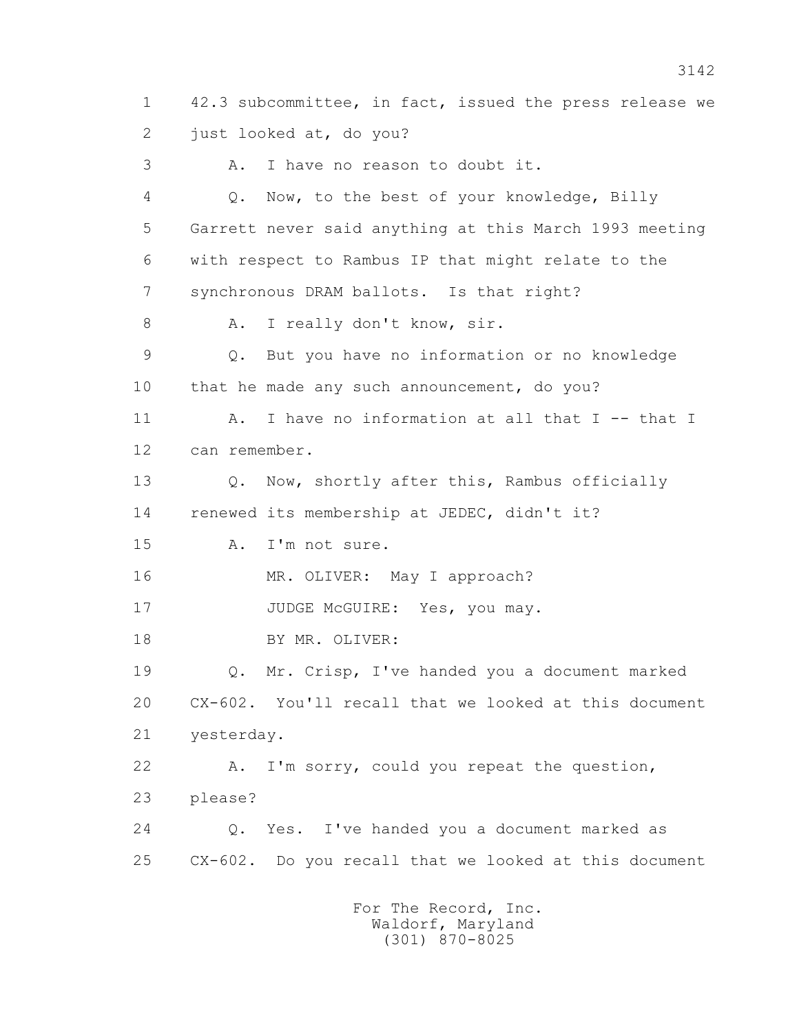1 42.3 subcommittee, in fact, issued the press release we
2 just looked at, do you?

3 A. I have no reason to doubt it.

4 Q. Now, to the best of your knowledge, Billy
5 Garrett never said anything at this March 1993 meeting
6 with respect to Rambus IP that might relate to the
7 synchronous DRAM ballots. Is that right?

8 A. I really don't know, sir.

9 Q. But you have no information or no knowledge
10 that he made any such announcement, do you?

11 A. I have no information at all that I -- that I
12 can remember.

13 Q. Now, shortly after this, Rambus officially
14 renewed its membership at JEDEC, didn't it?

15 A. I'm not sure.

16 MR. OLIVER: May I approach?

17 JUDGE McGUIRE: Yes, you may.

18 BY MR. OLIVER:

19 Q. Mr. Crisp, I've handed you a document marked
20 CX-602. You'll recall that we looked at this document
21 yesterday.

22 A. I'm sorry, could you repeat the question,
23 please?

24 Q. Yes. I've handed you a document marked as
25 CX-602. Do you recall that we looked at this document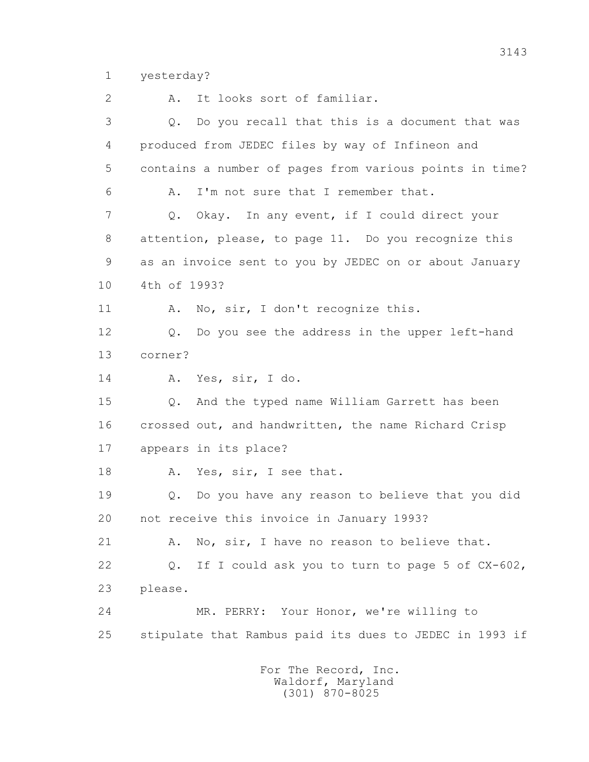1 yesterday?

2 A. It looks sort of familiar.

3 Q. Do you recall that this is a document that was

4 produced from JEDEC files by way of Infineon and

5 contains a number of pages from various points in time?

6 A. I'm not sure that I remember that.

7 Q. Okay. In any event, if I could direct your

8 attention, please, to page 11. Do you recognize this

9 as an invoice sent to you by JEDEC on or about January

10 4th of 1993?

11 A. No, sir, I don't recognize this.

12 Q. Do you see the address in the upper left-hand

13 corner?

14 A. Yes, sir, I do.

15 Q. And the typed name William Garrett has been

16 crossed out, and handwritten, the name Richard Crisp

17 appears in its place?

18 A. Yes, sir, I see that.

19 Q. Do you have any reason to believe that you did

20 not receive this invoice in January 1993?

21 A. No, sir, I have no reason to believe that.

22 Q. If I could ask you to turn to page 5 of CX-602,

23 please.

24 MR. PERRY: Your Honor, we're willing to

25 stipulate that Rambus paid its dues to JEDEC in 1993 if

For The Record, Inc.
Waldorf, Maryland
(301) 870-8025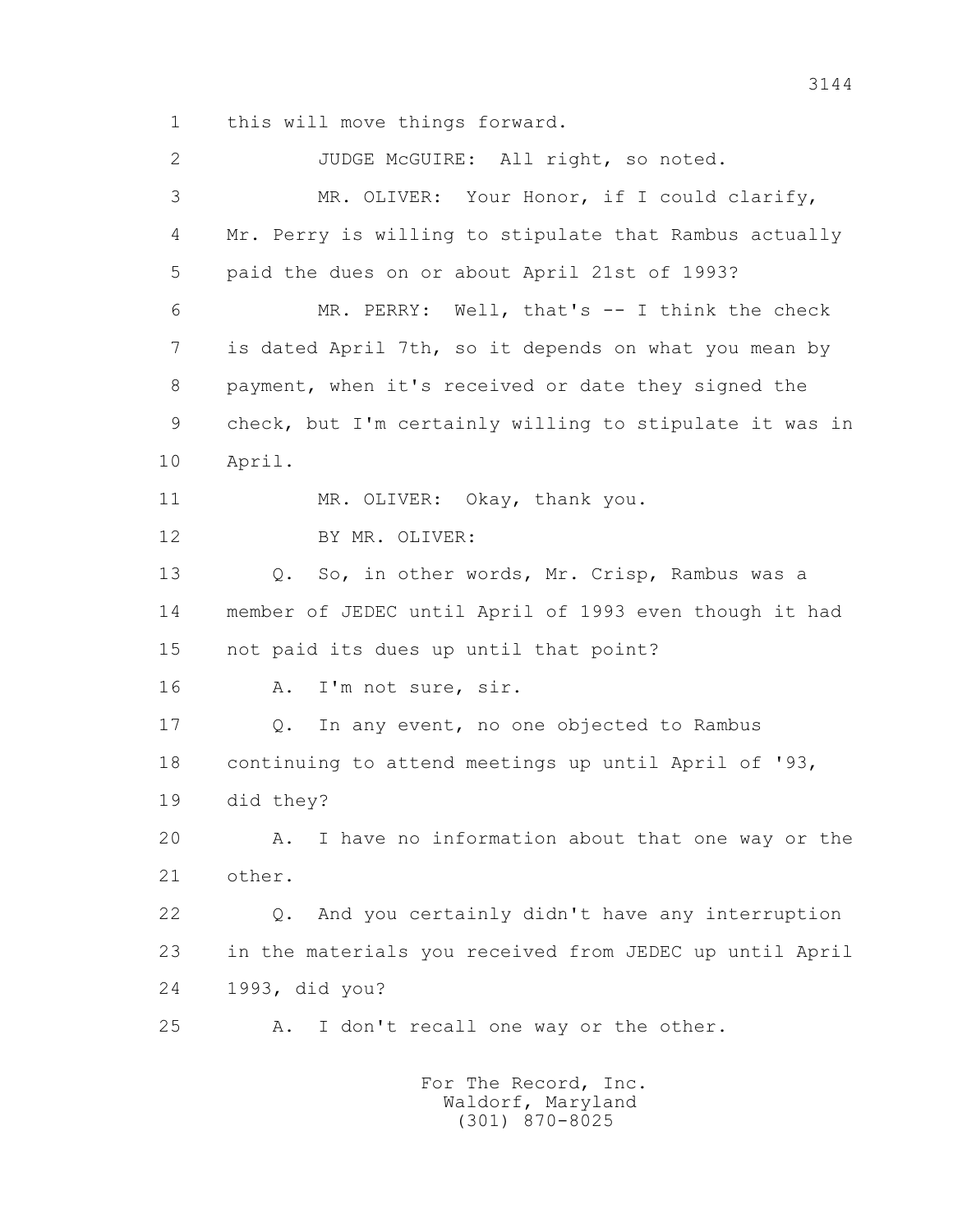1 this will move things forward.

2 JUDGE McGUIRE: All right, so noted.

3 MR. OLIVER: Your Honor, if I could clarify,

4 Mr. Perry is willing to stipulate that Rambus actually

5 paid the dues on or about April 21st of 1993?

6 MR. PERRY: Well, that's -- I think the check

7 is dated April 7th, so it depends on what you mean by

8 payment, when it's received or date they signed the

9 check, but I'm certainly willing to stipulate it was in

10 April.

11 MR. OLIVER: Okay, thank you.

12 BY MR. OLIVER:

13 Q. So, in other words, Mr. Crisp, Rambus was a

14 member of JEDEC until April of 1993 even though it had

15 not paid its dues up until that point?

16 A. I'm not sure, sir.

17 Q. In any event, no one objected to Rambus

18 continuing to attend meetings up until April of '93,

19 did they?

20 A. I have no information about that one way or the

21 other.

22 Q. And you certainly didn't have any interruption

23 in the materials you received from JEDEC up until April

24 1993, did you?

25 A. I don't recall one way or the other.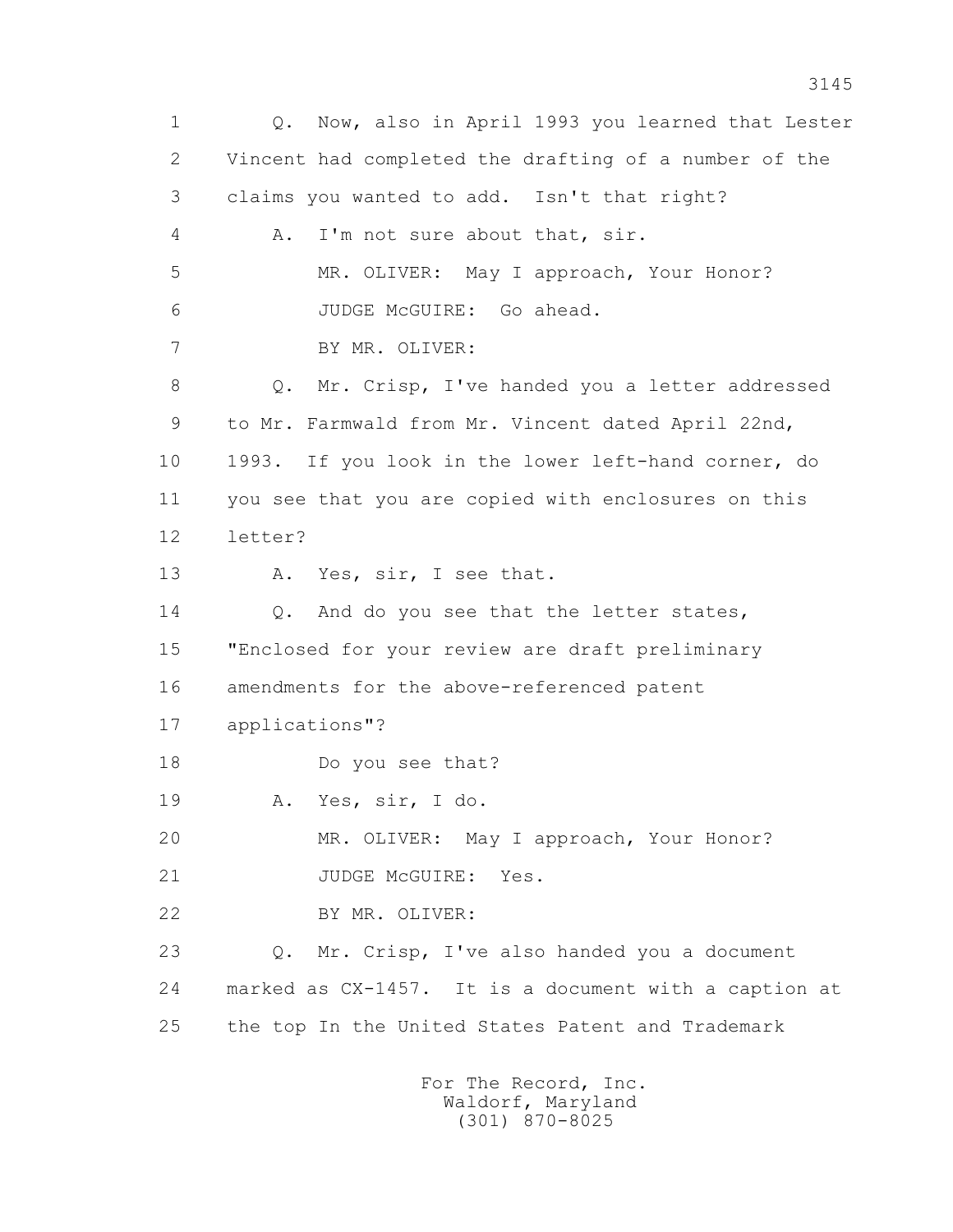1 Q. Now, also in April 1993 you learned that Lester
2 Vincent had completed the drafting of a number of the
3 claims you wanted to add. Isn't that right?
4 A. I'm not sure about that, sir.
5 MR. OLIVER: May I approach, Your Honor?
6 JUDGE McGUIRE: Go ahead.
7 BY MR. OLIVER:
8 Q. Mr. Crisp, I've handed you a letter addressed
9 to Mr. Farmwald from Mr. Vincent dated April 22nd,
10 1993. If you look in the lower left-hand corner, do
11 you see that you are copied with enclosures on this
12 letter?
13 A. Yes, sir, I see that.
14 Q. And do you see that the letter states,
15 "Enclosed for your review are draft preliminary
16 amendments for the above-referenced patent
17 applications"?
18 Do you see that?
19 A. Yes, sir, I do.
20 MR. OLIVER: May I approach, Your Honor?
21 JUDGE McGUIRE: Yes.
22 BY MR. OLIVER:
23 Q. Mr. Crisp, I've also handed you a document
24 marked as CX-1457. It is a document with a caption at
25 the top In the United States Patent and Trademark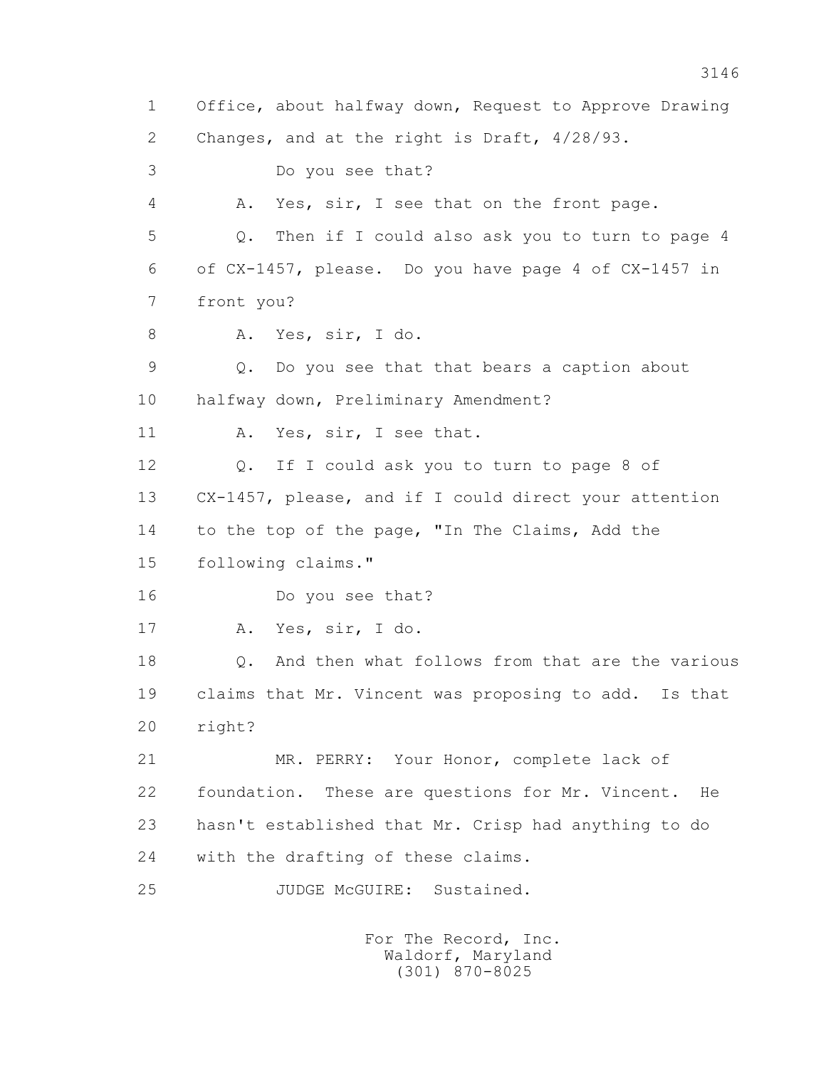1 Office, about halfway down, Request to Approve Drawing
2 Changes, and at the right is Draft, 4/28/93.
3 Do you see that?
4 A. Yes, sir, I see that on the front page.
5 Q. Then if I could also ask you to turn to page 4
6 of CX-1457, please. Do you have page 4 of CX-1457 in
7 front you?
8 A. Yes, sir, I do.
9 Q. Do you see that that bears a caption about
10 halfway down, Preliminary Amendment?
11 A. Yes, sir, I see that.
12 Q. If I could ask you to turn to page 8 of
13 CX-1457, please, and if I could direct your attention
14 to the top of the page, "In The Claims, Add the
15 following claims."
16 Do you see that?
17 A. Yes, sir, I do.
18 Q. And then what follows from that are the various
19 claims that Mr. Vincent was proposing to add. Is that
20 right?
21 MR. PERRY: Your Honor, complete lack of
22 foundation. These are questions for Mr. Vincent. He
23 hasn't established that Mr. Crisp had anything to do
24 with the drafting of these claims.
25 JUDGE McGUIRE: Sustained.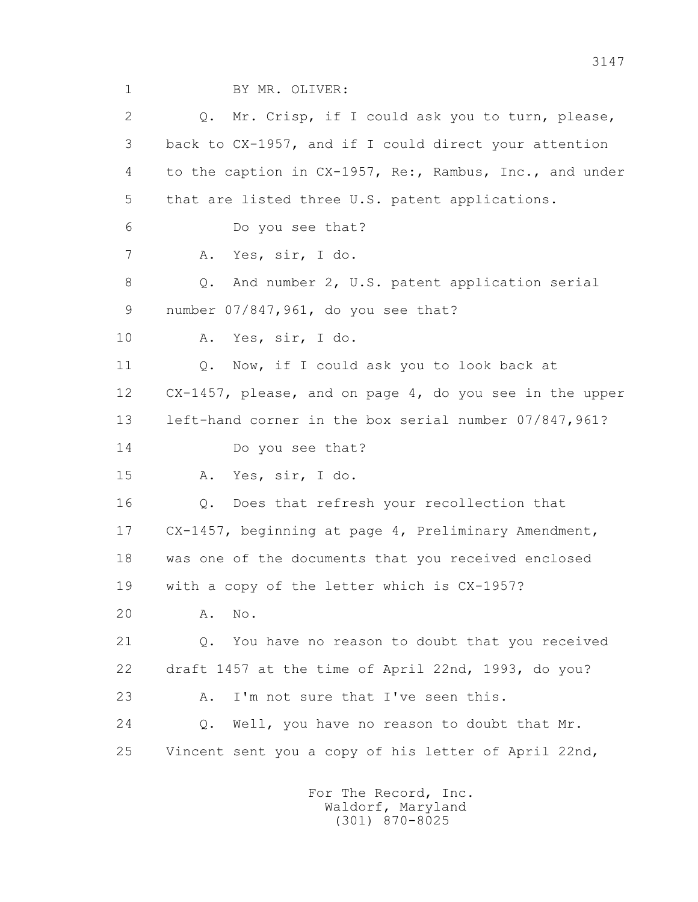BY MR. OLIVER:

Q. Mr. Crisp, if I could ask you to turn, please, back to CX-1957, and if I could direct your attention to the caption in CX-1957, Re:, Rambus, Inc., and under that are listed three U.S. patent applications.

Do you see that?

A. Yes, sir, I do.

Q. And number 2, U.S. patent application serial number 07/847,961, do you see that?

A. Yes, sir, I do.

Q. Now, if I could ask you to look back at CX-1457, please, and on page 4, do you see in the upper left-hand corner in the box serial number 07/847,961?

Do you see that?

A. Yes, sir, I do.

Q. Does that refresh your recollection that CX-1457, beginning at page 4, Preliminary Amendment, was one of the documents that you received enclosed with a copy of the letter which is CX-1957?

A. No.

Q. You have no reason to doubt that you received draft 1457 at the time of April 22nd, 1993, do you?

A. I'm not sure that I've seen this.

Q. Well, you have no reason to doubt that Mr. Vincent sent you a copy of his letter of April 22nd,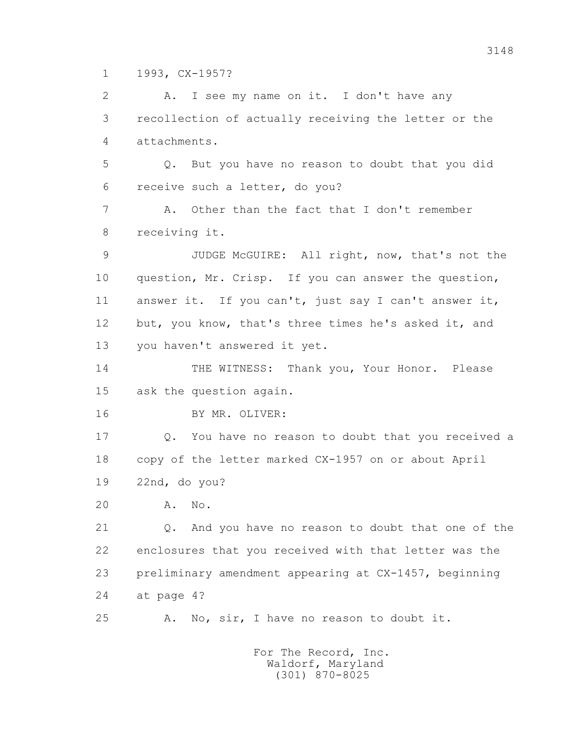1 1993, CX-1957?

2 A. I see my name on it. I don't have any

3 recollection of actually receiving the letter or the

4 attachments.

5 Q. But you have no reason to doubt that you did

6 receive such a letter, do you?

7 A. Other than the fact that I don't remember

8 receiving it.

9 JUDGE McGUIRE: All right, now, that's not the

10 question, Mr. Crisp. If you can answer the question,

11 answer it. If you can't, just say I can't answer it,

12 but, you know, that's three times he's asked it, and

13 you haven't answered it yet.

14 THE WITNESS: Thank you, Your Honor. Please

15 ask the question again.

16 BY MR. OLIVER:

17 Q. You have no reason to doubt that you received a

18 copy of the letter marked CX-1957 on or about April

19 22nd, do you?

20 A. No.

21 Q. And you have no reason to doubt that one of the

22 enclosures that you received with that letter was the

23 preliminary amendment appearing at CX-1457, beginning

24 at page 4?

25 A. No, sir, I have no reason to doubt it.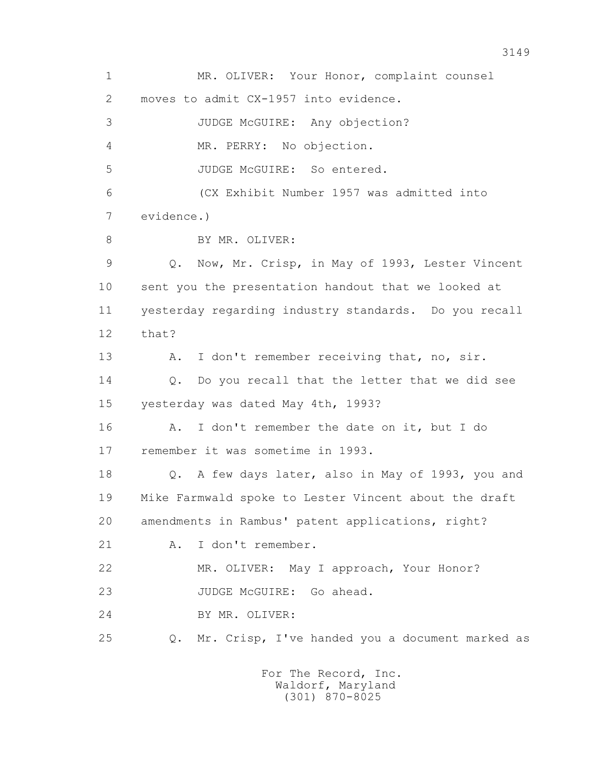1 MR. OLIVER: Your Honor, complaint counsel

2 moves to admit CX-1957 into evidence.

3 JUDGE McGUIRE: Any objection?

4 MR. PERRY: No objection.

5 JUDGE McGUIRE: So entered.

6 (CX Exhibit Number 1957 was admitted into

7 evidence.)

8 BY MR. OLIVER:

9 Q. Now, Mr. Crisp, in May of 1993, Lester Vincent

10 sent you the presentation handout that we looked at

11 yesterday regarding industry standards. Do you recall

12 that?

13 A. I don't remember receiving that, no, sir.

14 Q. Do you recall that the letter that we did see

15 yesterday was dated May 4th, 1993?

16 A. I don't remember the date on it, but I do

17 remember it was sometime in 1993.

18 Q. A few days later, also in May of 1993, you and

19 Mike Farmwald spoke to Lester Vincent about the draft

20 amendments in Rambus' patent applications, right?

21 A. I don't remember.

22 MR. OLIVER: May I approach, Your Honor?

23 JUDGE McGUIRE: Go ahead.

24 BY MR. OLIVER:

25 Q. Mr. Crisp, I've handed you a document marked as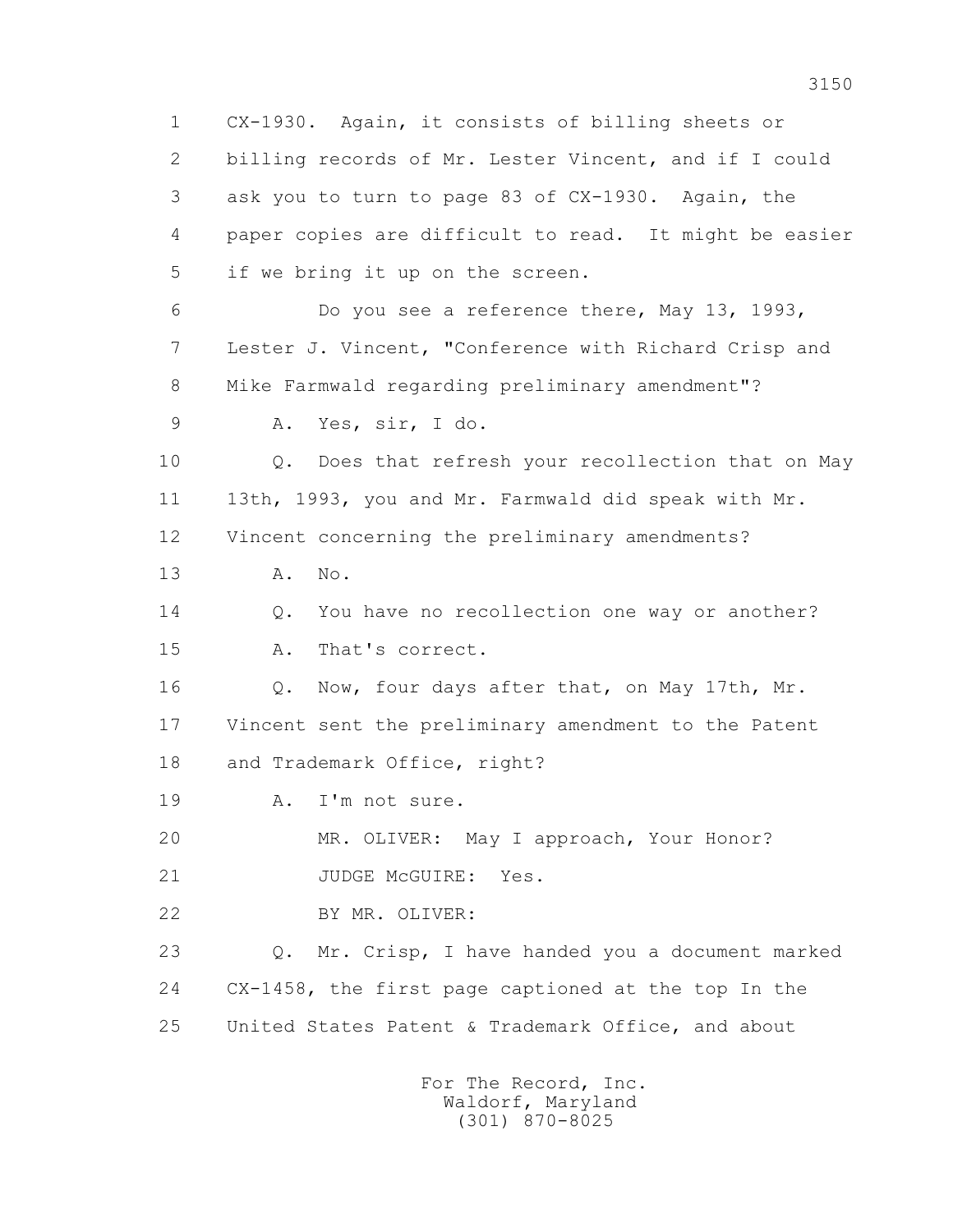1 CX-1930. Again, it consists of billing sheets or
2 billing records of Mr. Lester Vincent, and if I could
3 ask you to turn to page 83 of CX-1930. Again, the
4 paper copies are difficult to read. It might be easier
5 if we bring it up on the screen.

6 Do you see a reference there, May 13, 1993,
7 Lester J. Vincent, "Conference with Richard Crisp and
8 Mike Farmwald regarding preliminary amendment"?

9 A. Yes, sir, I do.

10 Q. Does that refresh your recollection that on May
11 13th, 1993, you and Mr. Farmwald did speak with Mr.
12 Vincent concerning the preliminary amendments?

13 A. No.

14 Q. You have no recollection one way or another?

15 A. That's correct.

16 Q. Now, four days after that, on May 17th, Mr.
17 Vincent sent the preliminary amendment to the Patent
18 and Trademark Office, right?

19 A. I'm not sure.

20 MR. OLIVER: May I approach, Your Honor?

21 JUDGE McGUIRE: Yes.

22 BY MR. OLIVER:

23 Q. Mr. Crisp, I have handed you a document marked
24 CX-1458, the first page captioned at the top In the
25 United States Patent & Trademark Office, and about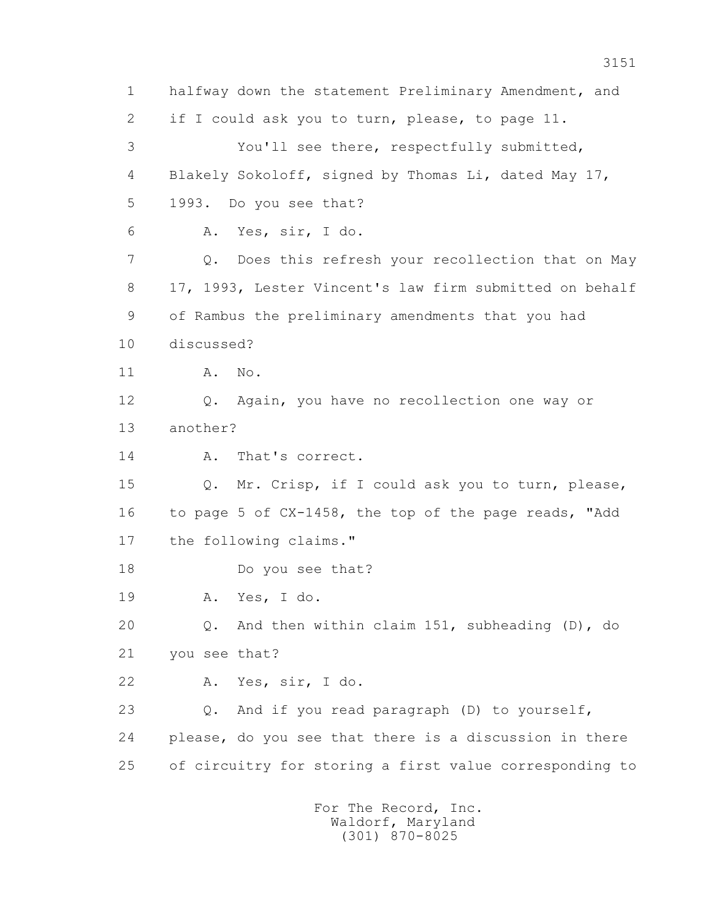1 halfway down the statement Preliminary Amendment, and
2 if I could ask you to turn, please, to page 11.
3 You'll see there, respectfully submitted,
4 Blakely Sokoloff, signed by Thomas Li, dated May 17,
5 1993. Do you see that?
6 A. Yes, sir, I do.
7 Q. Does this refresh your recollection that on May
8 17, 1993, Lester Vincent's law firm submitted on behalf
9 of Rambus the preliminary amendments that you had
10 discussed?
11 A. No.
12 Q. Again, you have no recollection one way or
13 another?
14 A. That's correct.
15 Q. Mr. Crisp, if I could ask you to turn, please,
16 to page 5 of CX-1458, the top of the page reads, "Add
17 the following claims."
18 Do you see that?
19 A. Yes, I do.
20 Q. And then within claim 151, subheading (D), do
21 you see that?
22 A. Yes, sir, I do.
23 Q. And if you read paragraph (D) to yourself,
24 please, do you see that there is a discussion in there
25 of circuitry for storing a first value corresponding to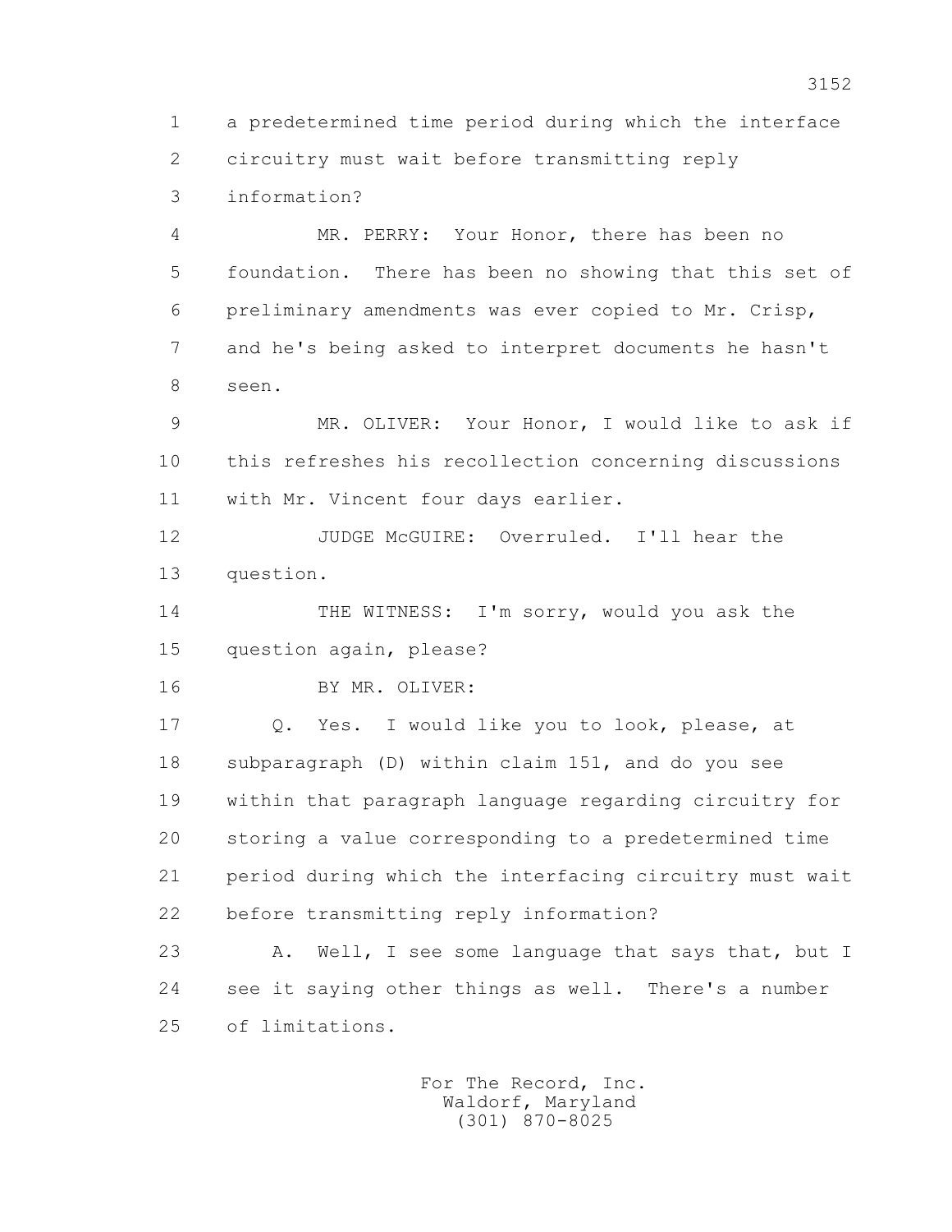1 a predetermined time period during which the interface
2 circuitry must wait before transmitting reply
3 information?

4 MR. PERRY: Your Honor, there has been no
5 foundation. There has been no showing that this set of
6 preliminary amendments was ever copied to Mr. Crisp,
7 and he's being asked to interpret documents he hasn't
8 seen.

9 MR. OLIVER: Your Honor, I would like to ask if
10 this refreshes his recollection concerning discussions
11 with Mr. Vincent four days earlier.

12 JUDGE McGUIRE: Overruled. I'll hear the
13 question.

14 THE WITNESS: I'm sorry, would you ask the
15 question again, please?

16 BY MR. OLIVER:

17 Q. Yes. I would like you to look, please, at
18 subparagraph (D) within claim 151, and do you see
19 within that paragraph language regarding circuitry for
20 storing a value corresponding to a predetermined time
21 period during which the interfacing circuitry must wait
22 before transmitting reply information?

23 A. Well, I see some language that says that, but I
24 see it saying other things as well. There's a number
25 of limitations.

For The Record, Inc.
Waldorf, Maryland
(301) 870-8025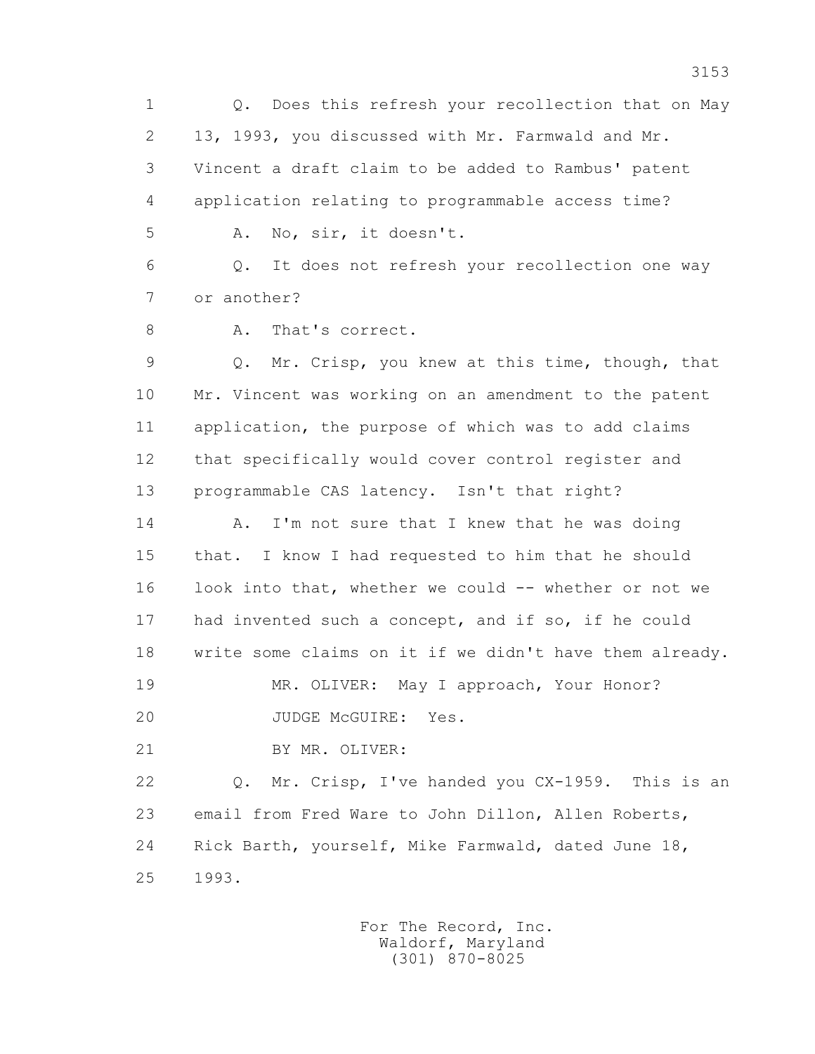1 Q. Does this refresh your recollection that on May
2 13, 1993, you discussed with Mr. Farmwald and Mr.
3 Vincent a draft claim to be added to Rambus' patent
4 application relating to programmable access time?
5 A. No, sir, it doesn't.
6 Q. It does not refresh your recollection one way
7 or another?
8 A. That's correct.
9 Q. Mr. Crisp, you knew at this time, though, that
10 Mr. Vincent was working on an amendment to the patent
11 application, the purpose of which was to add claims
12 that specifically would cover control register and
13 programmable CAS latency. Isn't that right?
14 A. I'm not sure that I knew that he was doing
15 that. I know I had requested to him that he should
16 look into that, whether we could -- whether or not we
17 had invented such a concept, and if so, if he could
18 write some claims on it if we didn't have them already.
19 MR. OLIVER: May I approach, Your Honor?
20 JUDGE McGUIRE: Yes.
21 BY MR. OLIVER:
22 Q. Mr. Crisp, I've handed you CX-1959. This is an
23 email from Fred Ware to John Dillon, Allen Roberts,
24 Rick Barth, yourself, Mike Farmwald, dated June 18,
25 1993.

For The Record, Inc.
Waldorf, Maryland
(301) 870-8025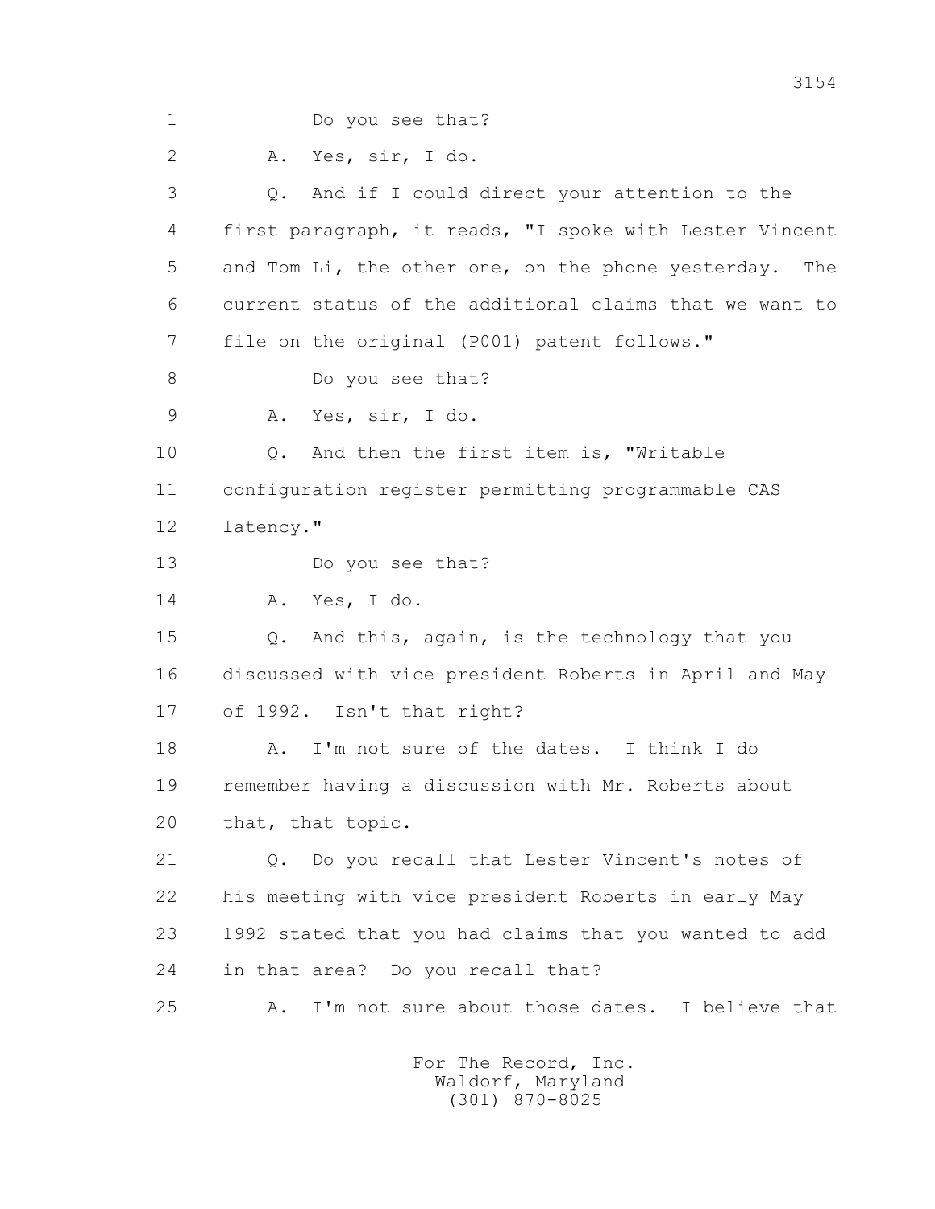1 Do you see that?

2 A. Yes, sir, I do.

3 Q. And if I could direct your attention to the

4 first paragraph, it reads, "I spoke with Lester Vincent

5 and Tom Li, the other one, on the phone yesterday. The

6 current status of the additional claims that we want to

7 file on the original (P001) patent follows."

8 Do you see that?

9 A. Yes, sir, I do.

10 Q. And then the first item is, "Writable

11 configuration register permitting programmable CAS

12 latency."

13 Do you see that?

14 A. Yes, I do.

15 Q. And this, again, is the technology that you

16 discussed with vice president Roberts in April and May

17 of 1992. Isn't that right?

18 A. I'm not sure of the dates. I think I do

19 remember having a discussion with Mr. Roberts about

20 that, that topic.

21 Q. Do you recall that Lester Vincent's notes of

22 his meeting with vice president Roberts in early May

23 1992 stated that you had claims that you wanted to add

24 in that area? Do you recall that?

25 A. I'm not sure about those dates. I believe that

For The Record, Inc.
Waldorf, Maryland
(301) 870-8025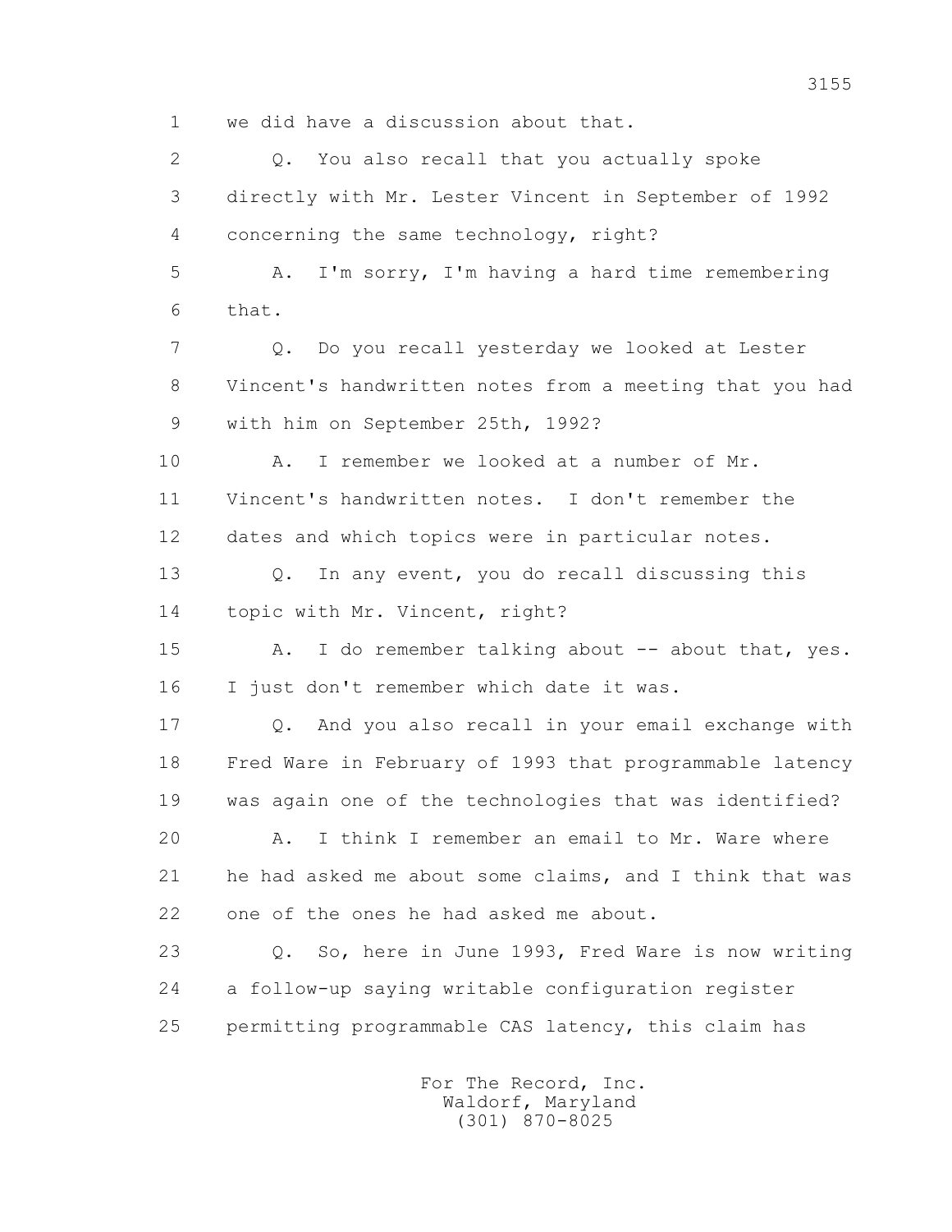1 we did have a discussion about that.

2 Q. You also recall that you actually spoke

3 directly with Mr. Lester Vincent in September of 1992

4 concerning the same technology, right?

5 A. I'm sorry, I'm having a hard time remembering

6 that.

7 Q. Do you recall yesterday we looked at Lester

8 Vincent's handwritten notes from a meeting that you had

9 with him on September 25th, 1992?

10 A. I remember we looked at a number of Mr.

11 Vincent's handwritten notes. I don't remember the

12 dates and which topics were in particular notes.

13 Q. In any event, you do recall discussing this

14 topic with Mr. Vincent, right?

15 A. I do remember talking about -- about that, yes.

16 I just don't remember which date it was.

17 Q. And you also recall in your email exchange with

18 Fred Ware in February of 1993 that programmable latency

19 was again one of the technologies that was identified?

20 A. I think I remember an email to Mr. Ware where

21 he had asked me about some claims, and I think that was

22 one of the ones he had asked me about.

23 Q. So, here in June 1993, Fred Ware is now writing

24 a follow-up saying writable configuration register

25 permitting programmable CAS latency, this claim has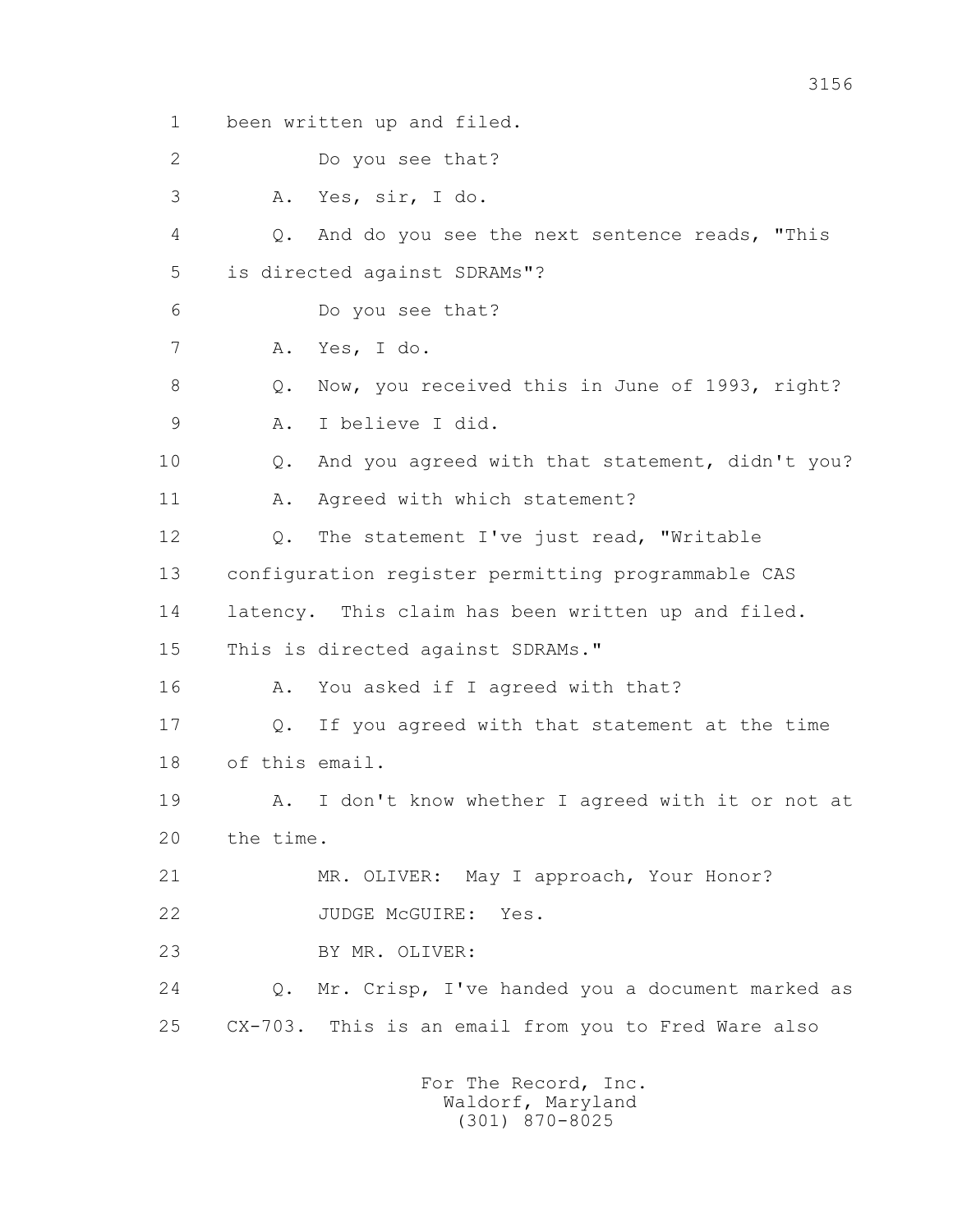1 been written up and filed.

2 Do you see that?

3 A. Yes, sir, I do.

4 Q. And do you see the next sentence reads, "This

5 is directed against SDRAMs"?

6 Do you see that?

7 A. Yes, I do.

8 Q. Now, you received this in June of 1993, right?

9 A. I believe I did.

10 Q. And you agreed with that statement, didn't you?

11 A. Agreed with which statement?

12 Q. The statement I've just read, "Writable

13 configuration register permitting programmable CAS

14 latency. This claim has been written up and filed.

15 This is directed against SDRAMs."

16 A. You asked if I agreed with that?

17 Q. If you agreed with that statement at the time

18 of this email.

19 A. I don't know whether I agreed with it or not at

20 the time.

21 MR. OLIVER: May I approach, Your Honor?

22 JUDGE McGUIRE: Yes.

23 BY MR. OLIVER:

24 Q. Mr. Crisp, I've handed you a document marked as

25 CX-703. This is an email from you to Fred Ware also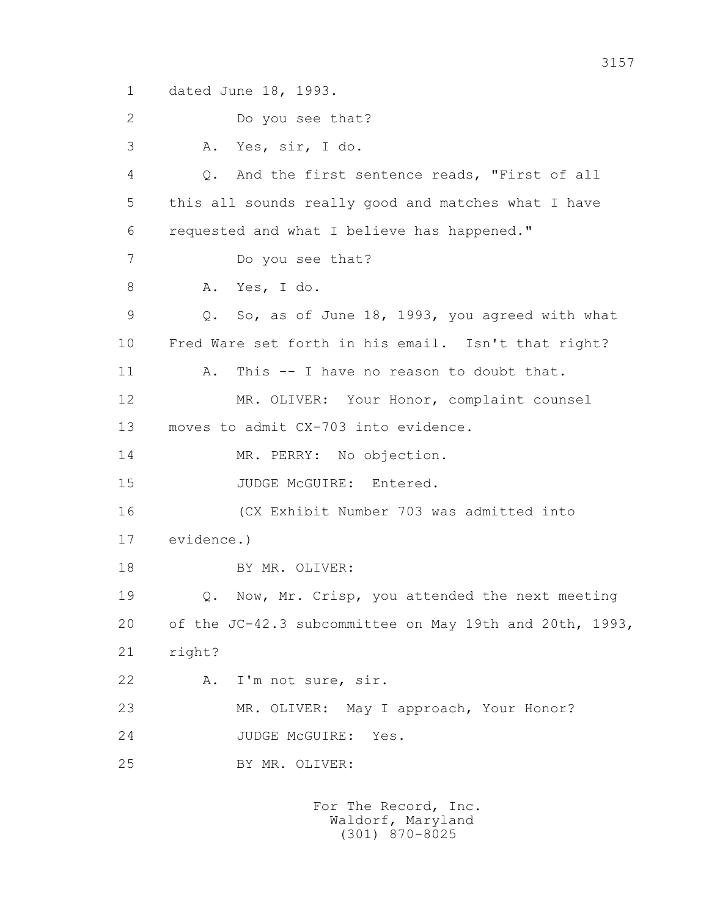1 dated June 18, 1993.

2 Do you see that?

3 A. Yes, sir, I do.

4 Q. And the first sentence reads, "First of all

5 this all sounds really good and matches what I have

6 requested and what I believe has happened."

7 Do you see that?

8 A. Yes, I do.

9 Q. So, as of June 18, 1993, you agreed with what

10 Fred Ware set forth in his email. Isn't that right?

11 A. This -- I have no reason to doubt that.

12 MR. OLIVER: Your Honor, complaint counsel

13 moves to admit CX-703 into evidence.

14 MR. PERRY: No objection.

15 JUDGE McGUIRE: Entered.

16 (CX Exhibit Number 703 was admitted into

17 evidence.)

18 BY MR. OLIVER:

19 Q. Now, Mr. Crisp, you attended the next meeting

20 of the JC-42.3 subcommittee on May 19th and 20th, 1993,

21 right?

22 A. I'm not sure, sir.

23 MR. OLIVER: May I approach, Your Honor?

24 JUDGE McGUIRE: Yes.

25 BY MR. OLIVER:

For The Record, Inc.
Waldorf, Maryland
(301) 870-8025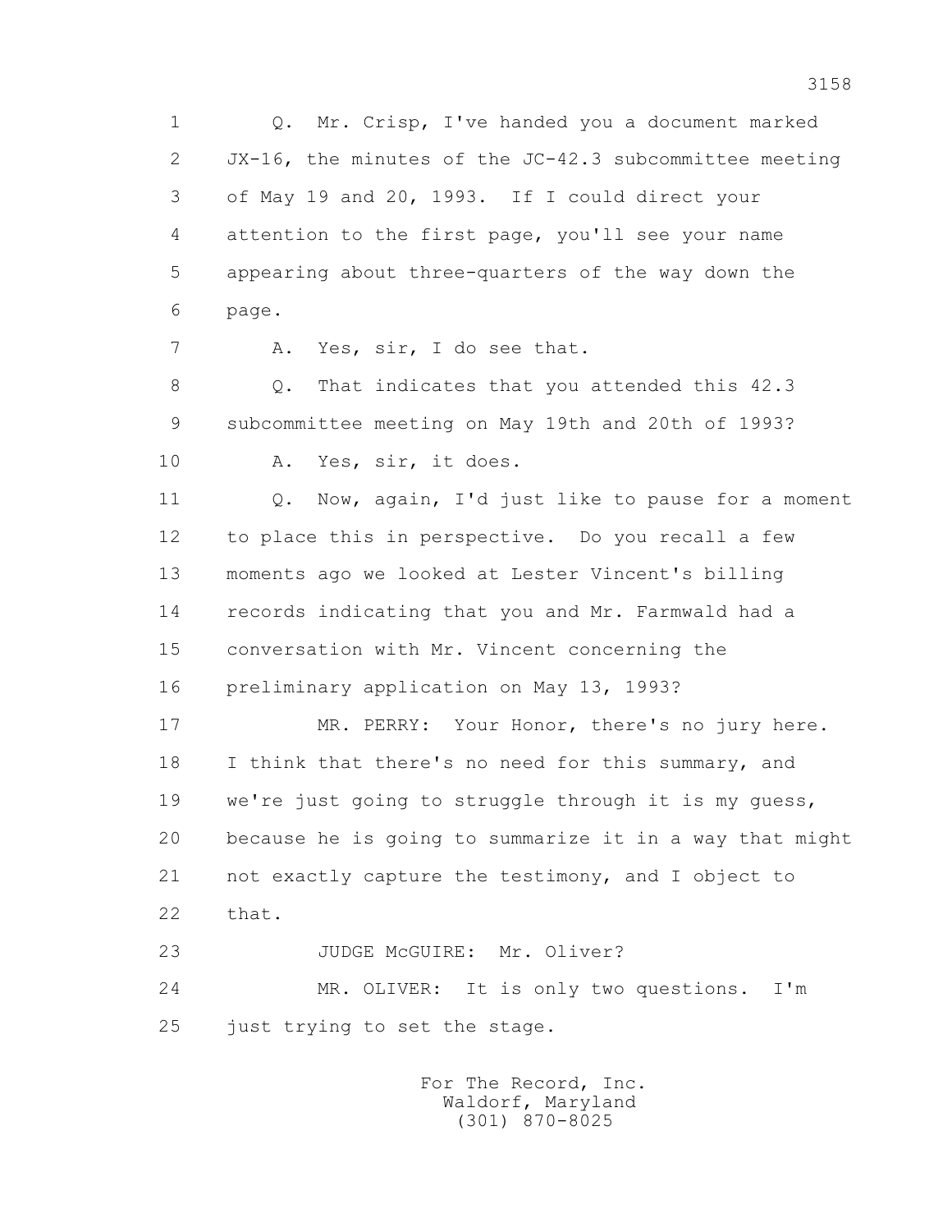Q. Mr. Crisp, I've handed you a document marked JX-16, the minutes of the JC-42.3 subcommittee meeting of May 19 and 20, 1993. If I could direct your attention to the first page, you'll see your name appearing about three-quarters of the way down the page.

A. Yes, sir, I do see that.

Q. That indicates that you attended this 42.3 subcommittee meeting on May 19th and 20th of 1993?

A. Yes, sir, it does.

Q. Now, again, I'd just like to pause for a moment to place this in perspective. Do you recall a few moments ago we looked at Lester Vincent's billing records indicating that you and Mr. Farmwald had a conversation with Mr. Vincent concerning the preliminary application on May 13, 1993?

MR. PERRY: Your Honor, there's no jury here. I think that there's no need for this summary, and we're just going to struggle through it is my guess, because he is going to summarize it in a way that might not exactly capture the testimony, and I object to that.

JUDGE McGUIRE: Mr. Oliver?

MR. OLIVER: It is only two questions. I'm just trying to set the stage.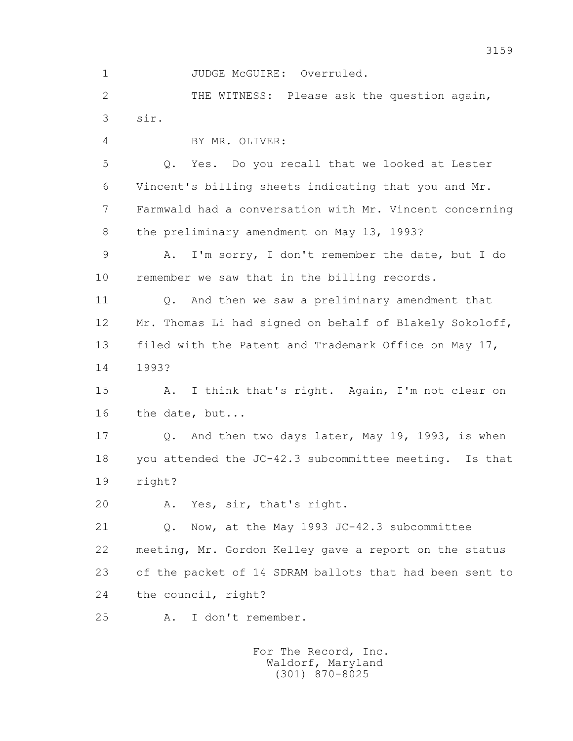1 JUDGE McGUIRE: Overruled.

2 THE WITNESS: Please ask the question again,

3 sir.

4 BY MR. OLIVER:

5 Q. Yes. Do you recall that we looked at Lester

6 Vincent's billing sheets indicating that you and Mr.

7 Farmwald had a conversation with Mr. Vincent concerning

8 the preliminary amendment on May 13, 1993?

9 A. I'm sorry, I don't remember the date, but I do

10 remember we saw that in the billing records.

11 Q. And then we saw a preliminary amendment that

12 Mr. Thomas Li had signed on behalf of Blakely Sokoloff,

13 filed with the Patent and Trademark Office on May 17,

14 1993?

15 A. I think that's right. Again, I'm not clear on

16 the date, but...

17 Q. And then two days later, May 19, 1993, is when

18 you attended the JC-42.3 subcommittee meeting. Is that

19 right?

20 A. Yes, sir, that's right.

21 Q. Now, at the May 1993 JC-42.3 subcommittee

22 meeting, Mr. Gordon Kelley gave a report on the status

23 of the packet of 14 SDRAM ballots that had been sent to

24 the council, right?

25 A. I don't remember.

For The Record, Inc.
Waldorf, Maryland
(301) 870-8025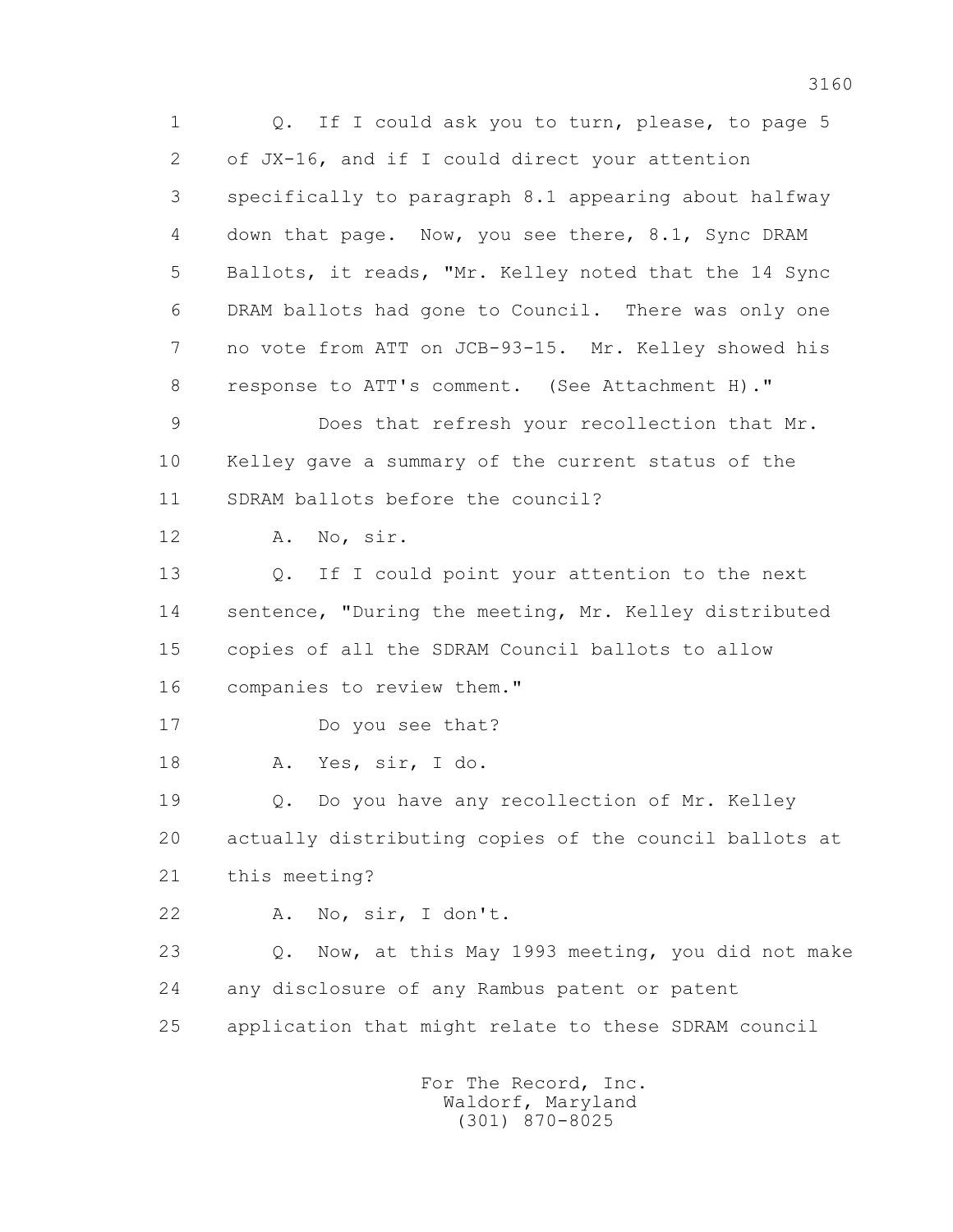1 Q. If I could ask you to turn, please, to page 5
2 of JX-16, and if I could direct your attention
3 specifically to paragraph 8.1 appearing about halfway
4 down that page. Now, you see there, 8.1, Sync DRAM
5 Ballots, it reads, "Mr. Kelley noted that the 14 Sync
6 DRAM ballots had gone to Council. There was only one
7 no vote from ATT on JCB-93-15. Mr. Kelley showed his
8 response to ATT's comment. (See Attachment H)."

9 Does that refresh your recollection that Mr.
10 Kelley gave a summary of the current status of the
11 SDRAM ballots before the council?

12 A. No, sir.

13 Q. If I could point your attention to the next
14 sentence, "During the meeting, Mr. Kelley distributed
15 copies of all the SDRAM Council ballots to allow
16 companies to review them."

17 Do you see that?

18 A. Yes, sir, I do.

19 Q. Do you have any recollection of Mr. Kelley
20 actually distributing copies of the council ballots at
21 this meeting?

22 A. No, sir, I don't.

23 Q. Now, at this May 1993 meeting, you did not make
24 any disclosure of any Rambus patent or patent
25 application that might relate to these SDRAM council

For The Record, Inc.
Waldorf, Maryland
(301) 870-8025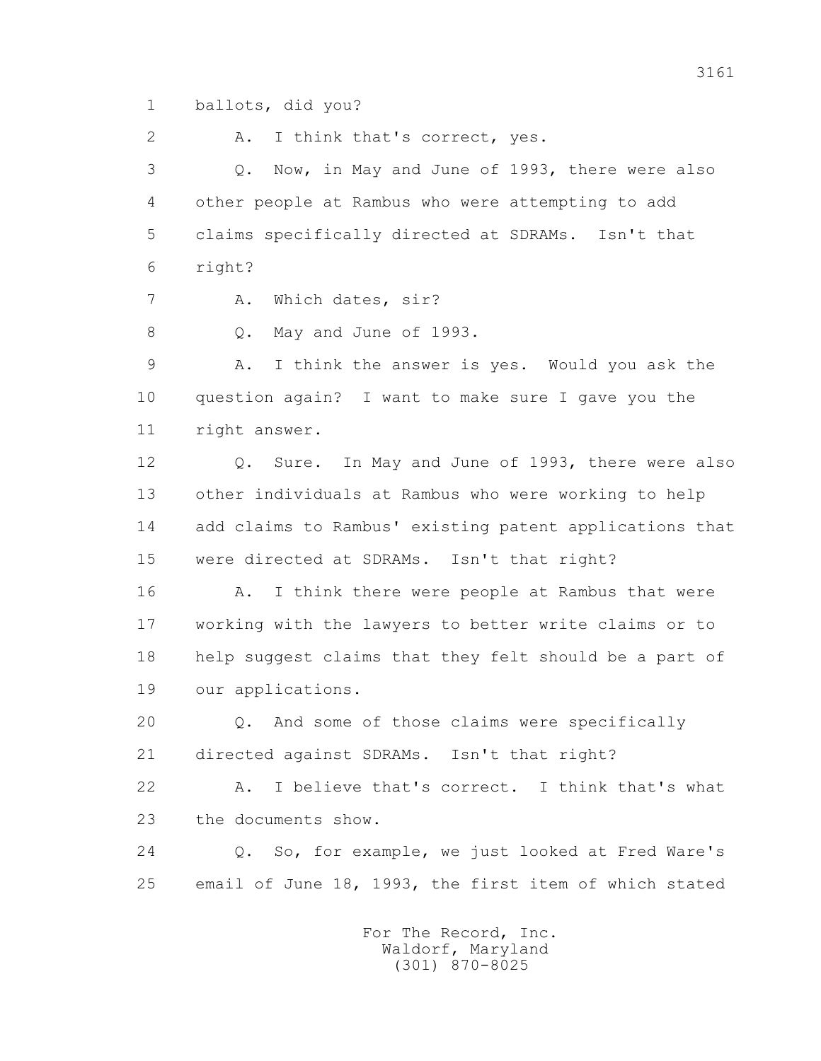1 ballots, did you?

2 A. I think that's correct, yes.

3 Q. Now, in May and June of 1993, there were also

4 other people at Rambus who were attempting to add

5 claims specifically directed at SDRAMs. Isn't that

6 right?

7 A. Which dates, sir?

8 Q. May and June of 1993.

9 A. I think the answer is yes. Would you ask the

10 question again? I want to make sure I gave you the

11 right answer.

12 Q. Sure. In May and June of 1993, there were also

13 other individuals at Rambus who were working to help

14 add claims to Rambus' existing patent applications that

15 were directed at SDRAMs. Isn't that right?

16 A. I think there were people at Rambus that were

17 working with the lawyers to better write claims or to

18 help suggest claims that they felt should be a part of

19 our applications.

20 Q. And some of those claims were specifically

21 directed against SDRAMs. Isn't that right?

22 A. I believe that's correct. I think that's what

23 the documents show.

24 Q. So, for example, we just looked at Fred Ware's

25 email of June 18, 1993, the first item of which stated

For The Record, Inc.
Waldorf, Maryland
(301) 870-8025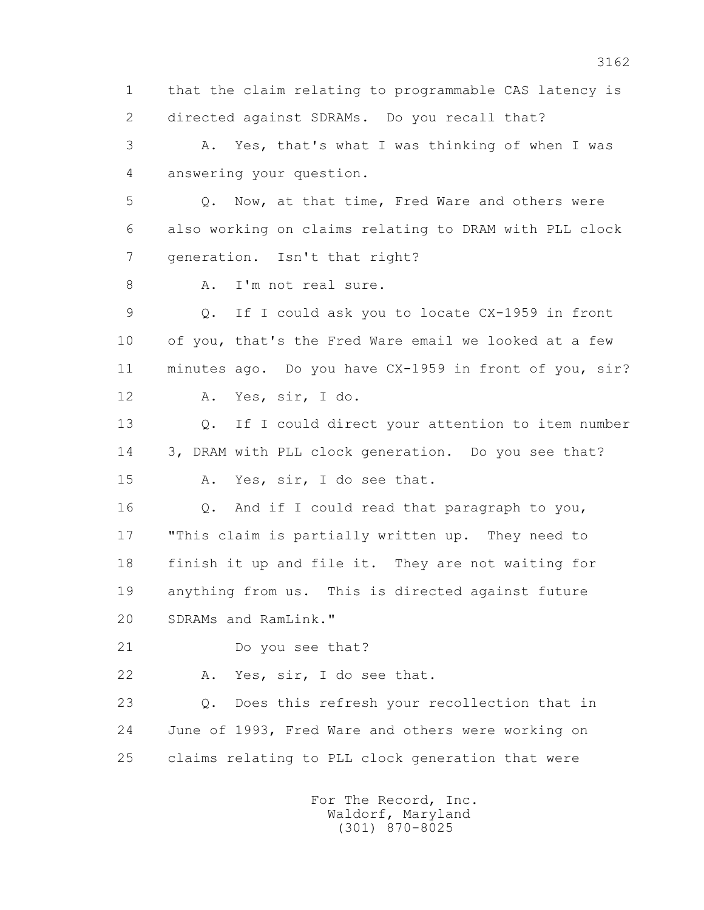1 that the claim relating to programmable CAS latency is
2 directed against SDRAMs. Do you recall that?
3 A. Yes, that's what I was thinking of when I was
4 answering your question.
5 Q. Now, at that time, Fred Ware and others were
6 also working on claims relating to DRAM with PLL clock
7 generation. Isn't that right?
8 A. I'm not real sure.
9 Q. If I could ask you to locate CX-1959 in front
10 of you, that's the Fred Ware email we looked at a few
11 minutes ago. Do you have CX-1959 in front of you, sir?
12 A. Yes, sir, I do.
13 Q. If I could direct your attention to item number
14 3, DRAM with PLL clock generation. Do you see that?
15 A. Yes, sir, I do see that.
16 Q. And if I could read that paragraph to you,
17 "This claim is partially written up. They need to
18 finish it up and file it. They are not waiting for
19 anything from us. This is directed against future
20 SDRAMs and RamLink."
21 Do you see that?
22 A. Yes, sir, I do see that.
23 Q. Does this refresh your recollection that in
24 June of 1993, Fred Ware and others were working on
25 claims relating to PLL clock generation that were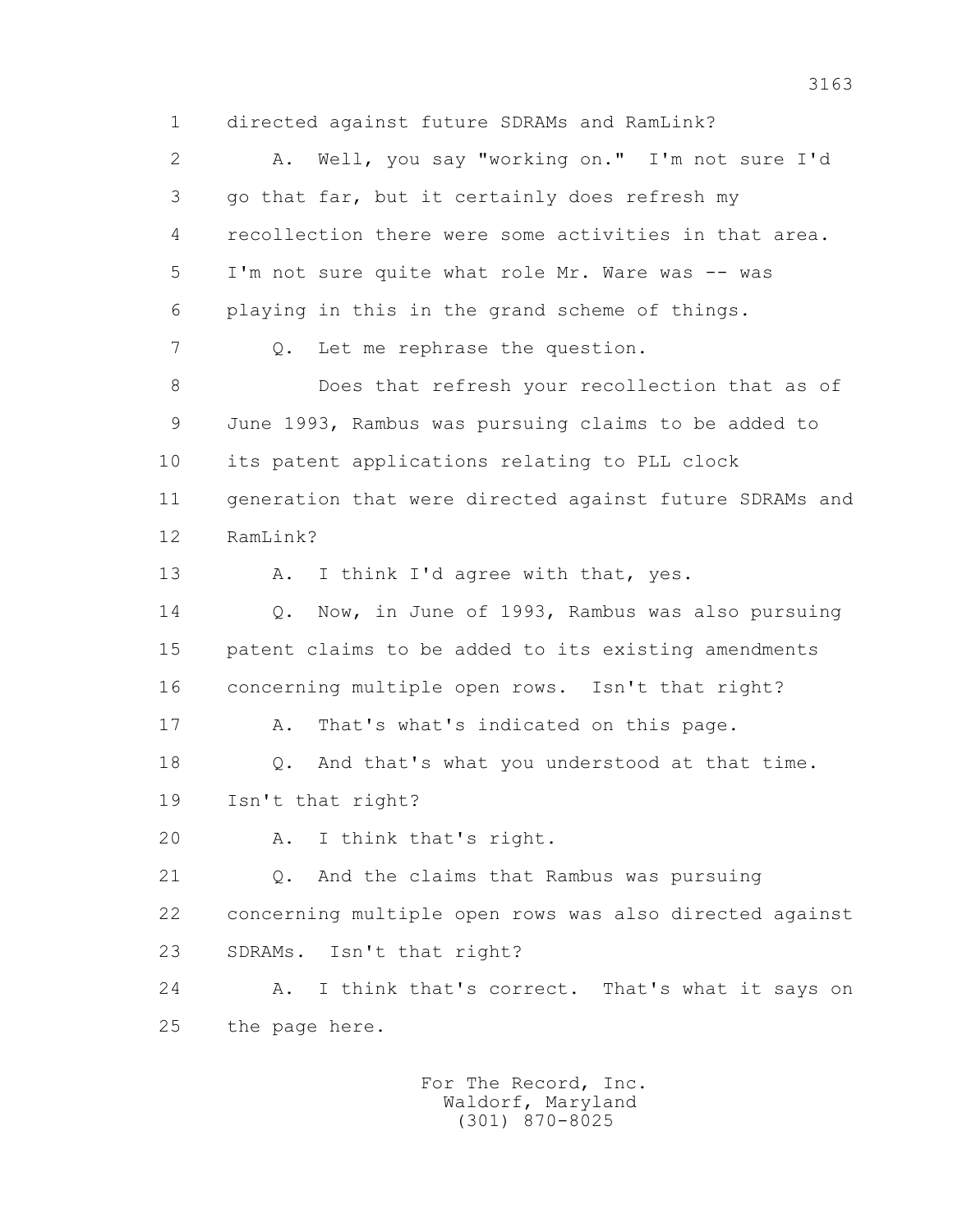1 directed against future SDRAMs and RamLink?

2 A. Well, you say "working on." I'm not sure I'd

3 go that far, but it certainly does refresh my

4 recollection there were some activities in that area.

5 I'm not sure quite what role Mr. Ware was -- was

6 playing in this in the grand scheme of things.

7 Q. Let me rephrase the question.

8 Does that refresh your recollection that as of

9 June 1993, Rambus was pursuing claims to be added to

10 its patent applications relating to PLL clock

11 generation that were directed against future SDRAMs and

12 RamLink?

13 A. I think I'd agree with that, yes.

14 Q. Now, in June of 1993, Rambus was also pursuing

15 patent claims to be added to its existing amendments

16 concerning multiple open rows. Isn't that right?

17 A. That's what's indicated on this page.

18 Q. And that's what you understood at that time.

19 Isn't that right?

20 A. I think that's right.

21 Q. And the claims that Rambus was pursuing

22 concerning multiple open rows was also directed against

23 SDRAMs. Isn't that right?

24 A. I think that's correct. That's what it says on

25 the page here.

For The Record, Inc.
Waldorf, Maryland
(301) 870-8025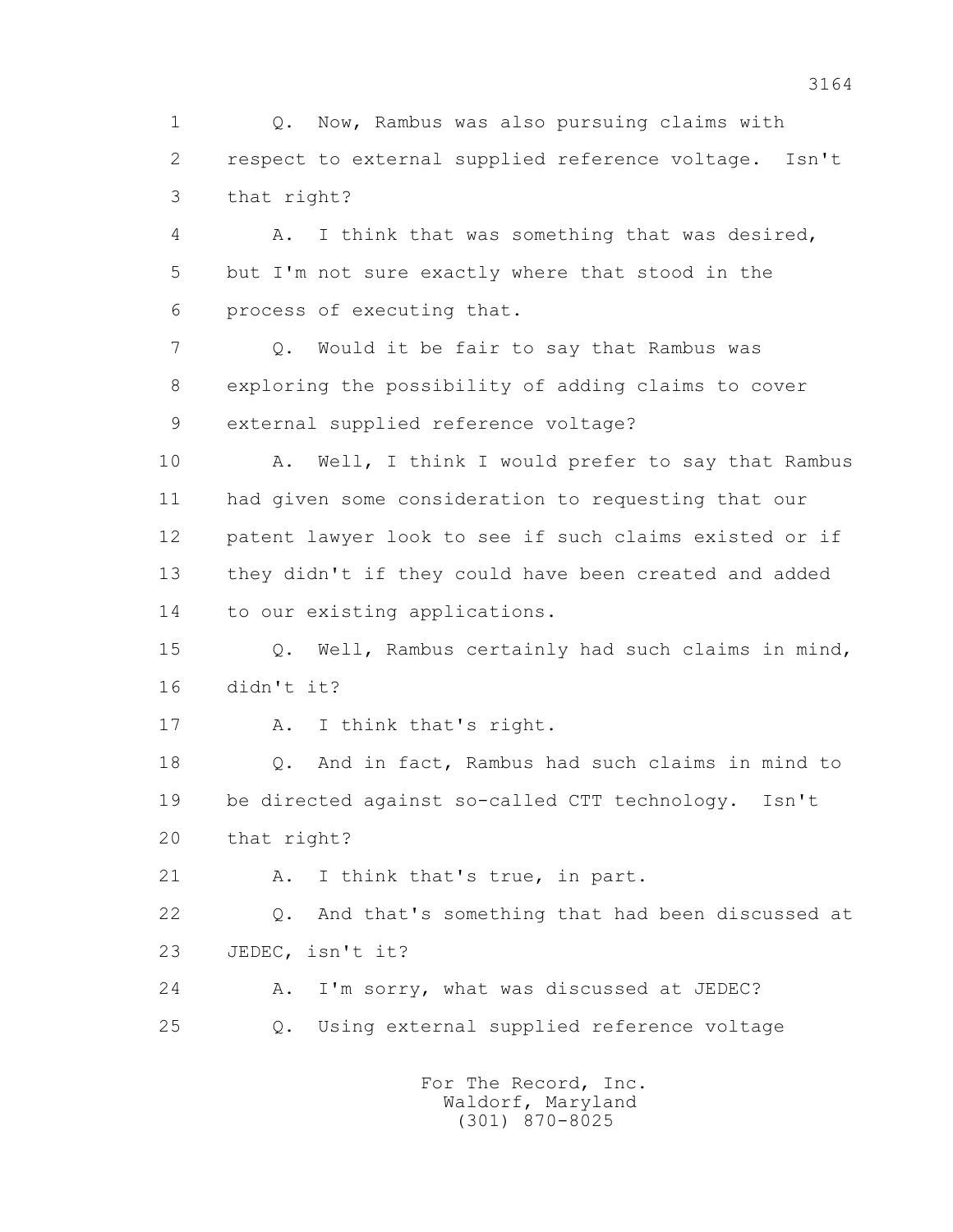1 Q. Now, Rambus was also pursuing claims with
2 respect to external supplied reference voltage. Isn't
3 that right?
4 A. I think that was something that was desired,
5 but I'm not sure exactly where that stood in the
6 process of executing that.
7 Q. Would it be fair to say that Rambus was
8 exploring the possibility of adding claims to cover
9 external supplied reference voltage?
10 A. Well, I think I would prefer to say that Rambus
11 had given some consideration to requesting that our
12 patent lawyer look to see if such claims existed or if
13 they didn't if they could have been created and added
14 to our existing applications.
15 Q. Well, Rambus certainly had such claims in mind,
16 didn't it?
17 A. I think that's right.
18 Q. And in fact, Rambus had such claims in mind to
19 be directed against so-called CTT technology. Isn't
20 that right?
21 A. I think that's true, in part.
22 Q. And that's something that had been discussed at
23 JEDEC, isn't it?
24 A. I'm sorry, what was discussed at JEDEC?
25 Q. Using external supplied reference voltage

For The Record, Inc.
Waldorf, Maryland
(301) 870-8025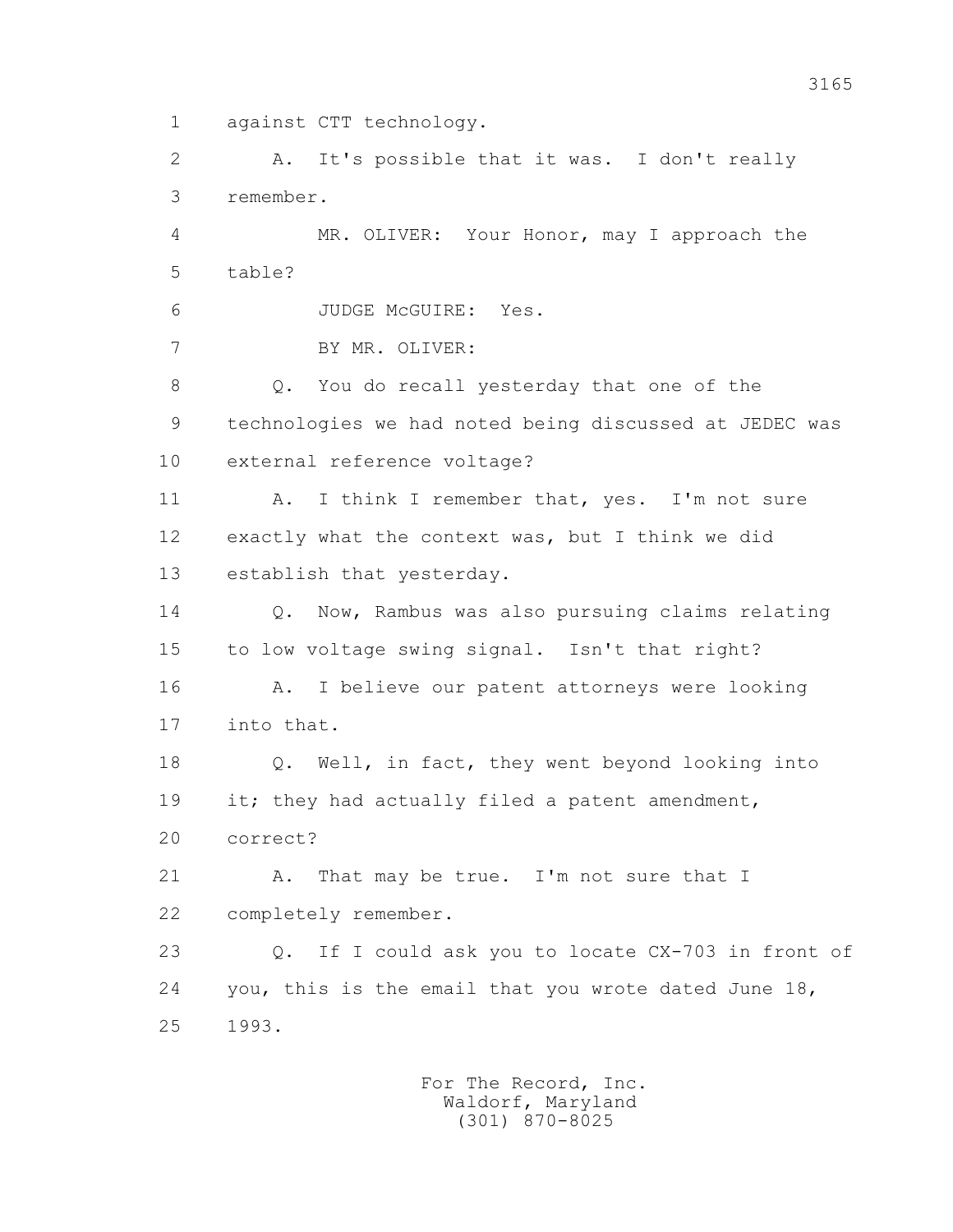against CTT technology.

A. It's possible that it was. I don't really remember.

MR. OLIVER: Your Honor, may I approach the table?

JUDGE McGUIRE: Yes.

BY MR. OLIVER:

Q. You do recall yesterday that one of the technologies we had noted being discussed at JEDEC was external reference voltage?

A. I think I remember that, yes. I'm not sure exactly what the context was, but I think we did establish that yesterday.

Q. Now, Rambus was also pursuing claims relating to low voltage swing signal. Isn't that right?

A. I believe our patent attorneys were looking into that.

Q. Well, in fact, they went beyond looking into it; they had actually filed a patent amendment, correct?

A. That may be true. I'm not sure that I completely remember.

Q. If I could ask you to locate CX-703 in front of you, this is the email that you wrote dated June 18, 1993.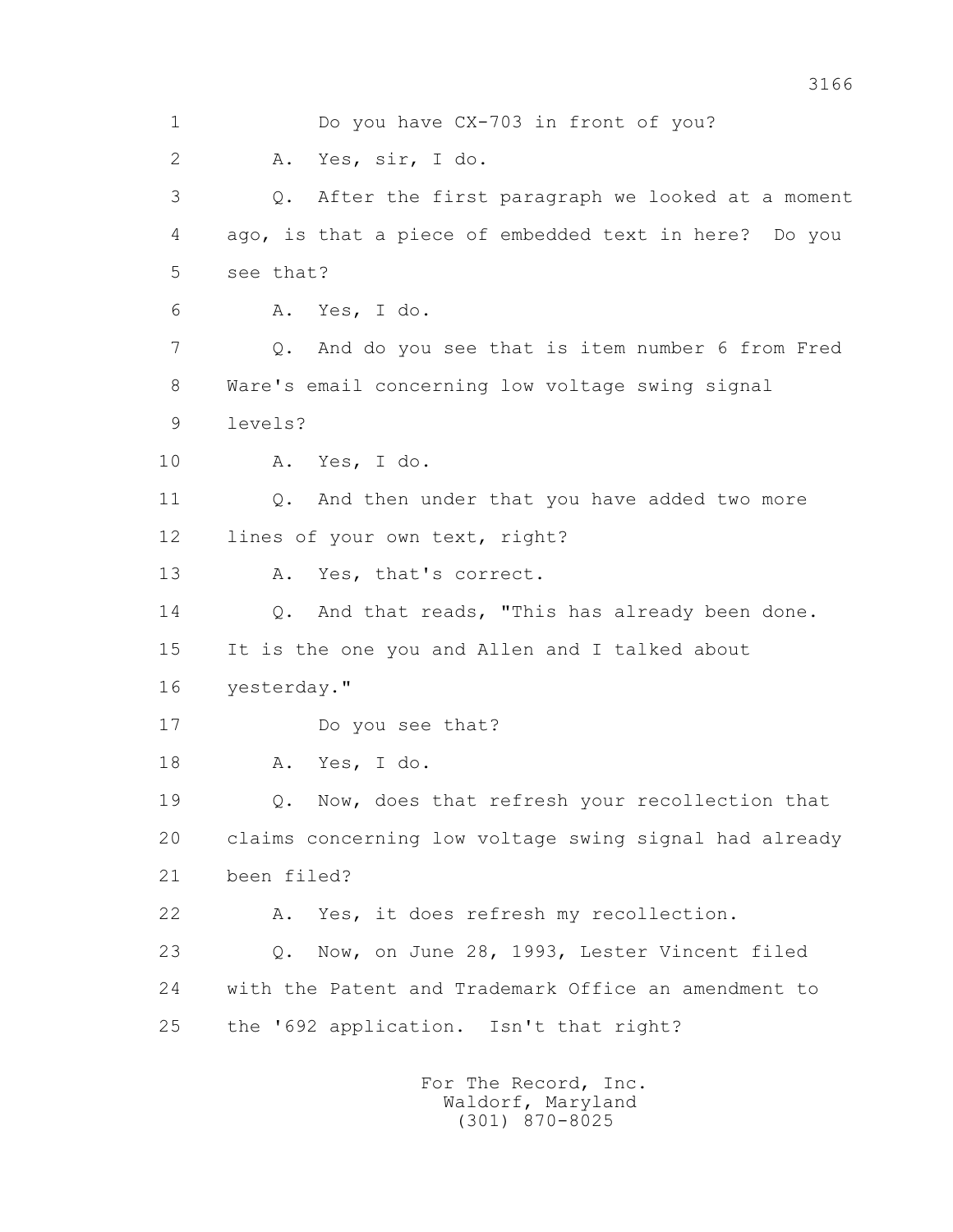1 Do you have CX-703 in front of you?

2 A. Yes, sir, I do.

3 Q. After the first paragraph we looked at a moment

4 ago, is that a piece of embedded text in here? Do you

5 see that?

6 A. Yes, I do.

7 Q. And do you see that is item number 6 from Fred

8 Ware's email concerning low voltage swing signal

9 levels?

10 A. Yes, I do.

11 Q. And then under that you have added two more

12 lines of your own text, right?

13 A. Yes, that's correct.

14 Q. And that reads, "This has already been done.

15 It is the one you and Allen and I talked about

16 yesterday."

17 Do you see that?

18 A. Yes, I do.

19 Q. Now, does that refresh your recollection that

20 claims concerning low voltage swing signal had already

21 been filed?

22 A. Yes, it does refresh my recollection.

23 Q. Now, on June 28, 1993, Lester Vincent filed

24 with the Patent and Trademark Office an amendment to

25 the '692 application. Isn't that right?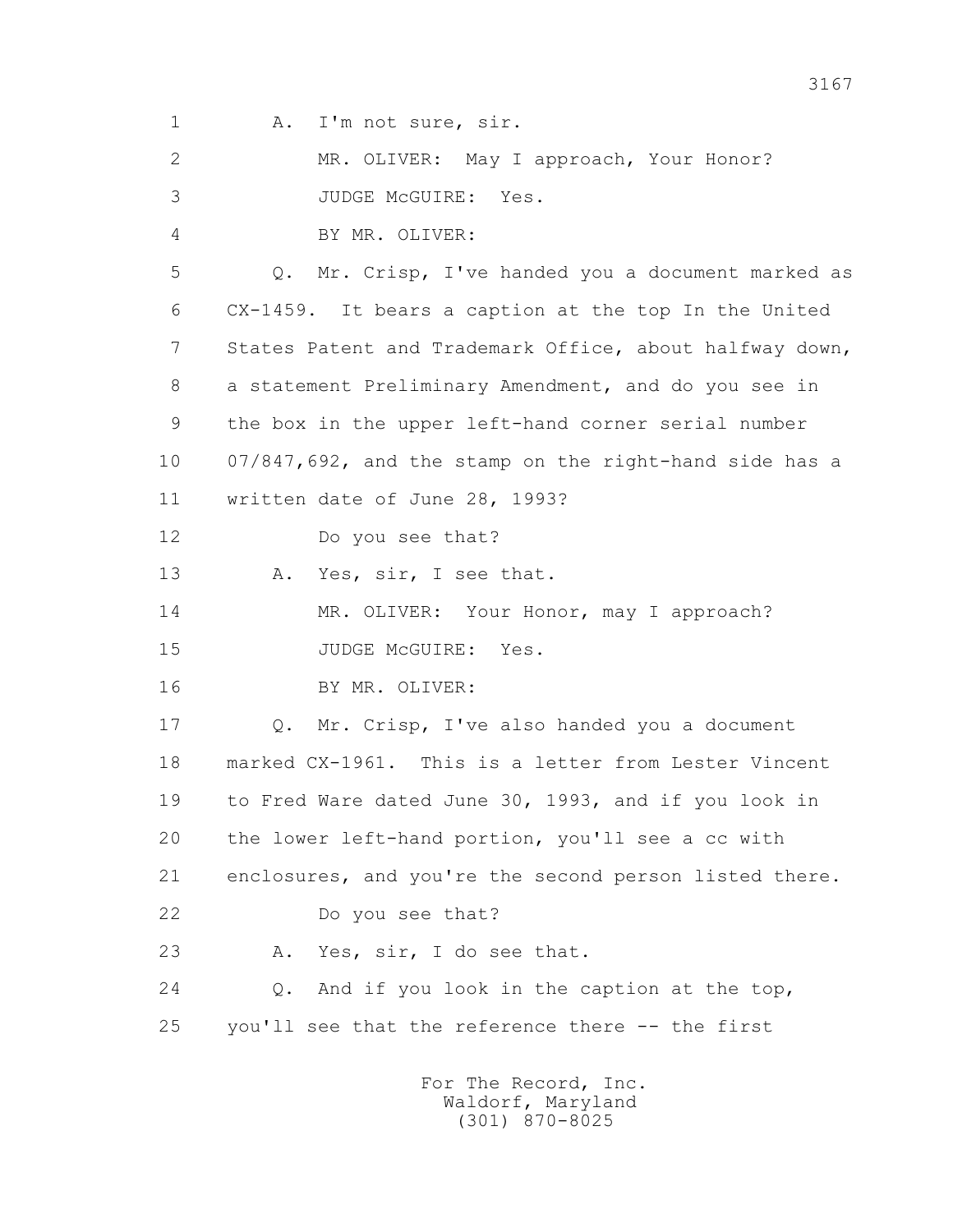1 A. I'm not sure, sir.

2 MR. OLIVER: May I approach, Your Honor?

3 JUDGE McGUIRE: Yes.

4 BY MR. OLIVER:

5 Q. Mr. Crisp, I've handed you a document marked as

6 CX-1459. It bears a caption at the top In the United

7 States Patent and Trademark Office, about halfway down,

8 a statement Preliminary Amendment, and do you see in

9 the box in the upper left-hand corner serial number

10 07/847,692, and the stamp on the right-hand side has a

11 written date of June 28, 1993?

12 Do you see that?

13 A. Yes, sir, I see that.

14 MR. OLIVER: Your Honor, may I approach?

15 JUDGE McGUIRE: Yes.

16 BY MR. OLIVER:

17 Q. Mr. Crisp, I've also handed you a document

18 marked CX-1961. This is a letter from Lester Vincent

19 to Fred Ware dated June 30, 1993, and if you look in

20 the lower left-hand portion, you'll see a cc with

21 enclosures, and you're the second person listed there.

22 Do you see that?

23 A. Yes, sir, I do see that.

24 Q. And if you look in the caption at the top,

25 you'll see that the reference there -- the first

For The Record, Inc.
Waldorf, Maryland
(301) 870-8025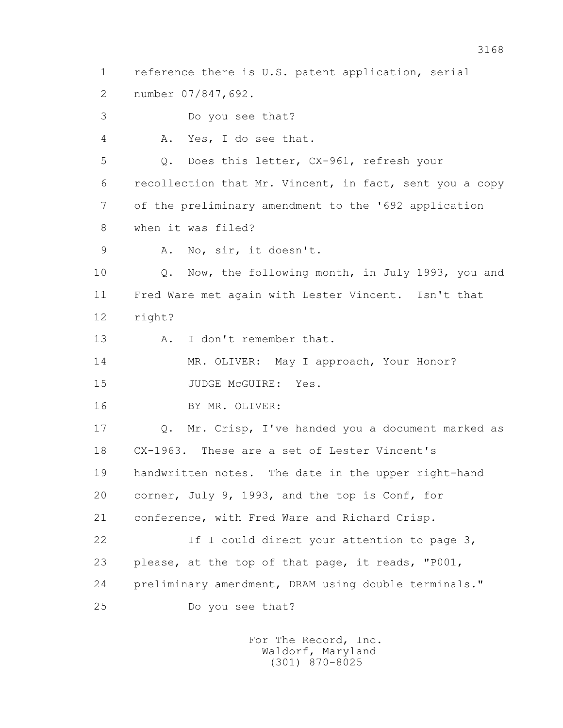1 reference there is U.S. patent application, serial
2 number 07/847,692.
3 Do you see that?
4 A. Yes, I do see that.
5 Q. Does this letter, CX-961, refresh your
6 recollection that Mr. Vincent, in fact, sent you a copy
7 of the preliminary amendment to the '692 application
8 when it was filed?
9 A. No, sir, it doesn't.
10 Q. Now, the following month, in July 1993, you and
11 Fred Ware met again with Lester Vincent. Isn't that
12 right?
13 A. I don't remember that.
14 MR. OLIVER: May I approach, Your Honor?
15 JUDGE McGUIRE: Yes.
16 BY MR. OLIVER:
17 Q. Mr. Crisp, I've handed you a document marked as
18 CX-1963. These are a set of Lester Vincent's
19 handwritten notes. The date in the upper right-hand
20 corner, July 9, 1993, and the top is Conf, for
21 conference, with Fred Ware and Richard Crisp.
22 If I could direct your attention to page 3,
23 please, at the top of that page, it reads, "P001,
24 preliminary amendment, DRAM using double terminals."
25 Do you see that?

For The Record, Inc.
Waldorf, Maryland
(301) 870-8025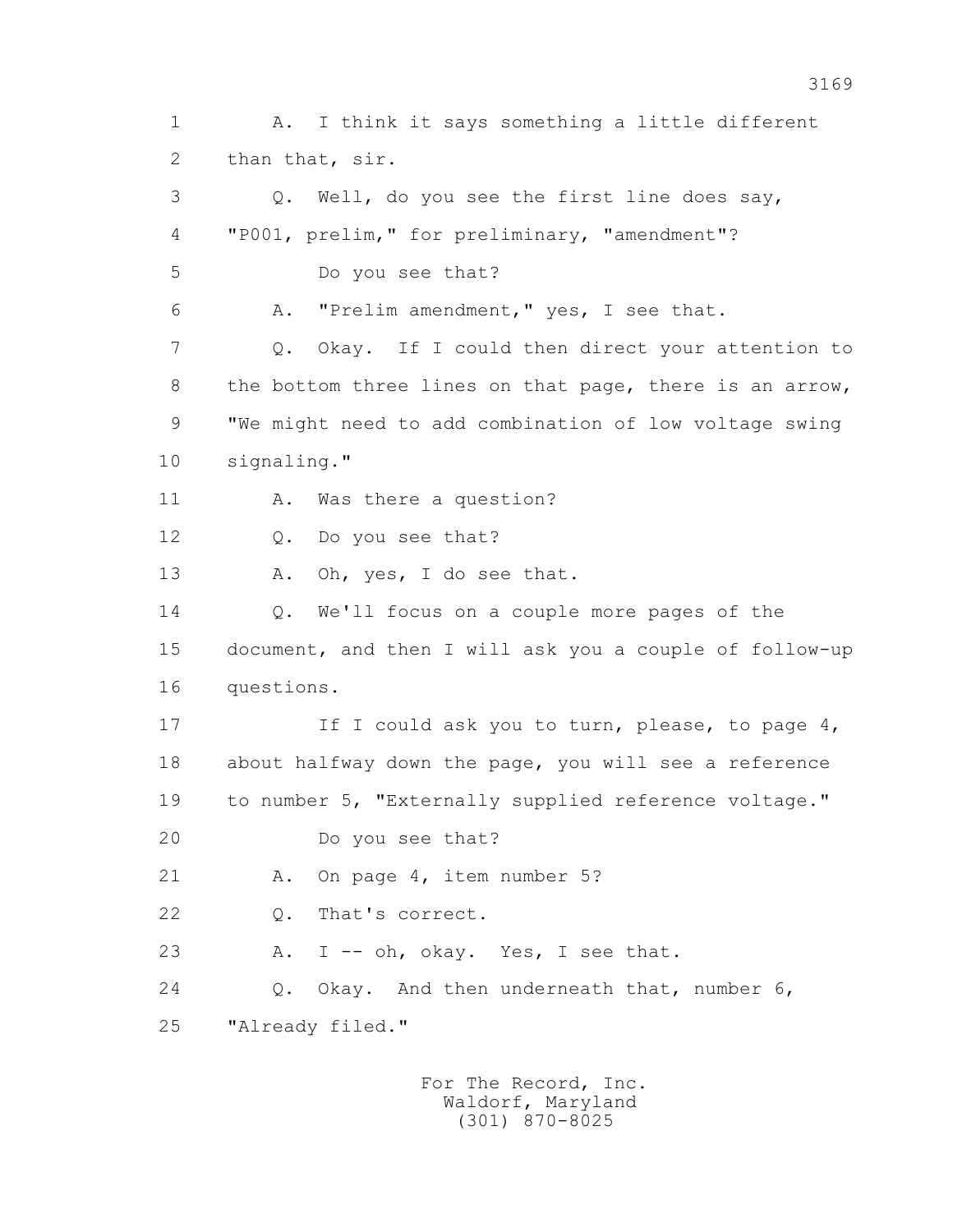1 A. I think it says something a little different
2 than that, sir.
3 Q. Well, do you see the first line does say,
4 "P001, prelim," for preliminary, "amendment"?
5 Do you see that?
6 A. "Prelim amendment," yes, I see that.
7 Q. Okay. If I could then direct your attention to
8 the bottom three lines on that page, there is an arrow,
9 "We might need to add combination of low voltage swing
10 signaling."
11 A. Was there a question?
12 Q. Do you see that?
13 A. Oh, yes, I do see that.
14 Q. We'll focus on a couple more pages of the
15 document, and then I will ask you a couple of follow-up
16 questions.
17 If I could ask you to turn, please, to page 4,
18 about halfway down the page, you will see a reference
19 to number 5, "Externally supplied reference voltage."
20 Do you see that?
21 A. On page 4, item number 5?
22 Q. That's correct.
23 A. I -- oh, okay. Yes, I see that.
24 Q. Okay. And then underneath that, number 6,
25 "Already filed."

For The Record, Inc.
Waldorf, Maryland
(301) 870-8025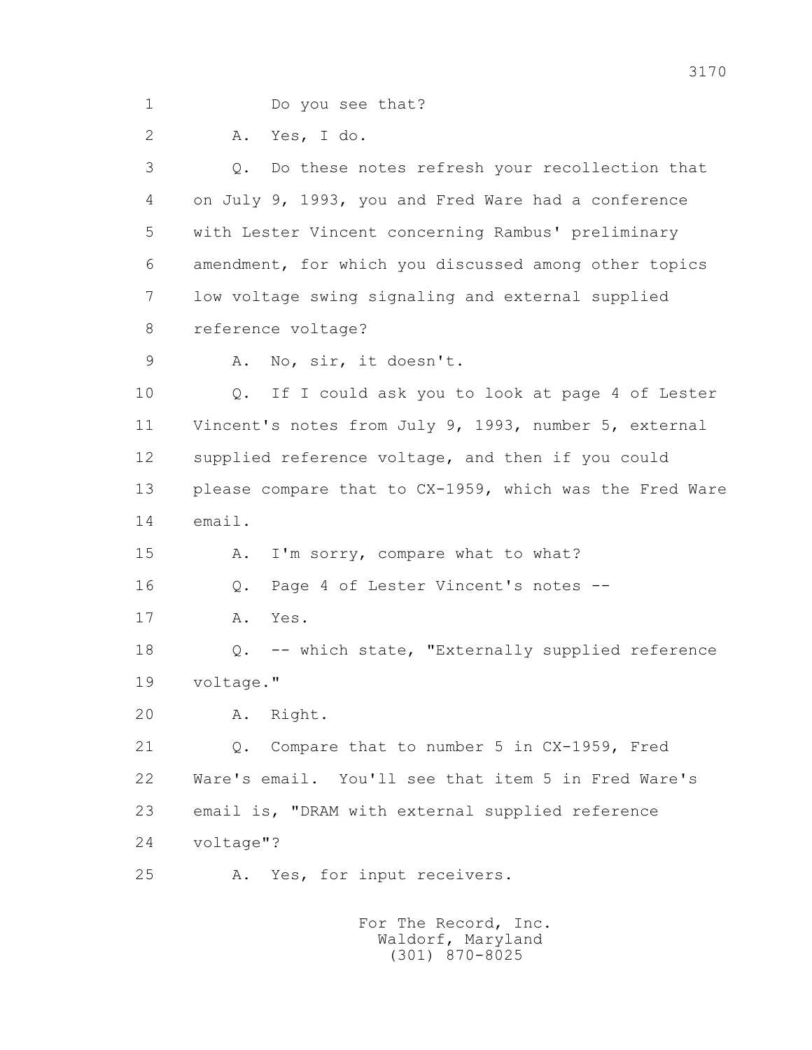1 Do you see that?

2 A. Yes, I do.

3 Q. Do these notes refresh your recollection that

4 on July 9, 1993, you and Fred Ware had a conference

5 with Lester Vincent concerning Rambus' preliminary

6 amendment, for which you discussed among other topics

7 low voltage swing signaling and external supplied

8 reference voltage?

9 A. No, sir, it doesn't.

10 Q. If I could ask you to look at page 4 of Lester

11 Vincent's notes from July 9, 1993, number 5, external

12 supplied reference voltage, and then if you could

13 please compare that to CX-1959, which was the Fred Ware

14 email.

15 A. I'm sorry, compare what to what?

16 Q. Page 4 of Lester Vincent's notes --

17 A. Yes.

18 Q. -- which state, "Externally supplied reference

19 voltage."

20 A. Right.

21 Q. Compare that to number 5 in CX-1959, Fred

22 Ware's email. You'll see that item 5 in Fred Ware's

23 email is, "DRAM with external supplied reference

24 voltage"?

25 A. Yes, for input receivers.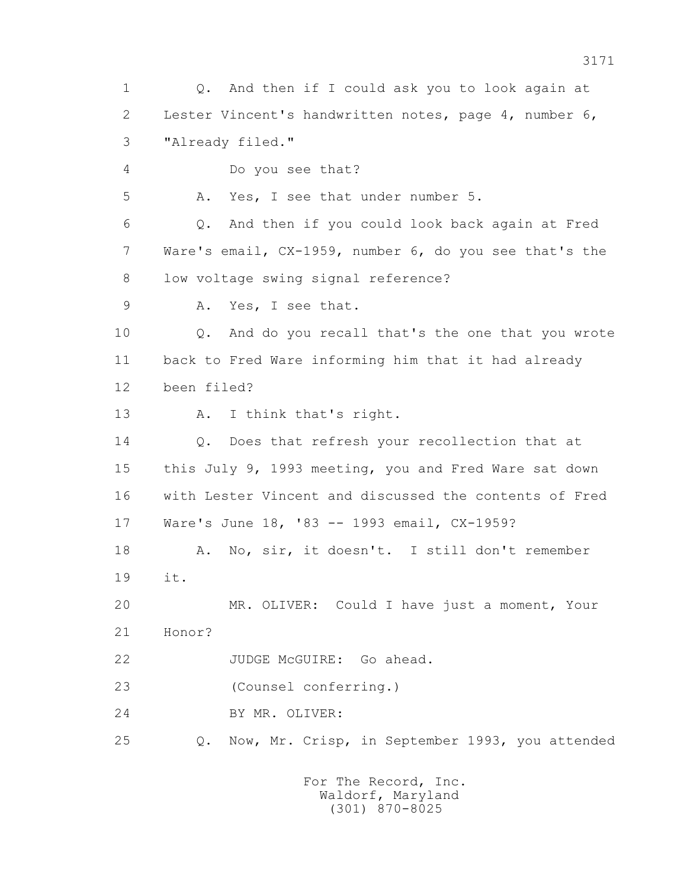1 Q. And then if I could ask you to look again at
2 Lester Vincent's handwritten notes, page 4, number 6,
3 "Already filed."
4 Do you see that?
5 A. Yes, I see that under number 5.
6 Q. And then if you could look back again at Fred
7 Ware's email, CX-1959, number 6, do you see that's the
8 low voltage swing signal reference?
9 A. Yes, I see that.
10 Q. And do you recall that's the one that you wrote
11 back to Fred Ware informing him that it had already
12 been filed?
13 A. I think that's right.
14 Q. Does that refresh your recollection that at
15 this July 9, 1993 meeting, you and Fred Ware sat down
16 with Lester Vincent and discussed the contents of Fred
17 Ware's June 18, '83 -- 1993 email, CX-1959?
18 A. No, sir, it doesn't. I still don't remember
19 it.
20 MR. OLIVER: Could I have just a moment, Your
21 Honor?
22 JUDGE McGUIRE: Go ahead.
23 (Counsel conferring.)
24 BY MR. OLIVER:
25 Q. Now, Mr. Crisp, in September 1993, you attended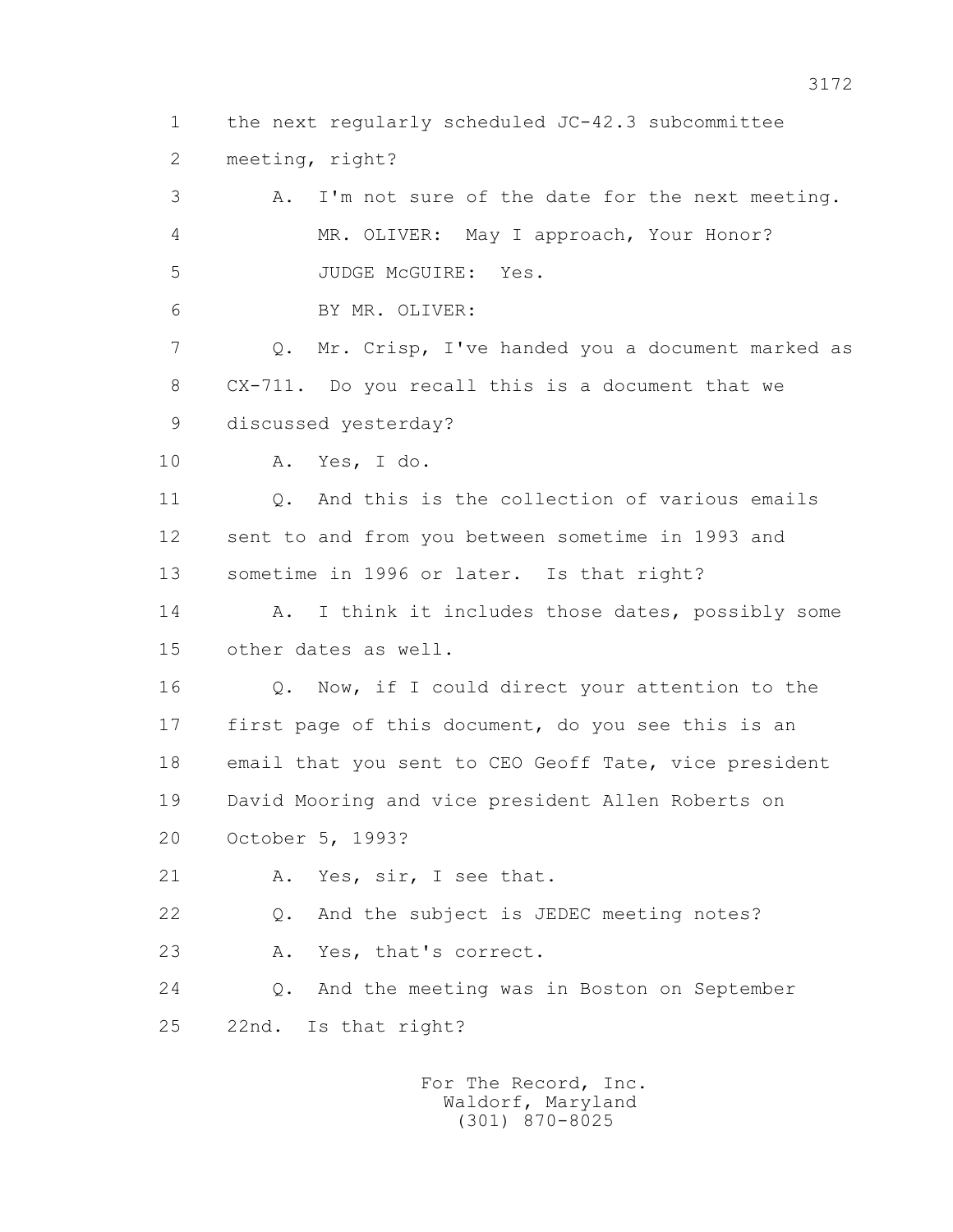1 the next regularly scheduled JC-42.3 subcommittee
2 meeting, right?
3 A. I'm not sure of the date for the next meeting.
4 MR. OLIVER: May I approach, Your Honor?
5 JUDGE McGUIRE: Yes.
6 BY MR. OLIVER:
7 Q. Mr. Crisp, I've handed you a document marked as
8 CX-711. Do you recall this is a document that we
9 discussed yesterday?
10 A. Yes, I do.
11 Q. And this is the collection of various emails
12 sent to and from you between sometime in 1993 and
13 sometime in 1996 or later. Is that right?
14 A. I think it includes those dates, possibly some
15 other dates as well.
16 Q. Now, if I could direct your attention to the
17 first page of this document, do you see this is an
18 email that you sent to CEO Geoff Tate, vice president
19 David Mooring and vice president Allen Roberts on
20 October 5, 1993?
21 A. Yes, sir, I see that.
22 Q. And the subject is JEDEC meeting notes?
23 A. Yes, that's correct.
24 Q. And the meeting was in Boston on September
25 22nd. Is that right?

For The Record, Inc.
Waldorf, Maryland
(301) 870-8025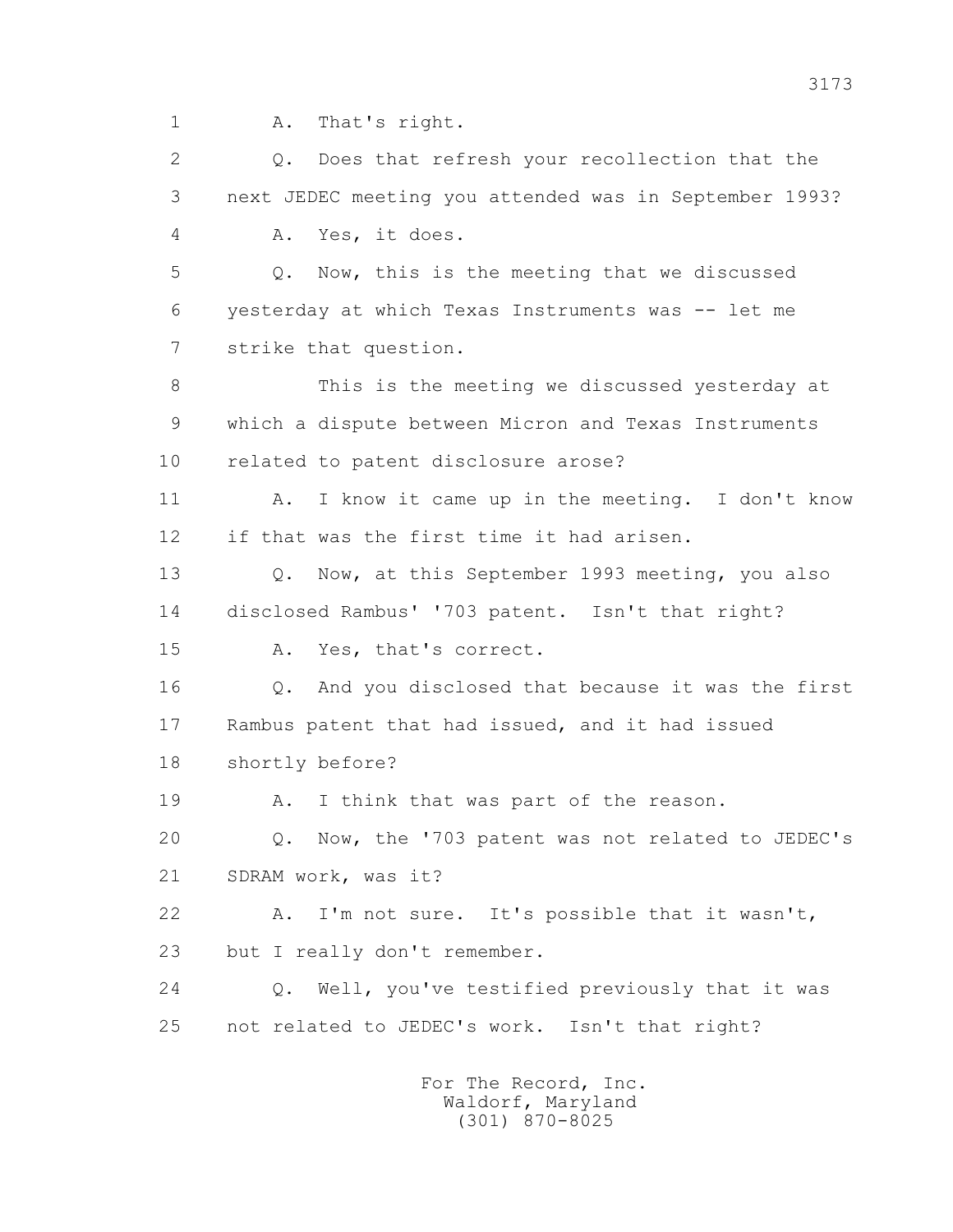1 A. That's right.

2 Q. Does that refresh your recollection that the

3 next JEDEC meeting you attended was in September 1993?

4 A. Yes, it does.

5 Q. Now, this is the meeting that we discussed

6 yesterday at which Texas Instruments was -- let me

7 strike that question.

8 This is the meeting we discussed yesterday at

9 which a dispute between Micron and Texas Instruments

10 related to patent disclosure arose?

11 A. I know it came up in the meeting. I don't know

12 if that was the first time it had arisen.

13 Q. Now, at this September 1993 meeting, you also

14 disclosed Rambus' '703 patent. Isn't that right?

15 A. Yes, that's correct.

16 Q. And you disclosed that because it was the first

17 Rambus patent that had issued, and it had issued

18 shortly before?

19 A. I think that was part of the reason.

20 Q. Now, the '703 patent was not related to JEDEC's

21 SDRAM work, was it?

22 A. I'm not sure. It's possible that it wasn't,

23 but I really don't remember.

24 Q. Well, you've testified previously that it was

25 not related to JEDEC's work. Isn't that right?

For The Record, Inc.
Waldorf, Maryland
(301) 870-8025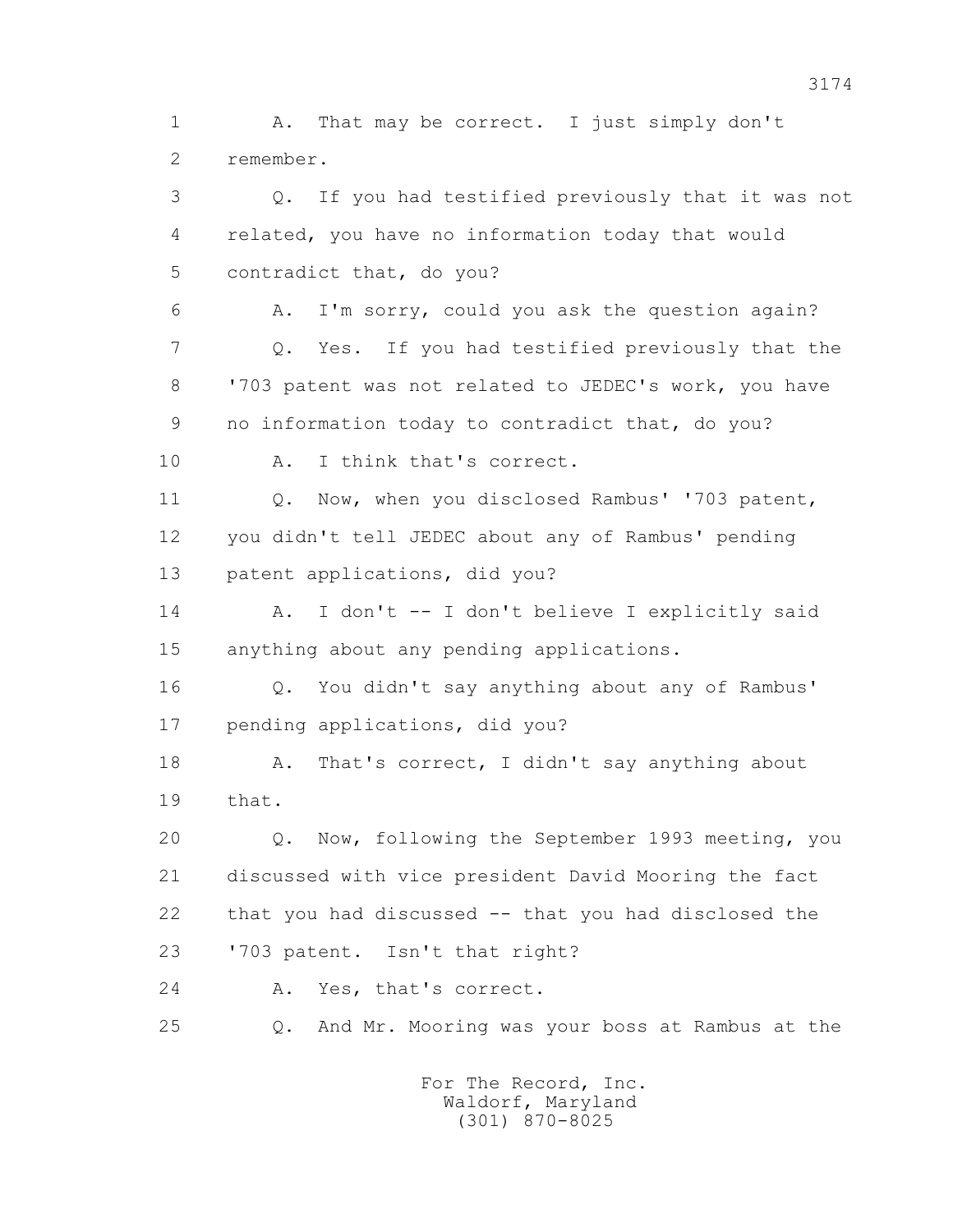1 A. That may be correct. I just simply don't
2 remember.
3 Q. If you had testified previously that it was not
4 related, you have no information today that would
5 contradict that, do you?
6 A. I'm sorry, could you ask the question again?
7 Q. Yes. If you had testified previously that the
8 '703 patent was not related to JEDEC's work, you have
9 no information today to contradict that, do you?
10 A. I think that's correct.
11 Q. Now, when you disclosed Rambus' '703 patent,
12 you didn't tell JEDEC about any of Rambus' pending
13 patent applications, did you?
14 A. I don't -- I don't believe I explicitly said
15 anything about any pending applications.
16 Q. You didn't say anything about any of Rambus'
17 pending applications, did you?
18 A. That's correct, I didn't say anything about
19 that.
20 Q. Now, following the September 1993 meeting, you
21 discussed with vice president David Mooring the fact
22 that you had discussed -- that you had disclosed the
23 '703 patent. Isn't that right?
24 A. Yes, that's correct.
25 Q. And Mr. Mooring was your boss at Rambus at the

For The Record, Inc.
Waldorf, Maryland
(301) 870-8025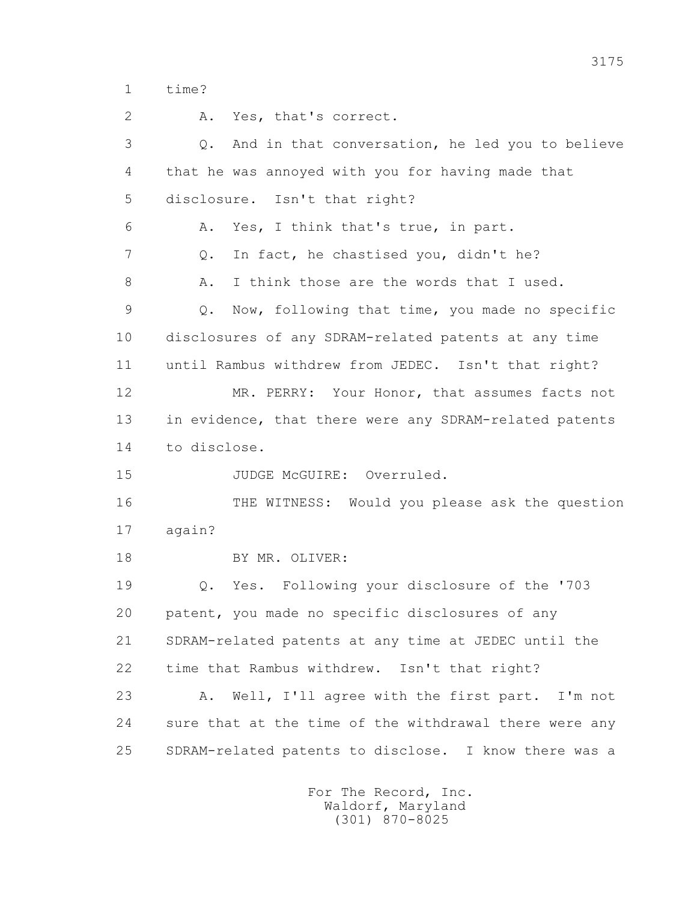1 time?

2 A. Yes, that's correct.

3 Q. And in that conversation, he led you to believe

4 that he was annoyed with you for having made that

5 disclosure. Isn't that right?

6 A. Yes, I think that's true, in part.

7 Q. In fact, he chastised you, didn't he?

8 A. I think those are the words that I used.

9 Q. Now, following that time, you made no specific

10 disclosures of any SDRAM-related patents at any time

11 until Rambus withdrew from JEDEC. Isn't that right?

12 MR. PERRY: Your Honor, that assumes facts not

13 in evidence, that there were any SDRAM-related patents

14 to disclose.

15 JUDGE McGUIRE: Overruled.

16 THE WITNESS: Would you please ask the question

17 again?

18 BY MR. OLIVER:

19 Q. Yes. Following your disclosure of the '703

20 patent, you made no specific disclosures of any

21 SDRAM-related patents at any time at JEDEC until the

22 time that Rambus withdrew. Isn't that right?

23 A. Well, I'll agree with the first part. I'm not

24 sure that at the time of the withdrawal there were any

25 SDRAM-related patents to disclose. I know there was a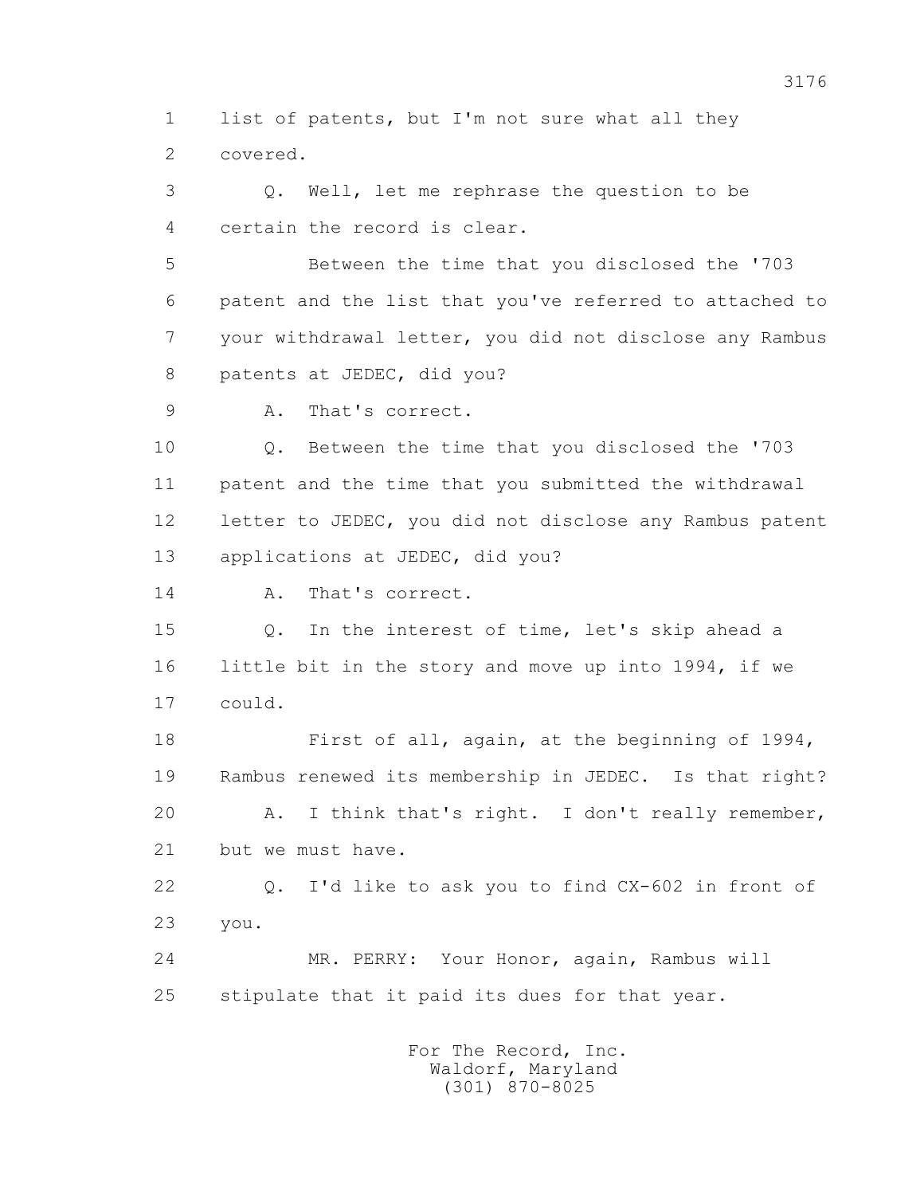1 list of patents, but I'm not sure what all they
2 covered.

3 Q. Well, let me rephrase the question to be
4 certain the record is clear.

5 Between the time that you disclosed the '703
6 patent and the list that you've referred to attached to
7 your withdrawal letter, you did not disclose any Rambus
8 patents at JEDEC, did you?

9 A. That's correct.

10 Q. Between the time that you disclosed the '703
11 patent and the time that you submitted the withdrawal
12 letter to JEDEC, you did not disclose any Rambus patent
13 applications at JEDEC, did you?

14 A. That's correct.

15 Q. In the interest of time, let's skip ahead a
16 little bit in the story and move up into 1994, if we
17 could.

18 First of all, again, at the beginning of 1994,
19 Rambus renewed its membership in JEDEC. Is that right?

20 A. I think that's right. I don't really remember,
21 but we must have.

22 Q. I'd like to ask you to find CX-602 in front of
23 you.

24 MR. PERRY: Your Honor, again, Rambus will
25 stipulate that it paid its dues for that year.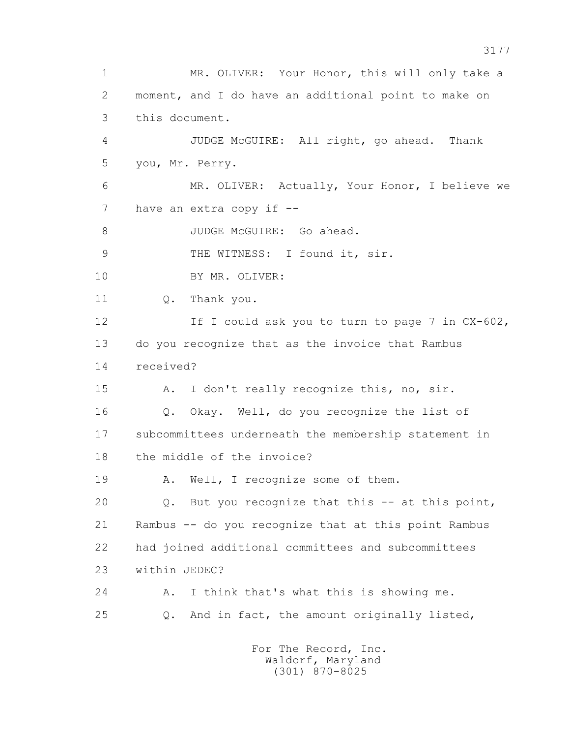1 MR. OLIVER: Your Honor, this will only take a
2 moment, and I do have an additional point to make on
3 this document.
4 JUDGE McGUIRE: All right, go ahead. Thank
5 you, Mr. Perry.
6 MR. OLIVER: Actually, Your Honor, I believe we
7 have an extra copy if --
8 JUDGE McGUIRE: Go ahead.
9 THE WITNESS: I found it, sir.
10 BY MR. OLIVER:
11 Q. Thank you.
12 If I could ask you to turn to page 7 in CX-602,
13 do you recognize that as the invoice that Rambus
14 received?
15 A. I don't really recognize this, no, sir.
16 Q. Okay. Well, do you recognize the list of
17 subcommittees underneath the membership statement in
18 the middle of the invoice?
19 A. Well, I recognize some of them.
20 Q. But you recognize that this -- at this point,
21 Rambus -- do you recognize that at this point Rambus
22 had joined additional committees and subcommittees
23 within JEDEC?
24 A. I think that's what this is showing me.
25 Q. And in fact, the amount originally listed,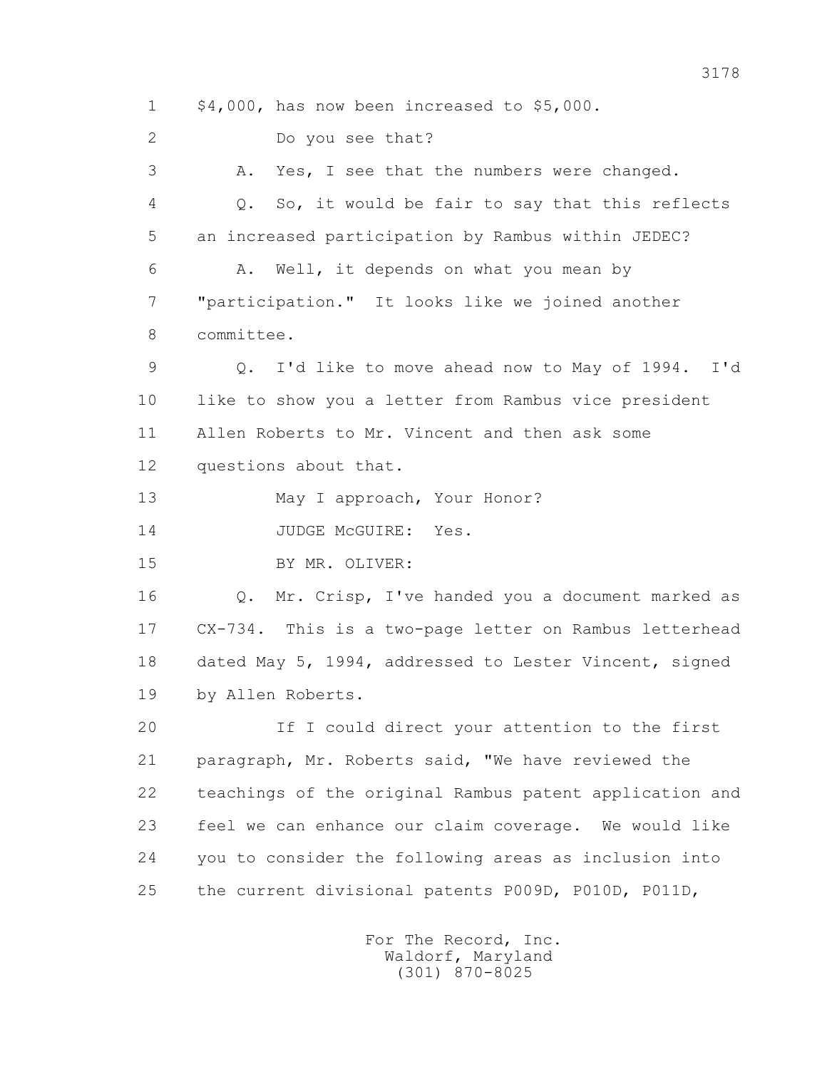1 $4,000, has now been increased to $5,000.

2 Do you see that?

3 A. Yes, I see that the numbers were changed.

4 Q. So, it would be fair to say that this reflects

5 an increased participation by Rambus within JEDEC?

6 A. Well, it depends on what you mean by

7 "participation." It looks like we joined another

8 committee.

9 Q. I'd like to move ahead now to May of 1994. I'd

10 like to show you a letter from Rambus vice president

11 Allen Roberts to Mr. Vincent and then ask some

12 questions about that.

13 May I approach, Your Honor?

14 JUDGE McGUIRE: Yes.

15 BY MR. OLIVER:

16 Q. Mr. Crisp, I've handed you a document marked as

17 CX-734. This is a two-page letter on Rambus letterhead

18 dated May 5, 1994, addressed to Lester Vincent, signed

19 by Allen Roberts.

20 If I could direct your attention to the first

21 paragraph, Mr. Roberts said, "We have reviewed the

22 teachings of the original Rambus patent application and

23 feel we can enhance our claim coverage. We would like

24 you to consider the following areas as inclusion into

25 the current divisional patents P009D, P010D, P011D,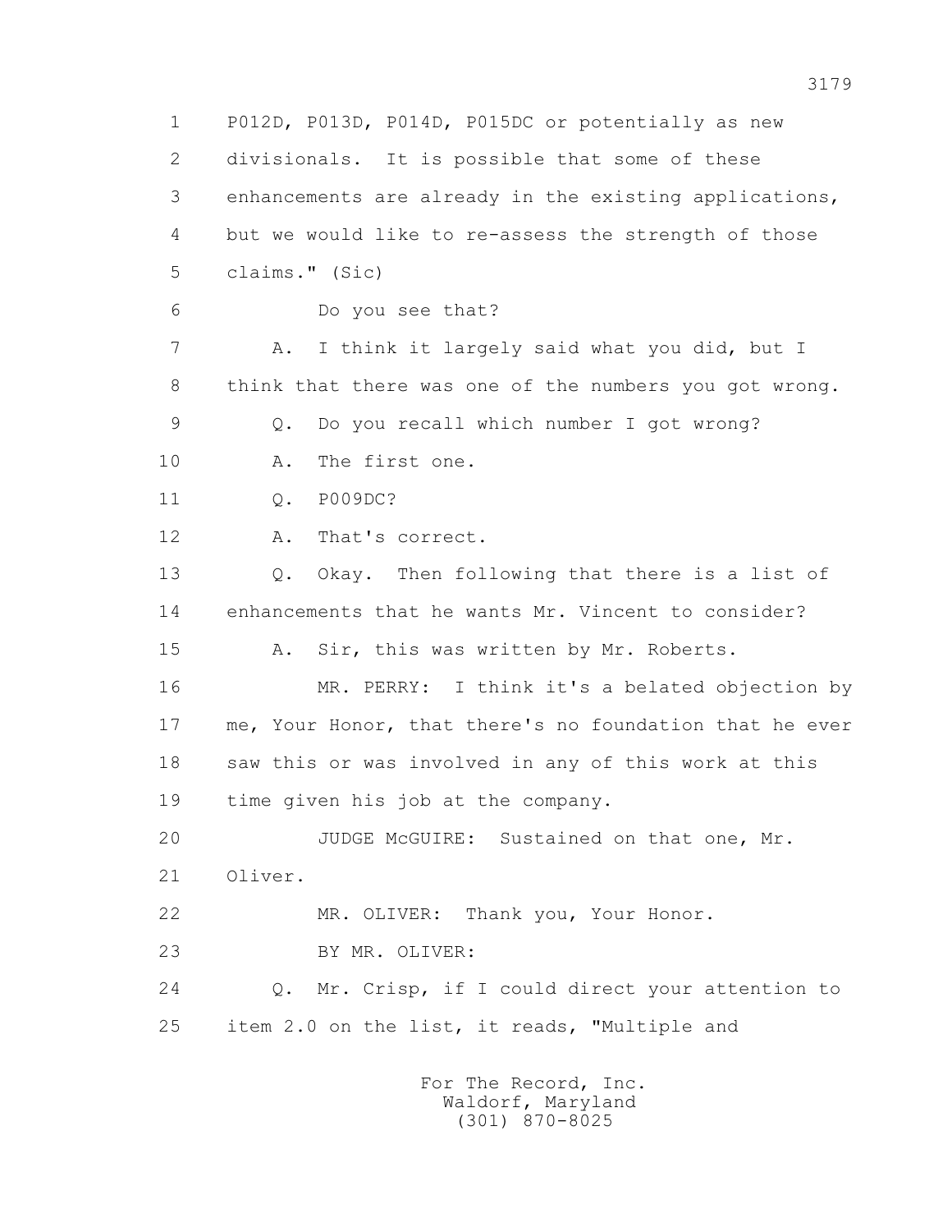1 P012D, P013D, P014D, P015DC or potentially as new
2 divisionals. It is possible that some of these
3 enhancements are already in the existing applications,
4 but we would like to re-assess the strength of those
5 claims." (Sic)

6 Do you see that?

7 A. I think it largely said what you did, but I
8 think that there was one of the numbers you got wrong.

9 Q. Do you recall which number I got wrong?

10 A. The first one.

11 Q. P009DC?

12 A. That's correct.

13 Q. Okay. Then following that there is a list of
14 enhancements that he wants Mr. Vincent to consider?

15 A. Sir, this was written by Mr. Roberts.

16 MR. PERRY: I think it's a belated objection by
17 me, Your Honor, that there's no foundation that he ever
18 saw this or was involved in any of this work at this
19 time given his job at the company.

20 JUDGE McGUIRE: Sustained on that one, Mr.
21 Oliver.

22 MR. OLIVER: Thank you, Your Honor.

23 BY MR. OLIVER:

24 Q. Mr. Crisp, if I could direct your attention to
25 item 2.0 on the list, it reads, "Multiple and

For The Record, Inc.
Waldorf, Maryland
(301) 870-8025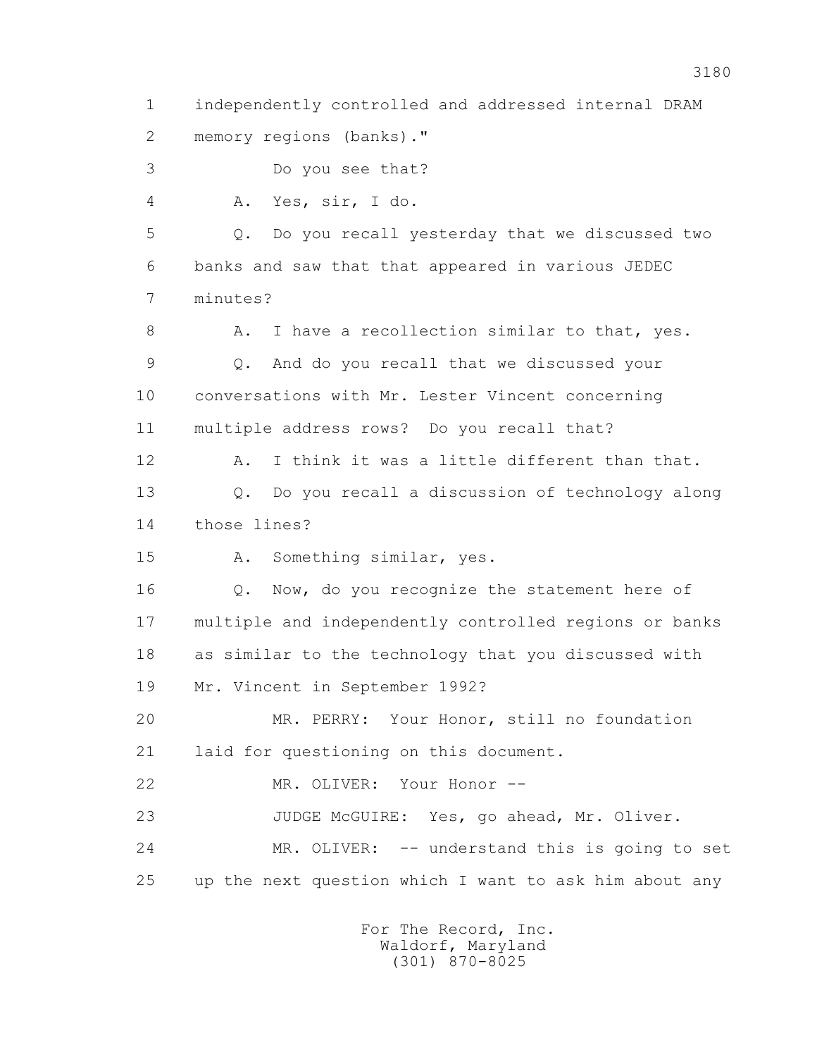1 independently controlled and addressed internal DRAM
2 memory regions (banks)."
3 Do you see that?
4 A. Yes, sir, I do.
5 Q. Do you recall yesterday that we discussed two
6 banks and saw that that appeared in various JEDEC
7 minutes?
8 A. I have a recollection similar to that, yes.
9 Q. And do you recall that we discussed your
10 conversations with Mr. Lester Vincent concerning
11 multiple address rows? Do you recall that?
12 A. I think it was a little different than that.
13 Q. Do you recall a discussion of technology along
14 those lines?
15 A. Something similar, yes.
16 Q. Now, do you recognize the statement here of
17 multiple and independently controlled regions or banks
18 as similar to the technology that you discussed with
19 Mr. Vincent in September 1992?
20 MR. PERRY: Your Honor, still no foundation
21 laid for questioning on this document.
22 MR. OLIVER: Your Honor --
23 JUDGE McGUIRE: Yes, go ahead, Mr. Oliver.
24 MR. OLIVER: -- understand this is going to set
25 up the next question which I want to ask him about any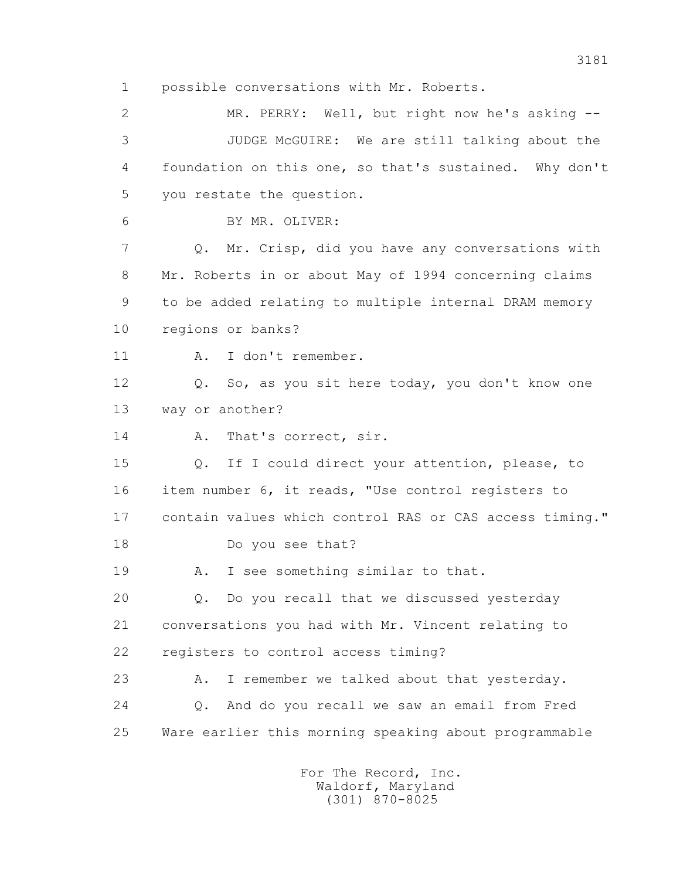1 possible conversations with Mr. Roberts.

2 MR. PERRY: Well, but right now he's asking --

3 JUDGE McGUIRE: We are still talking about the

4 foundation on this one, so that's sustained. Why don't

5 you restate the question.

6 BY MR. OLIVER:

7 Q. Mr. Crisp, did you have any conversations with

8 Mr. Roberts in or about May of 1994 concerning claims

9 to be added relating to multiple internal DRAM memory

10 regions or banks?

11 A. I don't remember.

12 Q. So, as you sit here today, you don't know one

13 way or another?

14 A. That's correct, sir.

15 Q. If I could direct your attention, please, to

16 item number 6, it reads, "Use control registers to

17 contain values which control RAS or CAS access timing."

18 Do you see that?

19 A. I see something similar to that.

20 Q. Do you recall that we discussed yesterday

21 conversations you had with Mr. Vincent relating to

22 registers to control access timing?

23 A. I remember we talked about that yesterday.

24 Q. And do you recall we saw an email from Fred

25 Ware earlier this morning speaking about programmable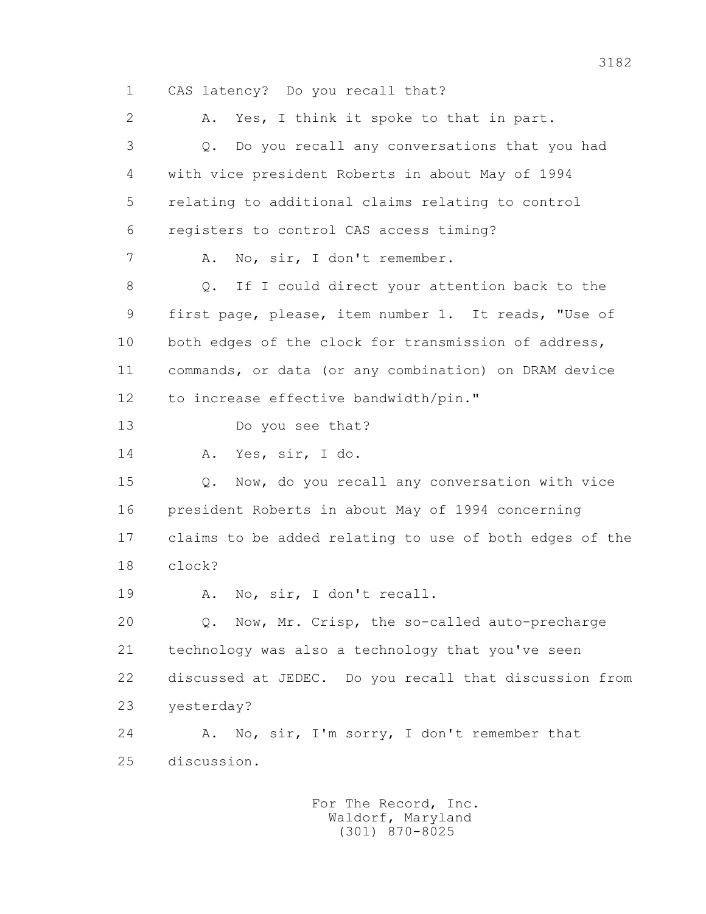1 CAS latency? Do you recall that?

2 A. Yes, I think it spoke to that in part.

3 Q. Do you recall any conversations that you had

4 with vice president Roberts in about May of 1994

5 relating to additional claims relating to control

6 registers to control CAS access timing?

7 A. No, sir, I don't remember.

8 Q. If I could direct your attention back to the

9 first page, please, item number 1. It reads, "Use of

10 both edges of the clock for transmission of address,

11 commands, or data (or any combination) on DRAM device

12 to increase effective bandwidth/pin."

13 Do you see that?

14 A. Yes, sir, I do.

15 Q. Now, do you recall any conversation with vice

16 president Roberts in about May of 1994 concerning

17 claims to be added relating to use of both edges of the

18 clock?

19 A. No, sir, I don't recall.

20 Q. Now, Mr. Crisp, the so-called auto-precharge

21 technology was also a technology that you've seen

22 discussed at JEDEC. Do you recall that discussion from

23 yesterday?

24 A. No, sir, I'm sorry, I don't remember that

25 discussion.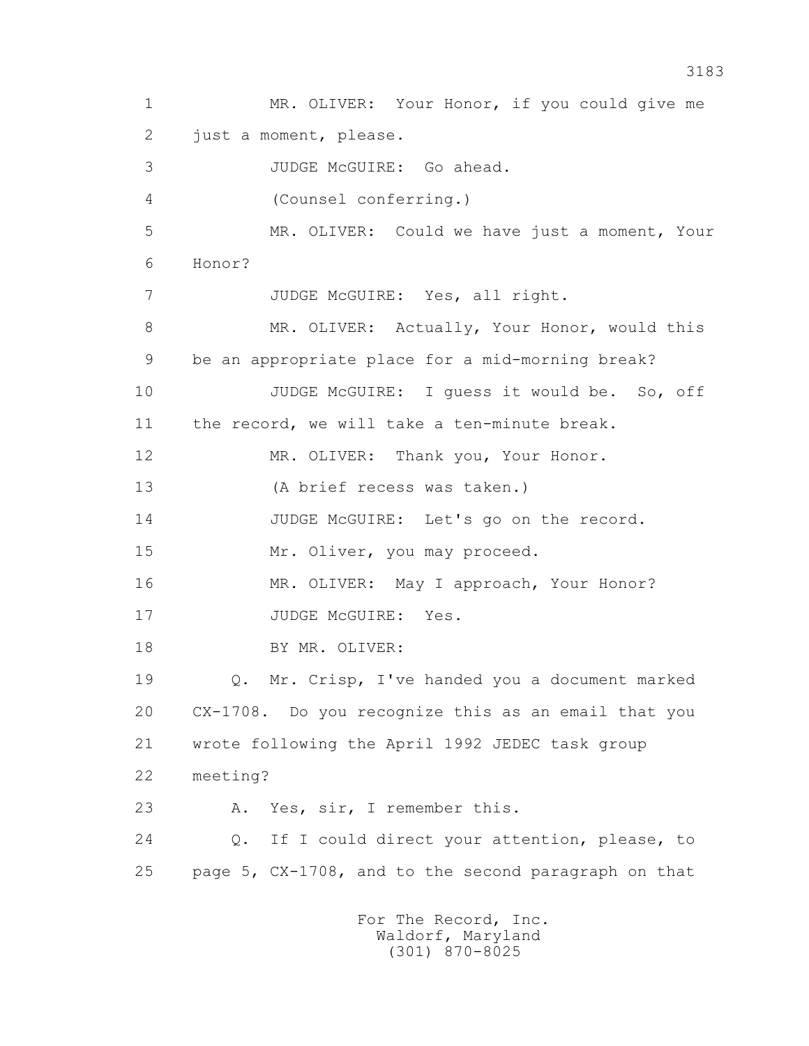1 MR. OLIVER: Your Honor, if you could give me
2 just a moment, please.
3 JUDGE McGUIRE: Go ahead.
4 (Counsel conferring.)
5 MR. OLIVER: Could we have just a moment, Your
6 Honor?
7 JUDGE McGUIRE: Yes, all right.
8 MR. OLIVER: Actually, Your Honor, would this
9 be an appropriate place for a mid-morning break?
10 JUDGE McGUIRE: I guess it would be. So, off
11 the record, we will take a ten-minute break.
12 MR. OLIVER: Thank you, Your Honor.
13 (A brief recess was taken.)
14 JUDGE McGUIRE: Let's go on the record.
15 Mr. Oliver, you may proceed.
16 MR. OLIVER: May I approach, Your Honor?
17 JUDGE McGUIRE: Yes.
18 BY MR. OLIVER:
19 Q. Mr. Crisp, I've handed you a document marked
20 CX-1708. Do you recognize this as an email that you
21 wrote following the April 1992 JEDEC task group
22 meeting?
23 A. Yes, sir, I remember this.
24 Q. If I could direct your attention, please, to
25 page 5, CX-1708, and to the second paragraph on that

For The Record, Inc.
Waldorf, Maryland
(301) 870-8025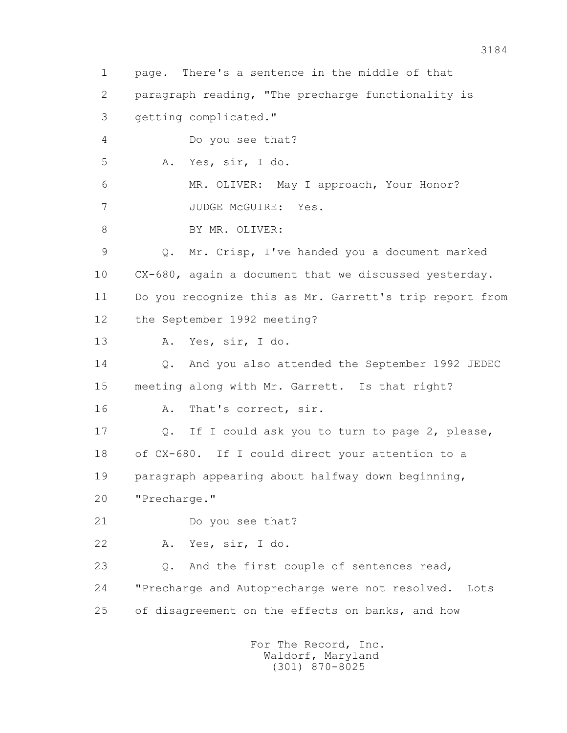1 page. There's a sentence in the middle of that

2 paragraph reading, "The precharge functionality is

3 getting complicated."

4 Do you see that?

5 A. Yes, sir, I do.

6 MR. OLIVER: May I approach, Your Honor?

7 JUDGE McGUIRE: Yes.

8 BY MR. OLIVER:

9 Q. Mr. Crisp, I've handed you a document marked

10 CX-680, again a document that we discussed yesterday.

11 Do you recognize this as Mr. Garrett's trip report from

12 the September 1992 meeting?

13 A. Yes, sir, I do.

14 Q. And you also attended the September 1992 JEDEC

15 meeting along with Mr. Garrett. Is that right?

16 A. That's correct, sir.

17 Q. If I could ask you to turn to page 2, please,

18 of CX-680. If I could direct your attention to a

19 paragraph appearing about halfway down beginning,

20 "Precharge."

21 Do you see that?

22 A. Yes, sir, I do.

23 Q. And the first couple of sentences read,

24 "Precharge and Autoprecharge were not resolved. Lots

25 of disagreement on the effects on banks, and how

For The Record, Inc.
Waldorf, Maryland
(301) 870-8025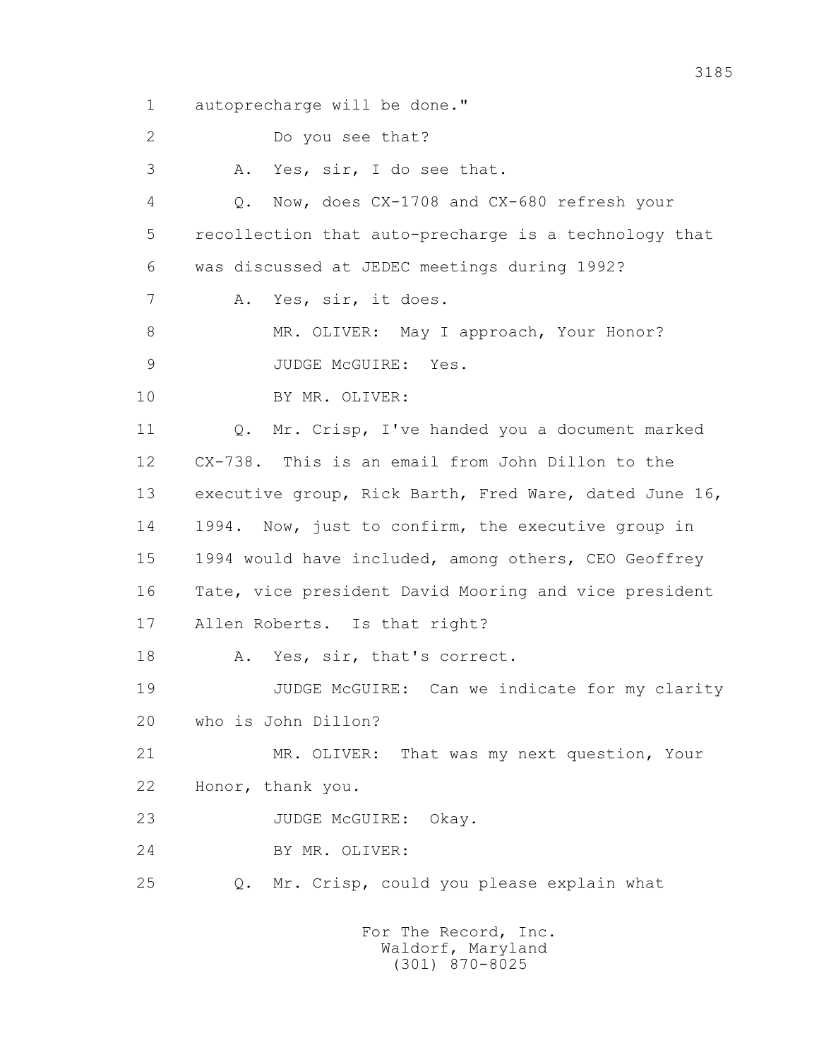1 autoprecharge will be done."

2 Do you see that?

3 A. Yes, sir, I do see that.

4 Q. Now, does CX-1708 and CX-680 refresh your

5 recollection that auto-precharge is a technology that

6 was discussed at JEDEC meetings during 1992?

7 A. Yes, sir, it does.

8 MR. OLIVER: May I approach, Your Honor?

9 JUDGE McGUIRE: Yes.

10 BY MR. OLIVER:

11 Q. Mr. Crisp, I've handed you a document marked

12 CX-738. This is an email from John Dillon to the

13 executive group, Rick Barth, Fred Ware, dated June 16,

14 1994. Now, just to confirm, the executive group in

15 1994 would have included, among others, CEO Geoffrey

16 Tate, vice president David Mooring and vice president

17 Allen Roberts. Is that right?

18 A. Yes, sir, that's correct.

19 JUDGE McGUIRE: Can we indicate for my clarity

20 who is John Dillon?

21 MR. OLIVER: That was my next question, Your

22 Honor, thank you.

23 JUDGE McGUIRE: Okay.

24 BY MR. OLIVER:

25 Q. Mr. Crisp, could you please explain what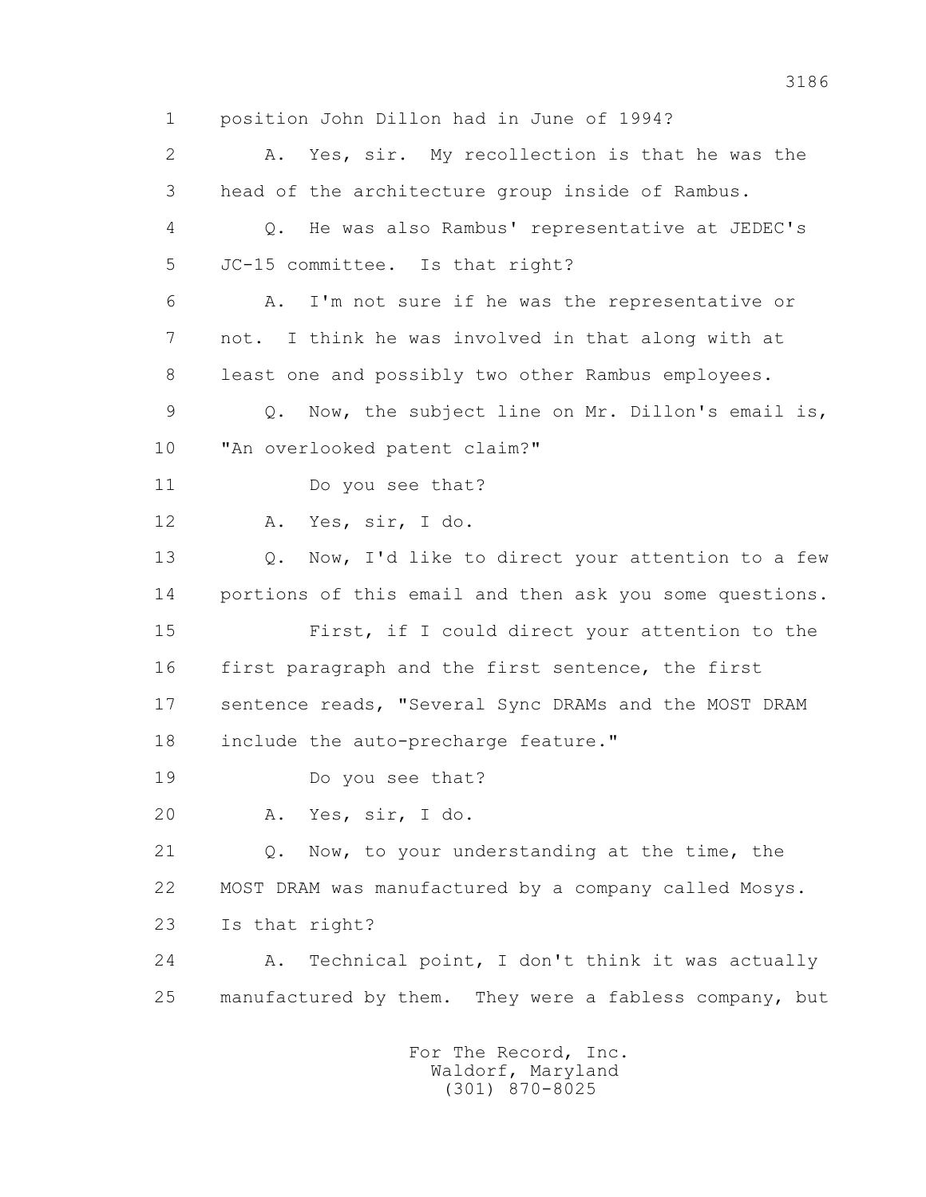1 position John Dillon had in June of 1994?

2 A. Yes, sir. My recollection is that he was the

3 head of the architecture group inside of Rambus.

4 Q. He was also Rambus' representative at JEDEC's

5 JC-15 committee. Is that right?

6 A. I'm not sure if he was the representative or

7 not. I think he was involved in that along with at

8 least one and possibly two other Rambus employees.

9 Q. Now, the subject line on Mr. Dillon's email is,

10 "An overlooked patent claim?"

11 Do you see that?

12 A. Yes, sir, I do.

13 Q. Now, I'd like to direct your attention to a few

14 portions of this email and then ask you some questions.

15 First, if I could direct your attention to the

16 first paragraph and the first sentence, the first

17 sentence reads, "Several Sync DRAMs and the MOST DRAM

18 include the auto-precharge feature."

19 Do you see that?

20 A. Yes, sir, I do.

21 Q. Now, to your understanding at the time, the

22 MOST DRAM was manufactured by a company called Mosys.

23 Is that right?

24 A. Technical point, I don't think it was actually

25 manufactured by them. They were a fabless company, but

For The Record, Inc.
Waldorf, Maryland
(301) 870-8025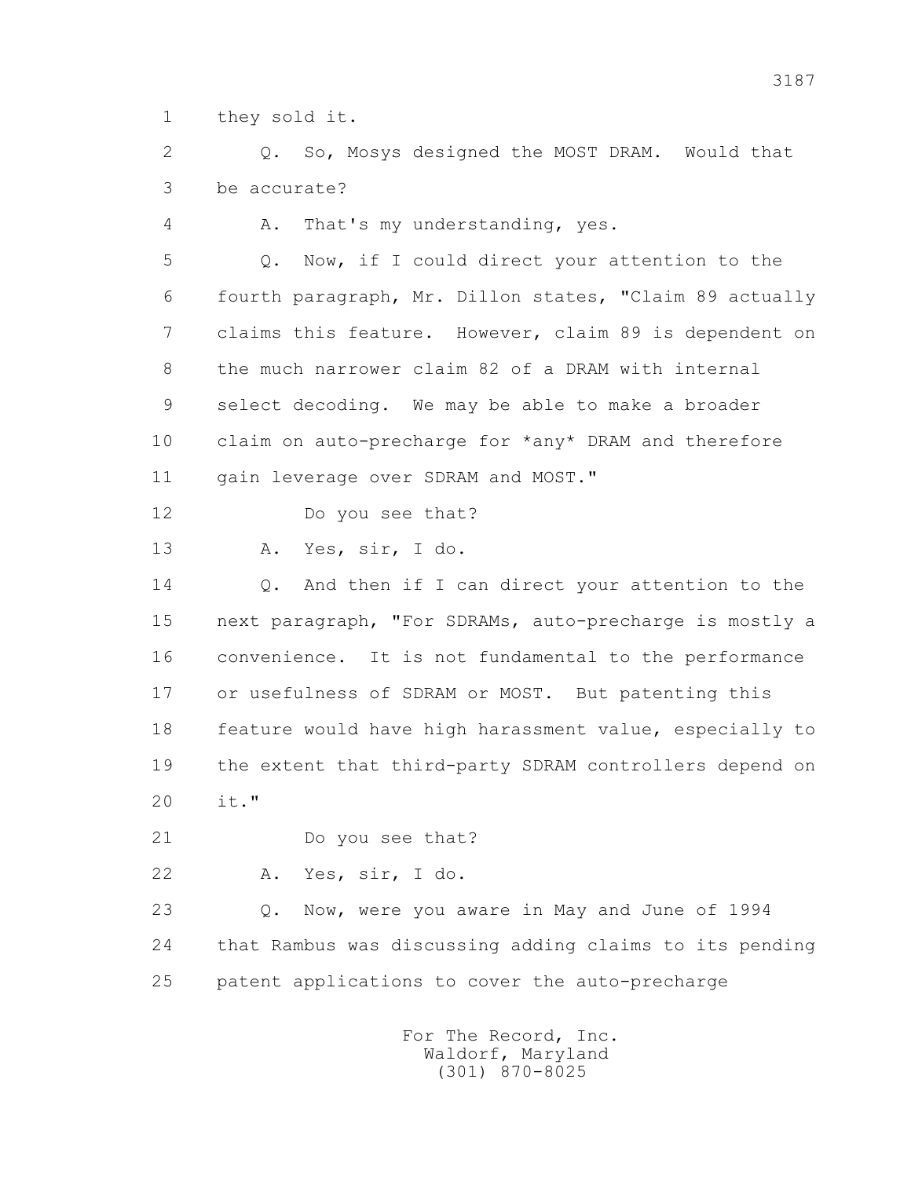1 they sold it.

2 Q. So, Mosys designed the MOST DRAM. Would that
3 be accurate?

4 A. That's my understanding, yes.

5 Q. Now, if I could direct your attention to the
6 fourth paragraph, Mr. Dillon states, "Claim 89 actually
7 claims this feature. However, claim 89 is dependent on
8 the much narrower claim 82 of a DRAM with internal
9 select decoding. We may be able to make a broader
10 claim on auto-precharge for *any* DRAM and therefore
11 gain leverage over SDRAM and MOST."

12 Do you see that?

13 A. Yes, sir, I do.

14 Q. And then if I can direct your attention to the
15 next paragraph, "For SDRAMs, auto-precharge is mostly a
16 convenience. It is not fundamental to the performance
17 or usefulness of SDRAM or MOST. But patenting this
18 feature would have high harassment value, especially to
19 the extent that third-party SDRAM controllers depend on
20 it."

21 Do you see that?

22 A. Yes, sir, I do.

23 Q. Now, were you aware in May and June of 1994
24 that Rambus was discussing adding claims to its pending
25 patent applications to cover the auto-precharge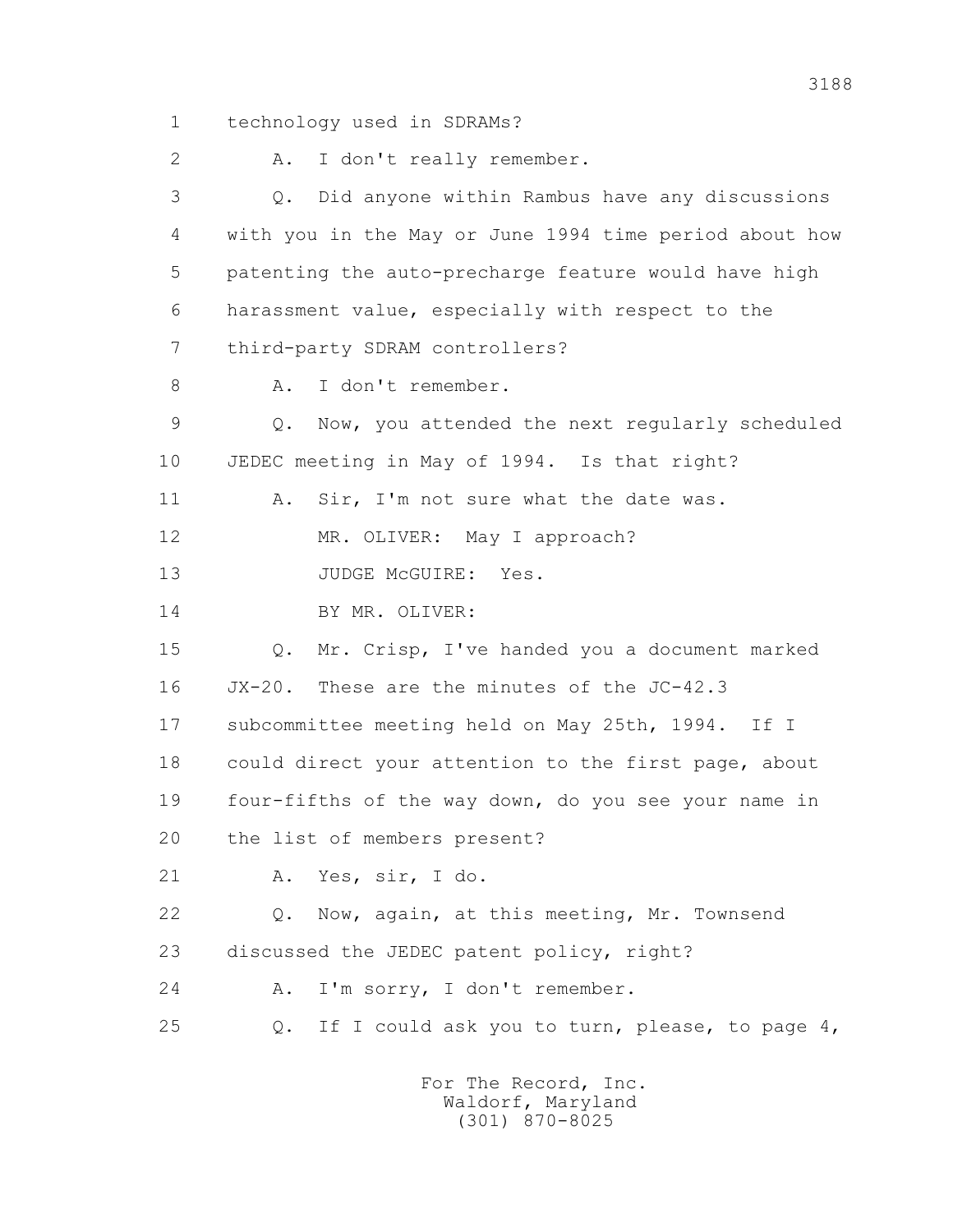1 technology used in SDRAMs?

2 A. I don't really remember.

3 Q. Did anyone within Rambus have any discussions

4 with you in the May or June 1994 time period about how

5 patenting the auto-precharge feature would have high

6 harassment value, especially with respect to the

7 third-party SDRAM controllers?

8 A. I don't remember.

9 Q. Now, you attended the next regularly scheduled

10 JEDEC meeting in May of 1994. Is that right?

11 A. Sir, I'm not sure what the date was.

12 MR. OLIVER: May I approach?

13 JUDGE McGUIRE: Yes.

14 BY MR. OLIVER:

15 Q. Mr. Crisp, I've handed you a document marked

16 JX-20. These are the minutes of the JC-42.3

17 subcommittee meeting held on May 25th, 1994. If I

18 could direct your attention to the first page, about

19 four-fifths of the way down, do you see your name in

20 the list of members present?

21 A. Yes, sir, I do.

22 Q. Now, again, at this meeting, Mr. Townsend

23 discussed the JEDEC patent policy, right?

24 A. I'm sorry, I don't remember.

25 Q. If I could ask you to turn, please, to page 4,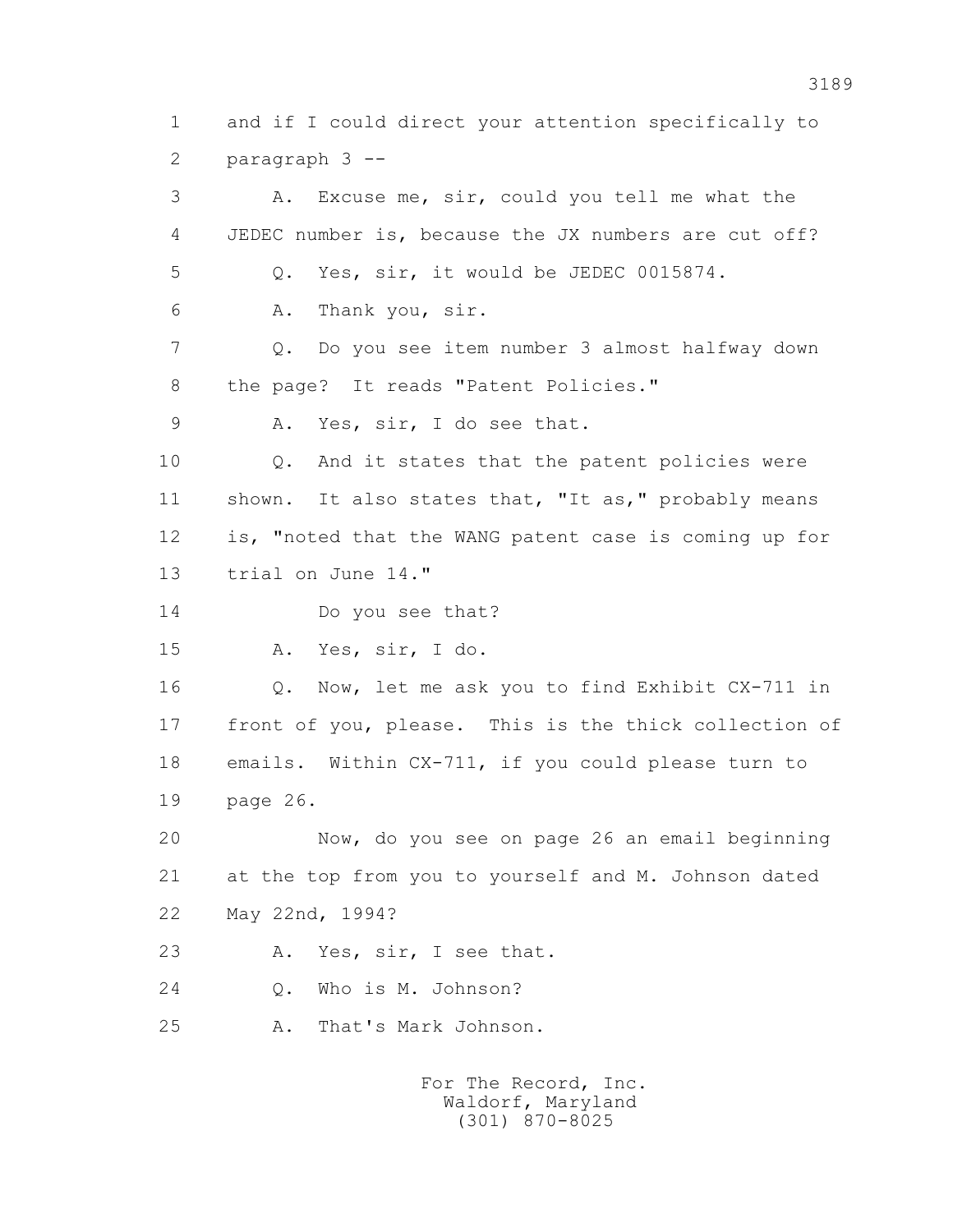1 and if I could direct your attention specifically to
2 paragraph 3 --
3 A. Excuse me, sir, could you tell me what the
4 JEDEC number is, because the JX numbers are cut off?
5 Q. Yes, sir, it would be JEDEC 0015874.
6 A. Thank you, sir.
7 Q. Do you see item number 3 almost halfway down
8 the page? It reads "Patent Policies."
9 A. Yes, sir, I do see that.
10 Q. And it states that the patent policies were
11 shown. It also states that, "It as," probably means
12 is, "noted that the WANG patent case is coming up for
13 trial on June 14."
14 Do you see that?
15 A. Yes, sir, I do.
16 Q. Now, let me ask you to find Exhibit CX-711 in
17 front of you, please. This is the thick collection of
18 emails. Within CX-711, if you could please turn to
19 page 26.
20 Now, do you see on page 26 an email beginning
21 at the top from you to yourself and M. Johnson dated
22 May 22nd, 1994?
23 A. Yes, sir, I see that.
24 Q. Who is M. Johnson?
25 A. That's Mark Johnson.

For The Record, Inc.
Waldorf, Maryland
(301) 870-8025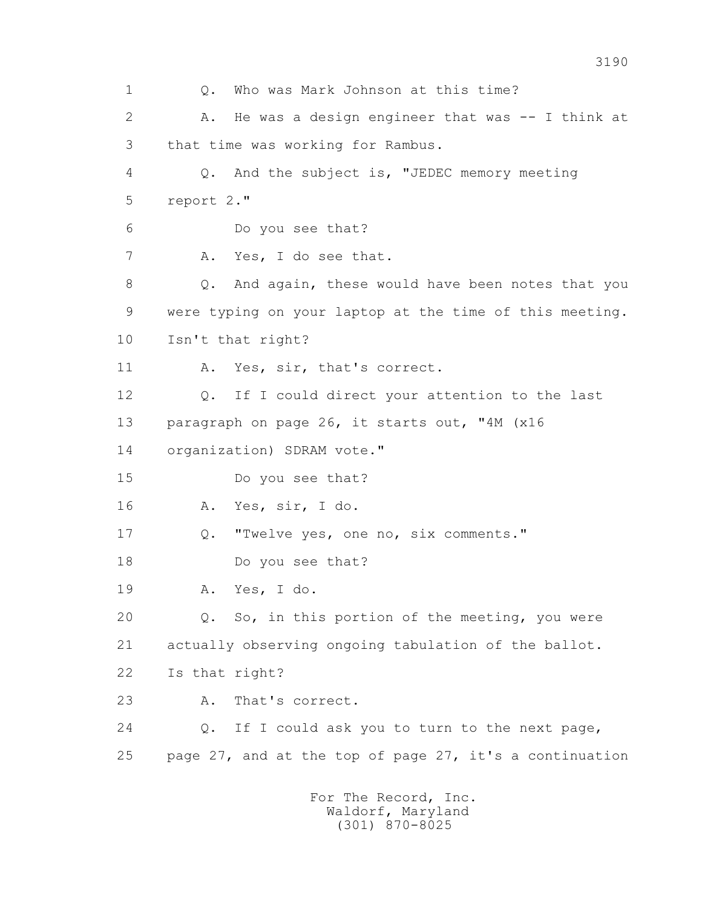1 Q. Who was Mark Johnson at this time?

2 A. He was a design engineer that was -- I think at

3 that time was working for Rambus.

4 Q. And the subject is, "JEDEC memory meeting

5 report 2."

6 Do you see that?

7 A. Yes, I do see that.

8 Q. And again, these would have been notes that you

9 were typing on your laptop at the time of this meeting.

10 Isn't that right?

11 A. Yes, sir, that's correct.

12 Q. If I could direct your attention to the last

13 paragraph on page 26, it starts out, "4M (x16

14 organization) SDRAM vote."

15 Do you see that?

16 A. Yes, sir, I do.

17 Q. "Twelve yes, one no, six comments."

18 Do you see that?

19 A. Yes, I do.

20 Q. So, in this portion of the meeting, you were

21 actually observing ongoing tabulation of the ballot.

22 Is that right?

23 A. That's correct.

24 Q. If I could ask you to turn to the next page,

25 page 27, and at the top of page 27, it's a continuation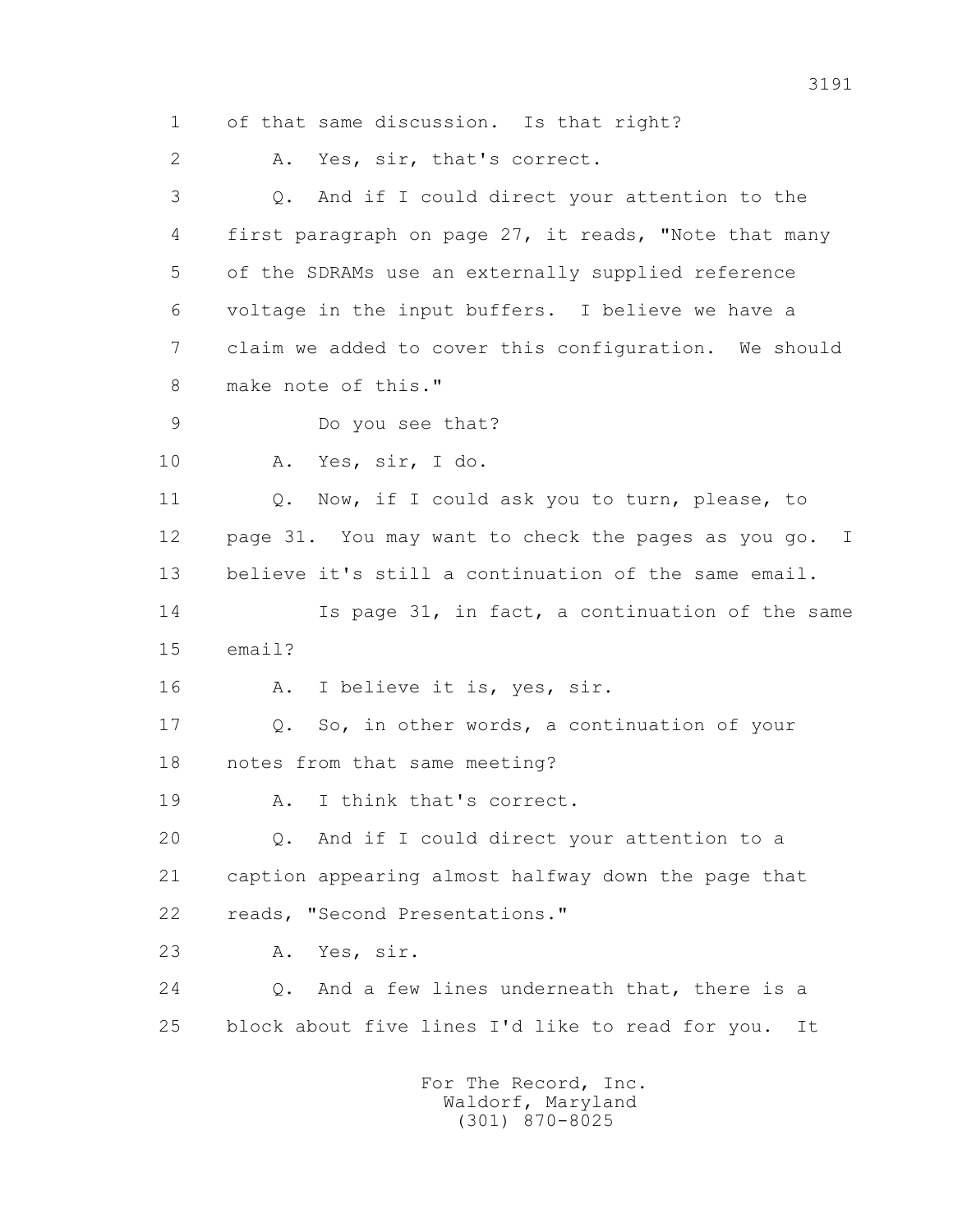1 of that same discussion. Is that right?

2 A. Yes, sir, that's correct.

3 Q. And if I could direct your attention to the

4 first paragraph on page 27, it reads, "Note that many

5 of the SDRAMs use an externally supplied reference

6 voltage in the input buffers. I believe we have a

7 claim we added to cover this configuration. We should

8 make note of this."

9 Do you see that?

10 A. Yes, sir, I do.

11 Q. Now, if I could ask you to turn, please, to

12 page 31. You may want to check the pages as you go. I

13 believe it's still a continuation of the same email.

14 Is page 31, in fact, a continuation of the same

15 email?

16 A. I believe it is, yes, sir.

17 Q. So, in other words, a continuation of your

18 notes from that same meeting?

19 A. I think that's correct.

20 Q. And if I could direct your attention to a

21 caption appearing almost halfway down the page that

22 reads, "Second Presentations."

23 A. Yes, sir.

24 Q. And a few lines underneath that, there is a

25 block about five lines I'd like to read for you. It

For The Record, Inc.
Waldorf, Maryland
(301) 870-8025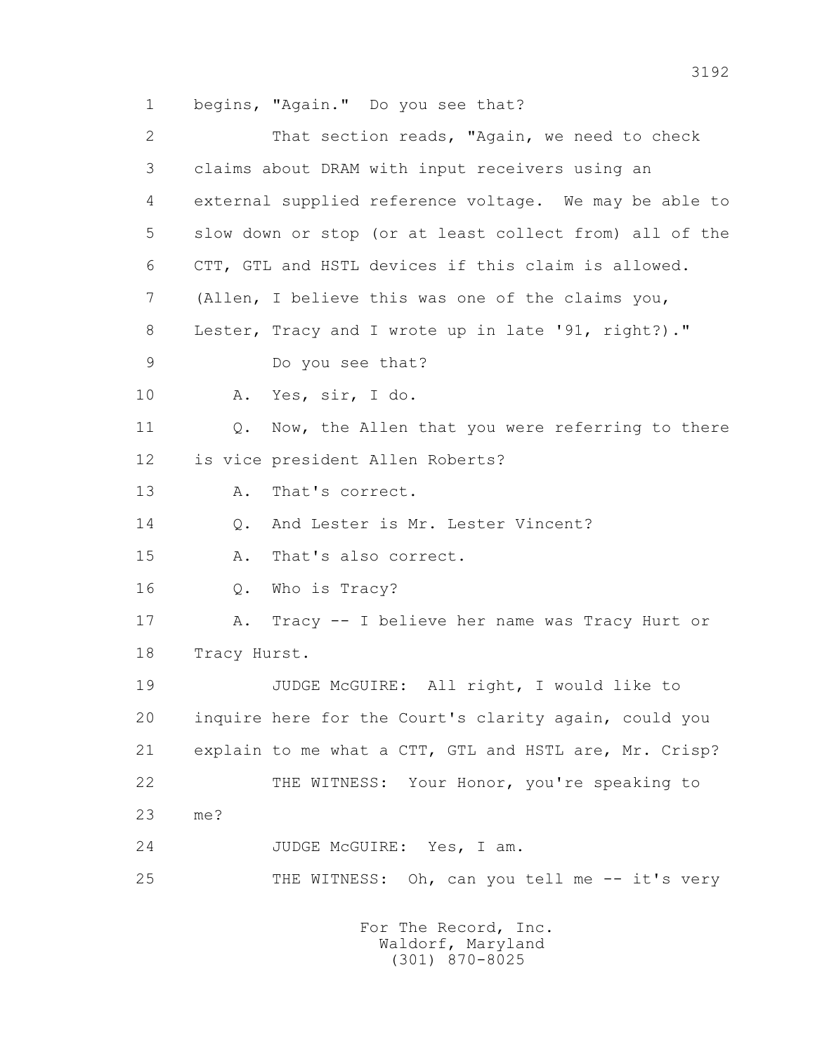1 begins, "Again." Do you see that?

2 That section reads, "Again, we need to check

3 claims about DRAM with input receivers using an

4 external supplied reference voltage. We may be able to

5 slow down or stop (or at least collect from) all of the

6 CTT, GTL and HSTL devices if this claim is allowed.

7 (Allen, I believe this was one of the claims you,

8 Lester, Tracy and I wrote up in late '91, right?)."

9 Do you see that?

10 A. Yes, sir, I do.

11 Q. Now, the Allen that you were referring to there

12 is vice president Allen Roberts?

13 A. That's correct.

14 Q. And Lester is Mr. Lester Vincent?

15 A. That's also correct.

16 Q. Who is Tracy?

17 A. Tracy -- I believe her name was Tracy Hurt or

18 Tracy Hurst.

19 JUDGE McGUIRE: All right, I would like to

20 inquire here for the Court's clarity again, could you

21 explain to me what a CTT, GTL and HSTL are, Mr. Crisp?

22 THE WITNESS: Your Honor, you're speaking to

23 me?

24 JUDGE McGUIRE: Yes, I am.

25 THE WITNESS: Oh, can you tell me -- it's very

For The Record, Inc.
Waldorf, Maryland
(301) 870-8025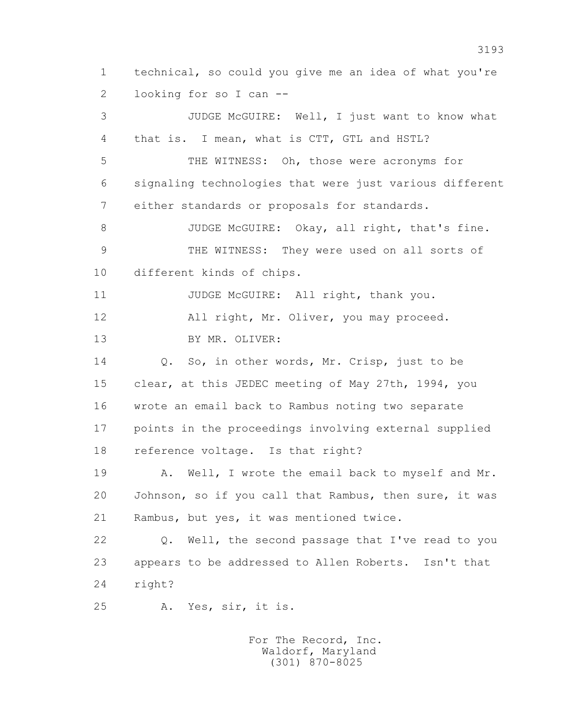1 technical, so could you give me an idea of what you're
2 looking for so I can --
3 JUDGE McGUIRE: Well, I just want to know what
4 that is. I mean, what is CTT, GTL and HSTL?
5 THE WITNESS: Oh, those were acronyms for
6 signaling technologies that were just various different
7 either standards or proposals for standards.
8 JUDGE McGUIRE: Okay, all right, that's fine.
9 THE WITNESS: They were used on all sorts of
10 different kinds of chips.
11 JUDGE McGUIRE: All right, thank you.
12 All right, Mr. Oliver, you may proceed.
13 BY MR. OLIVER:
14 Q. So, in other words, Mr. Crisp, just to be
15 clear, at this JEDEC meeting of May 27th, 1994, you
16 wrote an email back to Rambus noting two separate
17 points in the proceedings involving external supplied
18 reference voltage. Is that right?
19 A. Well, I wrote the email back to myself and Mr.
20 Johnson, so if you call that Rambus, then sure, it was
21 Rambus, but yes, it was mentioned twice.
22 Q. Well, the second passage that I've read to you
23 appears to be addressed to Allen Roberts. Isn't that
24 right?
25 A. Yes, sir, it is.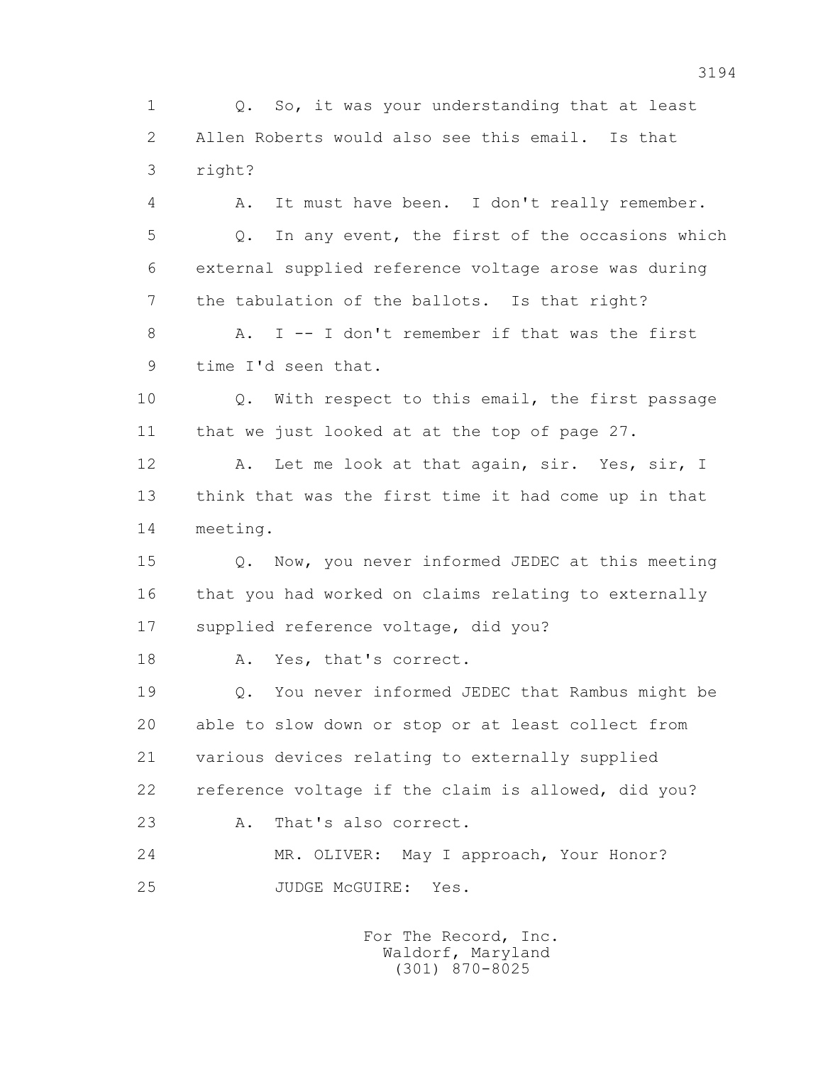1 Q. So, it was your understanding that at least
2 Allen Roberts would also see this email. Is that
3 right?
4 A. It must have been. I don't really remember.
5 Q. In any event, the first of the occasions which
6 external supplied reference voltage arose was during
7 the tabulation of the ballots. Is that right?
8 A. I -- I don't remember if that was the first
9 time I'd seen that.
10 Q. With respect to this email, the first passage
11 that we just looked at at the top of page 27.
12 A. Let me look at that again, sir. Yes, sir, I
13 think that was the first time it had come up in that
14 meeting.
15 Q. Now, you never informed JEDEC at this meeting
16 that you had worked on claims relating to externally
17 supplied reference voltage, did you?
18 A. Yes, that's correct.
19 Q. You never informed JEDEC that Rambus might be
20 able to slow down or stop or at least collect from
21 various devices relating to externally supplied
22 reference voltage if the claim is allowed, did you?
23 A. That's also correct.
24 MR. OLIVER: May I approach, Your Honor?
25 JUDGE McGUIRE: Yes.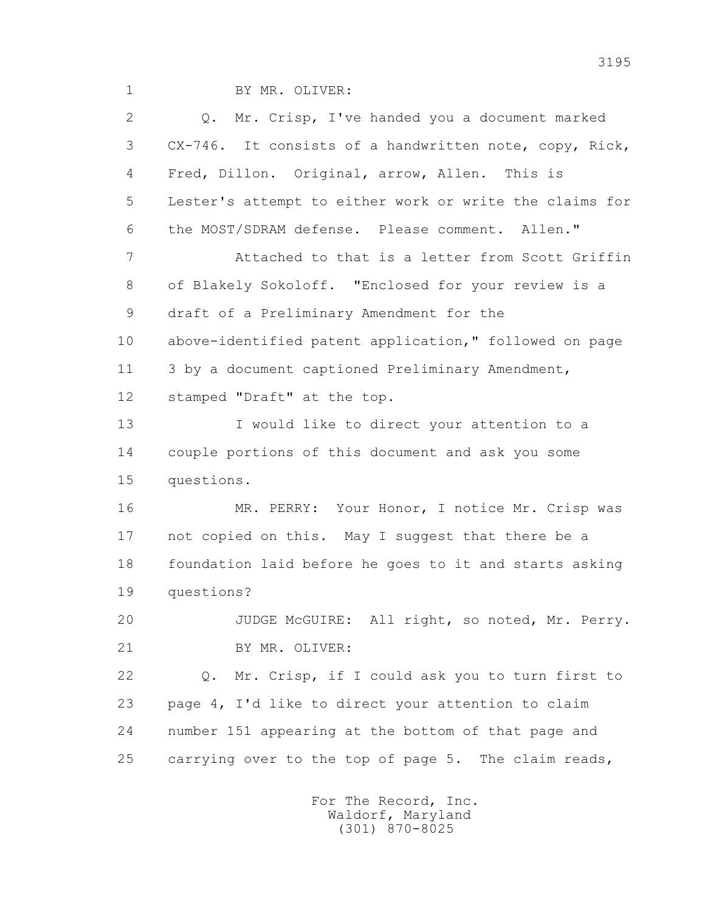BY MR. OLIVER:

Q. Mr. Crisp, I've handed you a document marked CX-746. It consists of a handwritten note, copy, Rick, Fred, Dillon. Original, arrow, Allen. This is Lester's attempt to either work or write the claims for the MOST/SDRAM defense. Please comment. Allen."

Attached to that is a letter from Scott Griffin of Blakely Sokoloff. "Enclosed for your review is a draft of a Preliminary Amendment for the above-identified patent application," followed on page 3 by a document captioned Preliminary Amendment, stamped "Draft" at the top.

I would like to direct your attention to a couple portions of this document and ask you some questions.

MR. PERRY: Your Honor, I notice Mr. Crisp was not copied on this. May I suggest that there be a foundation laid before he goes to it and starts asking questions?

JUDGE McGUIRE: All right, so noted, Mr. Perry.

BY MR. OLIVER:

Q. Mr. Crisp, if I could ask you to turn first to page 4, I'd like to direct your attention to claim number 151 appearing at the bottom of that page and carrying over to the top of page 5. The claim reads,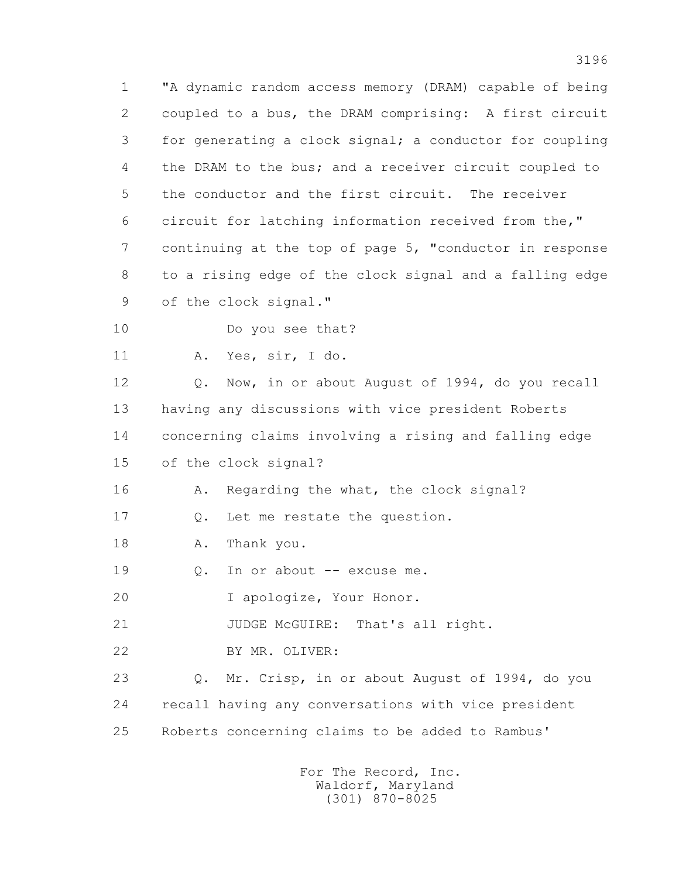1 "A dynamic random access memory (DRAM) capable of being
2 coupled to a bus, the DRAM comprising: A first circuit
3 for generating a clock signal; a conductor for coupling
4 the DRAM to the bus; and a receiver circuit coupled to
5 the conductor and the first circuit. The receiver
6 circuit for latching information received from the,"
7 continuing at the top of page 5, "conductor in response
8 to a rising edge of the clock signal and a falling edge
9 of the clock signal."

10 Do you see that?

11 A. Yes, sir, I do.

12 Q. Now, in or about August of 1994, do you recall
13 having any discussions with vice president Roberts
14 concerning claims involving a rising and falling edge
15 of the clock signal?

16 A. Regarding the what, the clock signal?

17 Q. Let me restate the question.

18 A. Thank you.

19 Q. In or about -- excuse me.

20 I apologize, Your Honor.

21 JUDGE McGUIRE: That's all right.

22 BY MR. OLIVER:

23 Q. Mr. Crisp, in or about August of 1994, do you
24 recall having any conversations with vice president
25 Roberts concerning claims to be added to Rambus'

For The Record, Inc.
Waldorf, Maryland
(301) 870-8025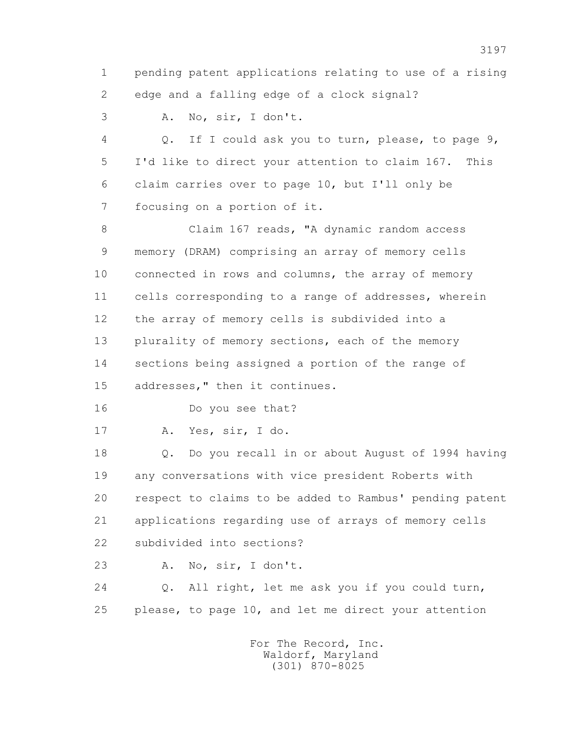1 pending patent applications relating to use of a rising
2 edge and a falling edge of a clock signal?

3 A. No, sir, I don't.

4 Q. If I could ask you to turn, please, to page 9,
5 I'd like to direct your attention to claim 167. This
6 claim carries over to page 10, but I'll only be
7 focusing on a portion of it.

8 Claim 167 reads, "A dynamic random access
9 memory (DRAM) comprising an array of memory cells
10 connected in rows and columns, the array of memory
11 cells corresponding to a range of addresses, wherein
12 the array of memory cells is subdivided into a
13 plurality of memory sections, each of the memory
14 sections being assigned a portion of the range of
15 addresses," then it continues.

16 Do you see that?

17 A. Yes, sir, I do.

18 Q. Do you recall in or about August of 1994 having
19 any conversations with vice president Roberts with
20 respect to claims to be added to Rambus' pending patent
21 applications regarding use of arrays of memory cells
22 subdivided into sections?

23 A. No, sir, I don't.

24 Q. All right, let me ask you if you could turn,
25 please, to page 10, and let me direct your attention

For The Record, Inc.
Waldorf, Maryland
(301) 870-8025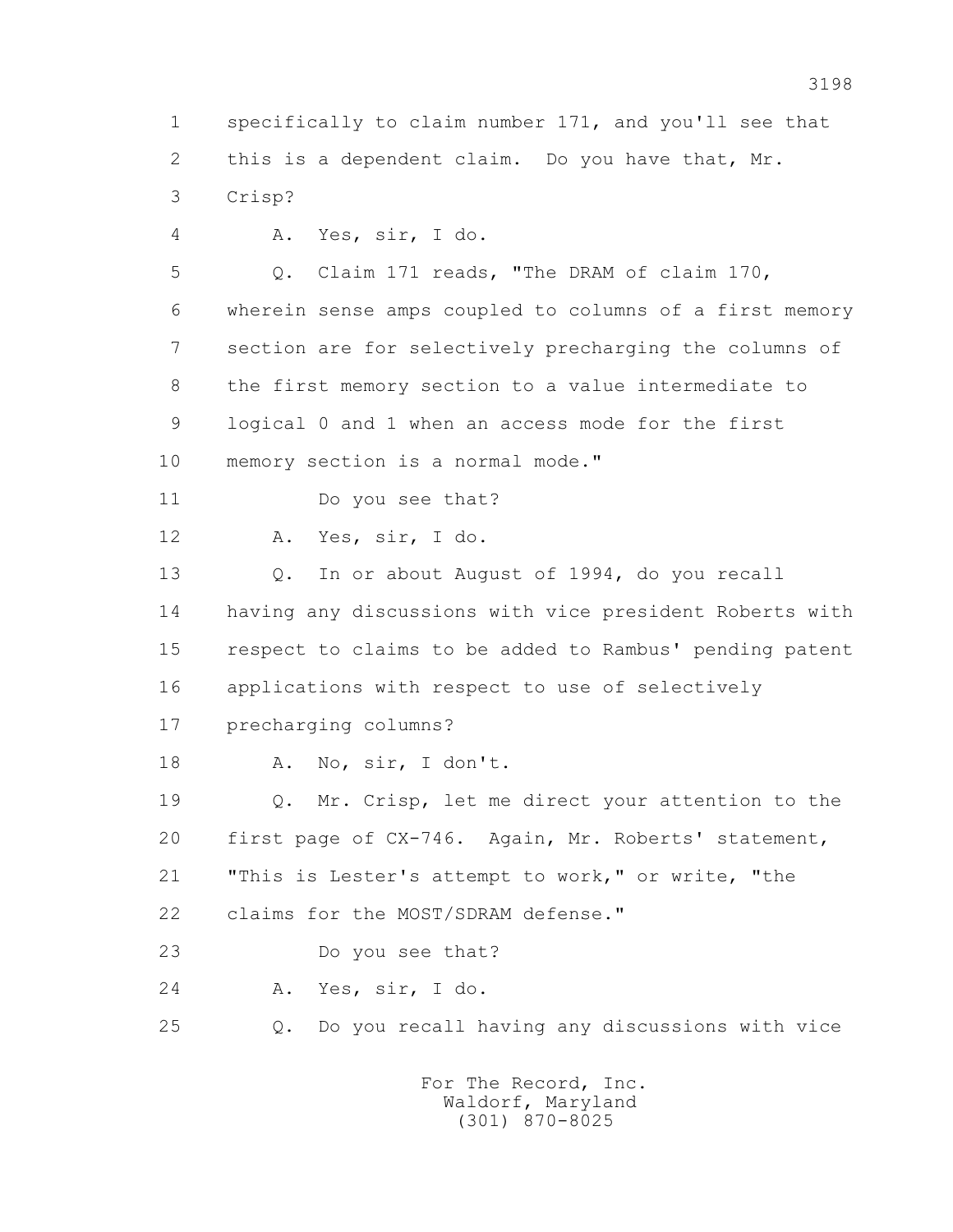1 specifically to claim number 171, and you'll see that
2 this is a dependent claim. Do you have that, Mr.
3 Crisp?

4 A. Yes, sir, I do.

5 Q. Claim 171 reads, "The DRAM of claim 170,
6 wherein sense amps coupled to columns of a first memory
7 section are for selectively precharging the columns of
8 the first memory section to a value intermediate to
9 logical 0 and 1 when an access mode for the first
10 memory section is a normal mode."

11 Do you see that?

12 A. Yes, sir, I do.

13 Q. In or about August of 1994, do you recall
14 having any discussions with vice president Roberts with
15 respect to claims to be added to Rambus' pending patent
16 applications with respect to use of selectively
17 precharging columns?

18 A. No, sir, I don't.

19 Q. Mr. Crisp, let me direct your attention to the
20 first page of CX-746. Again, Mr. Roberts' statement,
21 "This is Lester's attempt to work," or write, "the
22 claims for the MOST/SDRAM defense."

23 Do you see that?

24 A. Yes, sir, I do.

25 Q. Do you recall having any discussions with vice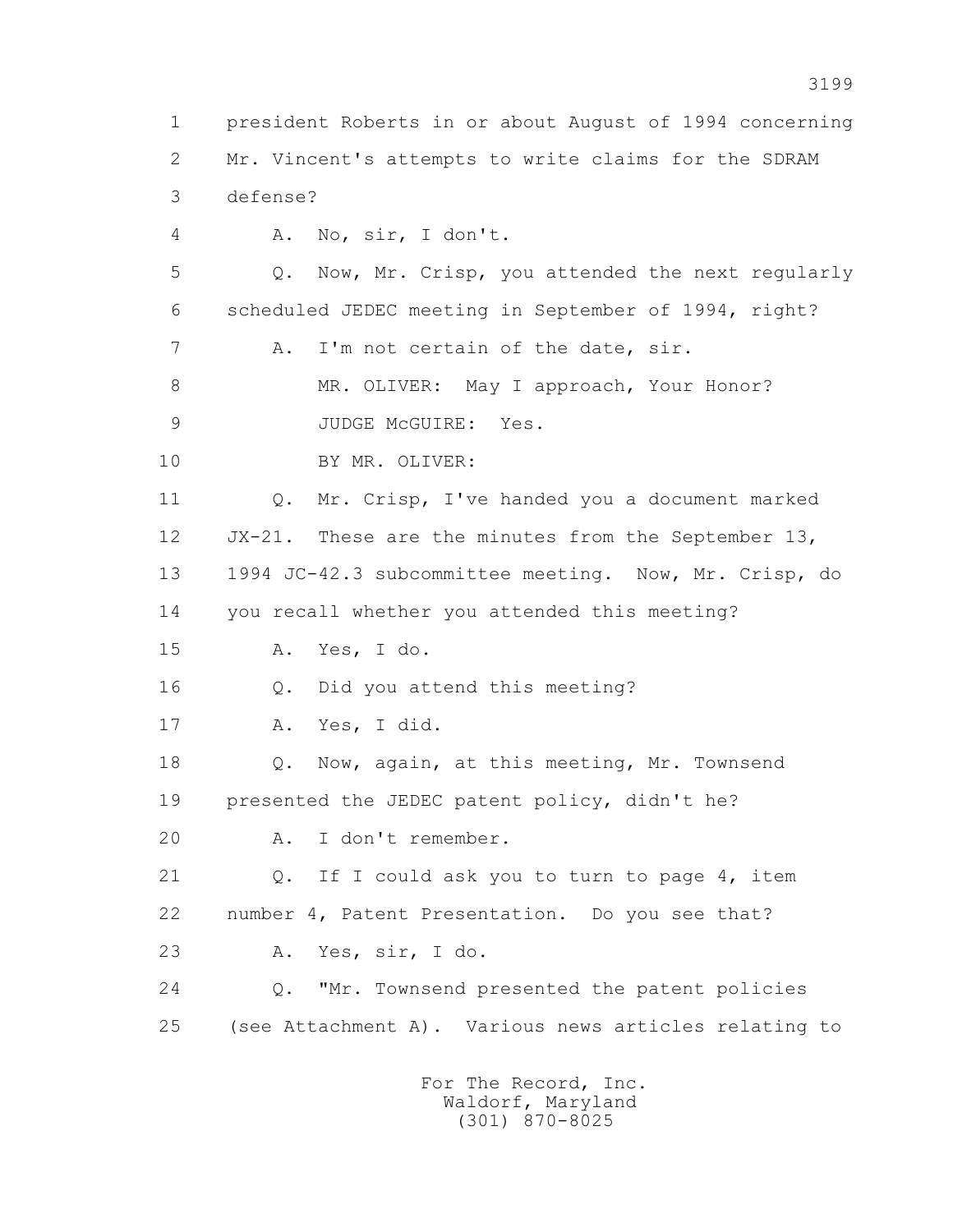1 president Roberts in or about August of 1994 concerning
2 Mr. Vincent's attempts to write claims for the SDRAM
3 defense?
4 A. No, sir, I don't.
5 Q. Now, Mr. Crisp, you attended the next regularly
6 scheduled JEDEC meeting in September of 1994, right?
7 A. I'm not certain of the date, sir.
8 MR. OLIVER: May I approach, Your Honor?
9 JUDGE McGUIRE: Yes.
10 BY MR. OLIVER:
11 Q. Mr. Crisp, I've handed you a document marked
12 JX-21. These are the minutes from the September 13,
13 1994 JC-42.3 subcommittee meeting. Now, Mr. Crisp, do
14 you recall whether you attended this meeting?
15 A. Yes, I do.
16 Q. Did you attend this meeting?
17 A. Yes, I did.
18 Q. Now, again, at this meeting, Mr. Townsend
19 presented the JEDEC patent policy, didn't he?
20 A. I don't remember.
21 Q. If I could ask you to turn to page 4, item
22 number 4, Patent Presentation. Do you see that?
23 A. Yes, sir, I do.
24 Q. "Mr. Townsend presented the patent policies
25 (see Attachment A). Various news articles relating to

For The Record, Inc.
Waldorf, Maryland
(301) 870-8025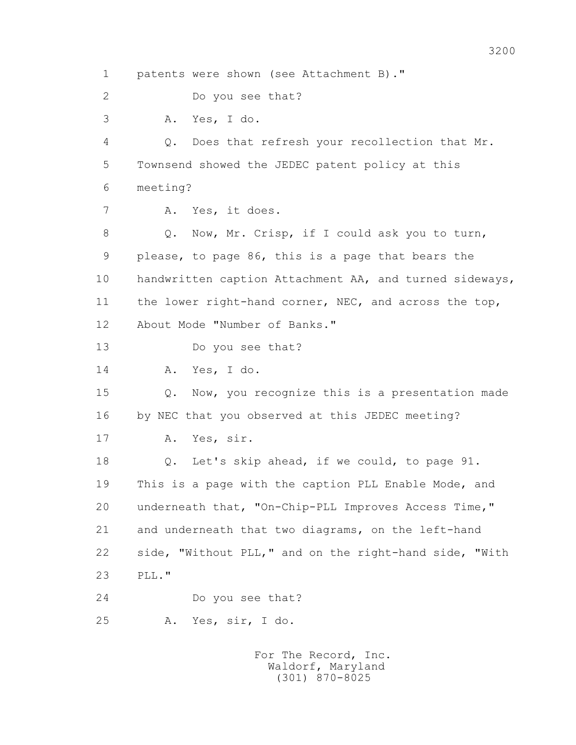1 patents were shown (see Attachment B)."

2 Do you see that?

3 A. Yes, I do.

4 Q. Does that refresh your recollection that Mr.

5 Townsend showed the JEDEC patent policy at this

6 meeting?

7 A. Yes, it does.

8 Q. Now, Mr. Crisp, if I could ask you to turn,

9 please, to page 86, this is a page that bears the

10 handwritten caption Attachment AA, and turned sideways,

11 the lower right-hand corner, NEC, and across the top,

12 About Mode "Number of Banks."

13 Do you see that?

14 A. Yes, I do.

15 Q. Now, you recognize this is a presentation made

16 by NEC that you observed at this JEDEC meeting?

17 A. Yes, sir.

18 Q. Let's skip ahead, if we could, to page 91.

19 This is a page with the caption PLL Enable Mode, and

20 underneath that, "On-Chip-PLL Improves Access Time,"

21 and underneath that two diagrams, on the left-hand

22 side, "Without PLL," and on the right-hand side, "With

23 PLL."

24 Do you see that?

25 A. Yes, sir, I do.

For The Record, Inc.
Waldorf, Maryland
(301) 870-8025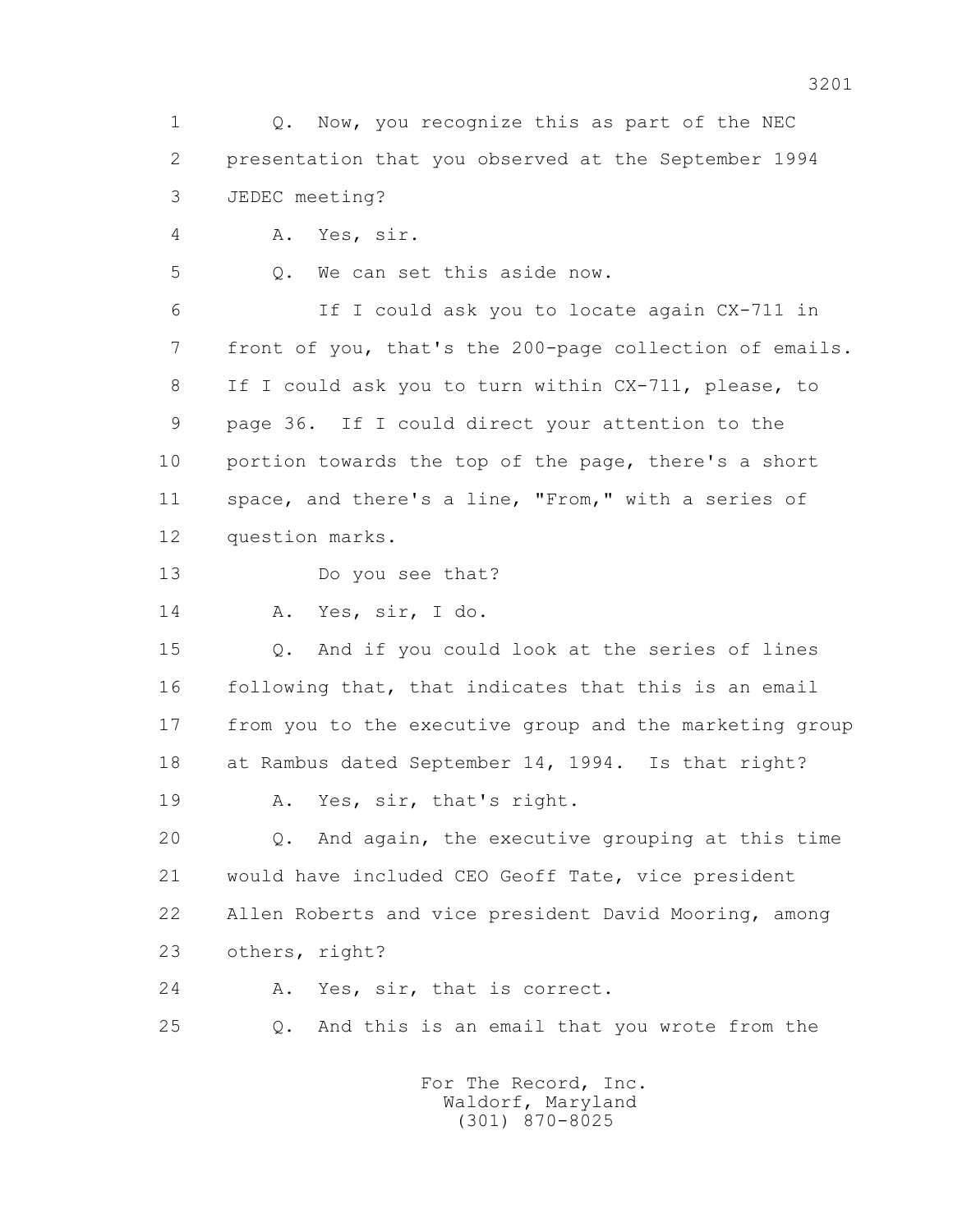1 Q. Now, you recognize this as part of the NEC
2 presentation that you observed at the September 1994
3 JEDEC meeting?
4 A. Yes, sir.
5 Q. We can set this aside now.
6 If I could ask you to locate again CX-711 in
7 front of you, that's the 200-page collection of emails.
8 If I could ask you to turn within CX-711, please, to
9 page 36. If I could direct your attention to the
10 portion towards the top of the page, there's a short
11 space, and there's a line, "From," with a series of
12 question marks.
13 Do you see that?
14 A. Yes, sir, I do.
15 Q. And if you could look at the series of lines
16 following that, that indicates that this is an email
17 from you to the executive group and the marketing group
18 at Rambus dated September 14, 1994. Is that right?
19 A. Yes, sir, that's right.
20 Q. And again, the executive grouping at this time
21 would have included CEO Geoff Tate, vice president
22 Allen Roberts and vice president David Mooring, among
23 others, right?
24 A. Yes, sir, that is correct.
25 Q. And this is an email that you wrote from the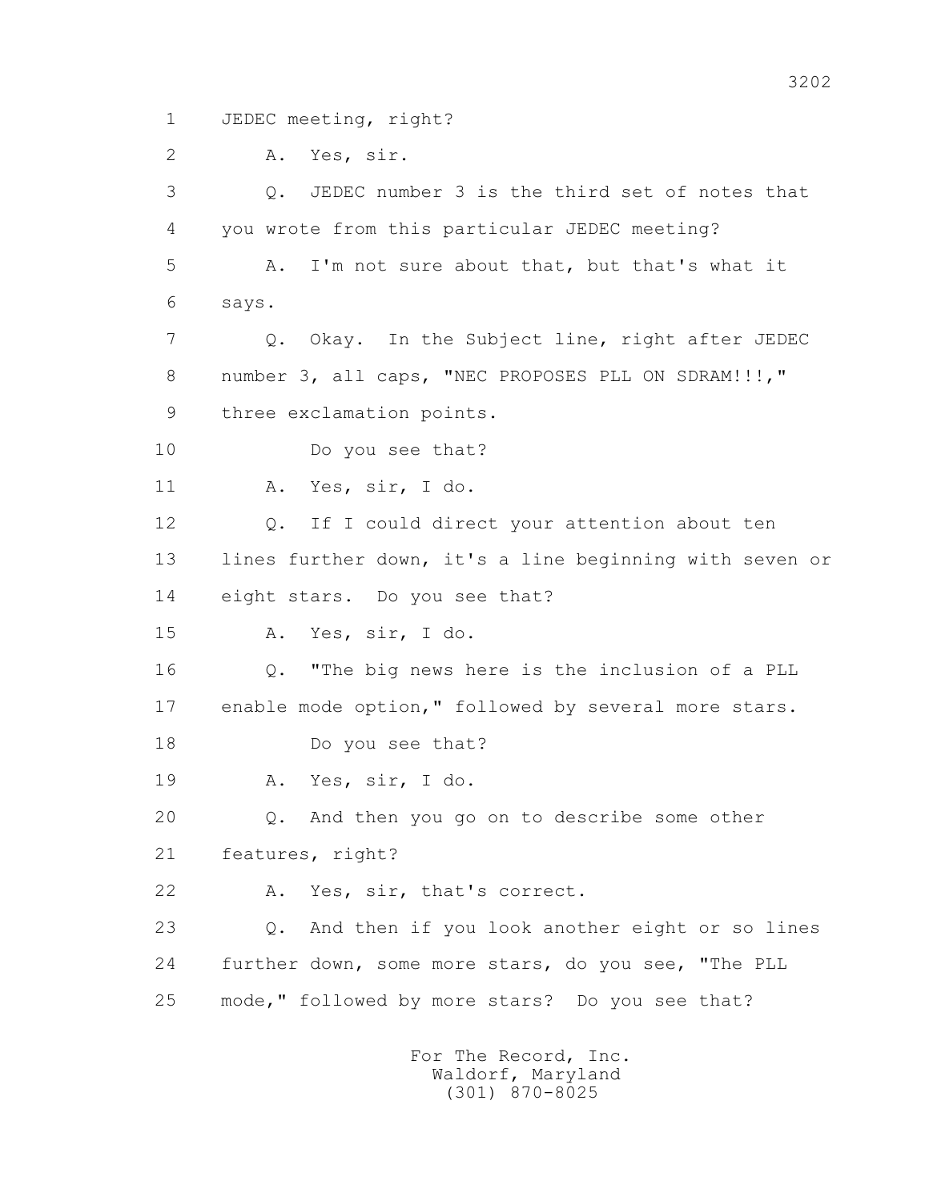1 JEDEC meeting, right?

2 A. Yes, sir.

3 Q. JEDEC number 3 is the third set of notes that

4 you wrote from this particular JEDEC meeting?

5 A. I'm not sure about that, but that's what it

6 says.

7 Q. Okay. In the Subject line, right after JEDEC

8 number 3, all caps, "NEC PROPOSES PLL ON SDRAM!!!,"

9 three exclamation points.

10 Do you see that?

11 A. Yes, sir, I do.

12 Q. If I could direct your attention about ten

13 lines further down, it's a line beginning with seven or

14 eight stars. Do you see that?

15 A. Yes, sir, I do.

16 Q. "The big news here is the inclusion of a PLL

17 enable mode option," followed by several more stars.

18 Do you see that?

19 A. Yes, sir, I do.

20 Q. And then you go on to describe some other

21 features, right?

22 A. Yes, sir, that's correct.

23 Q. And then if you look another eight or so lines

24 further down, some more stars, do you see, "The PLL

25 mode," followed by more stars? Do you see that?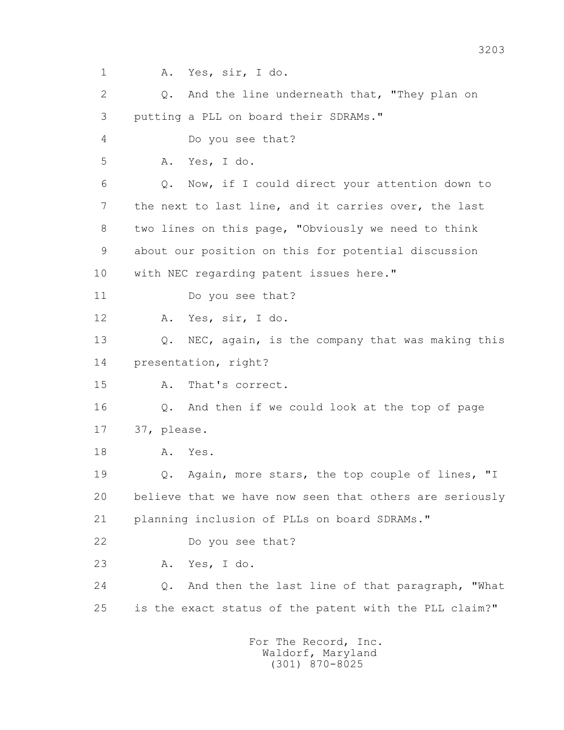1 A. Yes, sir, I do.

2 Q. And the line underneath that, "They plan on

3 putting a PLL on board their SDRAMs."

4 Do you see that?

5 A. Yes, I do.

6 Q. Now, if I could direct your attention down to

7 the next to last line, and it carries over, the last

8 two lines on this page, "Obviously we need to think

9 about our position on this for potential discussion

10 with NEC regarding patent issues here."

11 Do you see that?

12 A. Yes, sir, I do.

13 Q. NEC, again, is the company that was making this

14 presentation, right?

15 A. That's correct.

16 Q. And then if we could look at the top of page

17 37, please.

18 A. Yes.

19 Q. Again, more stars, the top couple of lines, "I

20 believe that we have now seen that others are seriously

21 planning inclusion of PLLs on board SDRAMs."

22 Do you see that?

23 A. Yes, I do.

24 Q. And then the last line of that paragraph, "What

25 is the exact status of the patent with the PLL claim?"

For The Record, Inc.
Waldorf, Maryland
(301) 870-8025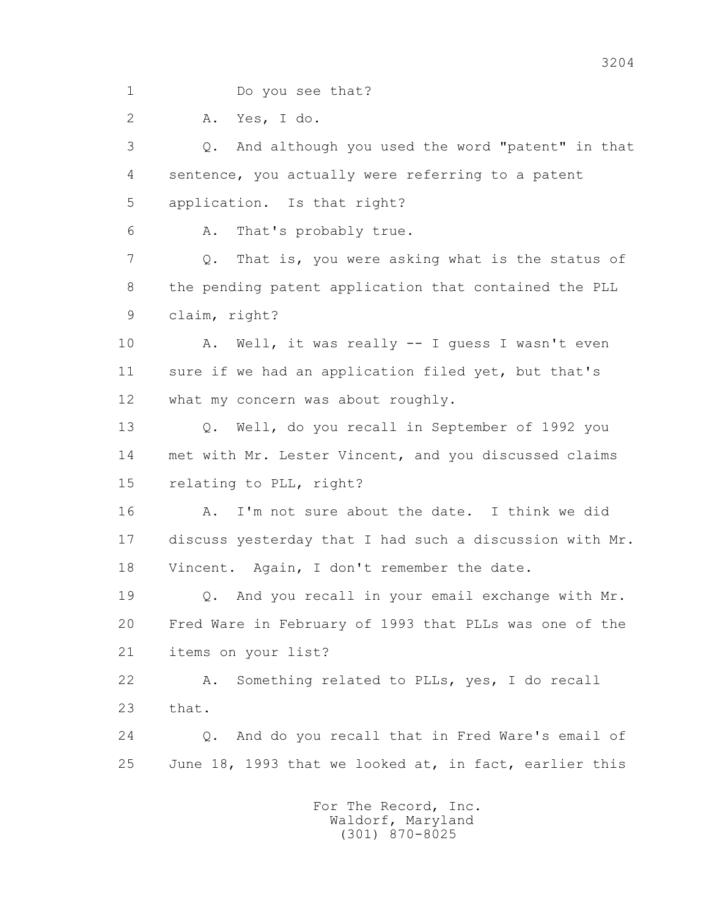1 Do you see that?

2 A. Yes, I do.

3 Q. And although you used the word "patent" in that

4 sentence, you actually were referring to a patent

5 application. Is that right?

6 A. That's probably true.

7 Q. That is, you were asking what is the status of

8 the pending patent application that contained the PLL

9 claim, right?

10 A. Well, it was really -- I guess I wasn't even

11 sure if we had an application filed yet, but that's

12 what my concern was about roughly.

13 Q. Well, do you recall in September of 1992 you

14 met with Mr. Lester Vincent, and you discussed claims

15 relating to PLL, right?

16 A. I'm not sure about the date. I think we did

17 discuss yesterday that I had such a discussion with Mr.

18 Vincent. Again, I don't remember the date.

19 Q. And you recall in your email exchange with Mr.

20 Fred Ware in February of 1993 that PLLs was one of the

21 items on your list?

22 A. Something related to PLLs, yes, I do recall

23 that.

24 Q. And do you recall that in Fred Ware's email of

25 June 18, 1993 that we looked at, in fact, earlier this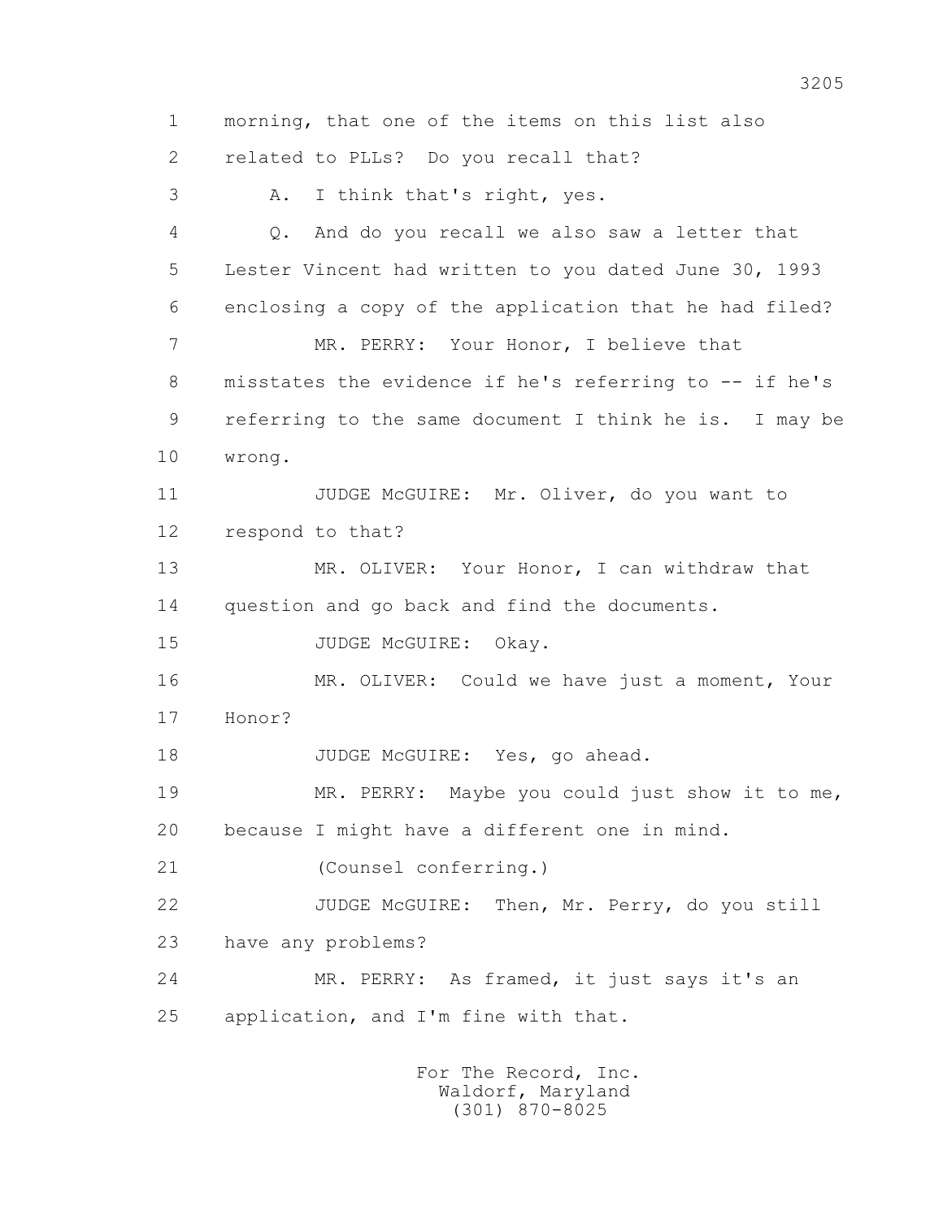1 morning, that one of the items on this list also
2 related to PLLs? Do you recall that?
3 A. I think that's right, yes.
4 Q. And do you recall we also saw a letter that
5 Lester Vincent had written to you dated June 30, 1993
6 enclosing a copy of the application that he had filed?
7 MR. PERRY: Your Honor, I believe that
8 misstates the evidence if he's referring to -- if he's
9 referring to the same document I think he is. I may be
10 wrong.
11 JUDGE McGUIRE: Mr. Oliver, do you want to
12 respond to that?
13 MR. OLIVER: Your Honor, I can withdraw that
14 question and go back and find the documents.
15 JUDGE McGUIRE: Okay.
16 MR. OLIVER: Could we have just a moment, Your
17 Honor?
18 JUDGE McGUIRE: Yes, go ahead.
19 MR. PERRY: Maybe you could just show it to me,
20 because I might have a different one in mind.
21 (Counsel conferring.)
22 JUDGE McGUIRE: Then, Mr. Perry, do you still
23 have any problems?
24 MR. PERRY: As framed, it just says it's an
25 application, and I'm fine with that.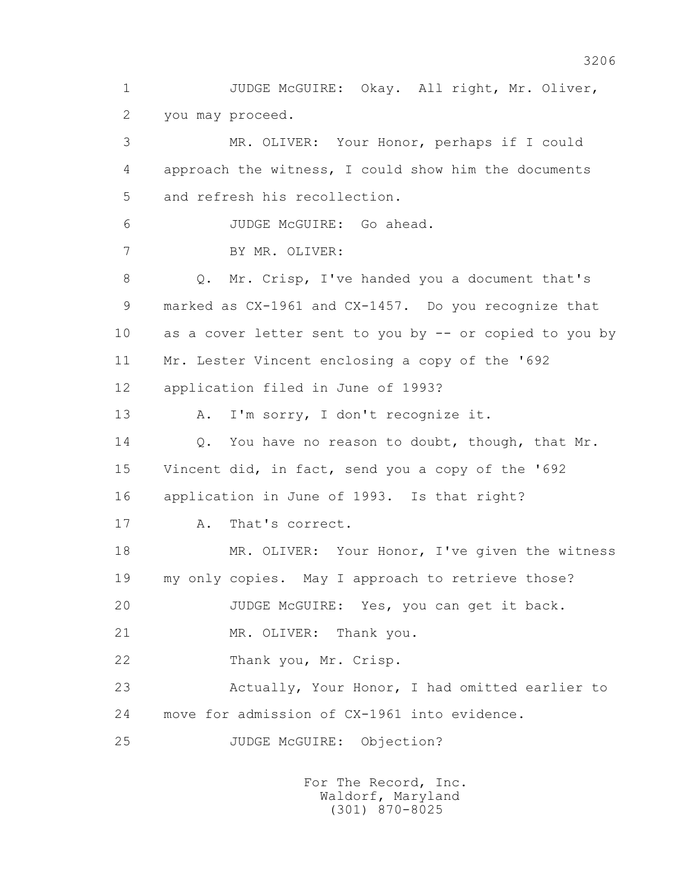1 JUDGE McGUIRE: Okay. All right, Mr. Oliver,
2 you may proceed.
3 MR. OLIVER: Your Honor, perhaps if I could
4 approach the witness, I could show him the documents
5 and refresh his recollection.
6 JUDGE McGUIRE: Go ahead.
7 BY MR. OLIVER:
8 Q. Mr. Crisp, I've handed you a document that's
9 marked as CX-1961 and CX-1457. Do you recognize that
10 as a cover letter sent to you by -- or copied to you by
11 Mr. Lester Vincent enclosing a copy of the '692
12 application filed in June of 1993?
13 A. I'm sorry, I don't recognize it.
14 Q. You have no reason to doubt, though, that Mr.
15 Vincent did, in fact, send you a copy of the '692
16 application in June of 1993. Is that right?
17 A. That's correct.
18 MR. OLIVER: Your Honor, I've given the witness
19 my only copies. May I approach to retrieve those?
20 JUDGE McGUIRE: Yes, you can get it back.
21 MR. OLIVER: Thank you.
22 Thank you, Mr. Crisp.
23 Actually, Your Honor, I had omitted earlier to
24 move for admission of CX-1961 into evidence.
25 JUDGE McGUIRE: Objection?

For The Record, Inc.
Waldorf, Maryland
(301) 870-8025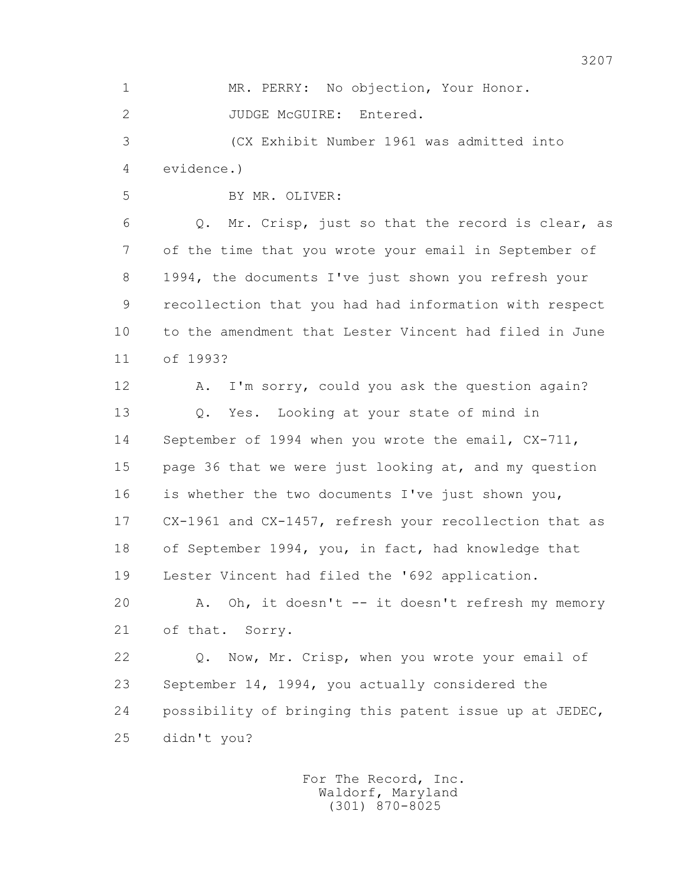1 MR. PERRY: No objection, Your Honor.

2 JUDGE McGUIRE: Entered.

3 (CX Exhibit Number 1961 was admitted into

4 evidence.)

5 BY MR. OLIVER:

6 Q. Mr. Crisp, just so that the record is clear, as

7 of the time that you wrote your email in September of

8 1994, the documents I've just shown you refresh your

9 recollection that you had had information with respect

10 to the amendment that Lester Vincent had filed in June

11 of 1993?

12 A. I'm sorry, could you ask the question again?

13 Q. Yes. Looking at your state of mind in

14 September of 1994 when you wrote the email, CX-711,

15 page 36 that we were just looking at, and my question

16 is whether the two documents I've just shown you,

17 CX-1961 and CX-1457, refresh your recollection that as

18 of September 1994, you, in fact, had knowledge that

19 Lester Vincent had filed the '692 application.

20 A. Oh, it doesn't -- it doesn't refresh my memory

21 of that. Sorry.

22 Q. Now, Mr. Crisp, when you wrote your email of

23 September 14, 1994, you actually considered the

24 possibility of bringing this patent issue up at JEDEC,

25 didn't you?

For The Record, Inc.
Waldorf, Maryland
(301) 870-8025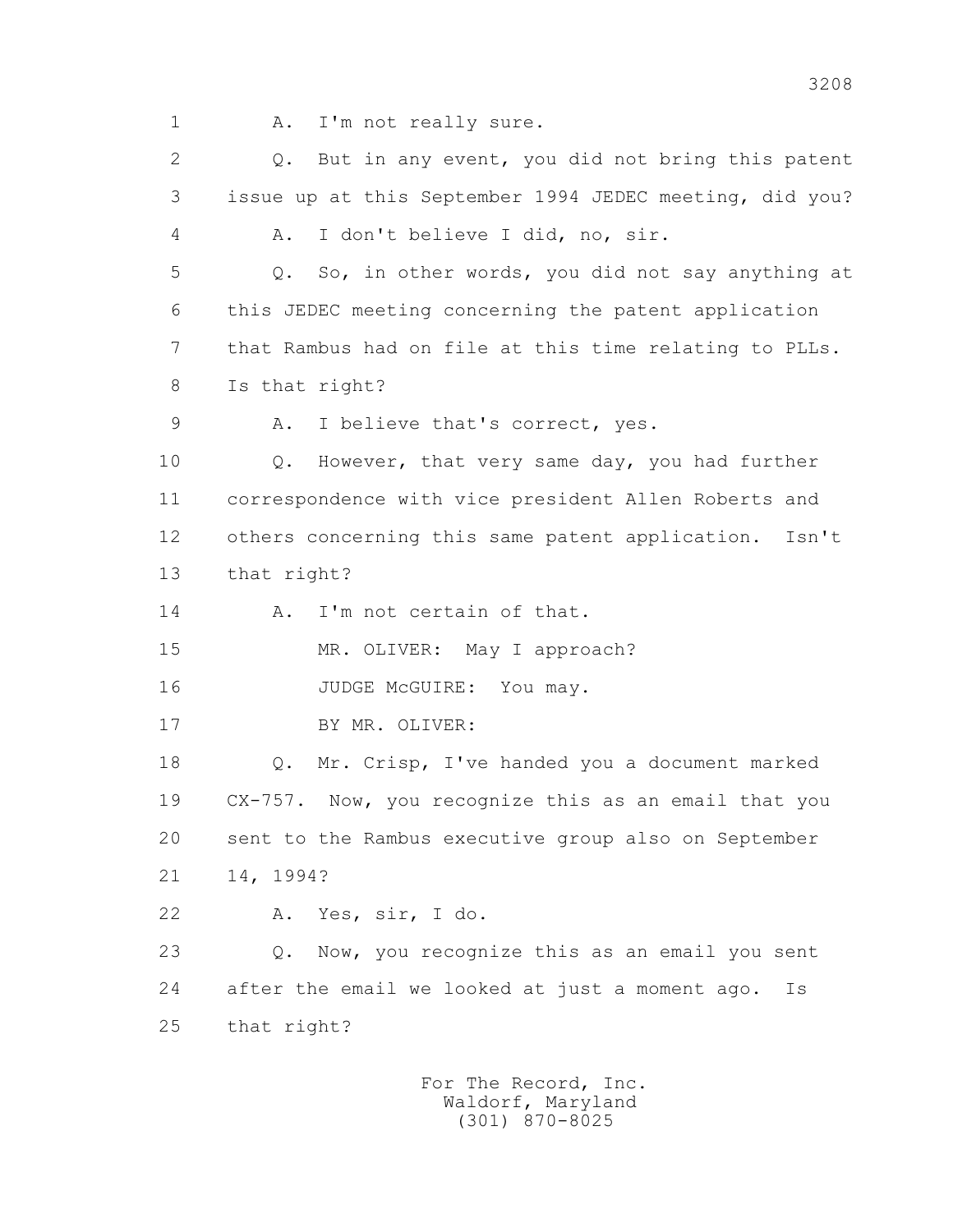1 A. I'm not really sure.

2 Q. But in any event, you did not bring this patent

3 issue up at this September 1994 JEDEC meeting, did you?

4 A. I don't believe I did, no, sir.

5 Q. So, in other words, you did not say anything at

6 this JEDEC meeting concerning the patent application

7 that Rambus had on file at this time relating to PLLs.

8 Is that right?

9 A. I believe that's correct, yes.

10 Q. However, that very same day, you had further

11 correspondence with vice president Allen Roberts and

12 others concerning this same patent application. Isn't

13 that right?

14 A. I'm not certain of that.

15 MR. OLIVER: May I approach?

16 JUDGE McGUIRE: You may.

17 BY MR. OLIVER:

18 Q. Mr. Crisp, I've handed you a document marked

19 CX-757. Now, you recognize this as an email that you

20 sent to the Rambus executive group also on September

21 14, 1994?

22 A. Yes, sir, I do.

23 Q. Now, you recognize this as an email you sent

24 after the email we looked at just a moment ago. Is

25 that right?

For The Record, Inc.
Waldorf, Maryland
(301) 870-8025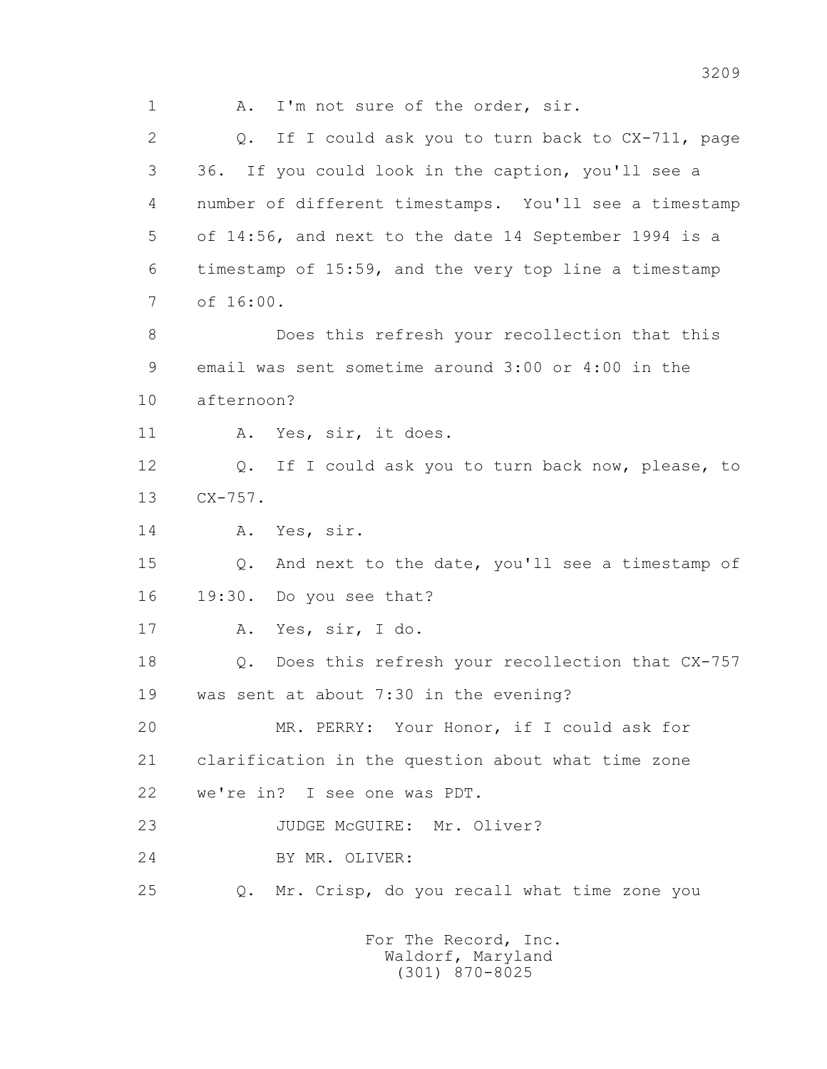1 A. I'm not sure of the order, sir.

2 Q. If I could ask you to turn back to CX-711, page

3 36. If you could look in the caption, you'll see a

4 number of different timestamps. You'll see a timestamp

5 of 14:56, and next to the date 14 September 1994 is a

6 timestamp of 15:59, and the very top line a timestamp

7 of 16:00.

8 Does this refresh your recollection that this

9 email was sent sometime around 3:00 or 4:00 in the

10 afternoon?

11 A. Yes, sir, it does.

12 Q. If I could ask you to turn back now, please, to

13 CX-757.

14 A. Yes, sir.

15 Q. And next to the date, you'll see a timestamp of

16 19:30. Do you see that?

17 A. Yes, sir, I do.

18 Q. Does this refresh your recollection that CX-757

19 was sent at about 7:30 in the evening?

20 MR. PERRY: Your Honor, if I could ask for

21 clarification in the question about what time zone

22 we're in? I see one was PDT.

23 JUDGE McGUIRE: Mr. Oliver?

24 BY MR. OLIVER:

25 Q. Mr. Crisp, do you recall what time zone you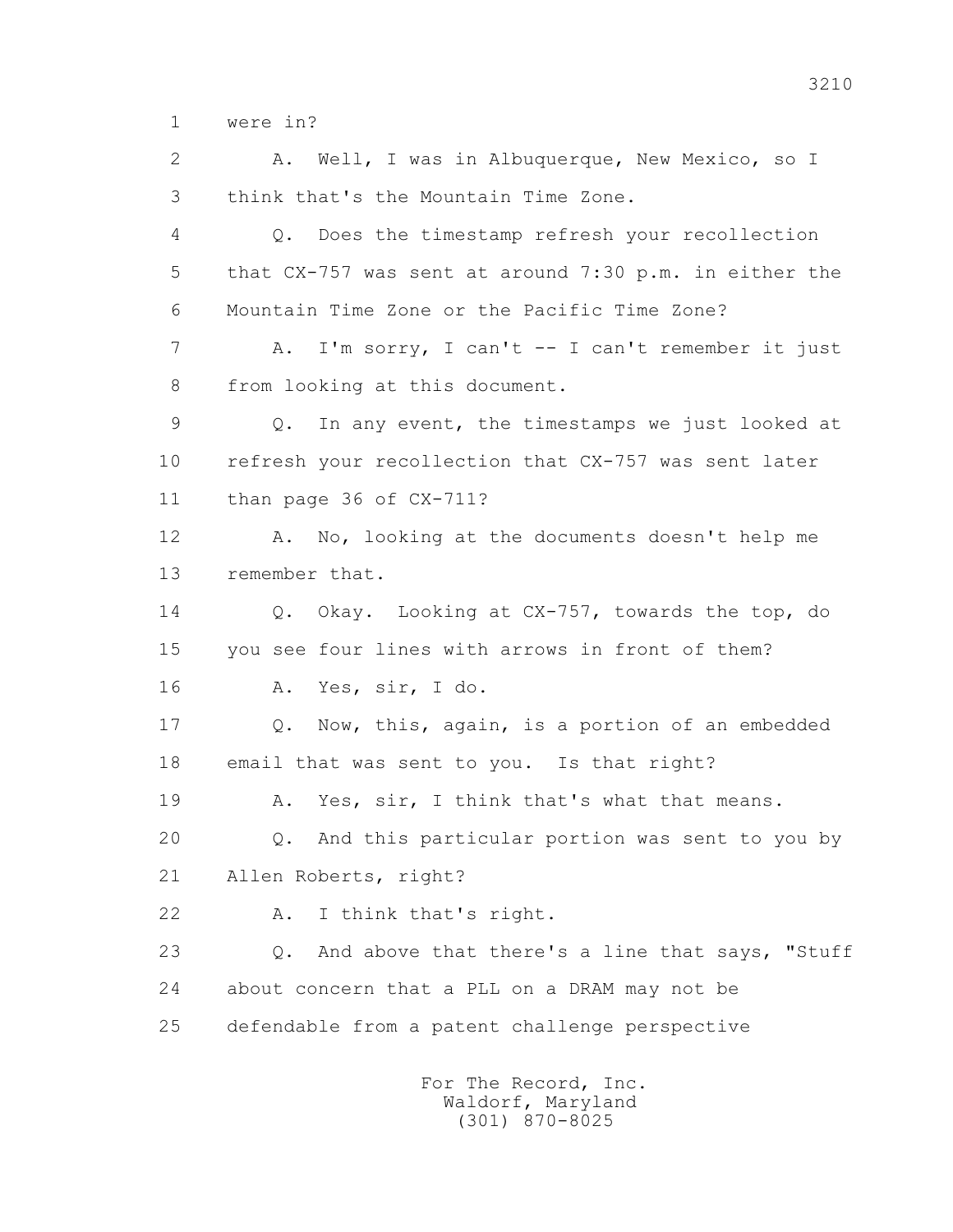1 were in?

2 A. Well, I was in Albuquerque, New Mexico, so I

3 think that's the Mountain Time Zone.

4 Q. Does the timestamp refresh your recollection

5 that CX-757 was sent at around 7:30 p.m. in either the

6 Mountain Time Zone or the Pacific Time Zone?

7 A. I'm sorry, I can't -- I can't remember it just

8 from looking at this document.

9 Q. In any event, the timestamps we just looked at

10 refresh your recollection that CX-757 was sent later

11 than page 36 of CX-711?

12 A. No, looking at the documents doesn't help me

13 remember that.

14 Q. Okay. Looking at CX-757, towards the top, do

15 you see four lines with arrows in front of them?

16 A. Yes, sir, I do.

17 Q. Now, this, again, is a portion of an embedded

18 email that was sent to you. Is that right?

19 A. Yes, sir, I think that's what that means.

20 Q. And this particular portion was sent to you by

21 Allen Roberts, right?

22 A. I think that's right.

23 Q. And above that there's a line that says, "Stuff

24 about concern that a PLL on a DRAM may not be

25 defendable from a patent challenge perspective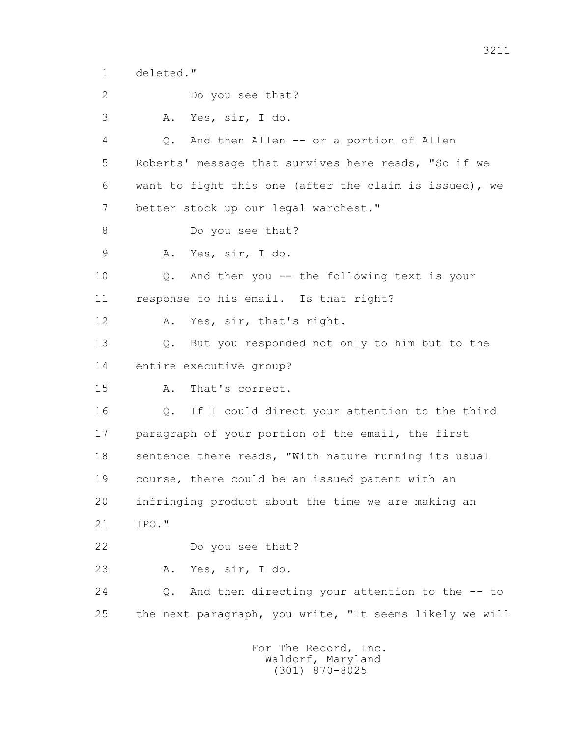1 deleted."

2 Do you see that?

3 A. Yes, sir, I do.

4 Q. And then Allen -- or a portion of Allen

5 Roberts' message that survives here reads, "So if we

6 want to fight this one (after the claim is issued), we

7 better stock up our legal warchest."

8 Do you see that?

9 A. Yes, sir, I do.

10 Q. And then you -- the following text is your

11 response to his email. Is that right?

12 A. Yes, sir, that's right.

13 Q. But you responded not only to him but to the

14 entire executive group?

15 A. That's correct.

16 Q. If I could direct your attention to the third

17 paragraph of your portion of the email, the first

18 sentence there reads, "With nature running its usual

19 course, there could be an issued patent with an

20 infringing product about the time we are making an

21 IPO."

22 Do you see that?

23 A. Yes, sir, I do.

24 Q. And then directing your attention to the -- to

25 the next paragraph, you write, "It seems likely we will

For The Record, Inc.
Waldorf, Maryland
(301) 870-8025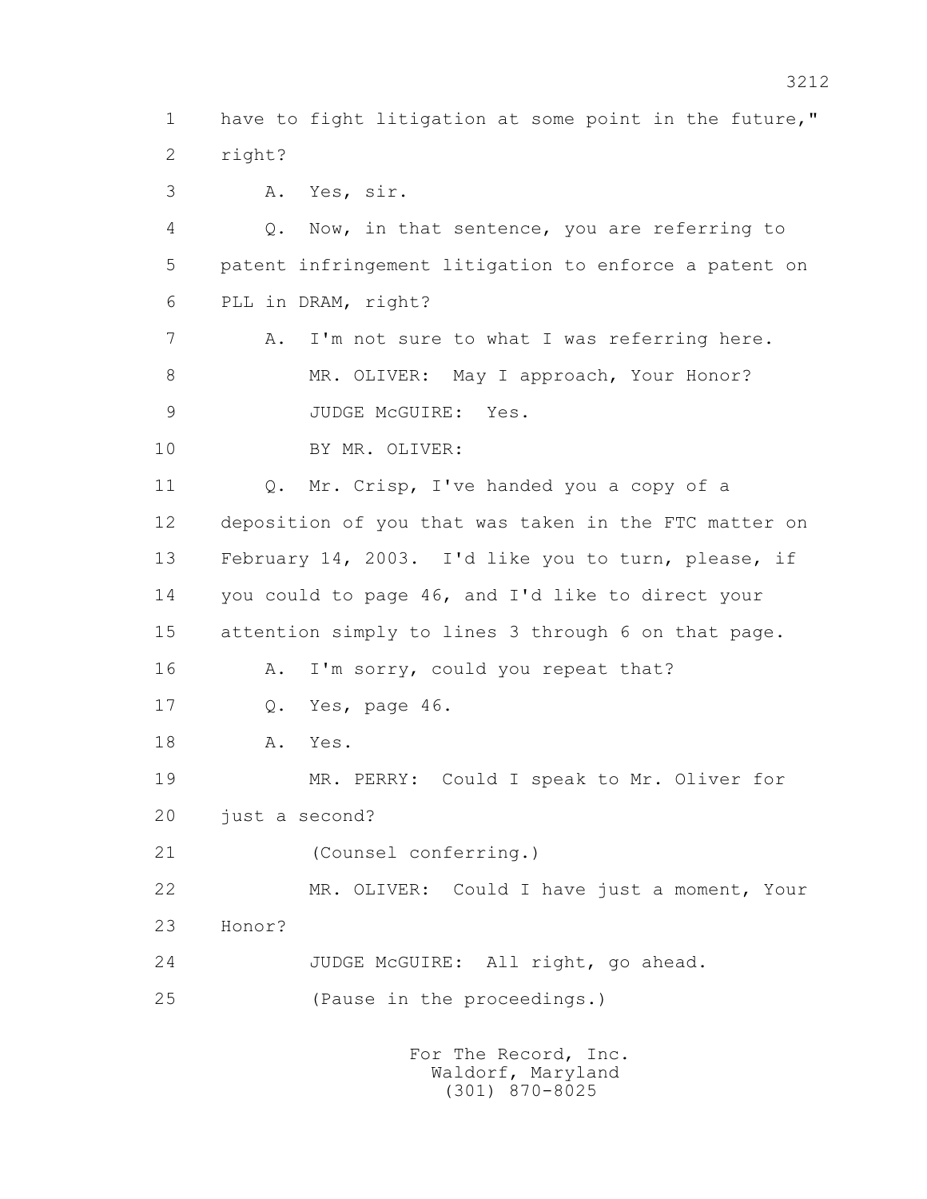1 have to fight litigation at some point in the future,"
2 right?
3 A. Yes, sir.
4 Q. Now, in that sentence, you are referring to
5 patent infringement litigation to enforce a patent on
6 PLL in DRAM, right?
7 A. I'm not sure to what I was referring here.
8 MR. OLIVER: May I approach, Your Honor?
9 JUDGE McGUIRE: Yes.
10 BY MR. OLIVER:
11 Q. Mr. Crisp, I've handed you a copy of a
12 deposition of you that was taken in the FTC matter on
13 February 14, 2003. I'd like you to turn, please, if
14 you could to page 46, and I'd like to direct your
15 attention simply to lines 3 through 6 on that page.
16 A. I'm sorry, could you repeat that?
17 Q. Yes, page 46.
18 A. Yes.
19 MR. PERRY: Could I speak to Mr. Oliver for
20 just a second?
21 (Counsel conferring.)
22 MR. OLIVER: Could I have just a moment, Your
23 Honor?
24 JUDGE McGUIRE: All right, go ahead.
25 (Pause in the proceedings.)

For The Record, Inc.
Waldorf, Maryland
(301) 870-8025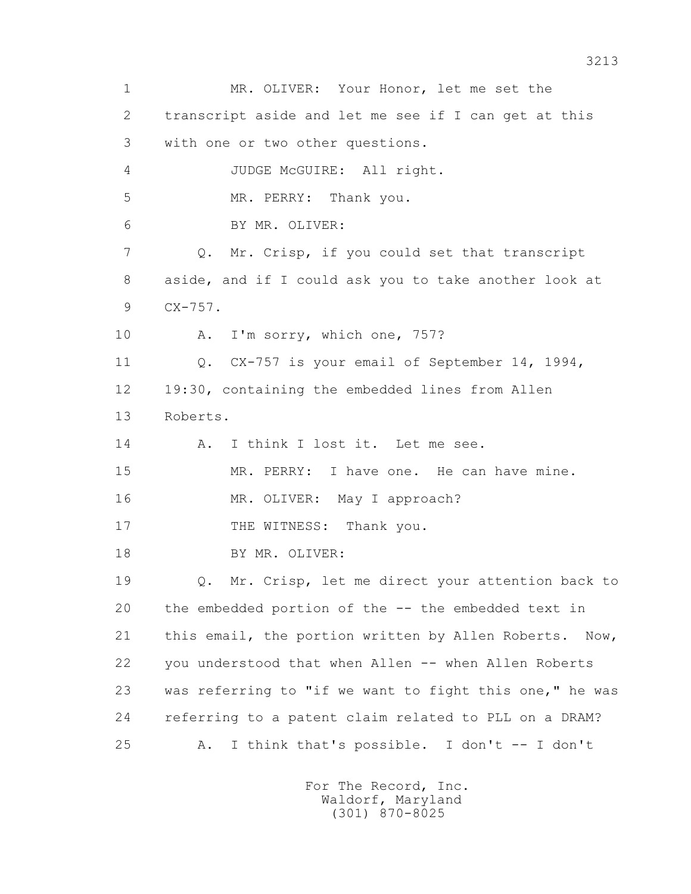1 MR. OLIVER: Your Honor, let me set the
2 transcript aside and let me see if I can get at this
3 with one or two other questions.
4 JUDGE McGUIRE: All right.
5 MR. PERRY: Thank you.
6 BY MR. OLIVER:
7 Q. Mr. Crisp, if you could set that transcript
8 aside, and if I could ask you to take another look at
9 CX-757.
10 A. I'm sorry, which one, 757?
11 Q. CX-757 is your email of September 14, 1994,
12 19:30, containing the embedded lines from Allen
13 Roberts.
14 A. I think I lost it. Let me see.
15 MR. PERRY: I have one. He can have mine.
16 MR. OLIVER: May I approach?
17 THE WITNESS: Thank you.
18 BY MR. OLIVER:
19 Q. Mr. Crisp, let me direct your attention back to
20 the embedded portion of the -- the embedded text in
21 this email, the portion written by Allen Roberts. Now,
22 you understood that when Allen -- when Allen Roberts
23 was referring to "if we want to fight this one," he was
24 referring to a patent claim related to PLL on a DRAM?
25 A. I think that's possible. I don't -- I don't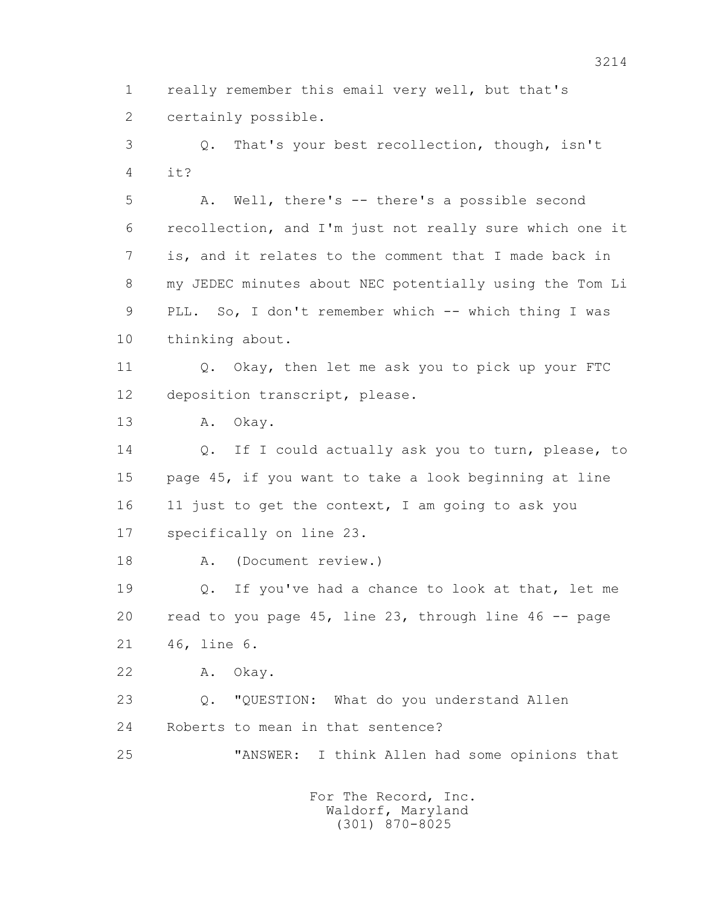1 really remember this email very well, but that's
2 certainly possible.

3 Q. That's your best recollection, though, isn't
4 it?

5 A. Well, there's -- there's a possible second
6 recollection, and I'm just not really sure which one it
7 is, and it relates to the comment that I made back in
8 my JEDEC minutes about NEC potentially using the Tom Li
9 PLL. So, I don't remember which -- which thing I was
10 thinking about.

11 Q. Okay, then let me ask you to pick up your FTC
12 deposition transcript, please.

13 A. Okay.

14 Q. If I could actually ask you to turn, please, to
15 page 45, if you want to take a look beginning at line
16 11 just to get the context, I am going to ask you
17 specifically on line 23.

18 A. (Document review.)

19 Q. If you've had a chance to look at that, let me
20 read to you page 45, line 23, through line 46 -- page
21 46, line 6.

22 A. Okay.

23 Q. "QUESTION: What do you understand Allen
24 Roberts to mean in that sentence?

25 "ANSWER: I think Allen had some opinions that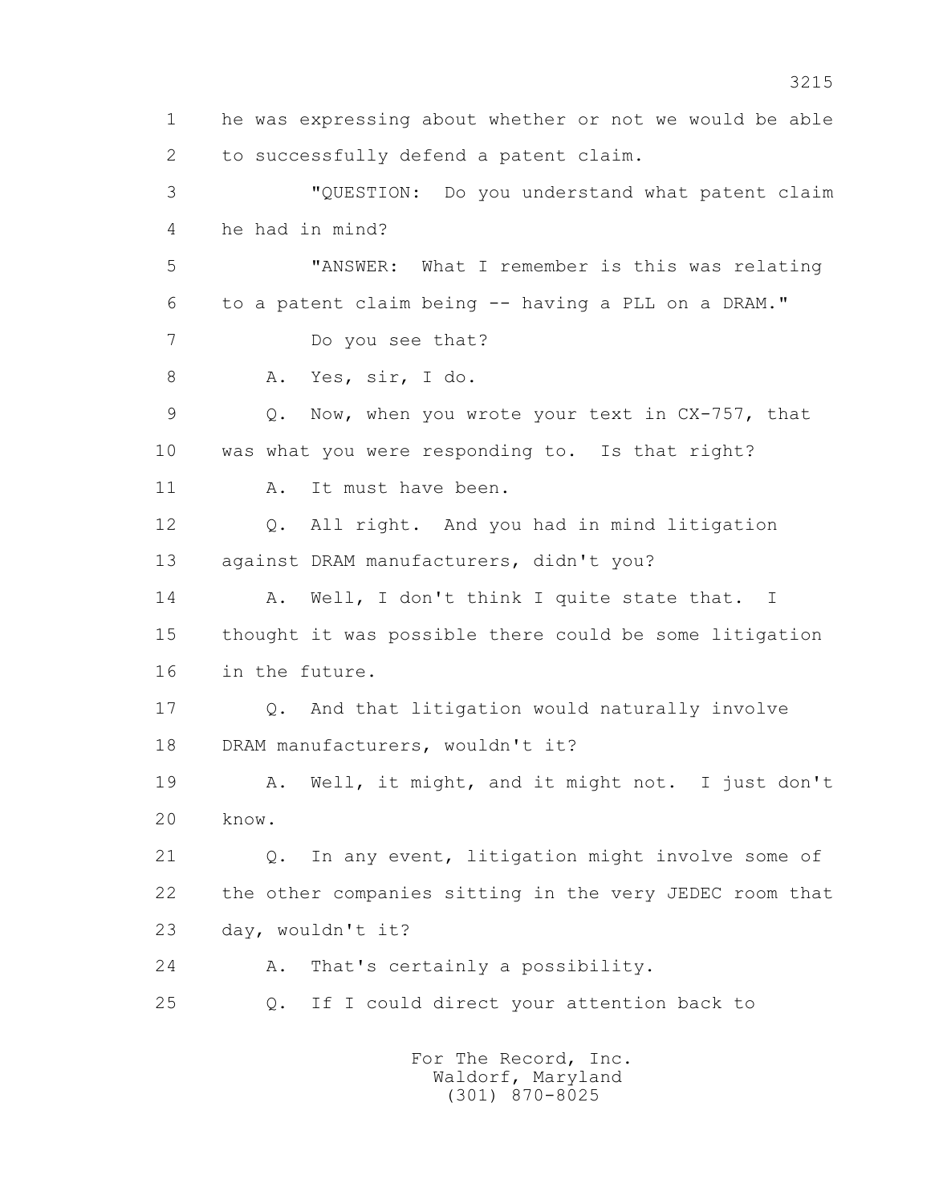he was expressing about whether or not we would be able to successfully defend a patent claim.

"QUESTION: Do you understand what patent claim he had in mind?

"ANSWER: What I remember is this was relating to a patent claim being -- having a PLL on a DRAM."

Do you see that?

A. Yes, sir, I do.

Q. Now, when you wrote your text in CX-757, that was what you were responding to. Is that right?

A. It must have been.

Q. All right. And you had in mind litigation against DRAM manufacturers, didn't you?

A. Well, I don't think I quite state that. I thought it was possible there could be some litigation in the future.

Q. And that litigation would naturally involve DRAM manufacturers, wouldn't it?

A. Well, it might, and it might not. I just don't know.

Q. In any event, litigation might involve some of the other companies sitting in the very JEDEC room that day, wouldn't it?

A. That's certainly a possibility.

Q. If I could direct your attention back to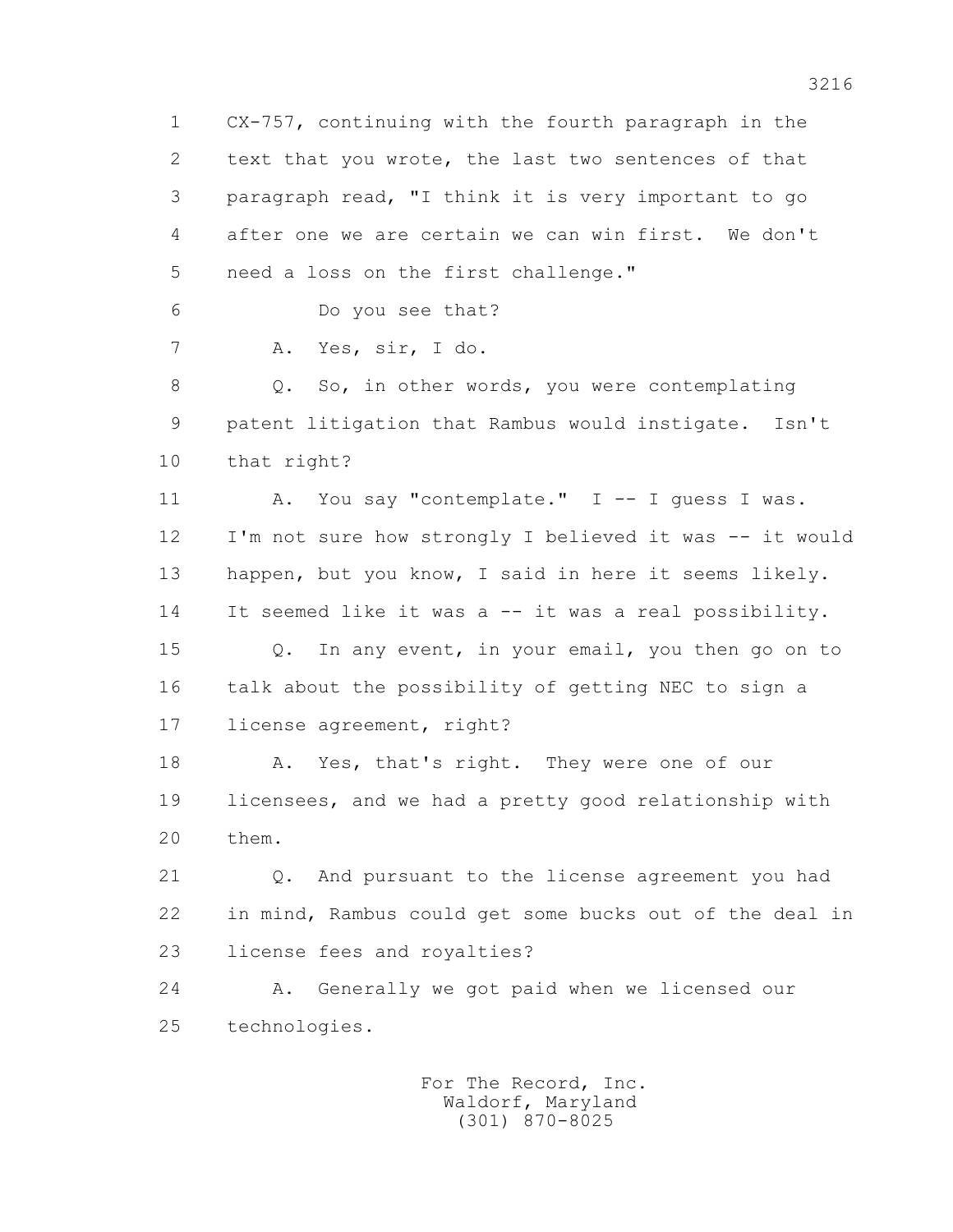1 CX-757, continuing with the fourth paragraph in the
2 text that you wrote, the last two sentences of that
3 paragraph read, "I think it is very important to go
4 after one we are certain we can win first. We don't
5 need a loss on the first challenge."

6 Do you see that?

7 A. Yes, sir, I do.

8 Q. So, in other words, you were contemplating
9 patent litigation that Rambus would instigate. Isn't
10 that right?

11 A. You say "contemplate." I -- I guess I was.
12 I'm not sure how strongly I believed it was -- it would
13 happen, but you know, I said in here it seems likely.
14 It seemed like it was a -- it was a real possibility.

15 Q. In any event, in your email, you then go on to
16 talk about the possibility of getting NEC to sign a
17 license agreement, right?

18 A. Yes, that's right. They were one of our
19 licensees, and we had a pretty good relationship with
20 them.

21 Q. And pursuant to the license agreement you had
22 in mind, Rambus could get some bucks out of the deal in
23 license fees and royalties?

24 A. Generally we got paid when we licensed our
25 technologies.

For The Record, Inc.
Waldorf, Maryland
(301) 870-8025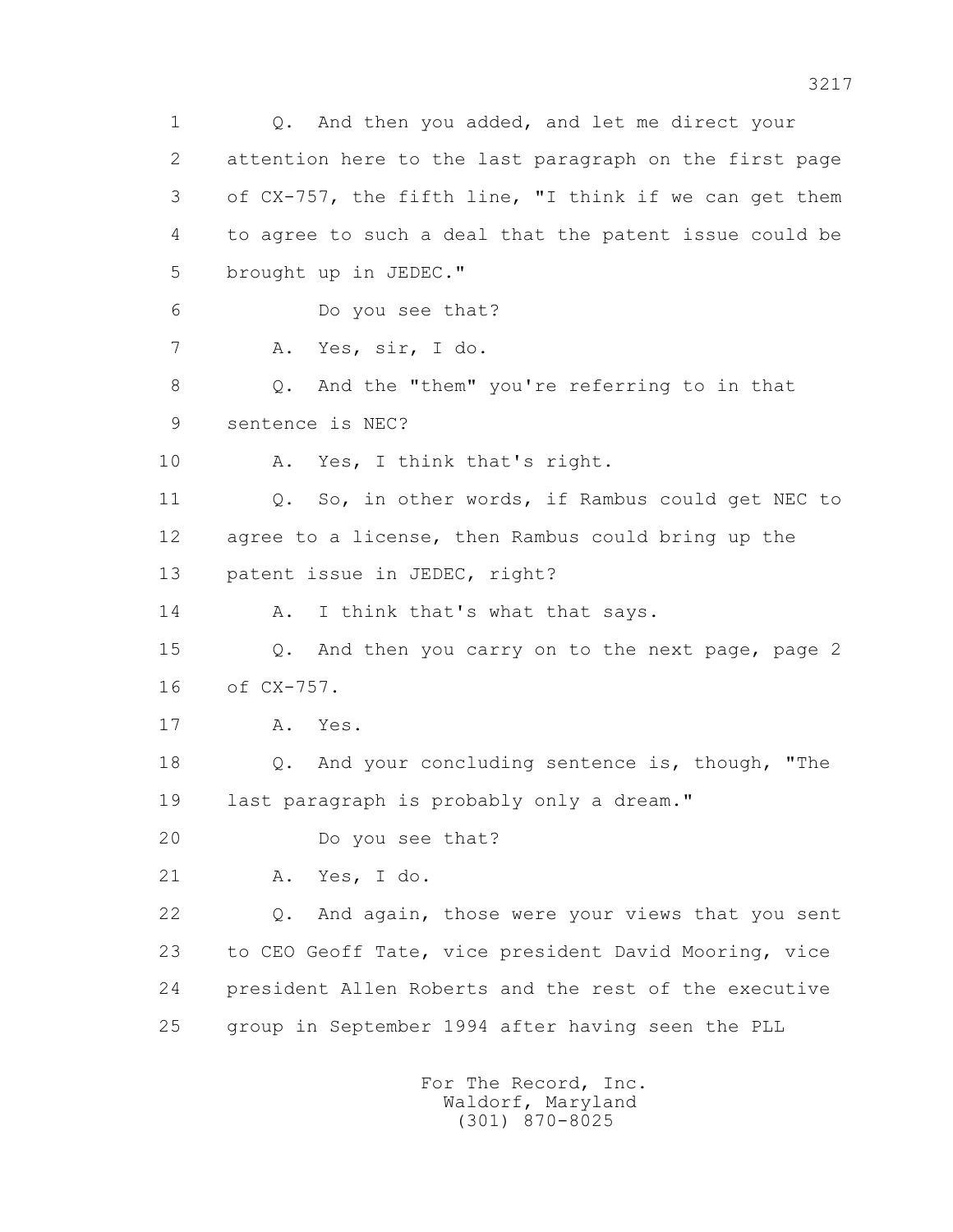Q. And then you added, and let me direct your attention here to the last paragraph on the first page of CX-757, the fifth line, "I think if we can get them to agree to such a deal that the patent issue could be brought up in JEDEC."

Do you see that?

A. Yes, sir, I do.

Q. And the "them" you're referring to in that sentence is NEC?

A. Yes, I think that's right.

Q. So, in other words, if Rambus could get NEC to agree to a license, then Rambus could bring up the patent issue in JEDEC, right?

A. I think that's what that says.

Q. And then you carry on to the next page, page 2 of CX-757.

A. Yes.

Q. And your concluding sentence is, though, "The last paragraph is probably only a dream."

Do you see that?

A. Yes, I do.

Q. And again, those were your views that you sent to CEO Geoff Tate, vice president David Mooring, vice president Allen Roberts and the rest of the executive group in September 1994 after having seen the PLL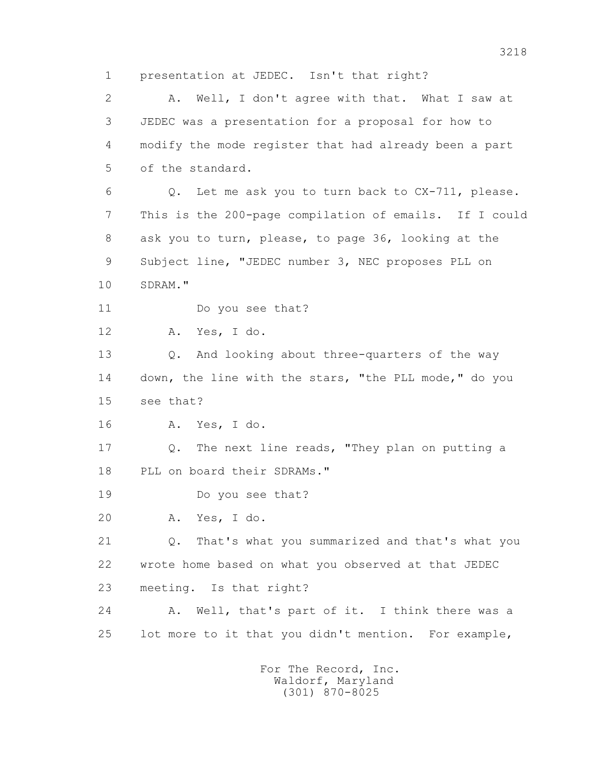1 presentation at JEDEC. Isn't that right?

2 A. Well, I don't agree with that. What I saw at

3 JEDEC was a presentation for a proposal for how to

4 modify the mode register that had already been a part

5 of the standard.

6 Q. Let me ask you to turn back to CX-711, please.

7 This is the 200-page compilation of emails. If I could

8 ask you to turn, please, to page 36, looking at the

9 Subject line, "JEDEC number 3, NEC proposes PLL on

10 SDRAM."

11 Do you see that?

12 A. Yes, I do.

13 Q. And looking about three-quarters of the way

14 down, the line with the stars, "the PLL mode," do you

15 see that?

16 A. Yes, I do.

17 Q. The next line reads, "They plan on putting a

18 PLL on board their SDRAMs."

19 Do you see that?

20 A. Yes, I do.

21 Q. That's what you summarized and that's what you

22 wrote home based on what you observed at that JEDEC

23 meeting. Is that right?

24 A. Well, that's part of it. I think there was a

25 lot more to it that you didn't mention. For example,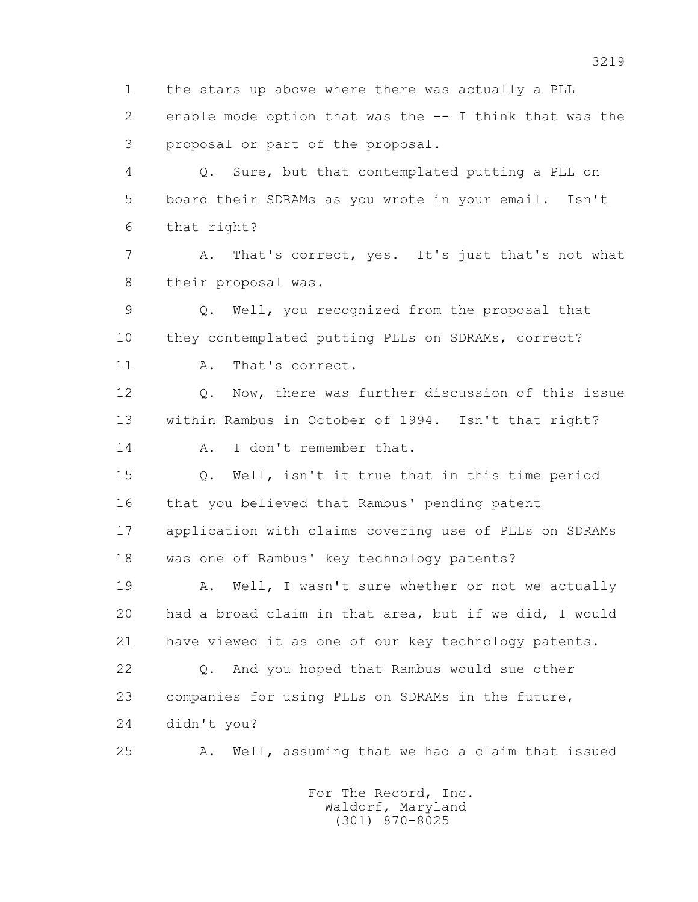1 the stars up above where there was actually a PLL
2 enable mode option that was the -- I think that was the
3 proposal or part of the proposal.

4 Q. Sure, but that contemplated putting a PLL on
5 board their SDRAMs as you wrote in your email. Isn't
6 that right?

7 A. That's correct, yes. It's just that's not what
8 their proposal was.

9 Q. Well, you recognized from the proposal that
10 they contemplated putting PLLs on SDRAMs, correct?

11 A. That's correct.

12 Q. Now, there was further discussion of this issue
13 within Rambus in October of 1994. Isn't that right?

14 A. I don't remember that.

15 Q. Well, isn't it true that in this time period
16 that you believed that Rambus' pending patent
17 application with claims covering use of PLLs on SDRAMs
18 was one of Rambus' key technology patents?

19 A. Well, I wasn't sure whether or not we actually
20 had a broad claim in that area, but if we did, I would
21 have viewed it as one of our key technology patents.

22 Q. And you hoped that Rambus would sue other
23 companies for using PLLs on SDRAMs in the future,
24 didn't you?

25 A. Well, assuming that we had a claim that issued

For The Record, Inc.
Waldorf, Maryland
(301) 870-8025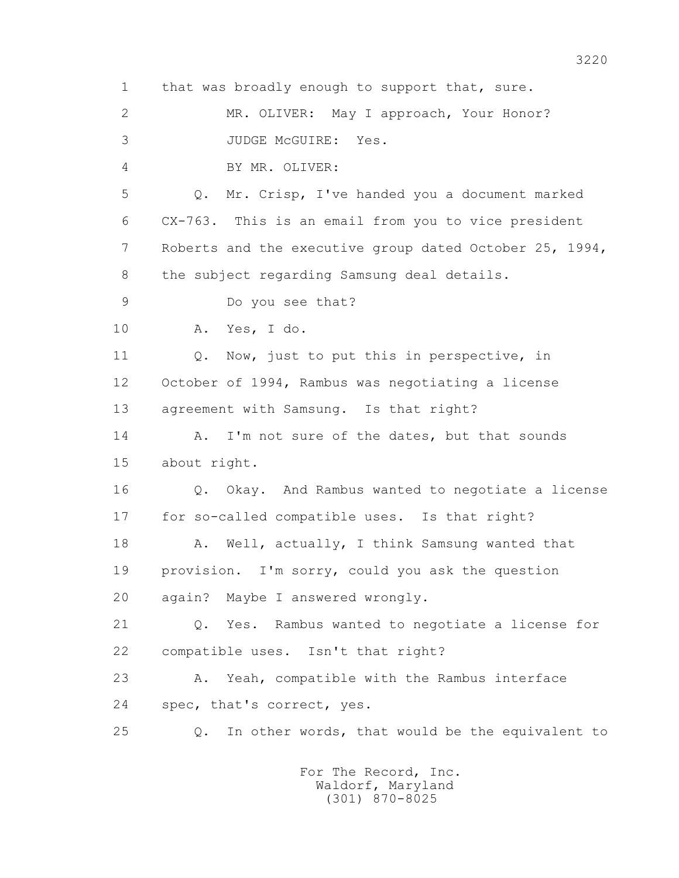1 that was broadly enough to support that, sure.

2 MR. OLIVER: May I approach, Your Honor?

3 JUDGE McGUIRE: Yes.

4 BY MR. OLIVER:

5 Q. Mr. Crisp, I've handed you a document marked

6 CX-763. This is an email from you to vice president

7 Roberts and the executive group dated October 25, 1994,

8 the subject regarding Samsung deal details.

9 Do you see that?

10 A. Yes, I do.

11 Q. Now, just to put this in perspective, in

12 October of 1994, Rambus was negotiating a license

13 agreement with Samsung. Is that right?

14 A. I'm not sure of the dates, but that sounds

15 about right.

16 Q. Okay. And Rambus wanted to negotiate a license

17 for so-called compatible uses. Is that right?

18 A. Well, actually, I think Samsung wanted that

19 provision. I'm sorry, could you ask the question

20 again? Maybe I answered wrongly.

21 Q. Yes. Rambus wanted to negotiate a license for

22 compatible uses. Isn't that right?

23 A. Yeah, compatible with the Rambus interface

24 spec, that's correct, yes.

25 Q. In other words, that would be the equivalent to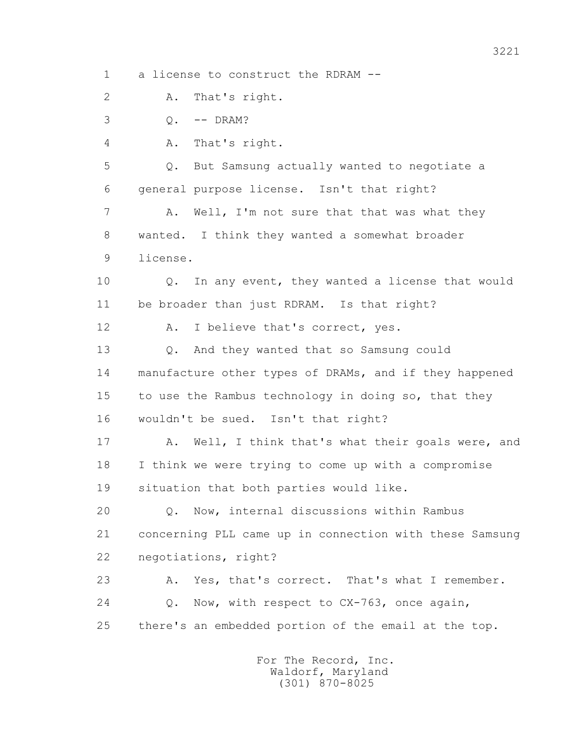1 a license to construct the RDRAM --

2 A. That's right.

3 Q. -- DRAM?

4 A. That's right.

5 Q. But Samsung actually wanted to negotiate a

6 general purpose license. Isn't that right?

7 A. Well, I'm not sure that that was what they

8 wanted. I think they wanted a somewhat broader

9 license.

10 Q. In any event, they wanted a license that would

11 be broader than just RDRAM. Is that right?

12 A. I believe that's correct, yes.

13 Q. And they wanted that so Samsung could

14 manufacture other types of DRAMs, and if they happened

15 to use the Rambus technology in doing so, that they

16 wouldn't be sued. Isn't that right?

17 A. Well, I think that's what their goals were, and

18 I think we were trying to come up with a compromise

19 situation that both parties would like.

20 Q. Now, internal discussions within Rambus

21 concerning PLL came up in connection with these Samsung

22 negotiations, right?

23 A. Yes, that's correct. That's what I remember.

24 Q. Now, with respect to CX-763, once again,

25 there's an embedded portion of the email at the top.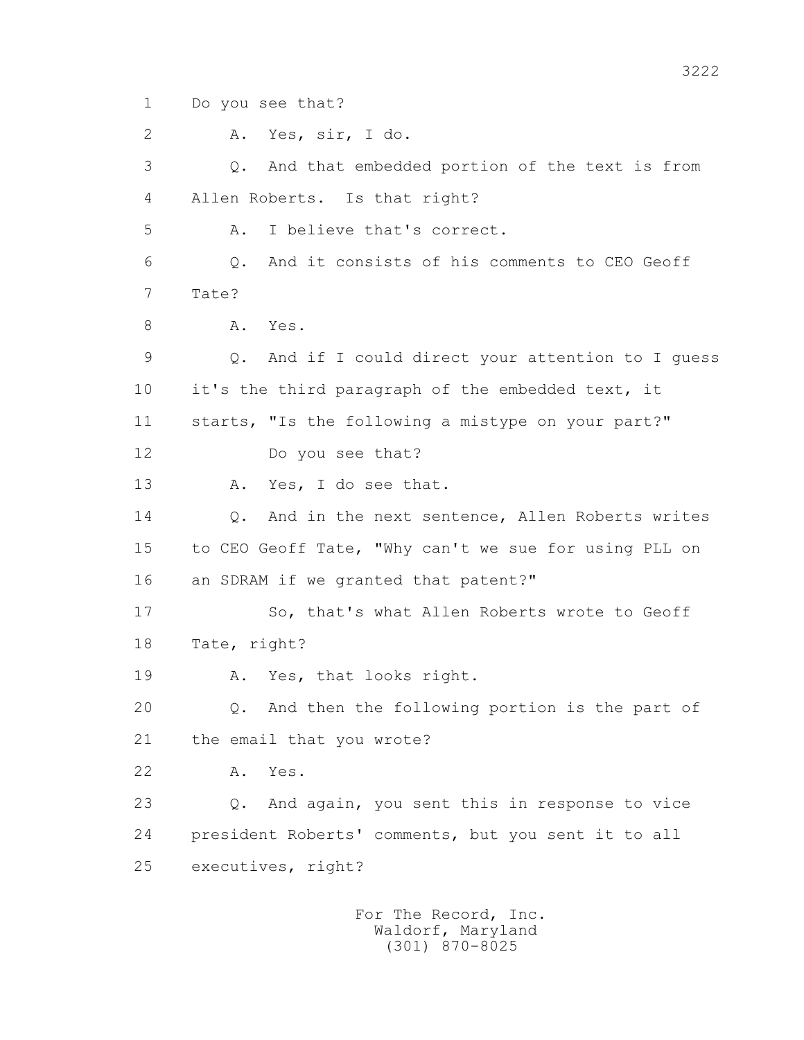1 Do you see that?

2 A. Yes, sir, I do.

3 Q. And that embedded portion of the text is from

4 Allen Roberts. Is that right?

5 A. I believe that's correct.

6 Q. And it consists of his comments to CEO Geoff

7 Tate?

8 A. Yes.

9 Q. And if I could direct your attention to I guess

10 it's the third paragraph of the embedded text, it

11 starts, "Is the following a mistype on your part?"

12 Do you see that?

13 A. Yes, I do see that.

14 Q. And in the next sentence, Allen Roberts writes

15 to CEO Geoff Tate, "Why can't we sue for using PLL on

16 an SDRAM if we granted that patent?"

17 So, that's what Allen Roberts wrote to Geoff

18 Tate, right?

19 A. Yes, that looks right.

20 Q. And then the following portion is the part of

21 the email that you wrote?

22 A. Yes.

23 Q. And again, you sent this in response to vice

24 president Roberts' comments, but you sent it to all

25 executives, right?

For The Record, Inc.
Waldorf, Maryland
(301) 870-8025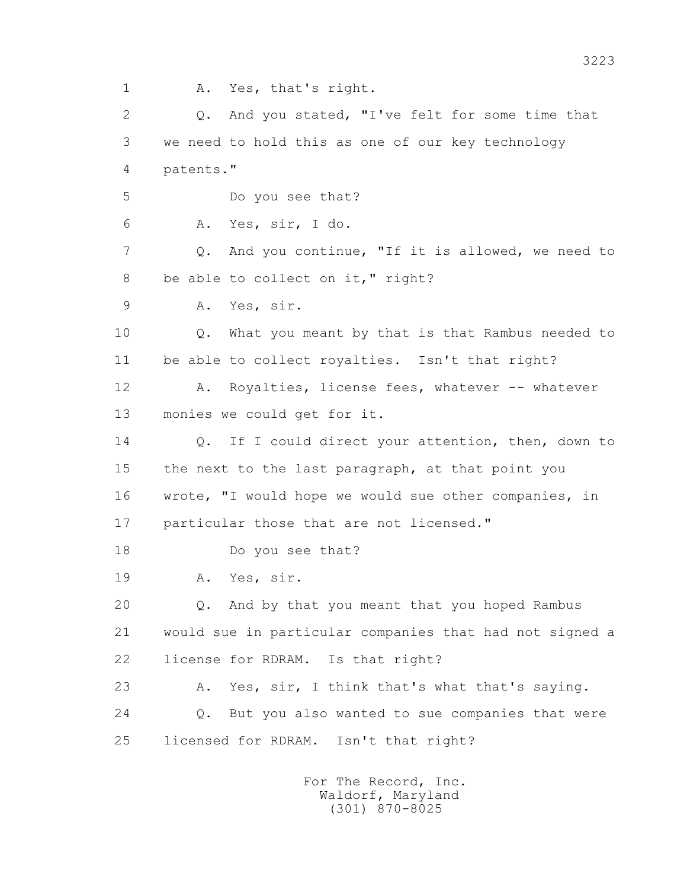1 A. Yes, that's right.

2 Q. And you stated, "I've felt for some time that

3 we need to hold this as one of our key technology

4 patents."

5 Do you see that?

6 A. Yes, sir, I do.

7 Q. And you continue, "If it is allowed, we need to

8 be able to collect on it," right?

9 A. Yes, sir.

10 Q. What you meant by that is that Rambus needed to

11 be able to collect royalties. Isn't that right?

12 A. Royalties, license fees, whatever -- whatever

13 monies we could get for it.

14 Q. If I could direct your attention, then, down to

15 the next to the last paragraph, at that point you

16 wrote, "I would hope we would sue other companies, in

17 particular those that are not licensed."

18 Do you see that?

19 A. Yes, sir.

20 Q. And by that you meant that you hoped Rambus

21 would sue in particular companies that had not signed a

22 license for RDRAM. Is that right?

23 A. Yes, sir, I think that's what that's saying.

24 Q. But you also wanted to sue companies that were

25 licensed for RDRAM. Isn't that right?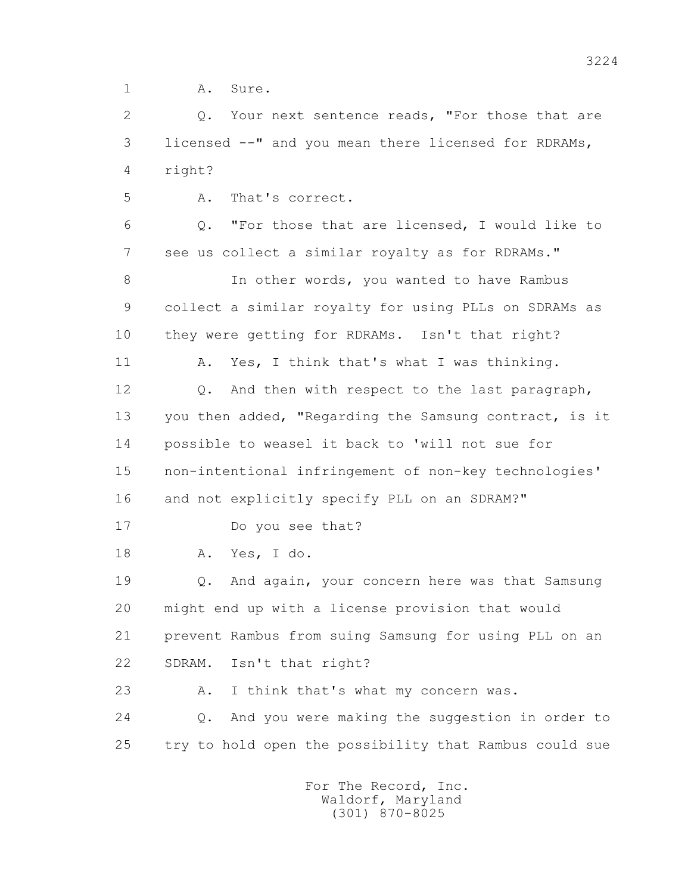1 A. Sure.

2 Q. Your next sentence reads, "For those that are

3 licensed --" and you mean there licensed for RDRAMs,

4 right?

5 A. That's correct.

6 Q. "For those that are licensed, I would like to

7 see us collect a similar royalty as for RDRAMs."

8 In other words, you wanted to have Rambus

9 collect a similar royalty for using PLLs on SDRAMs as

10 they were getting for RDRAMs. Isn't that right?

11 A. Yes, I think that's what I was thinking.

12 Q. And then with respect to the last paragraph,

13 you then added, "Regarding the Samsung contract, is it

14 possible to weasel it back to 'will not sue for

15 non-intentional infringement of non-key technologies'

16 and not explicitly specify PLL on an SDRAM?"

17 Do you see that?

18 A. Yes, I do.

19 Q. And again, your concern here was that Samsung

20 might end up with a license provision that would

21 prevent Rambus from suing Samsung for using PLL on an

22 SDRAM. Isn't that right?

23 A. I think that's what my concern was.

24 Q. And you were making the suggestion in order to

25 try to hold open the possibility that Rambus could sue

For The Record, Inc.
Waldorf, Maryland
(301) 870-8025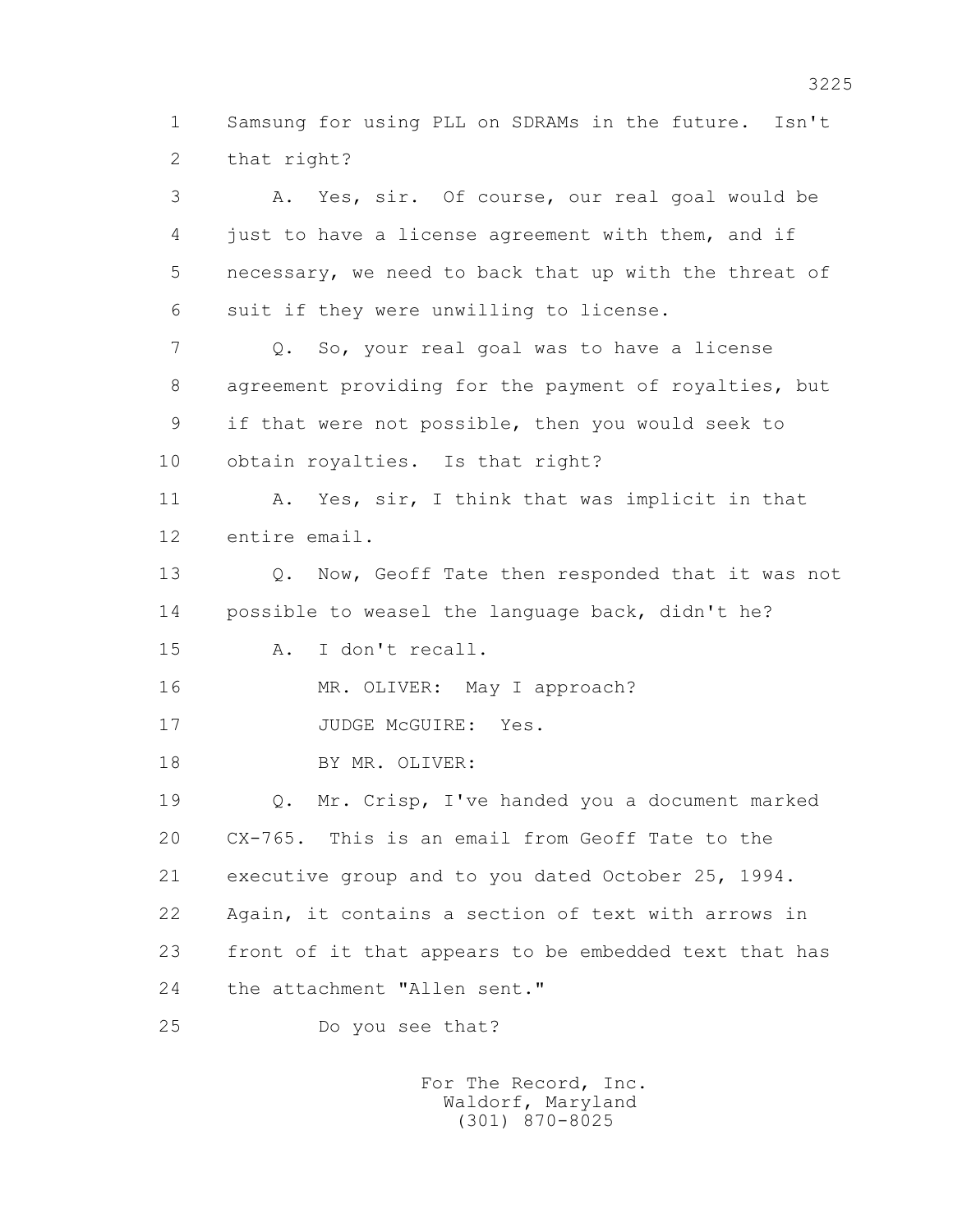1 Samsung for using PLL on SDRAMs in the future. Isn't
2 that right?

3 A. Yes, sir. Of course, our real goal would be
4 just to have a license agreement with them, and if
5 necessary, we need to back that up with the threat of
6 suit if they were unwilling to license.

7 Q. So, your real goal was to have a license
8 agreement providing for the payment of royalties, but
9 if that were not possible, then you would seek to
10 obtain royalties. Is that right?

11 A. Yes, sir, I think that was implicit in that
12 entire email.

13 Q. Now, Geoff Tate then responded that it was not
14 possible to weasel the language back, didn't he?

15 A. I don't recall.

16 MR. OLIVER: May I approach?

17 JUDGE McGUIRE: Yes.

18 BY MR. OLIVER:

19 Q. Mr. Crisp, I've handed you a document marked
20 CX-765. This is an email from Geoff Tate to the
21 executive group and to you dated October 25, 1994.
22 Again, it contains a section of text with arrows in
23 front of it that appears to be embedded text that has
24 the attachment "Allen sent."

25 Do you see that?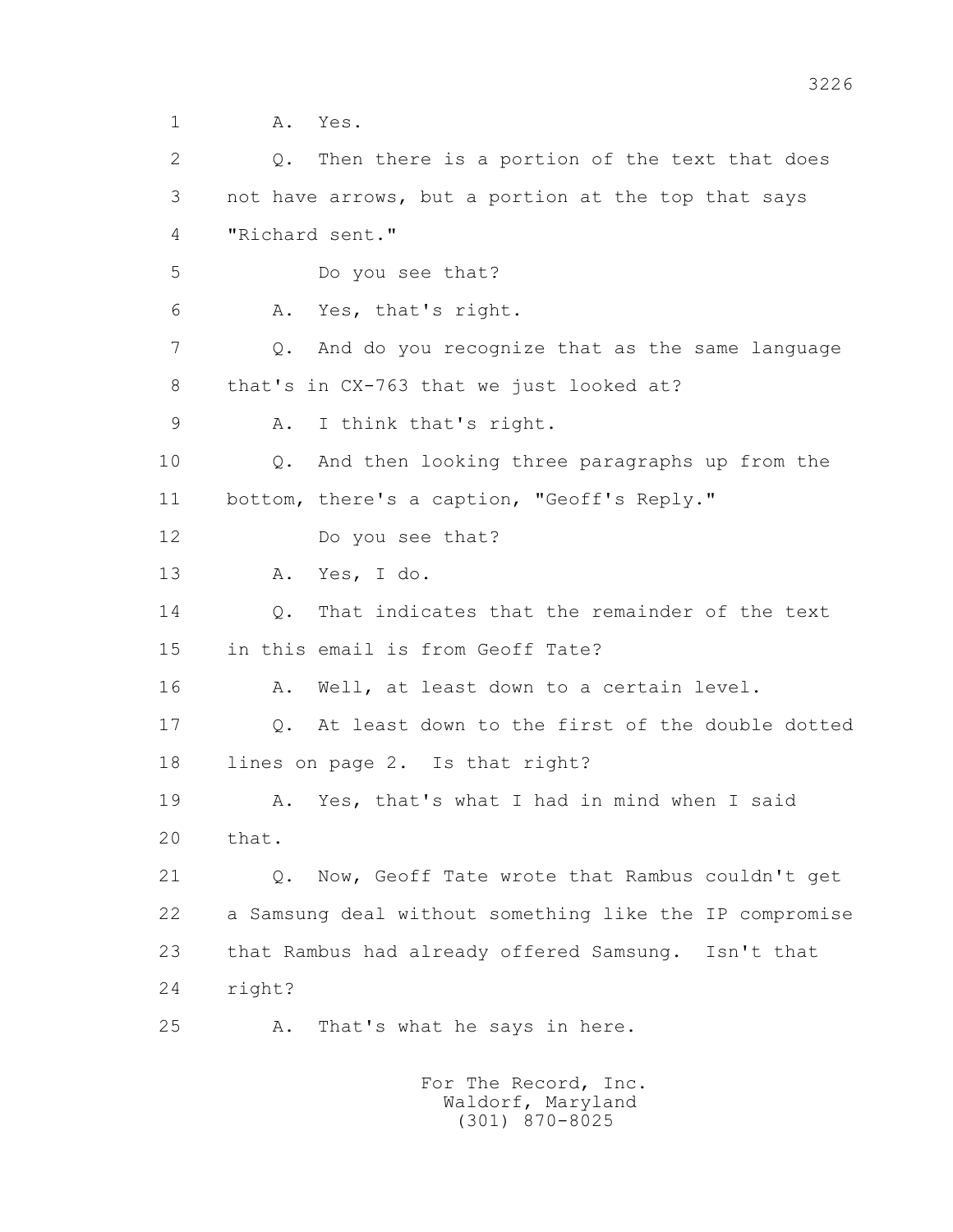1 A. Yes.

2 Q. Then there is a portion of the text that does

3 not have arrows, but a portion at the top that says

4 "Richard sent."

5 Do you see that?

6 A. Yes, that's right.

7 Q. And do you recognize that as the same language

8 that's in CX-763 that we just looked at?

9 A. I think that's right.

10 Q. And then looking three paragraphs up from the

11 bottom, there's a caption, "Geoff's Reply."

12 Do you see that?

13 A. Yes, I do.

14 Q. That indicates that the remainder of the text

15 in this email is from Geoff Tate?

16 A. Well, at least down to a certain level.

17 Q. At least down to the first of the double dotted

18 lines on page 2. Is that right?

19 A. Yes, that's what I had in mind when I said

20 that.

21 Q. Now, Geoff Tate wrote that Rambus couldn't get

22 a Samsung deal without something like the IP compromise

23 that Rambus had already offered Samsung. Isn't that

24 right?

25 A. That's what he says in here.

For The Record, Inc.
Waldorf, Maryland
(301) 870-8025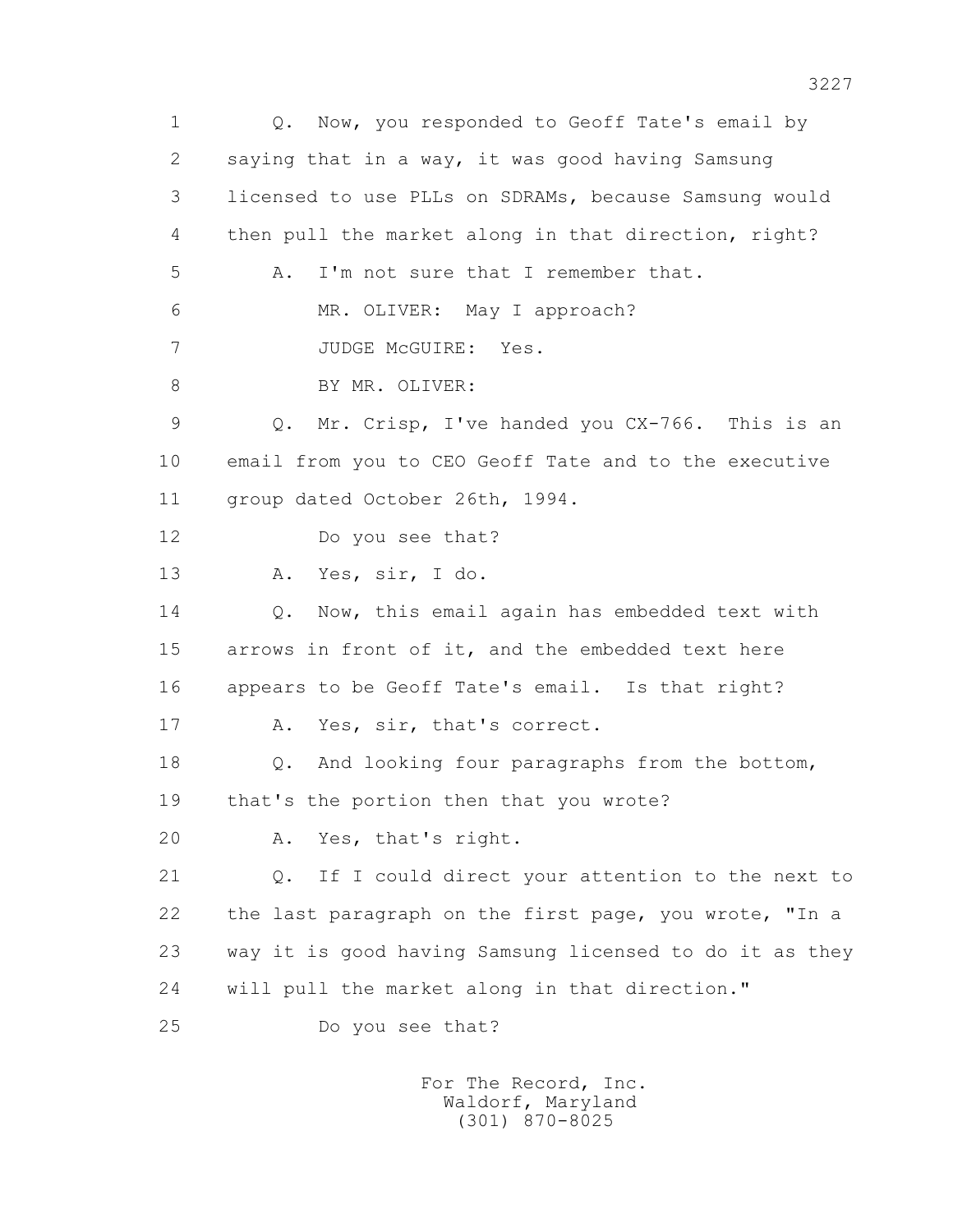1 Q. Now, you responded to Geoff Tate's email by
2 saying that in a way, it was good having Samsung
3 licensed to use PLLs on SDRAMs, because Samsung would
4 then pull the market along in that direction, right?
5 A. I'm not sure that I remember that.
6 MR. OLIVER: May I approach?
7 JUDGE McGUIRE: Yes.
8 BY MR. OLIVER:
9 Q. Mr. Crisp, I've handed you CX-766. This is an
10 email from you to CEO Geoff Tate and to the executive
11 group dated October 26th, 1994.
12 Do you see that?
13 A. Yes, sir, I do.
14 Q. Now, this email again has embedded text with
15 arrows in front of it, and the embedded text here
16 appears to be Geoff Tate's email. Is that right?
17 A. Yes, sir, that's correct.
18 Q. And looking four paragraphs from the bottom,
19 that's the portion then that you wrote?
20 A. Yes, that's right.
21 Q. If I could direct your attention to the next to
22 the last paragraph on the first page, you wrote, "In a
23 way it is good having Samsung licensed to do it as they
24 will pull the market along in that direction."
25 Do you see that?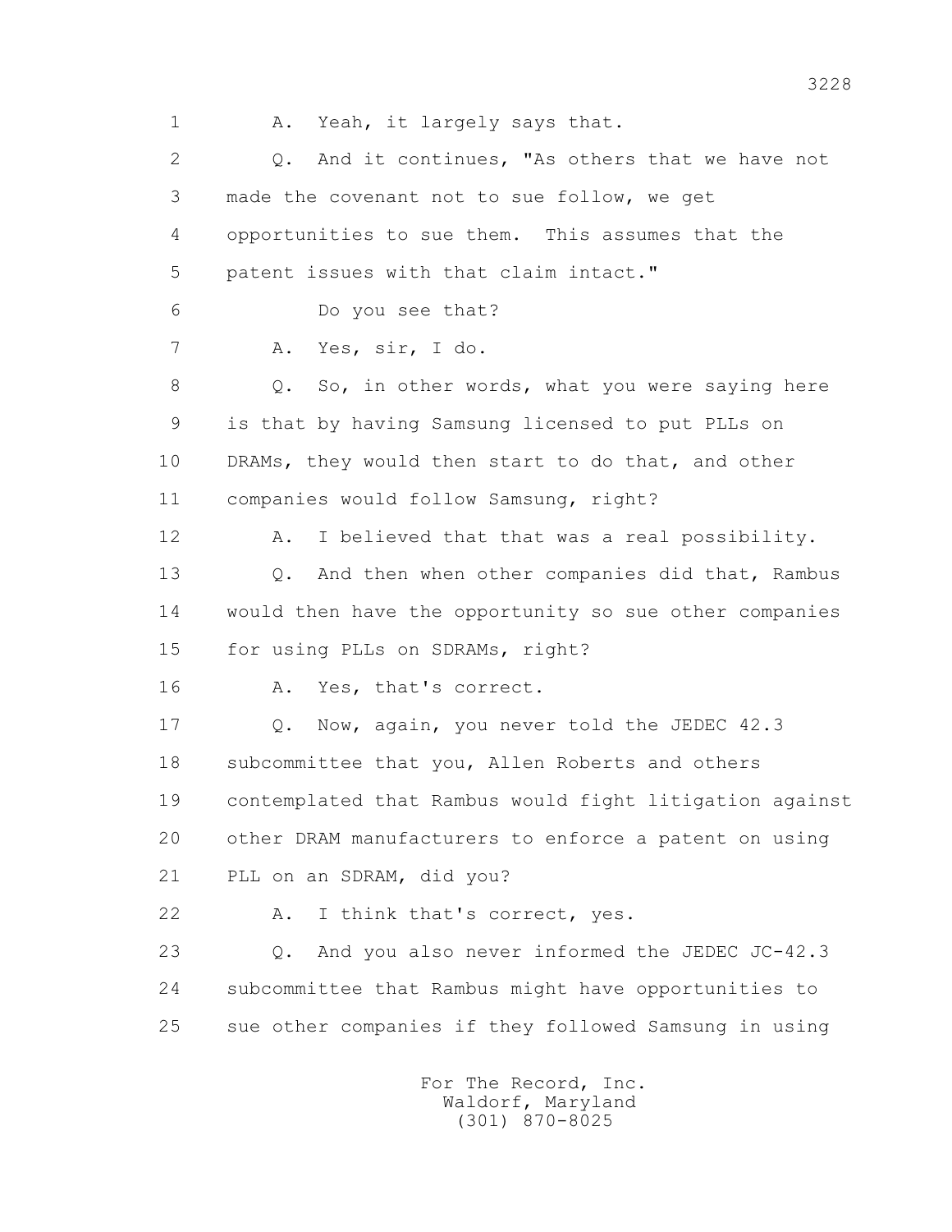1 A. Yeah, it largely says that.

2 Q. And it continues, "As others that we have not

3 made the covenant not to sue follow, we get

4 opportunities to sue them. This assumes that the

5 patent issues with that claim intact."

6 Do you see that?

7 A. Yes, sir, I do.

8 Q. So, in other words, what you were saying here

9 is that by having Samsung licensed to put PLLs on

10 DRAMs, they would then start to do that, and other

11 companies would follow Samsung, right?

12 A. I believed that that was a real possibility.

13 Q. And then when other companies did that, Rambus

14 would then have the opportunity so sue other companies

15 for using PLLs on SDRAMs, right?

16 A. Yes, that's correct.

17 Q. Now, again, you never told the JEDEC 42.3

18 subcommittee that you, Allen Roberts and others

19 contemplated that Rambus would fight litigation against

20 other DRAM manufacturers to enforce a patent on using

21 PLL on an SDRAM, did you?

22 A. I think that's correct, yes.

23 Q. And you also never informed the JEDEC JC-42.3

24 subcommittee that Rambus might have opportunities to

25 sue other companies if they followed Samsung in using

For The Record, Inc.
Waldorf, Maryland
(301) 870-8025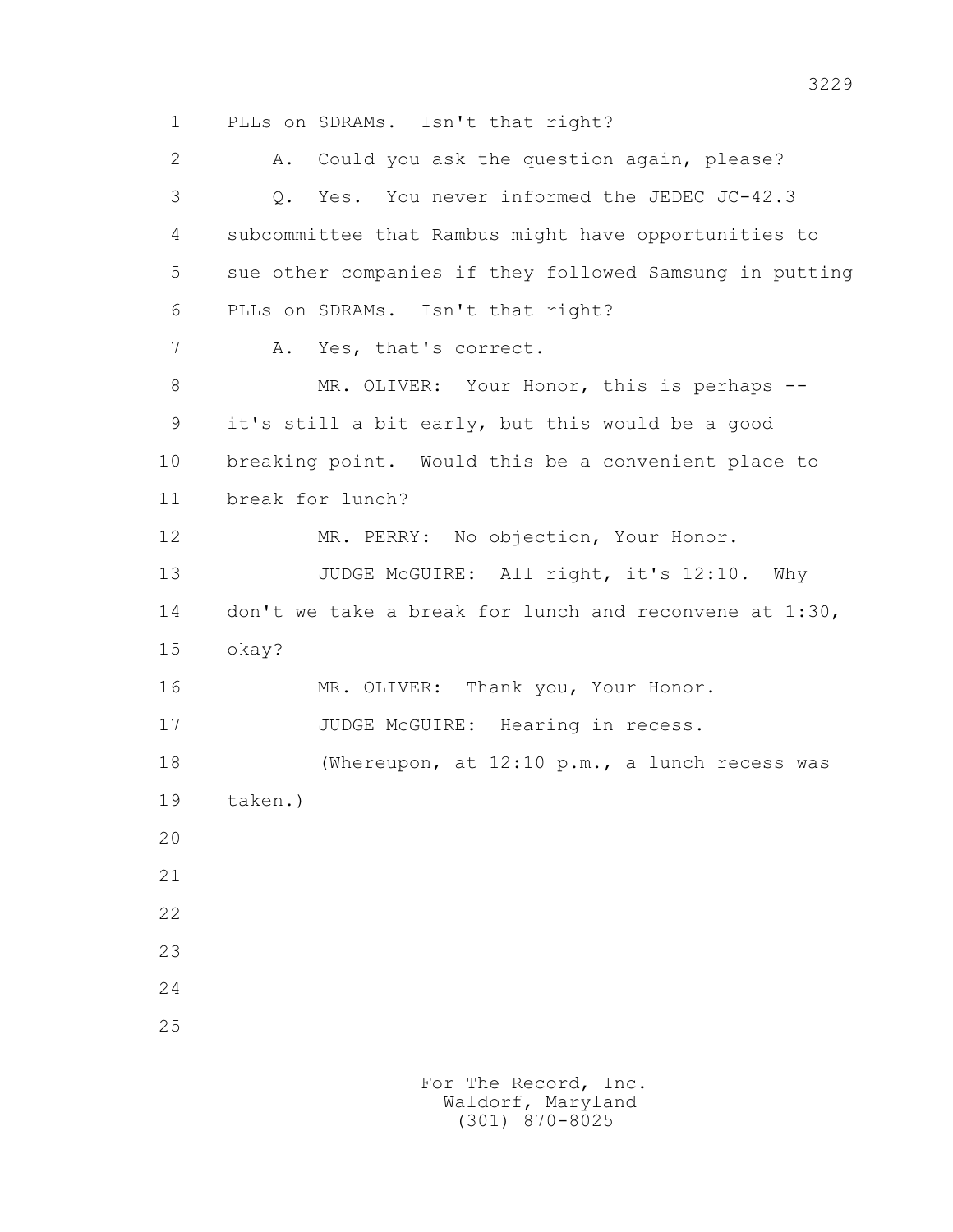PLLs on SDRAMs. Isn't that right?

A. Could you ask the question again, please?

Q. Yes. You never informed the JEDEC JC-42.3 subcommittee that Rambus might have opportunities to sue other companies if they followed Samsung in putting PLLs on SDRAMs. Isn't that right?

A. Yes, that's correct.

MR. OLIVER: Your Honor, this is perhaps -- it's still a bit early, but this would be a good breaking point. Would this be a convenient place to break for lunch?

MR. PERRY: No objection, Your Honor.

JUDGE McGUIRE: All right, it's 12:10. Why don't we take a break for lunch and reconvene at 1:30, okay?

MR. OLIVER: Thank you, Your Honor.

JUDGE McGUIRE: Hearing in recess.

(Whereupon, at 12:10 p.m., a lunch recess was taken.)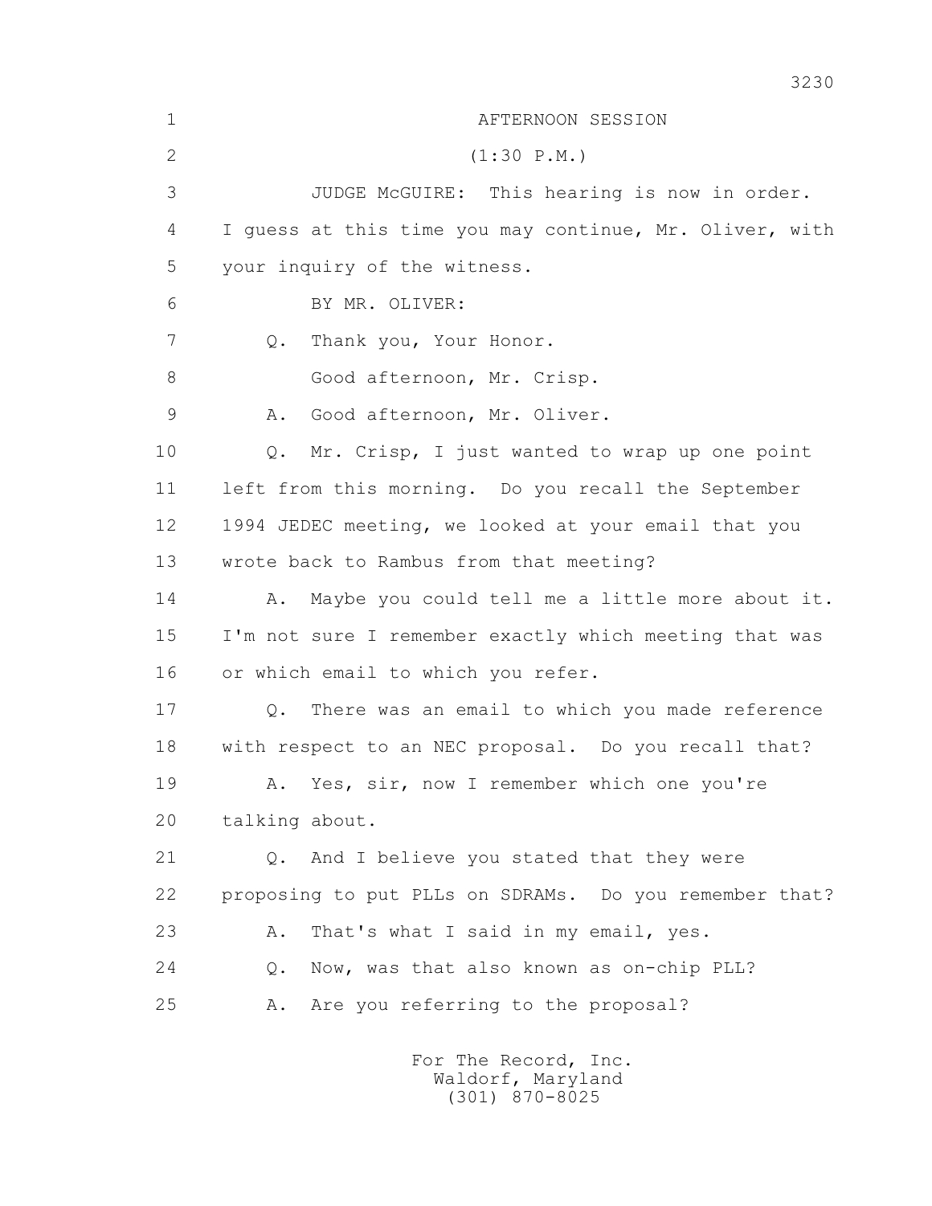AFTERNOON SESSION

(1:30 P.M.)

JUDGE McGUIRE: This hearing is now in order. I guess at this time you may continue, Mr. Oliver, with your inquiry of the witness.

BY MR. OLIVER:

Q. Thank you, Your Honor.

Good afternoon, Mr. Crisp.

A. Good afternoon, Mr. Oliver.

Q. Mr. Crisp, I just wanted to wrap up one point left from this morning. Do you recall the September 1994 JEDEC meeting, we looked at your email that you wrote back to Rambus from that meeting?

A. Maybe you could tell me a little more about it. I'm not sure I remember exactly which meeting that was or which email to which you refer.

Q. There was an email to which you made reference with respect to an NEC proposal. Do you recall that?

A. Yes, sir, now I remember which one you're talking about.

Q. And I believe you stated that they were proposing to put PLLs on SDRAMs. Do you remember that?

A. That's what I said in my email, yes.

Q. Now, was that also known as on-chip PLL?

A. Are you referring to the proposal?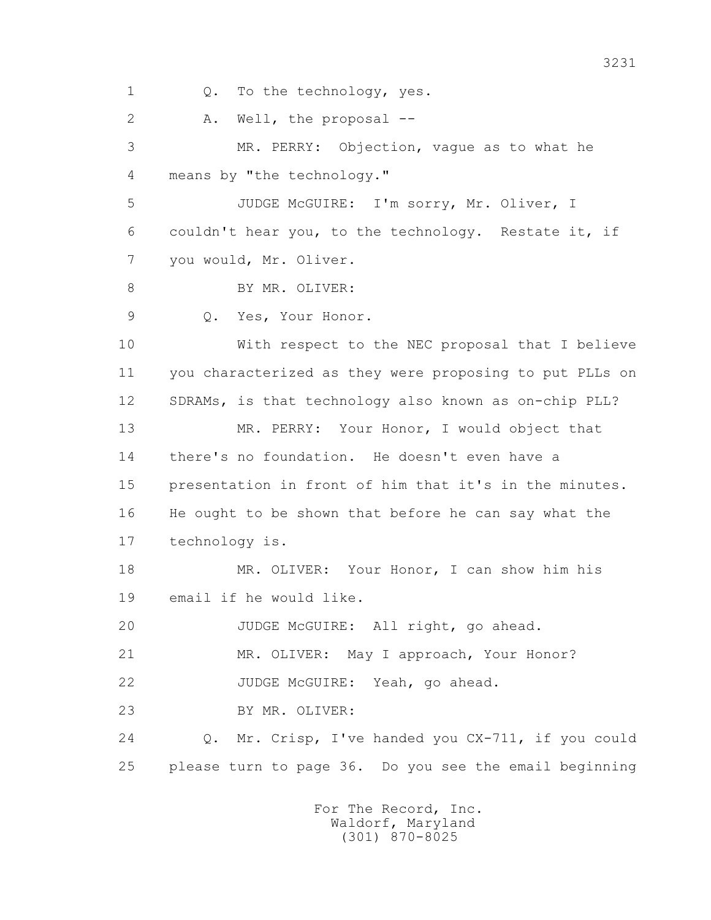1 Q. To the technology, yes.

2 A. Well, the proposal --

3 MR. PERRY: Objection, vague as to what he

4 means by "the technology."

5 JUDGE McGUIRE: I'm sorry, Mr. Oliver, I

6 couldn't hear you, to the technology. Restate it, if

7 you would, Mr. Oliver.

8 BY MR. OLIVER:

9 Q. Yes, Your Honor.

10 With respect to the NEC proposal that I believe

11 you characterized as they were proposing to put PLLs on

12 SDRAMs, is that technology also known as on-chip PLL?

13 MR. PERRY: Your Honor, I would object that

14 there's no foundation. He doesn't even have a

15 presentation in front of him that it's in the minutes.

16 He ought to be shown that before he can say what the

17 technology is.

18 MR. OLIVER: Your Honor, I can show him his

19 email if he would like.

20 JUDGE McGUIRE: All right, go ahead.

21 MR. OLIVER: May I approach, Your Honor?

22 JUDGE McGUIRE: Yeah, go ahead.

23 BY MR. OLIVER:

24 Q. Mr. Crisp, I've handed you CX-711, if you could

25 please turn to page 36. Do you see the email beginning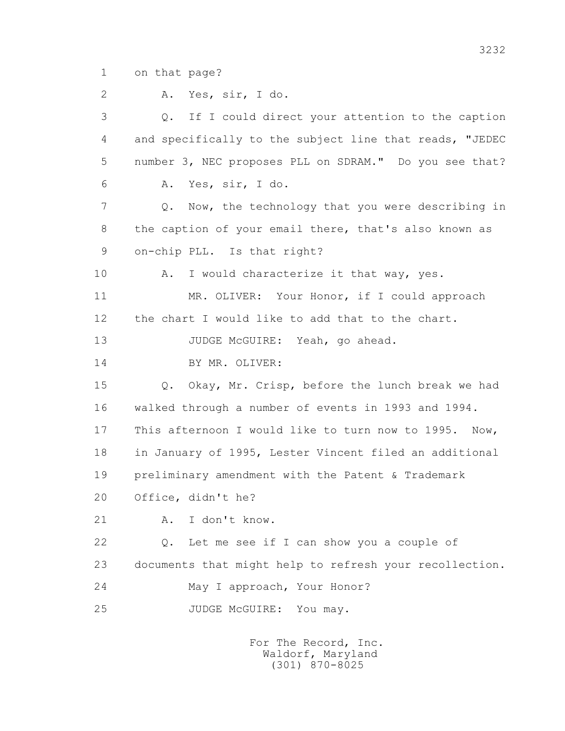1 on that page?

2 A. Yes, sir, I do.

3 Q. If I could direct your attention to the caption

4 and specifically to the subject line that reads, "JEDEC

5 number 3, NEC proposes PLL on SDRAM." Do you see that?

6 A. Yes, sir, I do.

7 Q. Now, the technology that you were describing in

8 the caption of your email there, that's also known as

9 on-chip PLL. Is that right?

10 A. I would characterize it that way, yes.

11 MR. OLIVER: Your Honor, if I could approach

12 the chart I would like to add that to the chart.

13 JUDGE McGUIRE: Yeah, go ahead.

14 BY MR. OLIVER:

15 Q. Okay, Mr. Crisp, before the lunch break we had

16 walked through a number of events in 1993 and 1994.

17 This afternoon I would like to turn now to 1995. Now,

18 in January of 1995, Lester Vincent filed an additional

19 preliminary amendment with the Patent & Trademark

20 Office, didn't he?

21 A. I don't know.

22 Q. Let me see if I can show you a couple of

23 documents that might help to refresh your recollection.

24 May I approach, Your Honor?

25 JUDGE McGUIRE: You may.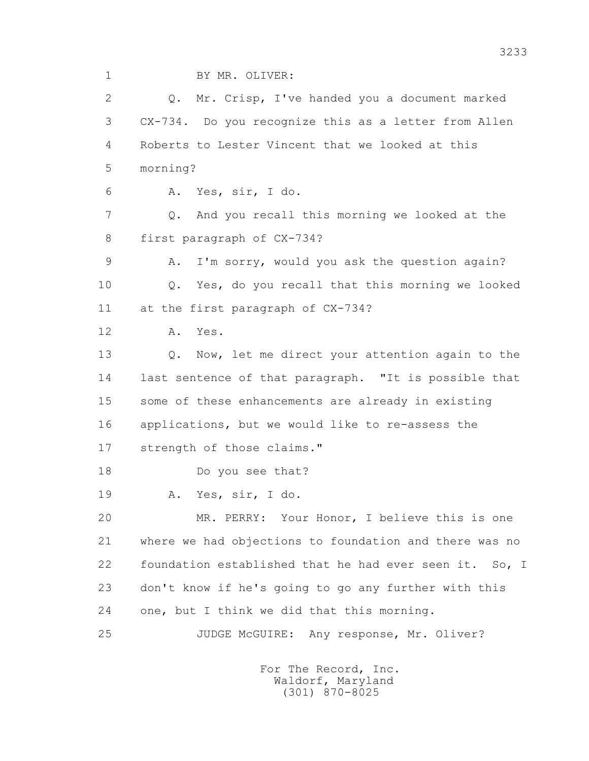1 BY MR. OLIVER:

2 Q. Mr. Crisp, I've handed you a document marked

3 CX-734. Do you recognize this as a letter from Allen

4 Roberts to Lester Vincent that we looked at this

5 morning?

6 A. Yes, sir, I do.

7 Q. And you recall this morning we looked at the

8 first paragraph of CX-734?

9 A. I'm sorry, would you ask the question again?

10 Q. Yes, do you recall that this morning we looked

11 at the first paragraph of CX-734?

12 A. Yes.

13 Q. Now, let me direct your attention again to the

14 last sentence of that paragraph. "It is possible that

15 some of these enhancements are already in existing

16 applications, but we would like to re-assess the

17 strength of those claims."

18 Do you see that?

19 A. Yes, sir, I do.

20 MR. PERRY: Your Honor, I believe this is one

21 where we had objections to foundation and there was no

22 foundation established that he had ever seen it. So, I

23 don't know if he's going to go any further with this

24 one, but I think we did that this morning.

25 JUDGE McGUIRE: Any response, Mr. Oliver?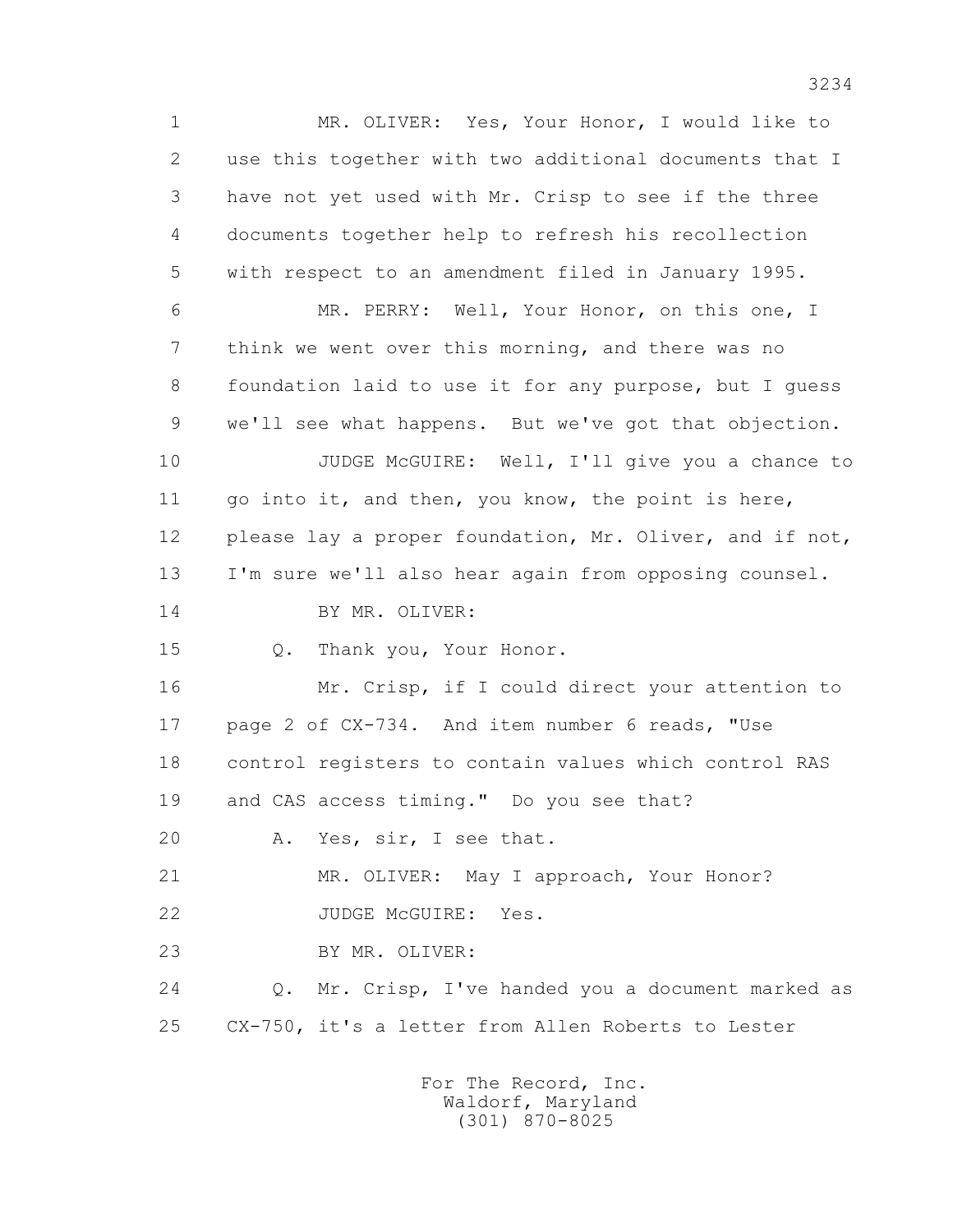1 MR. OLIVER: Yes, Your Honor, I would like to
2 use this together with two additional documents that I
3 have not yet used with Mr. Crisp to see if the three
4 documents together help to refresh his recollection
5 with respect to an amendment filed in January 1995.

6 MR. PERRY: Well, Your Honor, on this one, I
7 think we went over this morning, and there was no
8 foundation laid to use it for any purpose, but I guess
9 we'll see what happens. But we've got that objection.

10 JUDGE McGUIRE: Well, I'll give you a chance to
11 go into it, and then, you know, the point is here,
12 please lay a proper foundation, Mr. Oliver, and if not,
13 I'm sure we'll also hear again from opposing counsel.

14 BY MR. OLIVER:

15 Q. Thank you, Your Honor.

16 Mr. Crisp, if I could direct your attention to
17 page 2 of CX-734. And item number 6 reads, "Use
18 control registers to contain values which control RAS
19 and CAS access timing." Do you see that?

20 A. Yes, sir, I see that.

21 MR. OLIVER: May I approach, Your Honor?

22 JUDGE McGUIRE: Yes.

23 BY MR. OLIVER:

24 Q. Mr. Crisp, I've handed you a document marked as
25 CX-750, it's a letter from Allen Roberts to Lester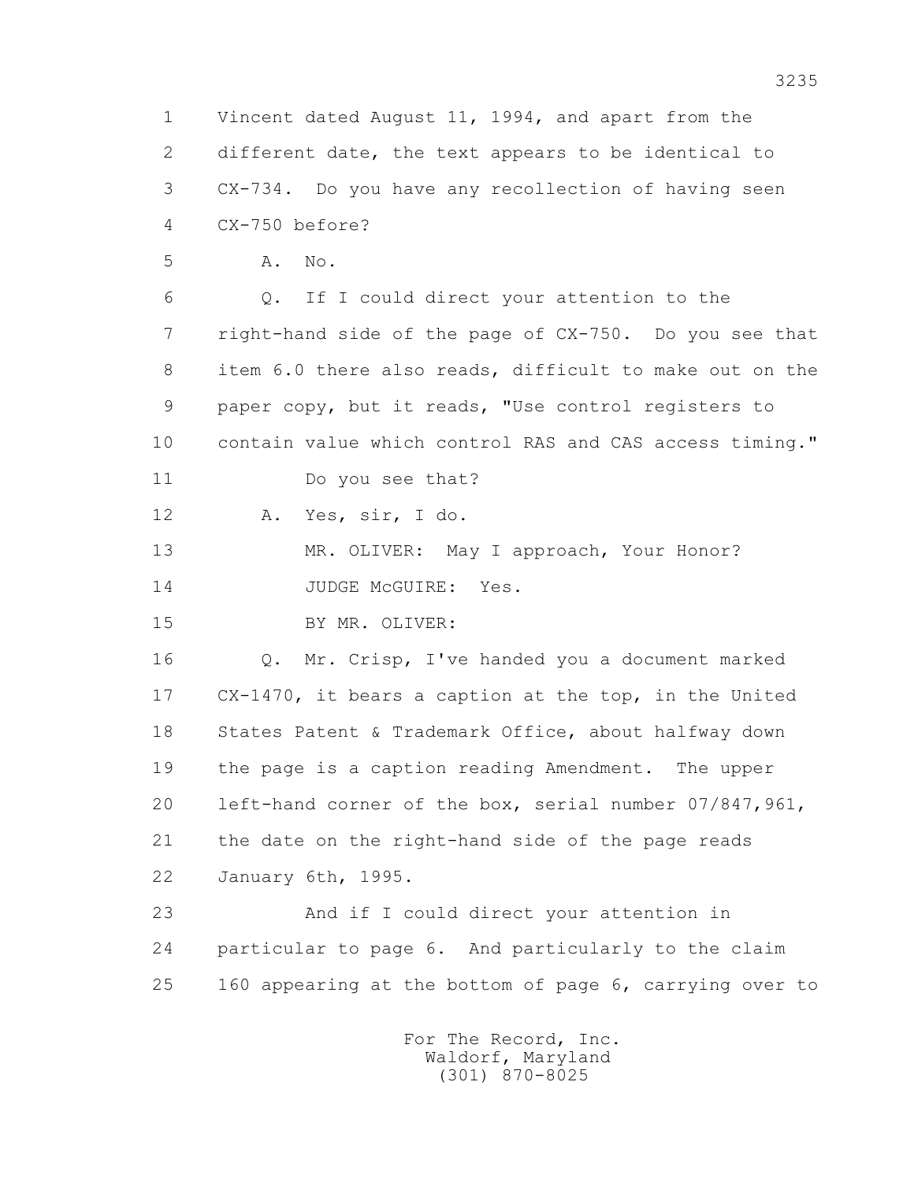1 Vincent dated August 11, 1994, and apart from the
2 different date, the text appears to be identical to
3 CX-734. Do you have any recollection of having seen
4 CX-750 before?

5 A. No.

6 Q. If I could direct your attention to the
7 right-hand side of the page of CX-750. Do you see that
8 item 6.0 there also reads, difficult to make out on the
9 paper copy, but it reads, "Use control registers to
10 contain value which control RAS and CAS access timing."

11 Do you see that?

12 A. Yes, sir, I do.

13 MR. OLIVER: May I approach, Your Honor?

14 JUDGE McGUIRE: Yes.

15 BY MR. OLIVER:

16 Q. Mr. Crisp, I've handed you a document marked
17 CX-1470, it bears a caption at the top, in the United
18 States Patent & Trademark Office, about halfway down
19 the page is a caption reading Amendment. The upper
20 left-hand corner of the box, serial number 07/847,961,
21 the date on the right-hand side of the page reads
22 January 6th, 1995.

23 And if I could direct your attention in
24 particular to page 6. And particularly to the claim
25 160 appearing at the bottom of page 6, carrying over to

For The Record, Inc.
Waldorf, Maryland
(301) 870-8025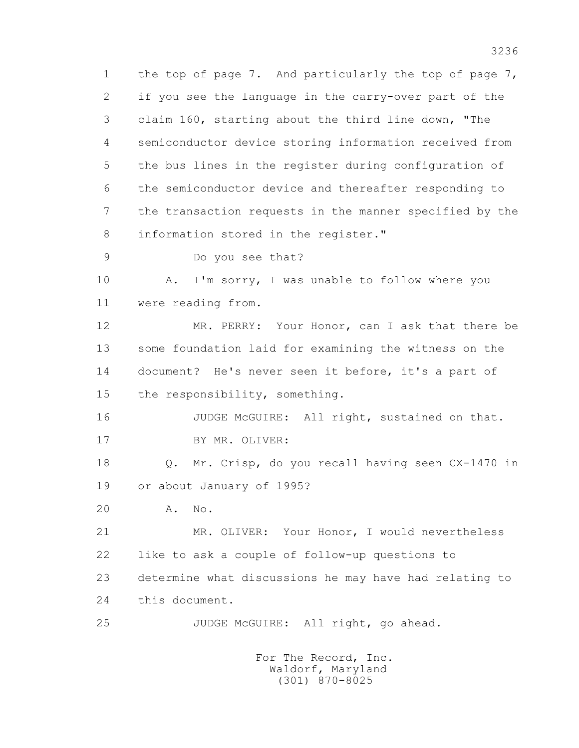1 the top of page 7. And particularly the top of page 7,
2 if you see the language in the carry-over part of the
3 claim 160, starting about the third line down, "The
4 semiconductor device storing information received from
5 the bus lines in the register during configuration of
6 the semiconductor device and thereafter responding to
7 the transaction requests in the manner specified by the
8 information stored in the register."

9 Do you see that?

10 A. I'm sorry, I was unable to follow where you
11 were reading from.

12 MR. PERRY: Your Honor, can I ask that there be
13 some foundation laid for examining the witness on the
14 document? He's never seen it before, it's a part of
15 the responsibility, something.

16 JUDGE McGUIRE: All right, sustained on that.

17 BY MR. OLIVER:

18 Q. Mr. Crisp, do you recall having seen CX-1470 in
19 or about January of 1995?

20 A. No.

21 MR. OLIVER: Your Honor, I would nevertheless
22 like to ask a couple of follow-up questions to
23 determine what discussions he may have had relating to
24 this document.

25 JUDGE McGUIRE: All right, go ahead.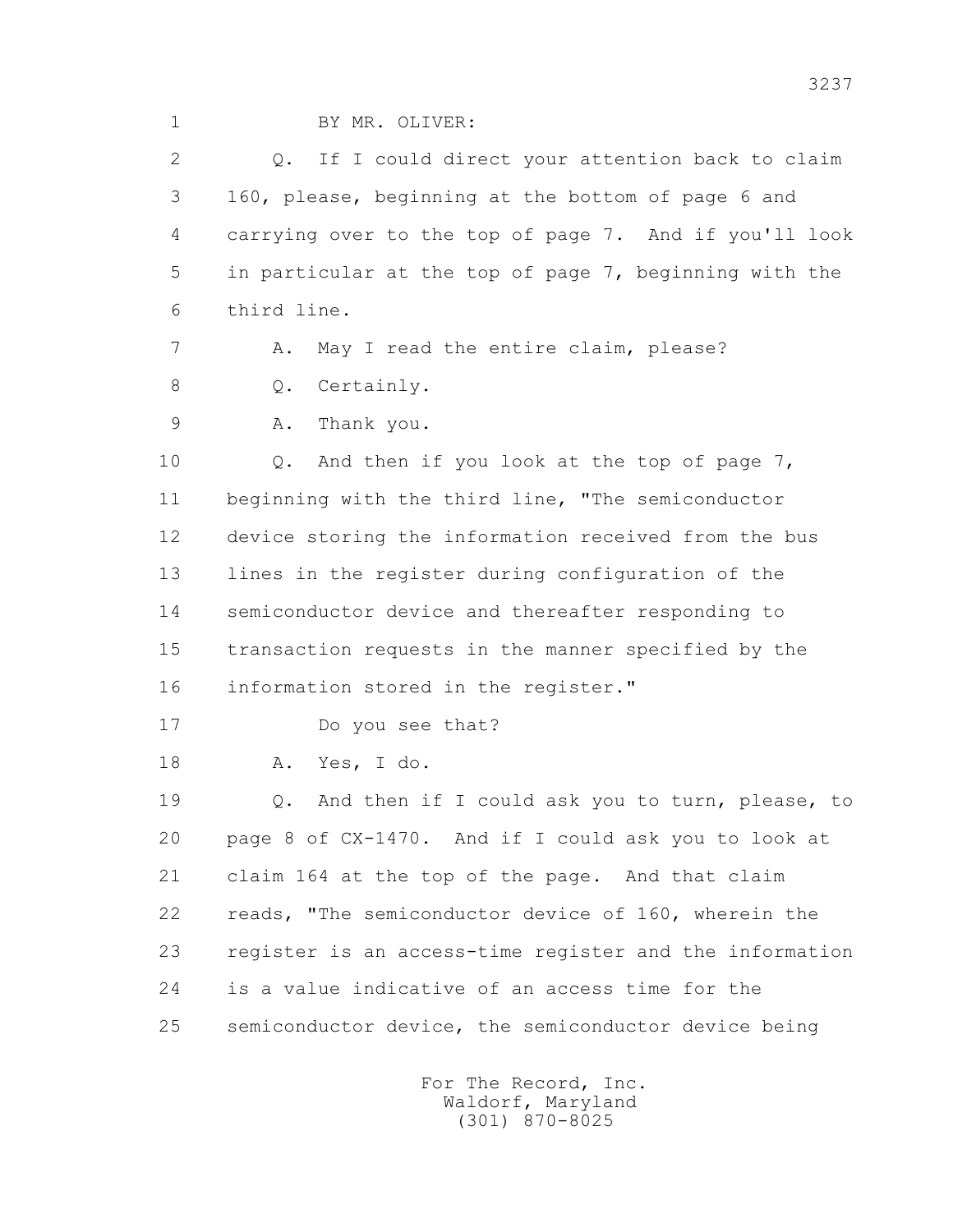BY MR. OLIVER:

Q. If I could direct your attention back to claim 160, please, beginning at the bottom of page 6 and carrying over to the top of page 7. And if you'll look in particular at the top of page 7, beginning with the third line.

A. May I read the entire claim, please?

Q. Certainly.

A. Thank you.

Q. And then if you look at the top of page 7, beginning with the third line, "The semiconductor device storing the information received from the bus lines in the register during configuration of the semiconductor device and thereafter responding to transaction requests in the manner specified by the information stored in the register."

Do you see that?

A. Yes, I do.

Q. And then if I could ask you to turn, please, to page 8 of CX-1470. And if I could ask you to look at claim 164 at the top of the page. And that claim reads, "The semiconductor device of 160, wherein the register is an access-time register and the information is a value indicative of an access time for the semiconductor device, the semiconductor device being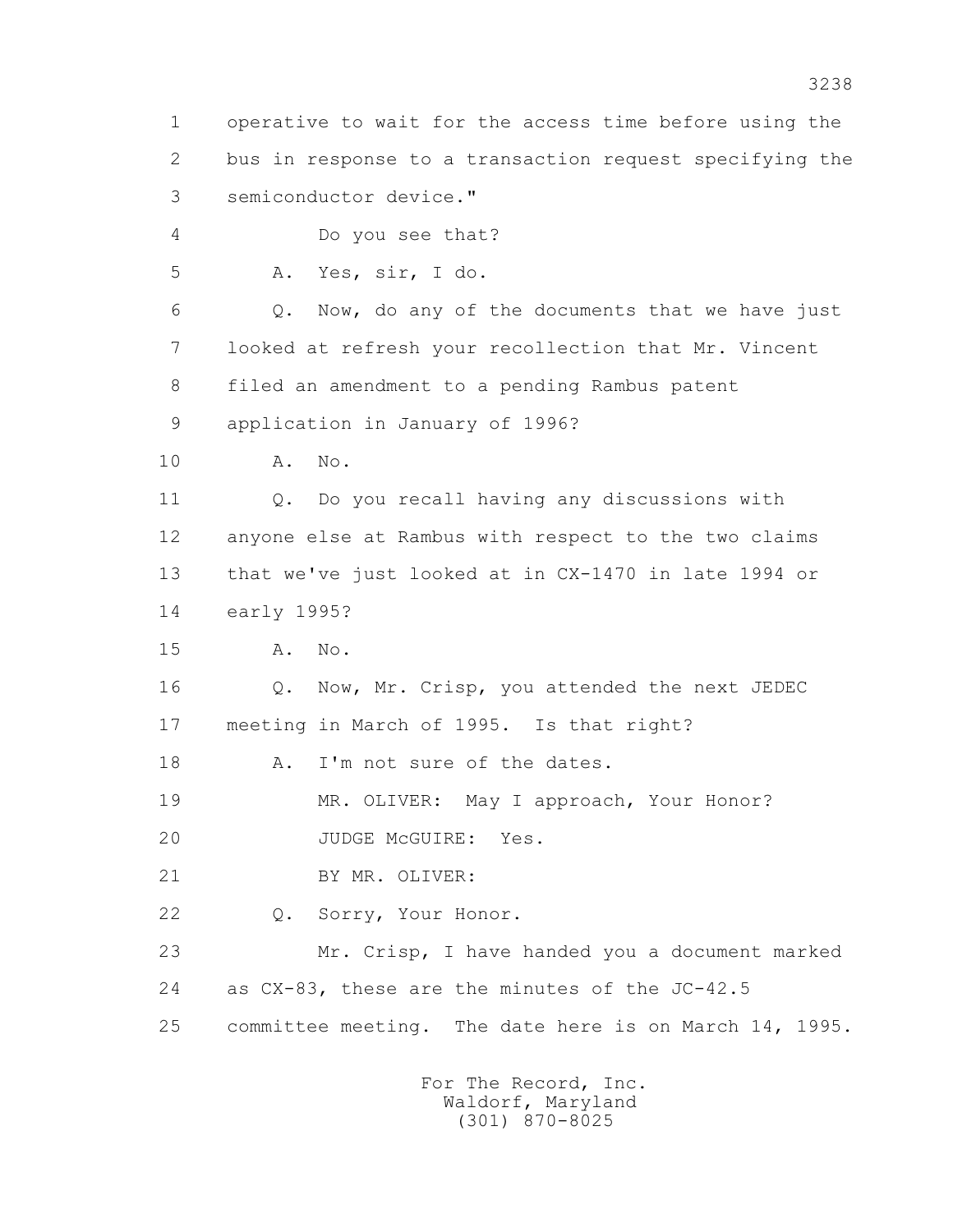1 operative to wait for the access time before using the
2 bus in response to a transaction request specifying the
3 semiconductor device."

4 Do you see that?

5 A. Yes, sir, I do.

6 Q. Now, do any of the documents that we have just
7 looked at refresh your recollection that Mr. Vincent
8 filed an amendment to a pending Rambus patent
9 application in January of 1996?

10 A. No.

11 Q. Do you recall having any discussions with
12 anyone else at Rambus with respect to the two claims
13 that we've just looked at in CX-1470 in late 1994 or
14 early 1995?

15 A. No.

16 Q. Now, Mr. Crisp, you attended the next JEDEC
17 meeting in March of 1995. Is that right?

18 A. I'm not sure of the dates.

19 MR. OLIVER: May I approach, Your Honor?

20 JUDGE McGUIRE: Yes.

21 BY MR. OLIVER:

22 Q. Sorry, Your Honor.

23 Mr. Crisp, I have handed you a document marked
24 as CX-83, these are the minutes of the JC-42.5
25 committee meeting. The date here is on March 14, 1995.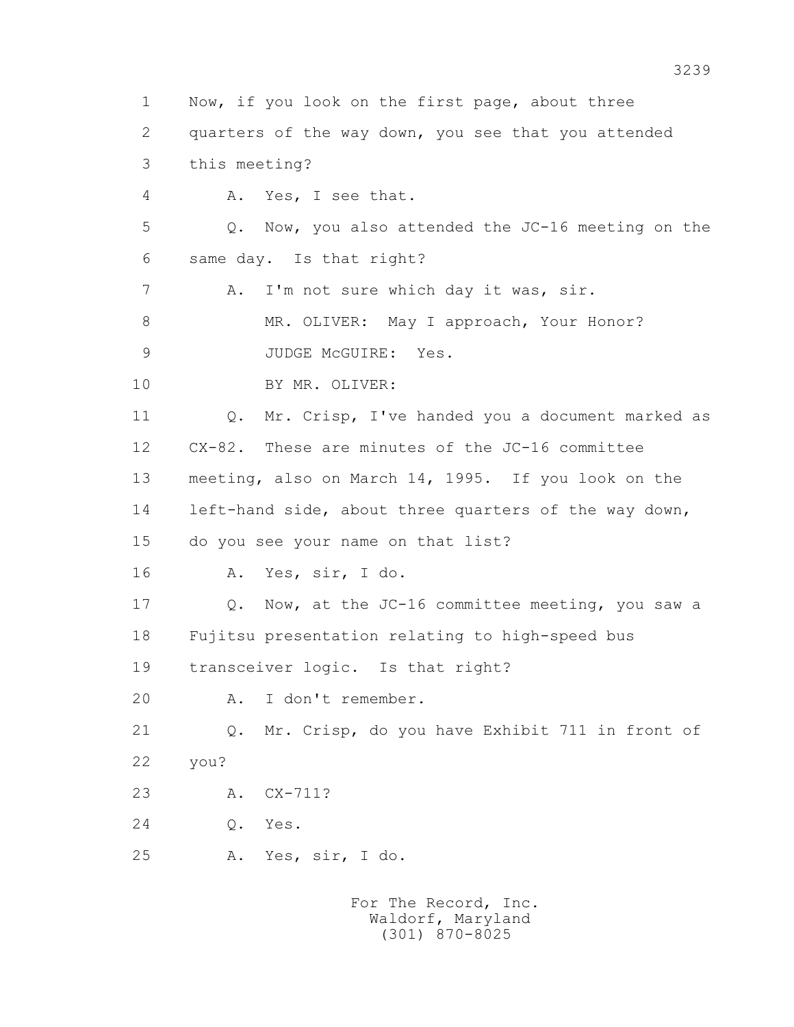1 Now, if you look on the first page, about three

2 quarters of the way down, you see that you attended

3 this meeting?

4 A. Yes, I see that.

5 Q. Now, you also attended the JC-16 meeting on the

6 same day. Is that right?

7 A. I'm not sure which day it was, sir.

8 MR. OLIVER: May I approach, Your Honor?

9 JUDGE McGUIRE: Yes.

10 BY MR. OLIVER:

11 Q. Mr. Crisp, I've handed you a document marked as

12 CX-82. These are minutes of the JC-16 committee

13 meeting, also on March 14, 1995. If you look on the

14 left-hand side, about three quarters of the way down,

15 do you see your name on that list?

16 A. Yes, sir, I do.

17 Q. Now, at the JC-16 committee meeting, you saw a

18 Fujitsu presentation relating to high-speed bus

19 transceiver logic. Is that right?

20 A. I don't remember.

21 Q. Mr. Crisp, do you have Exhibit 711 in front of

22 you?

23 A. CX-711?

24 Q. Yes.

25 A. Yes, sir, I do.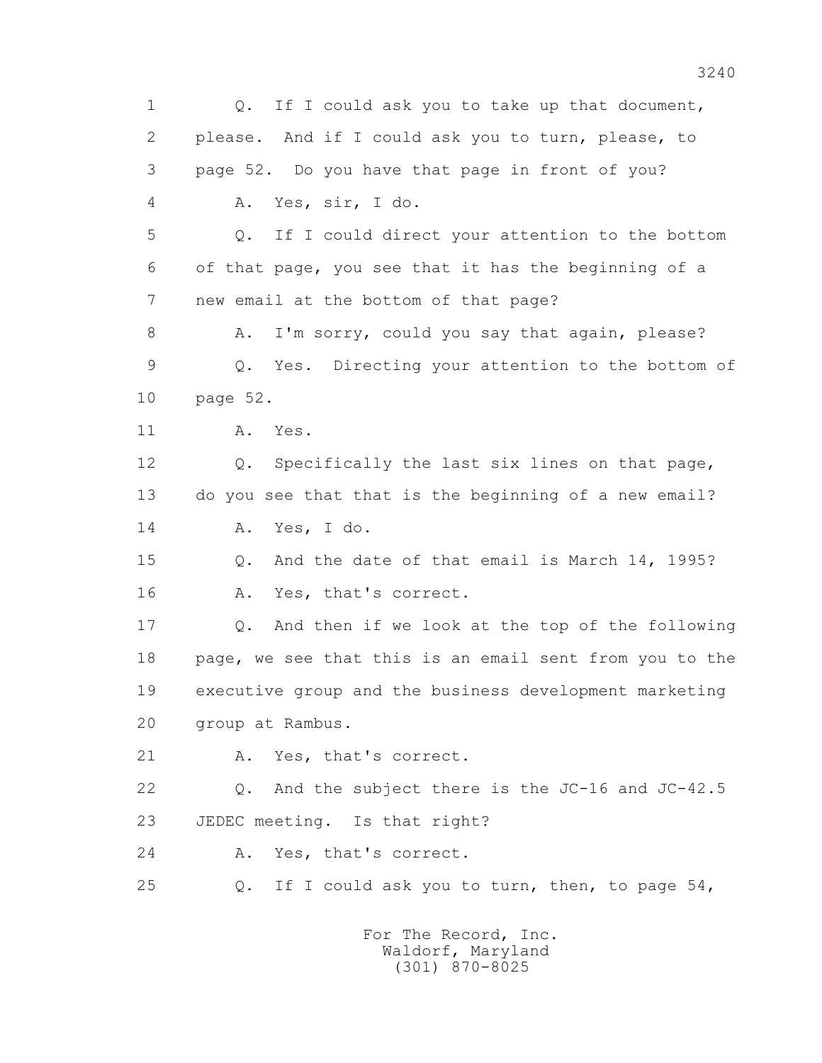1 Q. If I could ask you to take up that document,
2 please. And if I could ask you to turn, please, to
3 page 52. Do you have that page in front of you?
4 A. Yes, sir, I do.
5 Q. If I could direct your attention to the bottom
6 of that page, you see that it has the beginning of a
7 new email at the bottom of that page?
8 A. I'm sorry, could you say that again, please?
9 Q. Yes. Directing your attention to the bottom of
10 page 52.
11 A. Yes.
12 Q. Specifically the last six lines on that page,
13 do you see that that is the beginning of a new email?
14 A. Yes, I do.
15 Q. And the date of that email is March 14, 1995?
16 A. Yes, that's correct.
17 Q. And then if we look at the top of the following
18 page, we see that this is an email sent from you to the
19 executive group and the business development marketing
20 group at Rambus.
21 A. Yes, that's correct.
22 Q. And the subject there is the JC-16 and JC-42.5
23 JEDEC meeting. Is that right?
24 A. Yes, that's correct.
25 Q. If I could ask you to turn, then, to page 54,

For The Record, Inc.
Waldorf, Maryland
(301) 870-8025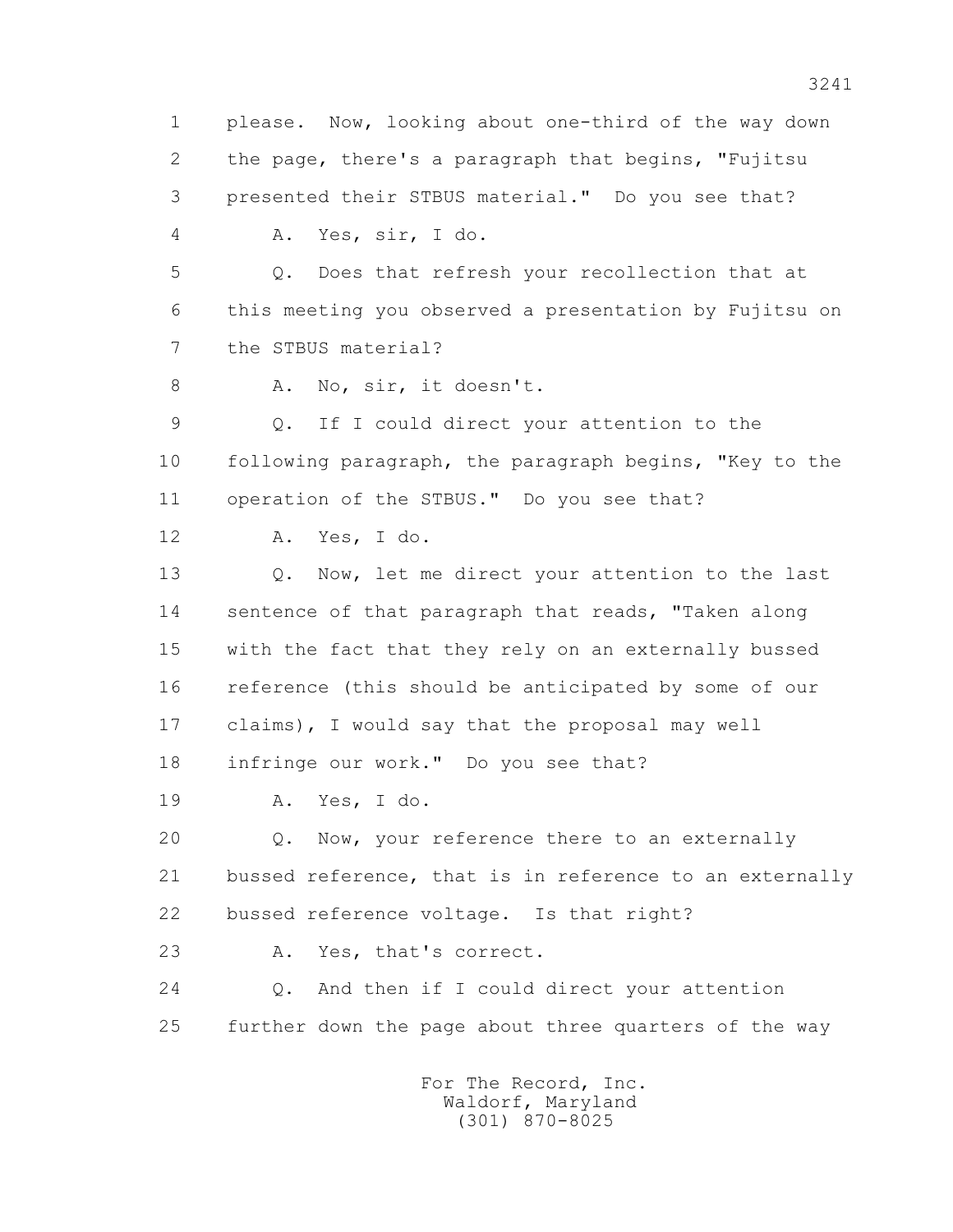1 please. Now, looking about one-third of the way down
2 the page, there's a paragraph that begins, "Fujitsu
3 presented their STBUS material." Do you see that?
4 A. Yes, sir, I do.
5 Q. Does that refresh your recollection that at
6 this meeting you observed a presentation by Fujitsu on
7 the STBUS material?
8 A. No, sir, it doesn't.
9 Q. If I could direct your attention to the
10 following paragraph, the paragraph begins, "Key to the
11 operation of the STBUS." Do you see that?
12 A. Yes, I do.
13 Q. Now, let me direct your attention to the last
14 sentence of that paragraph that reads, "Taken along
15 with the fact that they rely on an externally bussed
16 reference (this should be anticipated by some of our
17 claims), I would say that the proposal may well
18 infringe our work." Do you see that?
19 A. Yes, I do.
20 Q. Now, your reference there to an externally
21 bussed reference, that is in reference to an externally
22 bussed reference voltage. Is that right?
23 A. Yes, that's correct.
24 Q. And then if I could direct your attention
25 further down the page about three quarters of the way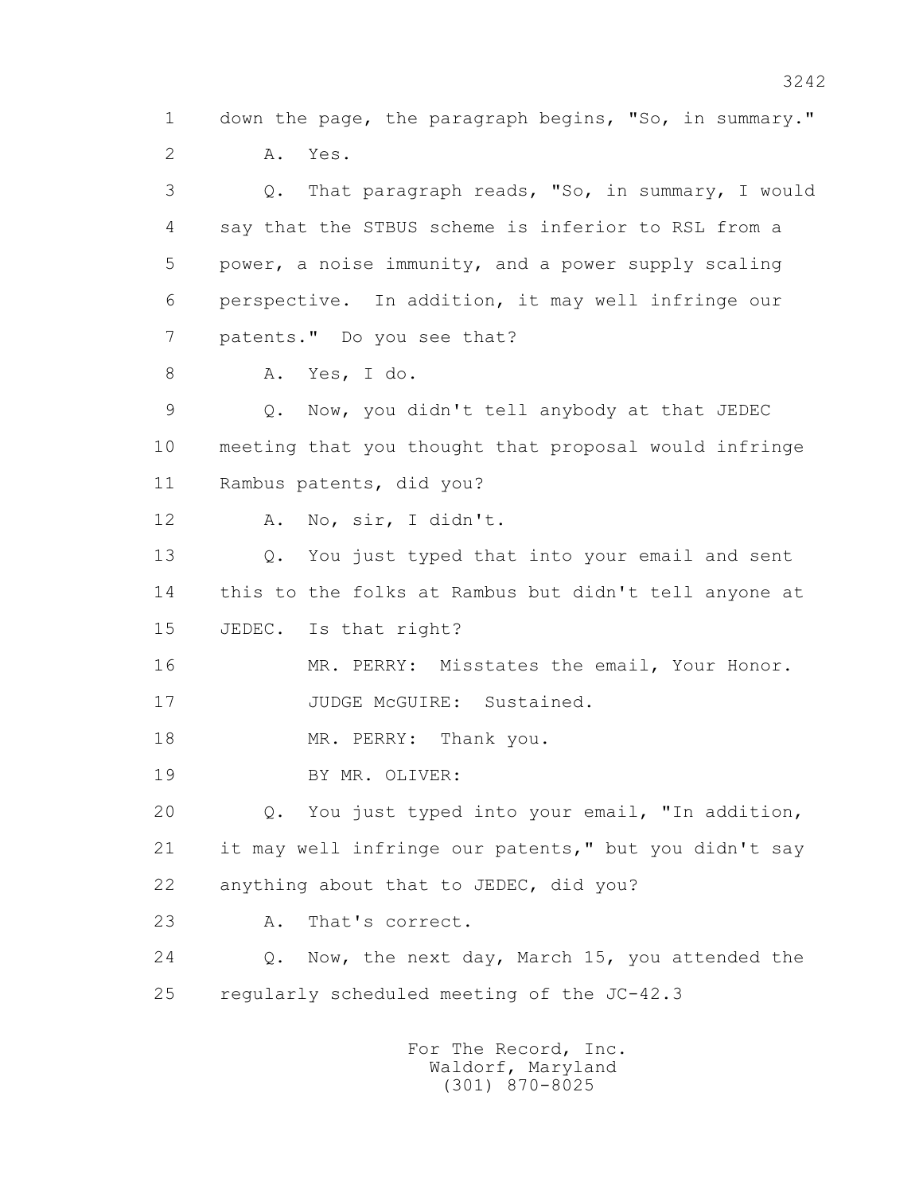1 down the page, the paragraph begins, "So, in summary."

2 A. Yes.

3 Q. That paragraph reads, "So, in summary, I would

4 say that the STBUS scheme is inferior to RSL from a

5 power, a noise immunity, and a power supply scaling

6 perspective. In addition, it may well infringe our

7 patents." Do you see that?

8 A. Yes, I do.

9 Q. Now, you didn't tell anybody at that JEDEC

10 meeting that you thought that proposal would infringe

11 Rambus patents, did you?

12 A. No, sir, I didn't.

13 Q. You just typed that into your email and sent

14 this to the folks at Rambus but didn't tell anyone at

15 JEDEC. Is that right?

16 MR. PERRY: Misstates the email, Your Honor.

17 JUDGE McGUIRE: Sustained.

18 MR. PERRY: Thank you.

19 BY MR. OLIVER:

20 Q. You just typed into your email, "In addition,

21 it may well infringe our patents," but you didn't say

22 anything about that to JEDEC, did you?

23 A. That's correct.

24 Q. Now, the next day, March 15, you attended the

25 regularly scheduled meeting of the JC-42.3

For The Record, Inc.
Waldorf, Maryland
(301) 870-8025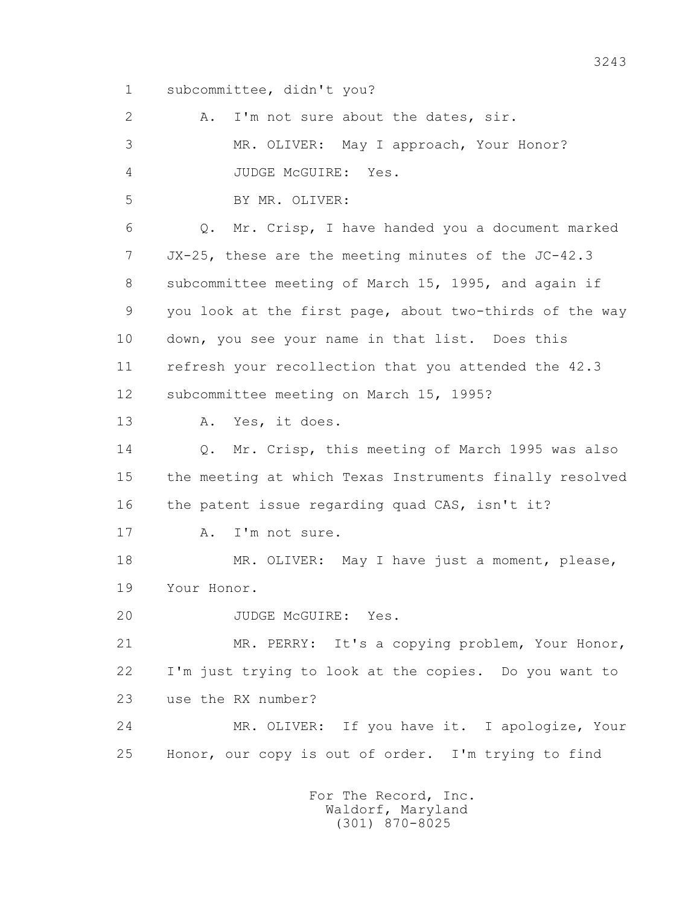1 subcommittee, didn't you?

2 A. I'm not sure about the dates, sir.

3 MR. OLIVER: May I approach, Your Honor?

4 JUDGE McGUIRE: Yes.

5 BY MR. OLIVER:

6 Q. Mr. Crisp, I have handed you a document marked

7 JX-25, these are the meeting minutes of the JC-42.3

8 subcommittee meeting of March 15, 1995, and again if

9 you look at the first page, about two-thirds of the way

10 down, you see your name in that list. Does this

11 refresh your recollection that you attended the 42.3

12 subcommittee meeting on March 15, 1995?

13 A. Yes, it does.

14 Q. Mr. Crisp, this meeting of March 1995 was also

15 the meeting at which Texas Instruments finally resolved

16 the patent issue regarding quad CAS, isn't it?

17 A. I'm not sure.

18 MR. OLIVER: May I have just a moment, please,

19 Your Honor.

20 JUDGE McGUIRE: Yes.

21 MR. PERRY: It's a copying problem, Your Honor,

22 I'm just trying to look at the copies. Do you want to

23 use the RX number?

24 MR. OLIVER: If you have it. I apologize, Your

25 Honor, our copy is out of order. I'm trying to find

For The Record, Inc.
Waldorf, Maryland
(301) 870-8025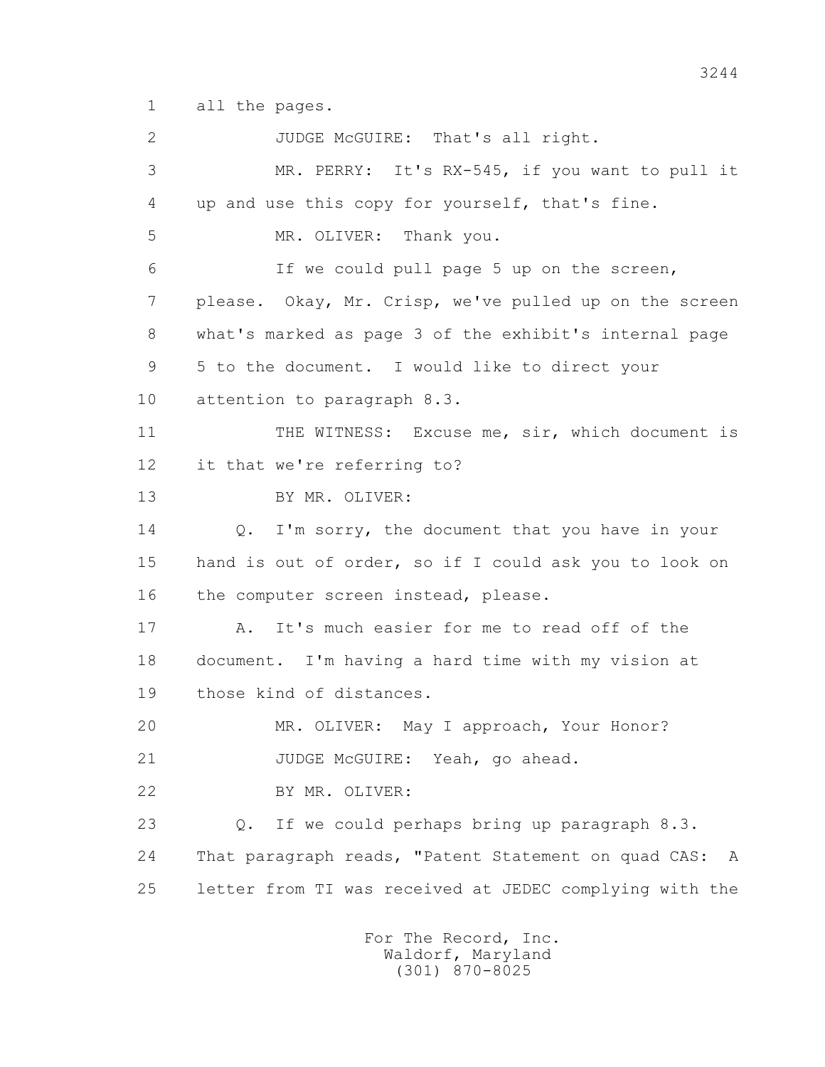1 all the pages.

2 JUDGE McGUIRE: That's all right.

3 MR. PERRY: It's RX-545, if you want to pull it

4 up and use this copy for yourself, that's fine.

5 MR. OLIVER: Thank you.

6 If we could pull page 5 up on the screen,

7 please. Okay, Mr. Crisp, we've pulled up on the screen

8 what's marked as page 3 of the exhibit's internal page

9 5 to the document. I would like to direct your

10 attention to paragraph 8.3.

11 THE WITNESS: Excuse me, sir, which document is

12 it that we're referring to?

13 BY MR. OLIVER:

14 Q. I'm sorry, the document that you have in your

15 hand is out of order, so if I could ask you to look on

16 the computer screen instead, please.

17 A. It's much easier for me to read off of the

18 document. I'm having a hard time with my vision at

19 those kind of distances.

20 MR. OLIVER: May I approach, Your Honor?

21 JUDGE McGUIRE: Yeah, go ahead.

22 BY MR. OLIVER:

23 Q. If we could perhaps bring up paragraph 8.3.

24 That paragraph reads, "Patent Statement on quad CAS: A

25 letter from TI was received at JEDEC complying with the

For The Record, Inc.
Waldorf, Maryland
(301) 870-8025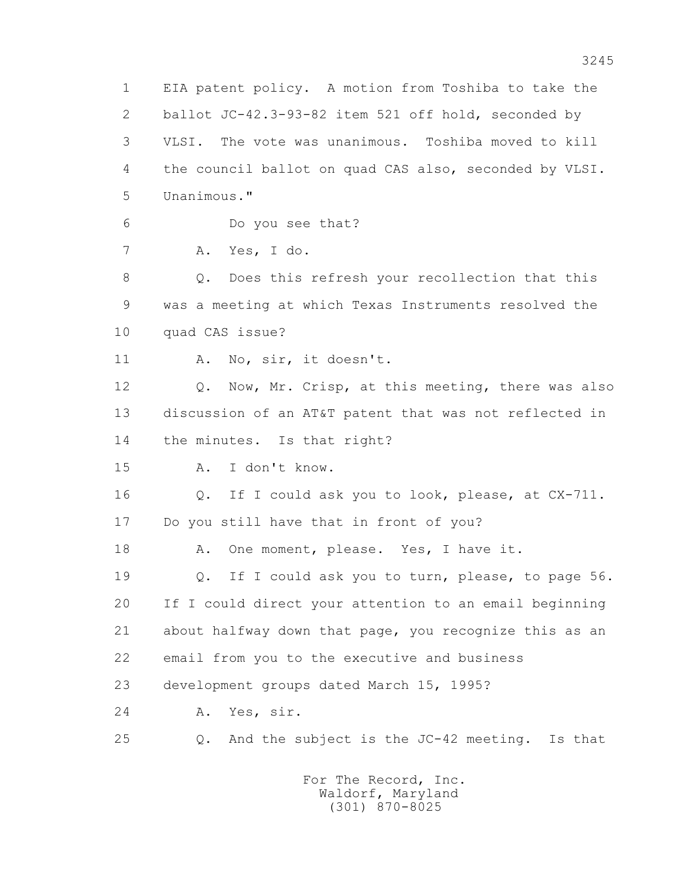1 EIA patent policy. A motion from Toshiba to take the
2 ballot JC-42.3-93-82 item 521 off hold, seconded by
3 VLSI. The vote was unanimous. Toshiba moved to kill
4 the council ballot on quad CAS also, seconded by VLSI.
5 Unanimous."

6 Do you see that?

7 A. Yes, I do.

8 Q. Does this refresh your recollection that this
9 was a meeting at which Texas Instruments resolved the
10 quad CAS issue?

11 A. No, sir, it doesn't.

12 Q. Now, Mr. Crisp, at this meeting, there was also
13 discussion of an AT&T patent that was not reflected in
14 the minutes. Is that right?

15 A. I don't know.

16 Q. If I could ask you to look, please, at CX-711.
17 Do you still have that in front of you?

18 A. One moment, please. Yes, I have it.

19 Q. If I could ask you to turn, please, to page 56.
20 If I could direct your attention to an email beginning
21 about halfway down that page, you recognize this as an
22 email from you to the executive and business
23 development groups dated March 15, 1995?

24 A. Yes, sir.

25 Q. And the subject is the JC-42 meeting. Is that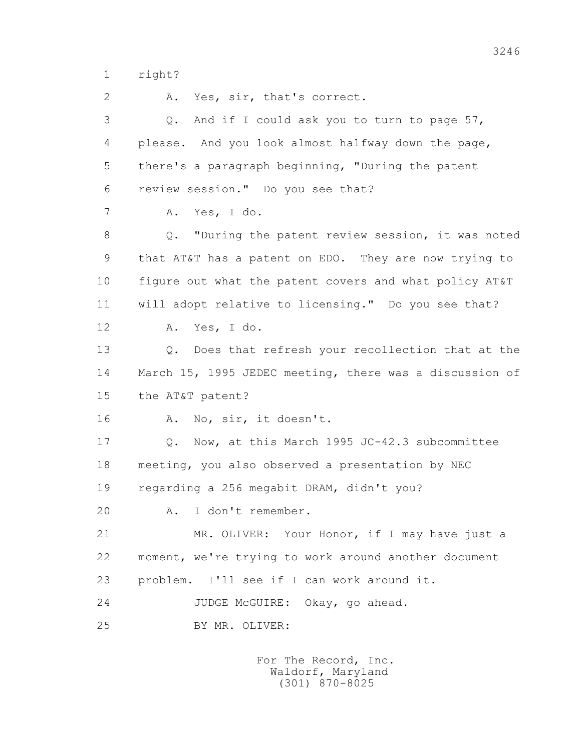1 right?

2 A. Yes, sir, that's correct.

3 Q. And if I could ask you to turn to page 57,

4 please. And you look almost halfway down the page,

5 there's a paragraph beginning, "During the patent

6 review session." Do you see that?

7 A. Yes, I do.

8 Q. "During the patent review session, it was noted

9 that AT&T has a patent on EDO. They are now trying to

10 figure out what the patent covers and what policy AT&T

11 will adopt relative to licensing." Do you see that?

12 A. Yes, I do.

13 Q. Does that refresh your recollection that at the

14 March 15, 1995 JEDEC meeting, there was a discussion of

15 the AT&T patent?

16 A. No, sir, it doesn't.

17 Q. Now, at this March 1995 JC-42.3 subcommittee

18 meeting, you also observed a presentation by NEC

19 regarding a 256 megabit DRAM, didn't you?

20 A. I don't remember.

21 MR. OLIVER: Your Honor, if I may have just a

22 moment, we're trying to work around another document

23 problem. I'll see if I can work around it.

24 JUDGE McGUIRE: Okay, go ahead.

25 BY MR. OLIVER: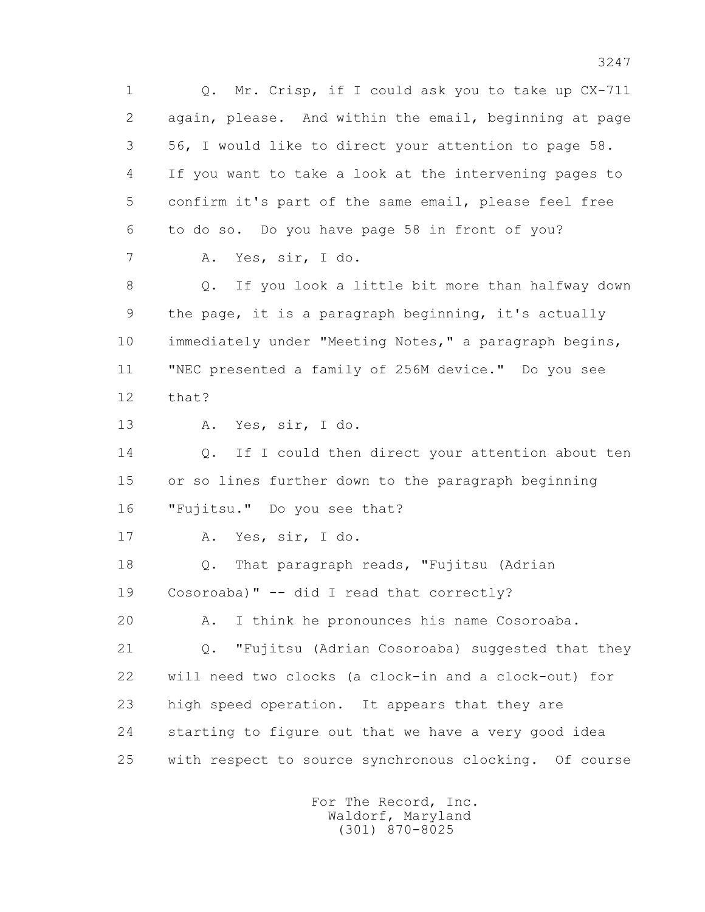1 Q. Mr. Crisp, if I could ask you to take up CX-711
2 again, please. And within the email, beginning at page
3 56, I would like to direct your attention to page 58.
4 If you want to take a look at the intervening pages to
5 confirm it's part of the same email, please feel free
6 to do so. Do you have page 58 in front of you?
7 A. Yes, sir, I do.
8 Q. If you look a little bit more than halfway down
9 the page, it is a paragraph beginning, it's actually
10 immediately under "Meeting Notes," a paragraph begins,
11 "NEC presented a family of 256M device." Do you see
12 that?
13 A. Yes, sir, I do.
14 Q. If I could then direct your attention about ten
15 or so lines further down to the paragraph beginning
16 "Fujitsu." Do you see that?
17 A. Yes, sir, I do.
18 Q. That paragraph reads, "Fujitsu (Adrian
19 Cosoroaba)" -- did I read that correctly?
20 A. I think he pronounces his name Cosoroaba.
21 Q. "Fujitsu (Adrian Cosoroaba) suggested that they
22 will need two clocks (a clock-in and a clock-out) for
23 high speed operation. It appears that they are
24 starting to figure out that we have a very good idea
25 with respect to source synchronous clocking. Of course

For The Record, Inc.
Waldorf, Maryland
(301) 870-8025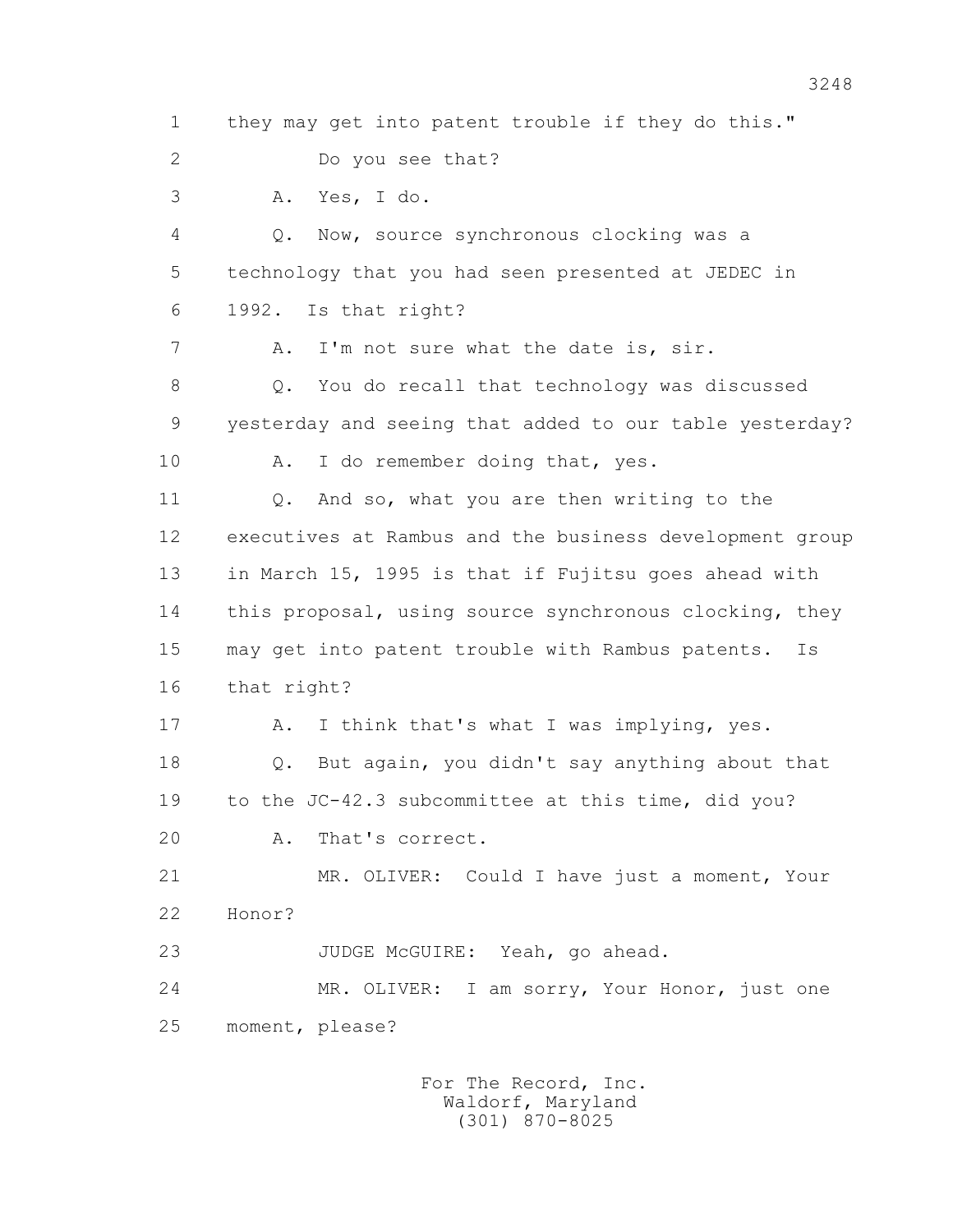1 they may get into patent trouble if they do this."

2 Do you see that?

3 A. Yes, I do.

4 Q. Now, source synchronous clocking was a

5 technology that you had seen presented at JEDEC in

6 1992. Is that right?

7 A. I'm not sure what the date is, sir.

8 Q. You do recall that technology was discussed

9 yesterday and seeing that added to our table yesterday?

10 A. I do remember doing that, yes.

11 Q. And so, what you are then writing to the

12 executives at Rambus and the business development group

13 in March 15, 1995 is that if Fujitsu goes ahead with

14 this proposal, using source synchronous clocking, they

15 may get into patent trouble with Rambus patents. Is

16 that right?

17 A. I think that's what I was implying, yes.

18 Q. But again, you didn't say anything about that

19 to the JC-42.3 subcommittee at this time, did you?

20 A. That's correct.

21 MR. OLIVER: Could I have just a moment, Your

22 Honor?

23 JUDGE McGUIRE: Yeah, go ahead.

24 MR. OLIVER: I am sorry, Your Honor, just one

25 moment, please?

For The Record, Inc.
Waldorf, Maryland
(301) 870-8025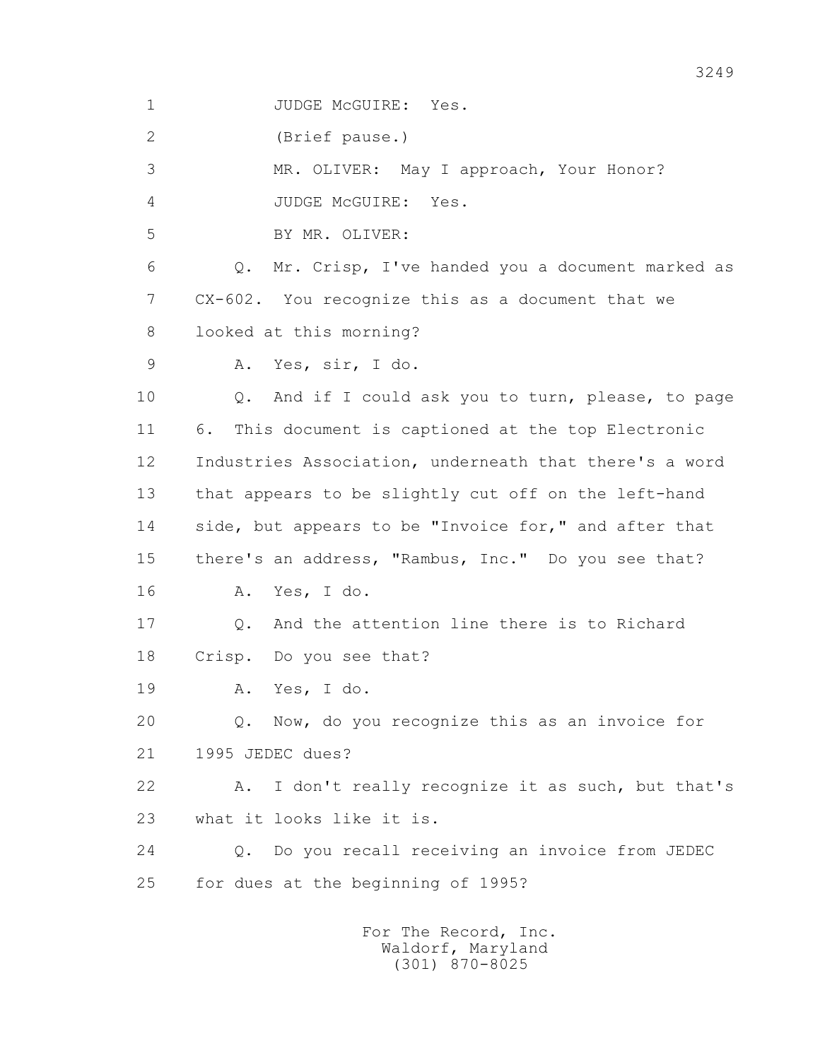1 JUDGE McGUIRE: Yes.

2 (Brief pause.)

3 MR. OLIVER: May I approach, Your Honor?

4 JUDGE McGUIRE: Yes.

5 BY MR. OLIVER:

6 Q. Mr. Crisp, I've handed you a document marked as

7 CX-602. You recognize this as a document that we

8 looked at this morning?

9 A. Yes, sir, I do.

10 Q. And if I could ask you to turn, please, to page

11 6. This document is captioned at the top Electronic

12 Industries Association, underneath that there's a word

13 that appears to be slightly cut off on the left-hand

14 side, but appears to be "Invoice for," and after that

15 there's an address, "Rambus, Inc." Do you see that?

16 A. Yes, I do.

17 Q. And the attention line there is to Richard

18 Crisp. Do you see that?

19 A. Yes, I do.

20 Q. Now, do you recognize this as an invoice for

21 1995 JEDEC dues?

22 A. I don't really recognize it as such, but that's

23 what it looks like it is.

24 Q. Do you recall receiving an invoice from JEDEC

25 for dues at the beginning of 1995?

For The Record, Inc.
Waldorf, Maryland
(301) 870-8025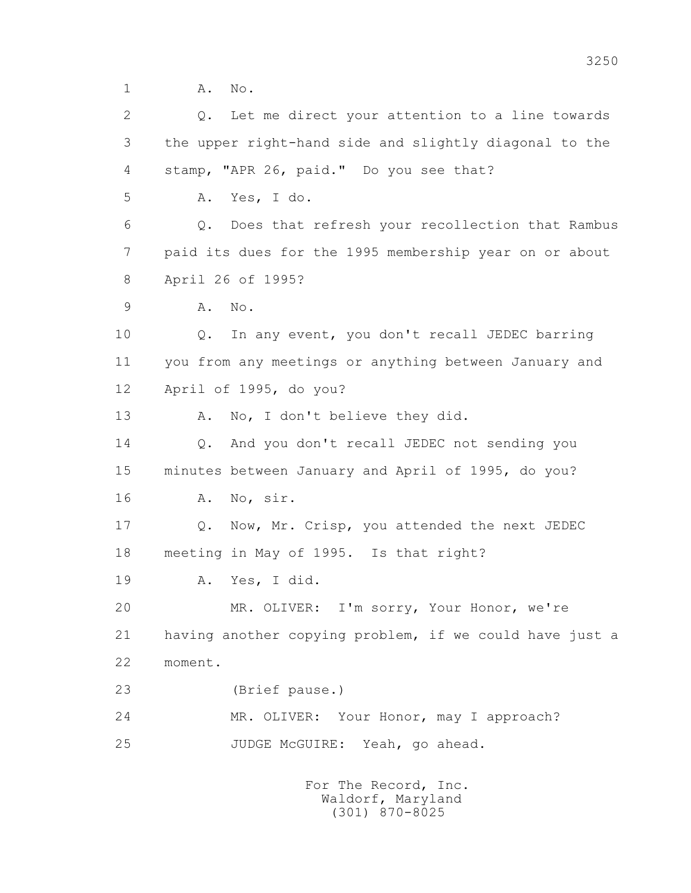1 A. No.

2 Q. Let me direct your attention to a line towards

3 the upper right-hand side and slightly diagonal to the

4 stamp, "APR 26, paid." Do you see that?

5 A. Yes, I do.

6 Q. Does that refresh your recollection that Rambus

7 paid its dues for the 1995 membership year on or about

8 April 26 of 1995?

9 A. No.

10 Q. In any event, you don't recall JEDEC barring

11 you from any meetings or anything between January and

12 April of 1995, do you?

13 A. No, I don't believe they did.

14 Q. And you don't recall JEDEC not sending you

15 minutes between January and April of 1995, do you?

16 A. No, sir.

17 Q. Now, Mr. Crisp, you attended the next JEDEC

18 meeting in May of 1995. Is that right?

19 A. Yes, I did.

20 MR. OLIVER: I'm sorry, Your Honor, we're

21 having another copying problem, if we could have just a

22 moment.

23 (Brief pause.)

24 MR. OLIVER: Your Honor, may I approach?

25 JUDGE McGUIRE: Yeah, go ahead.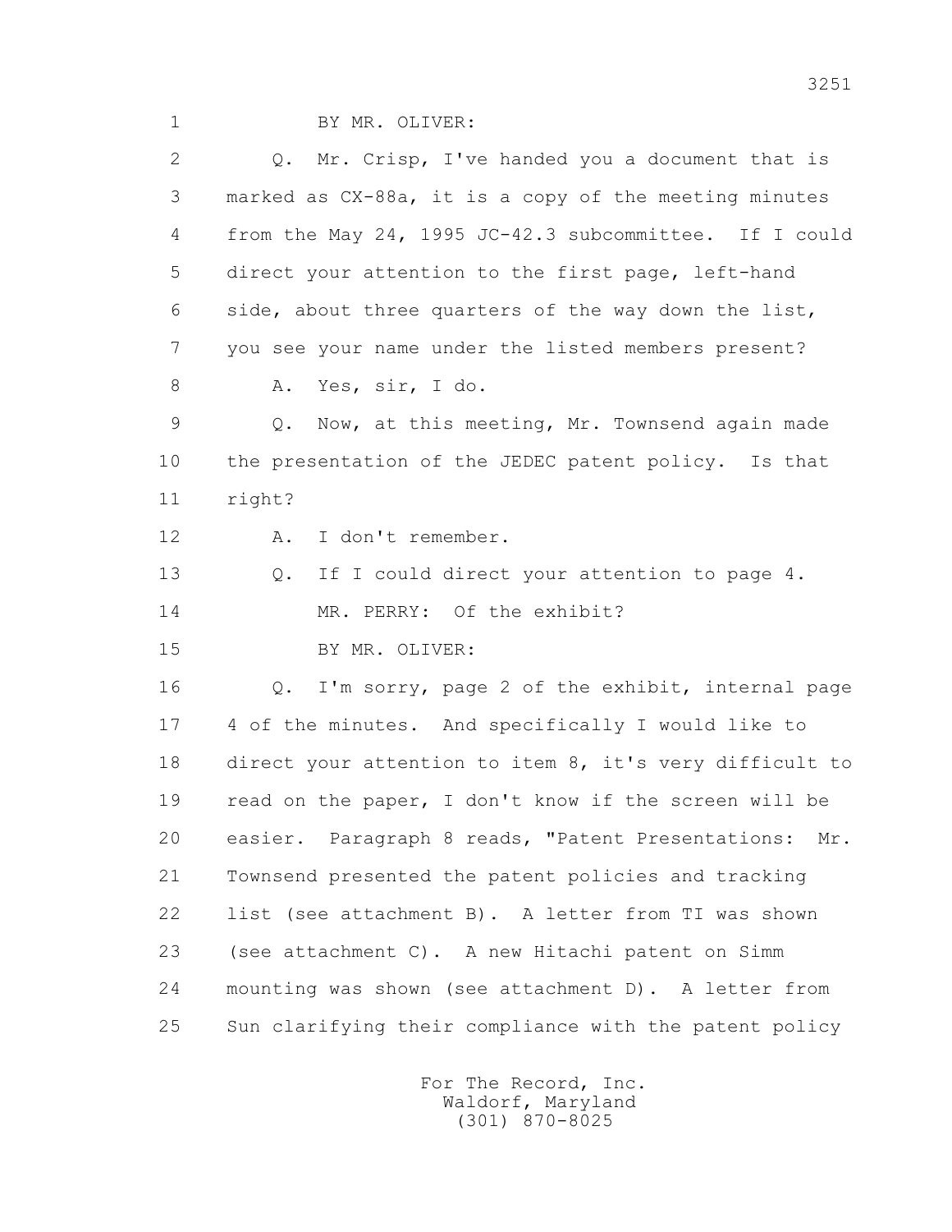1 BY MR. OLIVER:

2 Q. Mr. Crisp, I've handed you a document that is

3 marked as CX-88a, it is a copy of the meeting minutes

4 from the May 24, 1995 JC-42.3 subcommittee. If I could

5 direct your attention to the first page, left-hand

6 side, about three quarters of the way down the list,

7 you see your name under the listed members present?

8 A. Yes, sir, I do.

9 Q. Now, at this meeting, Mr. Townsend again made

10 the presentation of the JEDEC patent policy. Is that

11 right?

12 A. I don't remember.

13 Q. If I could direct your attention to page 4.

14 MR. PERRY: Of the exhibit?

15 BY MR. OLIVER:

16 Q. I'm sorry, page 2 of the exhibit, internal page

17 4 of the minutes. And specifically I would like to

18 direct your attention to item 8, it's very difficult to

19 read on the paper, I don't know if the screen will be

20 easier. Paragraph 8 reads, "Patent Presentations: Mr.

21 Townsend presented the patent policies and tracking

22 list (see attachment B). A letter from TI was shown

23 (see attachment C). A new Hitachi patent on Simm

24 mounting was shown (see attachment D). A letter from

25 Sun clarifying their compliance with the patent policy

For The Record, Inc.
Waldorf, Maryland
(301) 870-8025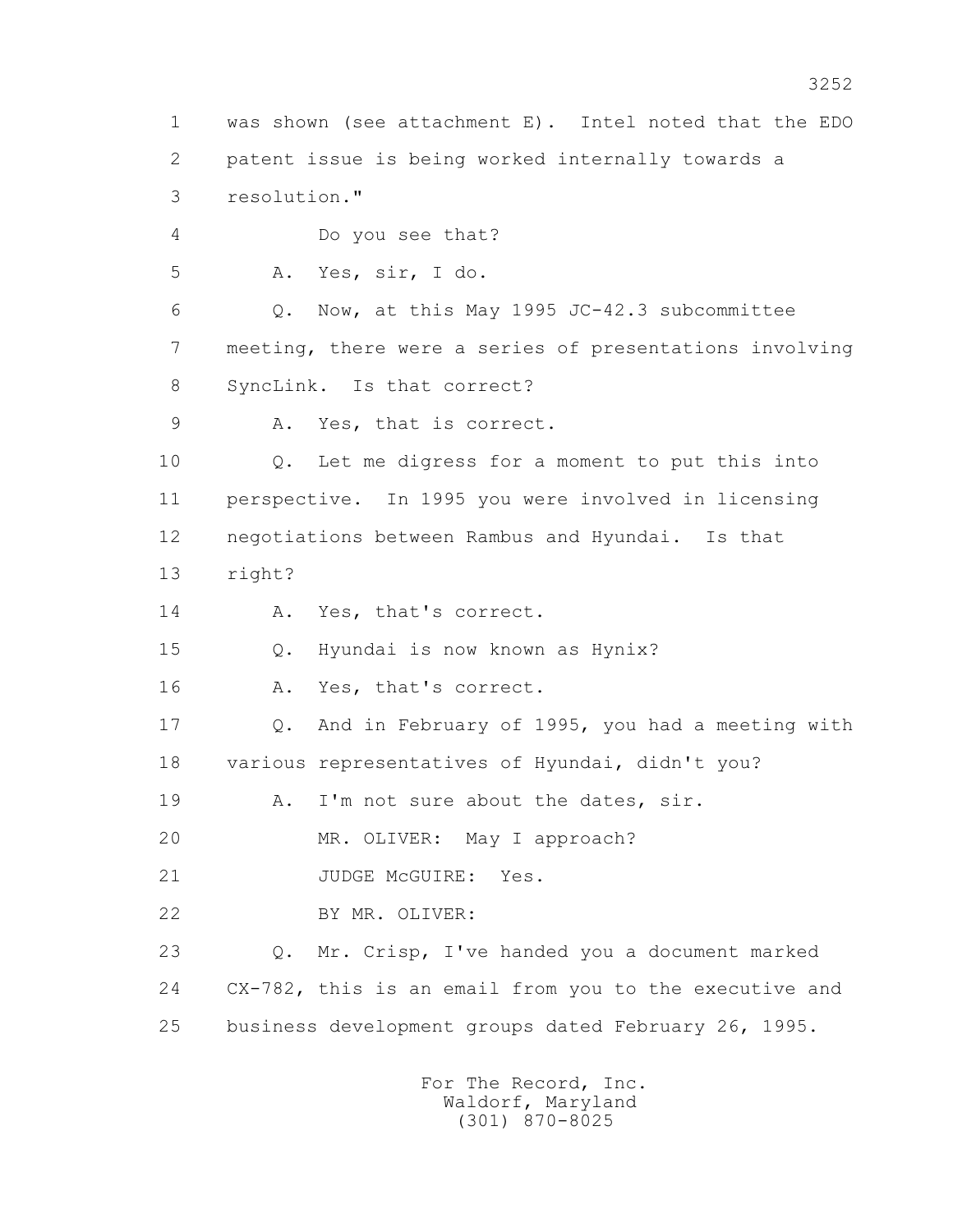1 was shown (see attachment E). Intel noted that the EDO
2 patent issue is being worked internally towards a
3 resolution."

4 Do you see that?

5 A. Yes, sir, I do.

6 Q. Now, at this May 1995 JC-42.3 subcommittee
7 meeting, there were a series of presentations involving
8 SyncLink. Is that correct?

9 A. Yes, that is correct.

10 Q. Let me digress for a moment to put this into
11 perspective. In 1995 you were involved in licensing
12 negotiations between Rambus and Hyundai. Is that
13 right?

14 A. Yes, that's correct.

15 Q. Hyundai is now known as Hynix?

16 A. Yes, that's correct.

17 Q. And in February of 1995, you had a meeting with
18 various representatives of Hyundai, didn't you?

19 A. I'm not sure about the dates, sir.

20 MR. OLIVER: May I approach?

21 JUDGE McGUIRE: Yes.

22 BY MR. OLIVER:

23 Q. Mr. Crisp, I've handed you a document marked
24 CX-782, this is an email from you to the executive and
25 business development groups dated February 26, 1995.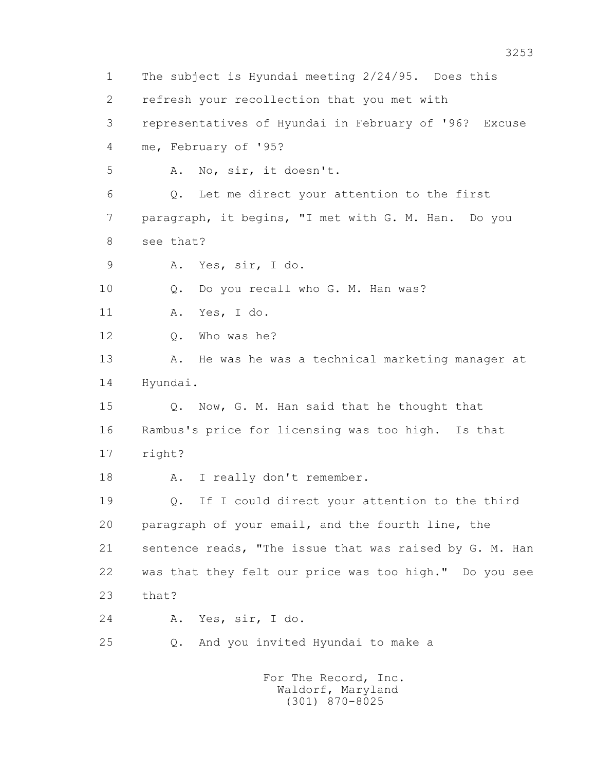1 The subject is Hyundai meeting 2/24/95. Does this
2 refresh your recollection that you met with
3 representatives of Hyundai in February of '96? Excuse
4 me, February of '95?
5 A. No, sir, it doesn't.
6 Q. Let me direct your attention to the first
7 paragraph, it begins, "I met with G. M. Han. Do you
8 see that?
9 A. Yes, sir, I do.
10 Q. Do you recall who G. M. Han was?
11 A. Yes, I do.
12 Q. Who was he?
13 A. He was he was a technical marketing manager at
14 Hyundai.
15 Q. Now, G. M. Han said that he thought that
16 Rambus's price for licensing was too high. Is that
17 right?
18 A. I really don't remember.
19 Q. If I could direct your attention to the third
20 paragraph of your email, and the fourth line, the
21 sentence reads, "The issue that was raised by G. M. Han
22 was that they felt our price was too high." Do you see
23 that?
24 A. Yes, sir, I do.
25 Q. And you invited Hyundai to make a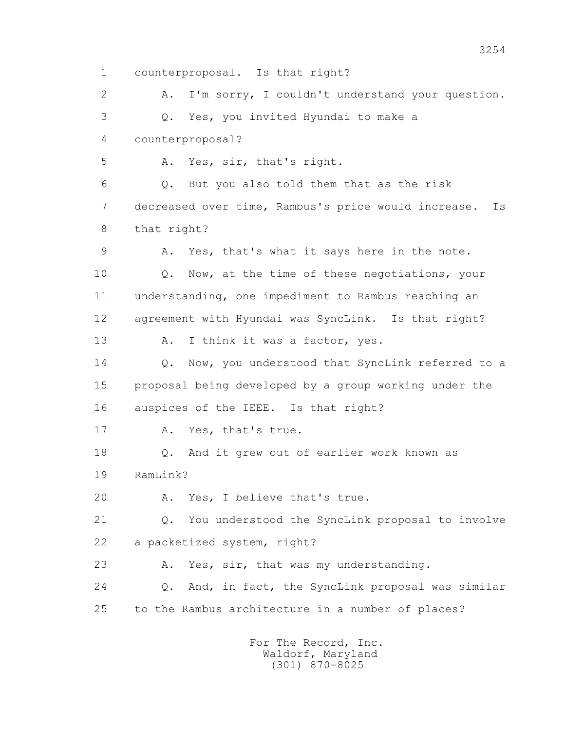1 counterproposal. Is that right?

2 A. I'm sorry, I couldn't understand your question.

3 Q. Yes, you invited Hyundai to make a

4 counterproposal?

5 A. Yes, sir, that's right.

6 Q. But you also told them that as the risk

7 decreased over time, Rambus's price would increase. Is

8 that right?

9 A. Yes, that's what it says here in the note.

10 Q. Now, at the time of these negotiations, your

11 understanding, one impediment to Rambus reaching an

12 agreement with Hyundai was SyncLink. Is that right?

13 A. I think it was a factor, yes.

14 Q. Now, you understood that SyncLink referred to a

15 proposal being developed by a group working under the

16 auspices of the IEEE. Is that right?

17 A. Yes, that's true.

18 Q. And it grew out of earlier work known as

19 RamLink?

20 A. Yes, I believe that's true.

21 Q. You understood the SyncLink proposal to involve

22 a packetized system, right?

23 A. Yes, sir, that was my understanding.

24 Q. And, in fact, the SyncLink proposal was similar

25 to the Rambus architecture in a number of places?

For The Record, Inc.
Waldorf, Maryland
(301) 870-8025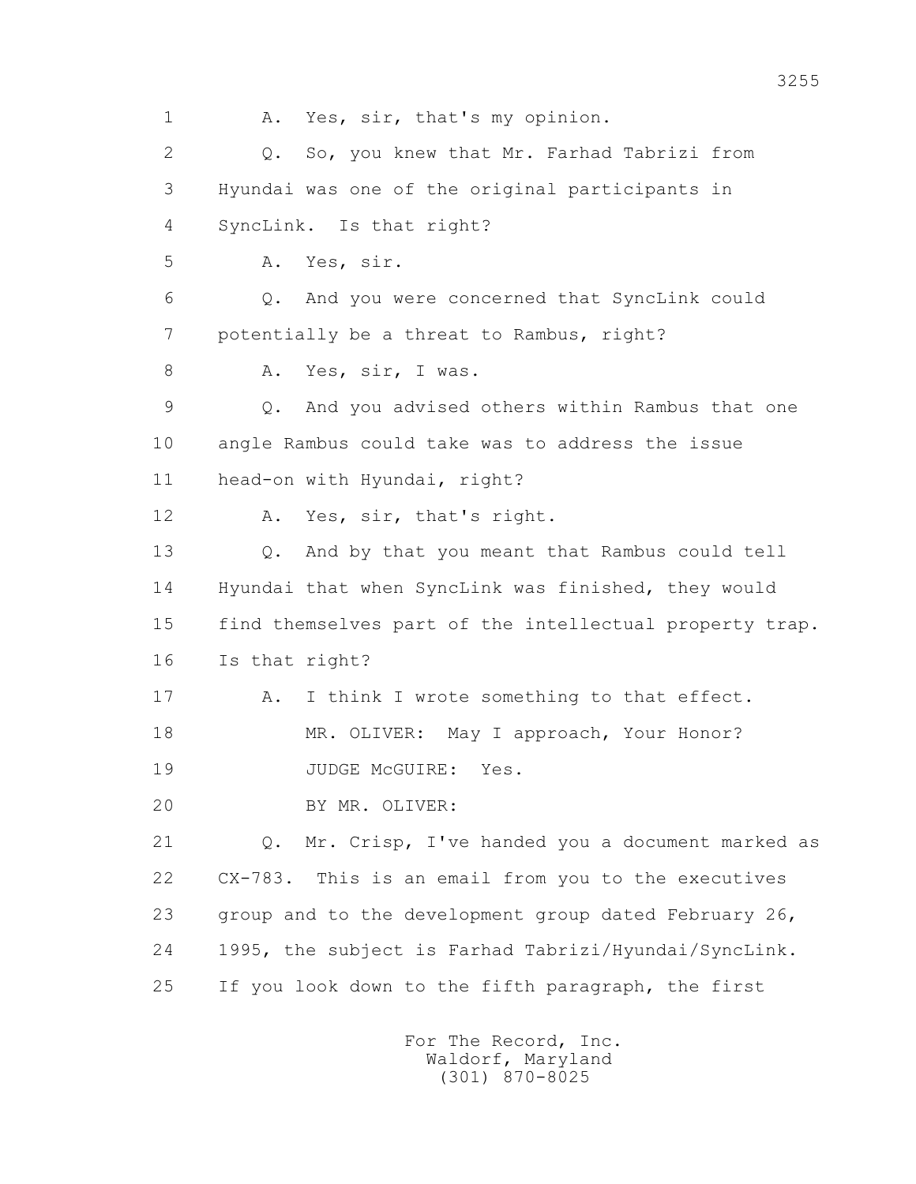1 A. Yes, sir, that's my opinion.

2 Q. So, you knew that Mr. Farhad Tabrizi from

3 Hyundai was one of the original participants in

4 SyncLink. Is that right?

5 A. Yes, sir.

6 Q. And you were concerned that SyncLink could

7 potentially be a threat to Rambus, right?

8 A. Yes, sir, I was.

9 Q. And you advised others within Rambus that one

10 angle Rambus could take was to address the issue

11 head-on with Hyundai, right?

12 A. Yes, sir, that's right.

13 Q. And by that you meant that Rambus could tell

14 Hyundai that when SyncLink was finished, they would

15 find themselves part of the intellectual property trap.

16 Is that right?

17 A. I think I wrote something to that effect.

18 MR. OLIVER: May I approach, Your Honor?

19 JUDGE McGUIRE: Yes.

20 BY MR. OLIVER:

21 Q. Mr. Crisp, I've handed you a document marked as

22 CX-783. This is an email from you to the executives

23 group and to the development group dated February 26,

24 1995, the subject is Farhad Tabrizi/Hyundai/SyncLink.

25 If you look down to the fifth paragraph, the first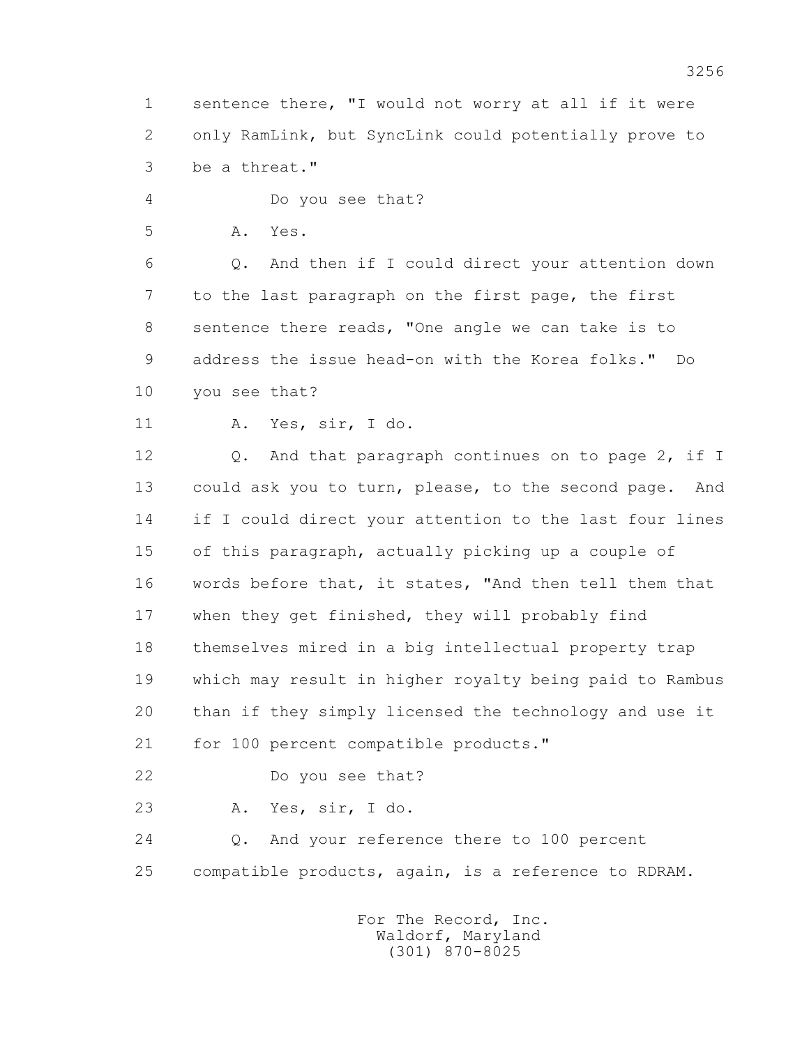1 sentence there, "I would not worry at all if it were
2 only RamLink, but SyncLink could potentially prove to
3 be a threat."
4 Do you see that?
5 A. Yes.
6 Q. And then if I could direct your attention down
7 to the last paragraph on the first page, the first
8 sentence there reads, "One angle we can take is to
9 address the issue head-on with the Korea folks." Do
10 you see that?
11 A. Yes, sir, I do.
12 Q. And that paragraph continues on to page 2, if I
13 could ask you to turn, please, to the second page. And
14 if I could direct your attention to the last four lines
15 of this paragraph, actually picking up a couple of
16 words before that, it states, "And then tell them that
17 when they get finished, they will probably find
18 themselves mired in a big intellectual property trap
19 which may result in higher royalty being paid to Rambus
20 than if they simply licensed the technology and use it
21 for 100 percent compatible products."
22 Do you see that?
23 A. Yes, sir, I do.
24 Q. And your reference there to 100 percent
25 compatible products, again, is a reference to RDRAM.

For The Record, Inc.
Waldorf, Maryland
(301) 870-8025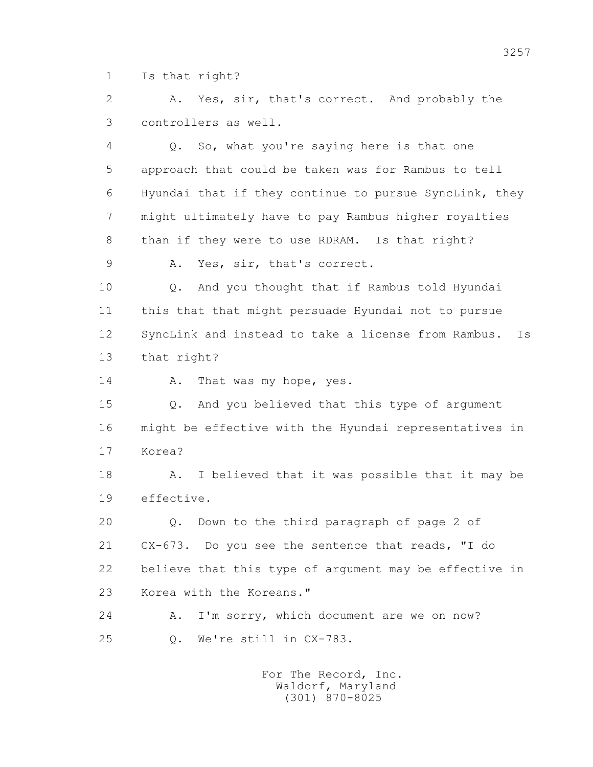1 Is that right?

2 A. Yes, sir, that's correct. And probably the

3 controllers as well.

4 Q. So, what you're saying here is that one

5 approach that could be taken was for Rambus to tell

6 Hyundai that if they continue to pursue SyncLink, they

7 might ultimately have to pay Rambus higher royalties

8 than if they were to use RDRAM. Is that right?

9 A. Yes, sir, that's correct.

10 Q. And you thought that if Rambus told Hyundai

11 this that that might persuade Hyundai not to pursue

12 SyncLink and instead to take a license from Rambus. Is

13 that right?

14 A. That was my hope, yes.

15 Q. And you believed that this type of argument

16 might be effective with the Hyundai representatives in

17 Korea?

18 A. I believed that it was possible that it may be

19 effective.

20 Q. Down to the third paragraph of page 2 of

21 CX-673. Do you see the sentence that reads, "I do

22 believe that this type of argument may be effective in

23 Korea with the Koreans."

24 A. I'm sorry, which document are we on now?

25 Q. We're still in CX-783.

For The Record, Inc.
Waldorf, Maryland
(301) 870-8025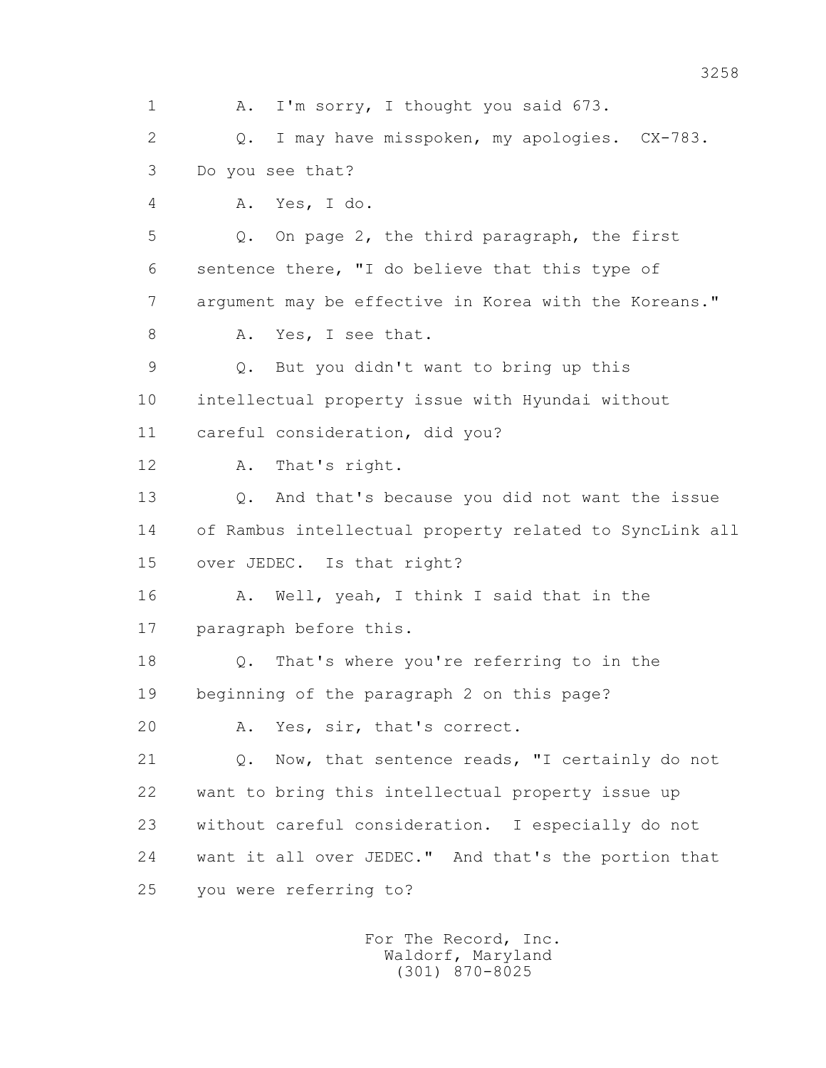1 A. I'm sorry, I thought you said 673.

2 Q. I may have misspoken, my apologies. CX-783.

3 Do you see that?

4 A. Yes, I do.

5 Q. On page 2, the third paragraph, the first

6 sentence there, "I do believe that this type of

7 argument may be effective in Korea with the Koreans."

8 A. Yes, I see that.

9 Q. But you didn't want to bring up this

10 intellectual property issue with Hyundai without

11 careful consideration, did you?

12 A. That's right.

13 Q. And that's because you did not want the issue

14 of Rambus intellectual property related to SyncLink all

15 over JEDEC. Is that right?

16 A. Well, yeah, I think I said that in the

17 paragraph before this.

18 Q. That's where you're referring to in the

19 beginning of the paragraph 2 on this page?

20 A. Yes, sir, that's correct.

21 Q. Now, that sentence reads, "I certainly do not

22 want to bring this intellectual property issue up

23 without careful consideration. I especially do not

24 want it all over JEDEC." And that's the portion that

25 you were referring to?

For The Record, Inc.
Waldorf, Maryland
(301) 870-8025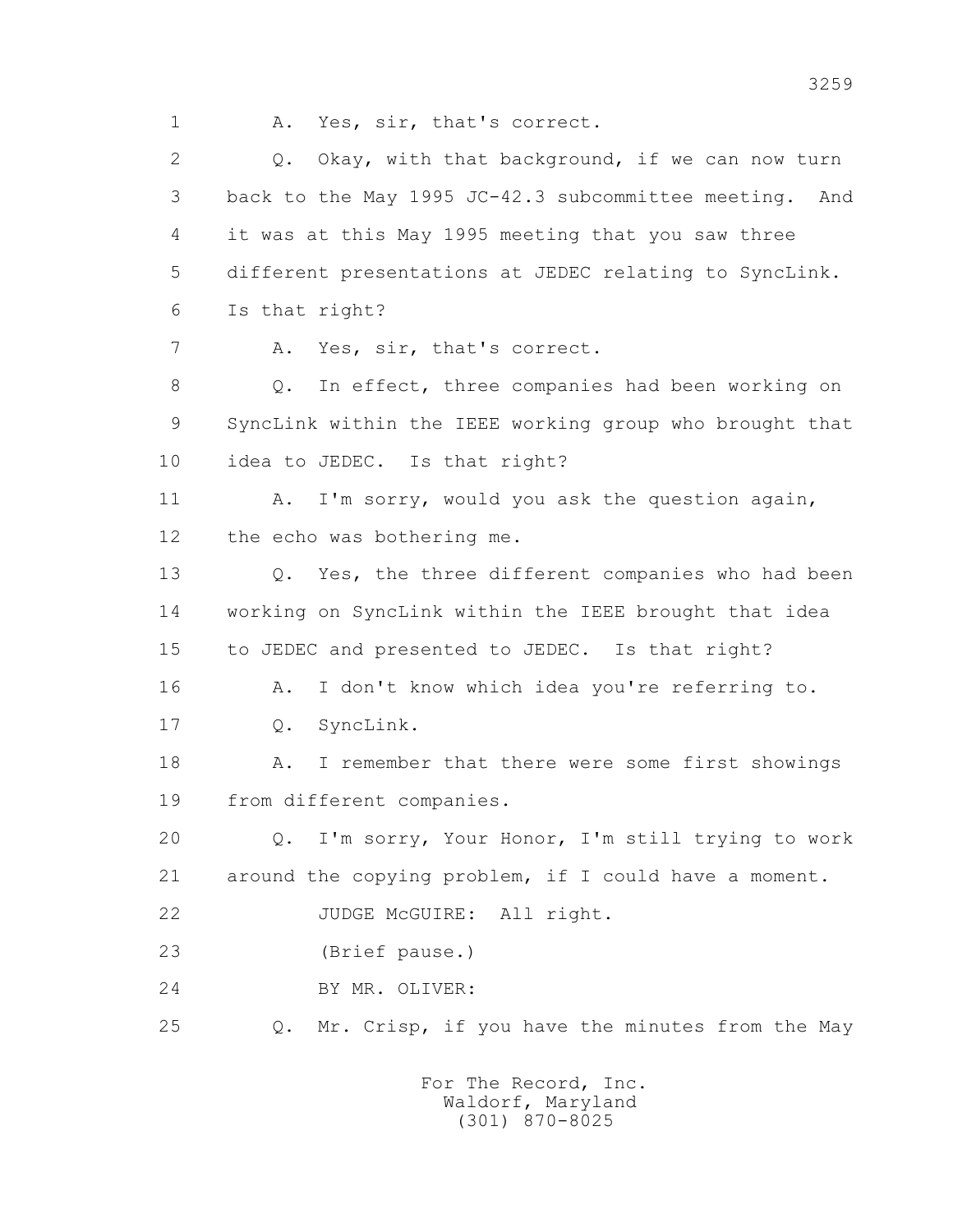1 A. Yes, sir, that's correct.

2 Q. Okay, with that background, if we can now turn

3 back to the May 1995 JC-42.3 subcommittee meeting. And

4 it was at this May 1995 meeting that you saw three

5 different presentations at JEDEC relating to SyncLink.

6 Is that right?

7 A. Yes, sir, that's correct.

8 Q. In effect, three companies had been working on

9 SyncLink within the IEEE working group who brought that

10 idea to JEDEC. Is that right?

11 A. I'm sorry, would you ask the question again,

12 the echo was bothering me.

13 Q. Yes, the three different companies who had been

14 working on SyncLink within the IEEE brought that idea

15 to JEDEC and presented to JEDEC. Is that right?

16 A. I don't know which idea you're referring to.

17 Q. SyncLink.

18 A. I remember that there were some first showings

19 from different companies.

20 Q. I'm sorry, Your Honor, I'm still trying to work

21 around the copying problem, if I could have a moment.

22 JUDGE McGUIRE: All right.

23 (Brief pause.)

24 BY MR. OLIVER:

25 Q. Mr. Crisp, if you have the minutes from the May

For The Record, Inc.
Waldorf, Maryland
(301) 870-8025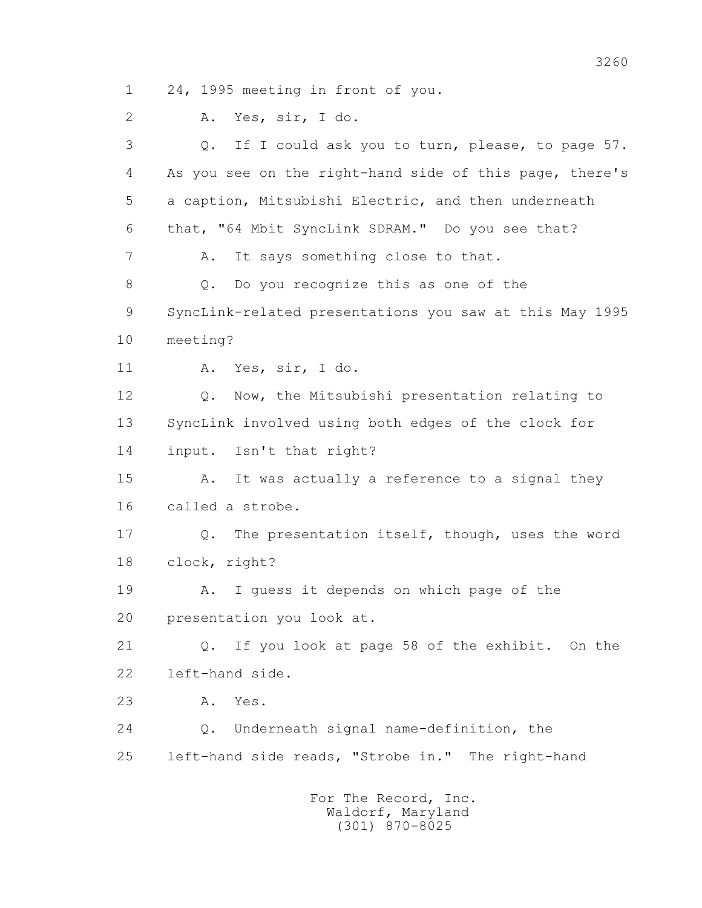1 24, 1995 meeting in front of you.

2 A. Yes, sir, I do.

3 Q. If I could ask you to turn, please, to page 57.

4 As you see on the right-hand side of this page, there's

5 a caption, Mitsubishi Electric, and then underneath

6 that, "64 Mbit SyncLink SDRAM." Do you see that?

7 A. It says something close to that.

8 Q. Do you recognize this as one of the

9 SyncLink-related presentations you saw at this May 1995

10 meeting?

11 A. Yes, sir, I do.

12 Q. Now, the Mitsubishi presentation relating to

13 SyncLink involved using both edges of the clock for

14 input. Isn't that right?

15 A. It was actually a reference to a signal they

16 called a strobe.

17 Q. The presentation itself, though, uses the word

18 clock, right?

19 A. I guess it depends on which page of the

20 presentation you look at.

21 Q. If you look at page 58 of the exhibit. On the

22 left-hand side.

23 A. Yes.

24 Q. Underneath signal name-definition, the

25 left-hand side reads, "Strobe in." The right-hand

For The Record, Inc.
Waldorf, Maryland
(301) 870-8025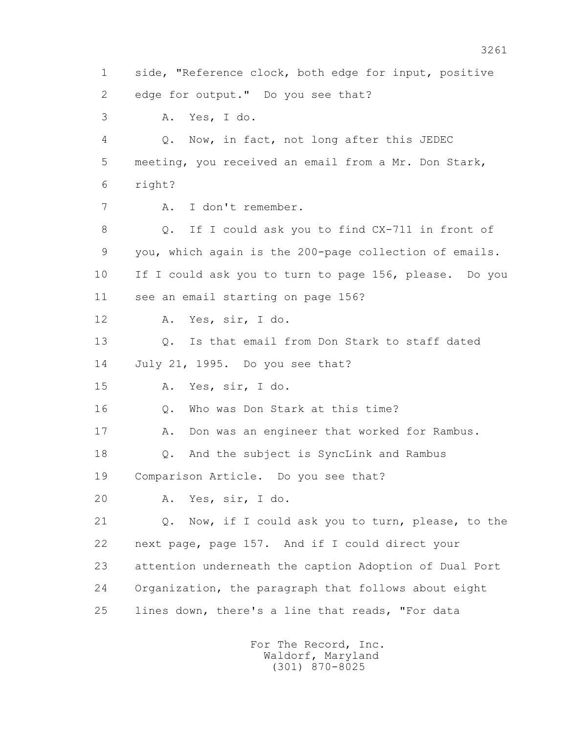1 side, "Reference clock, both edge for input, positive
2 edge for output." Do you see that?
3 A. Yes, I do.
4 Q. Now, in fact, not long after this JEDEC
5 meeting, you received an email from a Mr. Don Stark,
6 right?
7 A. I don't remember.
8 Q. If I could ask you to find CX-711 in front of
9 you, which again is the 200-page collection of emails.
10 If I could ask you to turn to page 156, please. Do you
11 see an email starting on page 156?
12 A. Yes, sir, I do.
13 Q. Is that email from Don Stark to staff dated
14 July 21, 1995. Do you see that?
15 A. Yes, sir, I do.
16 Q. Who was Don Stark at this time?
17 A. Don was an engineer that worked for Rambus.
18 Q. And the subject is SyncLink and Rambus
19 Comparison Article. Do you see that?
20 A. Yes, sir, I do.
21 Q. Now, if I could ask you to turn, please, to the
22 next page, page 157. And if I could direct your
23 attention underneath the caption Adoption of Dual Port
24 Organization, the paragraph that follows about eight
25 lines down, there's a line that reads, "For data

For The Record, Inc.
Waldorf, Maryland
(301) 870-8025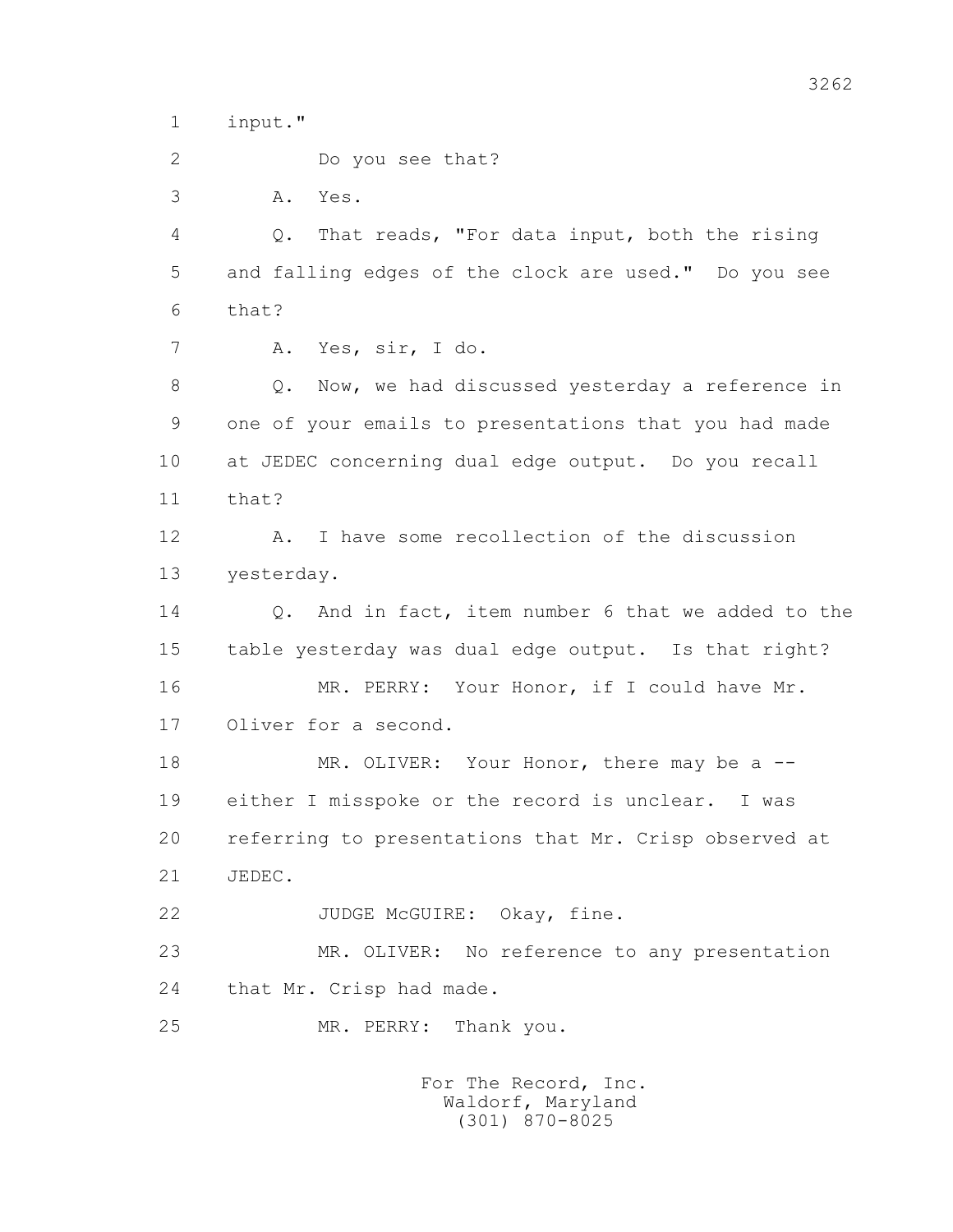1 input."

2 Do you see that?

3 A. Yes.

4 Q. That reads, "For data input, both the rising

5 and falling edges of the clock are used." Do you see

6 that?

7 A. Yes, sir, I do.

8 Q. Now, we had discussed yesterday a reference in

9 one of your emails to presentations that you had made

10 at JEDEC concerning dual edge output. Do you recall

11 that?

12 A. I have some recollection of the discussion

13 yesterday.

14 Q. And in fact, item number 6 that we added to the

15 table yesterday was dual edge output. Is that right?

16 MR. PERRY: Your Honor, if I could have Mr.

17 Oliver for a second.

18 MR. OLIVER: Your Honor, there may be a --

19 either I misspoke or the record is unclear. I was

20 referring to presentations that Mr. Crisp observed at

21 JEDEC.

22 JUDGE McGUIRE: Okay, fine.

23 MR. OLIVER: No reference to any presentation

24 that Mr. Crisp had made.

25 MR. PERRY: Thank you.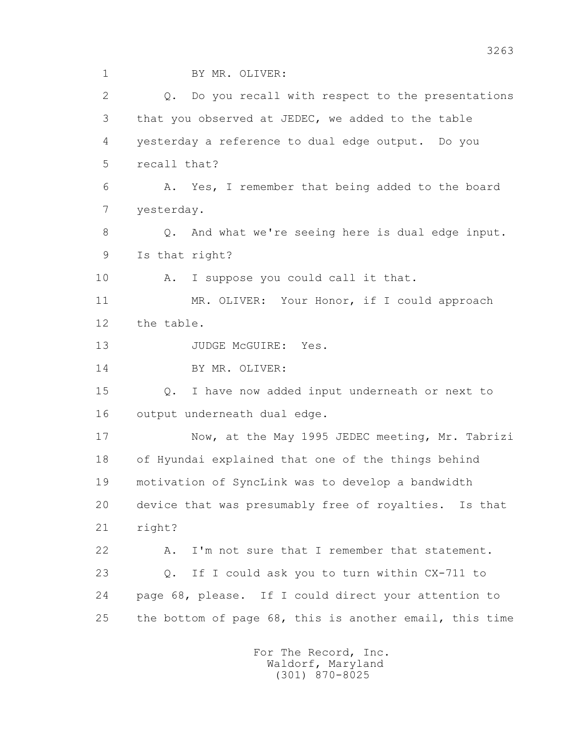1 BY MR. OLIVER:

2 Q. Do you recall with respect to the presentations

3 that you observed at JEDEC, we added to the table

4 yesterday a reference to dual edge output. Do you

5 recall that?

6 A. Yes, I remember that being added to the board

7 yesterday.

8 Q. And what we're seeing here is dual edge input.

9 Is that right?

10 A. I suppose you could call it that.

11 MR. OLIVER: Your Honor, if I could approach

12 the table.

13 JUDGE McGUIRE: Yes.

14 BY MR. OLIVER:

15 Q. I have now added input underneath or next to

16 output underneath dual edge.

17 Now, at the May 1995 JEDEC meeting, Mr. Tabrizi

18 of Hyundai explained that one of the things behind

19 motivation of SyncLink was to develop a bandwidth

20 device that was presumably free of royalties. Is that

21 right?

22 A. I'm not sure that I remember that statement.

23 Q. If I could ask you to turn within CX-711 to

24 page 68, please. If I could direct your attention to

25 the bottom of page 68, this is another email, this time

For The Record, Inc.
Waldorf, Maryland
(301) 870-8025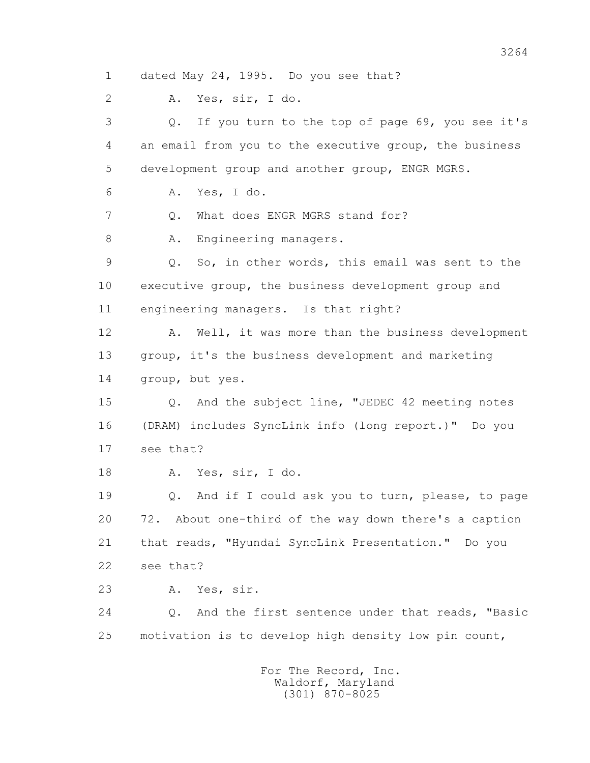1 dated May 24, 1995. Do you see that?

2 A. Yes, sir, I do.

3 Q. If you turn to the top of page 69, you see it's

4 an email from you to the executive group, the business

5 development group and another group, ENGR MGRS.

6 A. Yes, I do.

7 Q. What does ENGR MGRS stand for?

8 A. Engineering managers.

9 Q. So, in other words, this email was sent to the

10 executive group, the business development group and

11 engineering managers. Is that right?

12 A. Well, it was more than the business development

13 group, it's the business development and marketing

14 group, but yes.

15 Q. And the subject line, "JEDEC 42 meeting notes

16 (DRAM) includes SyncLink info (long report.)" Do you

17 see that?

18 A. Yes, sir, I do.

19 Q. And if I could ask you to turn, please, to page

20 72. About one-third of the way down there's a caption

21 that reads, "Hyundai SyncLink Presentation." Do you

22 see that?

23 A. Yes, sir.

24 Q. And the first sentence under that reads, "Basic

25 motivation is to develop high density low pin count,

For The Record, Inc.
Waldorf, Maryland
(301) 870-8025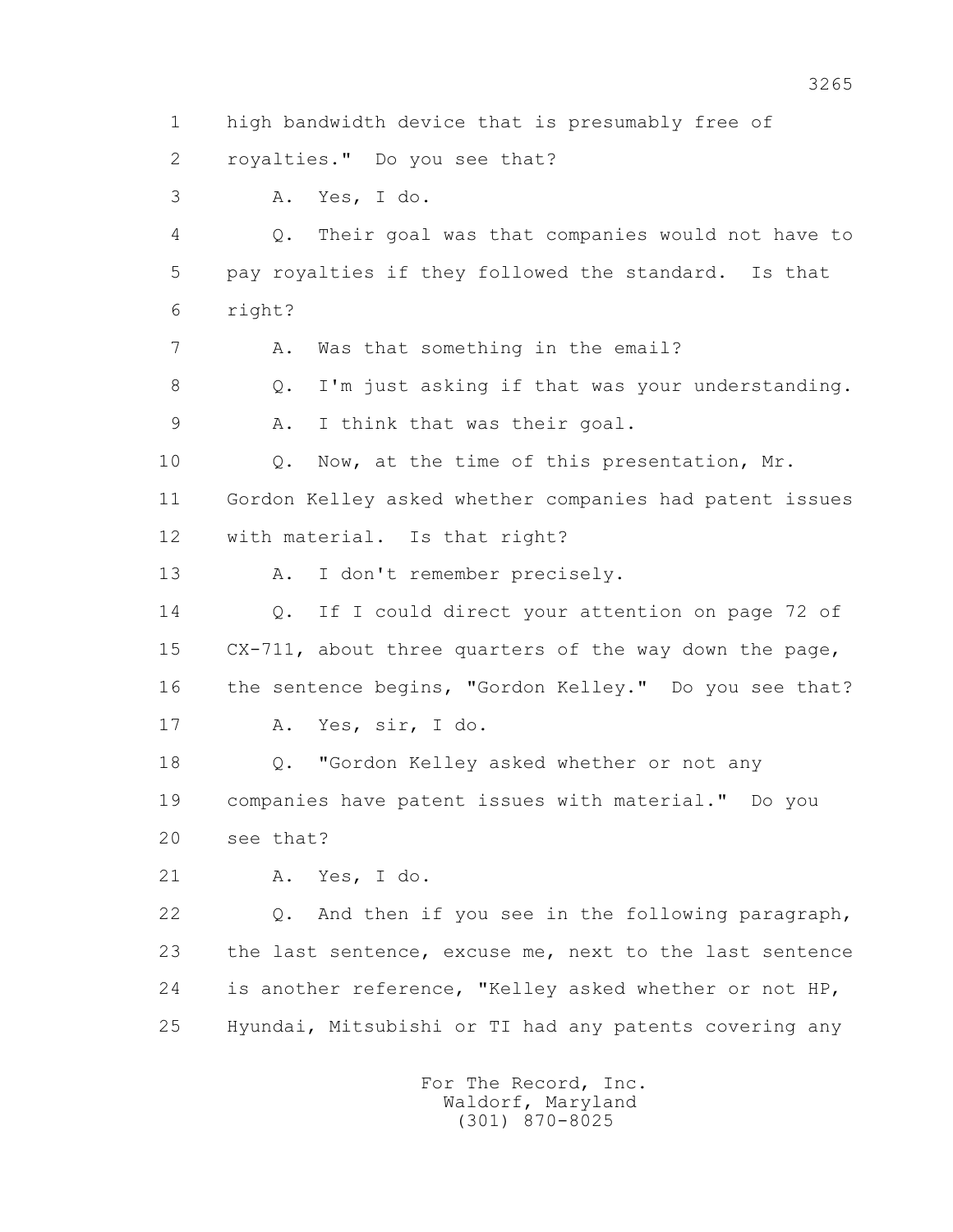1 high bandwidth device that is presumably free of

2 royalties." Do you see that?

3 A. Yes, I do.

4 Q. Their goal was that companies would not have to

5 pay royalties if they followed the standard. Is that

6 right?

7 A. Was that something in the email?

8 Q. I'm just asking if that was your understanding.

9 A. I think that was their goal.

10 Q. Now, at the time of this presentation, Mr.

11 Gordon Kelley asked whether companies had patent issues

12 with material. Is that right?

13 A. I don't remember precisely.

14 Q. If I could direct your attention on page 72 of

15 CX-711, about three quarters of the way down the page,

16 the sentence begins, "Gordon Kelley." Do you see that?

17 A. Yes, sir, I do.

18 Q. "Gordon Kelley asked whether or not any

19 companies have patent issues with material." Do you

20 see that?

21 A. Yes, I do.

22 Q. And then if you see in the following paragraph,

23 the last sentence, excuse me, next to the last sentence

24 is another reference, "Kelley asked whether or not HP,

25 Hyundai, Mitsubishi or TI had any patents covering any

For The Record, Inc.
Waldorf, Maryland
(301) 870-8025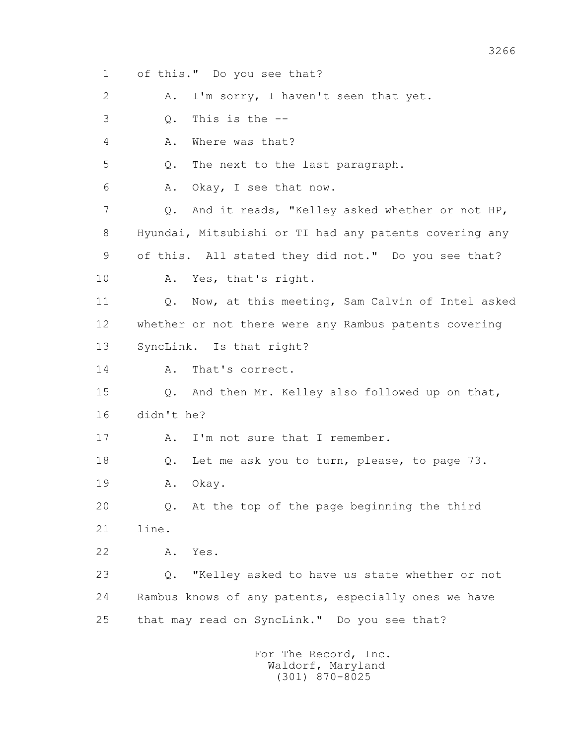1 of this." Do you see that?

2 A. I'm sorry, I haven't seen that yet.

3 Q. This is the --

4 A. Where was that?

5 Q. The next to the last paragraph.

6 A. Okay, I see that now.

7 Q. And it reads, "Kelley asked whether or not HP,

8 Hyundai, Mitsubishi or TI had any patents covering any

9 of this. All stated they did not." Do you see that?

10 A. Yes, that's right.

11 Q. Now, at this meeting, Sam Calvin of Intel asked

12 whether or not there were any Rambus patents covering

13 SyncLink. Is that right?

14 A. That's correct.

15 Q. And then Mr. Kelley also followed up on that,

16 didn't he?

17 A. I'm not sure that I remember.

18 Q. Let me ask you to turn, please, to page 73.

19 A. Okay.

20 Q. At the top of the page beginning the third

21 line.

22 A. Yes.

23 Q. "Kelley asked to have us state whether or not

24 Rambus knows of any patents, especially ones we have

25 that may read on SyncLink." Do you see that?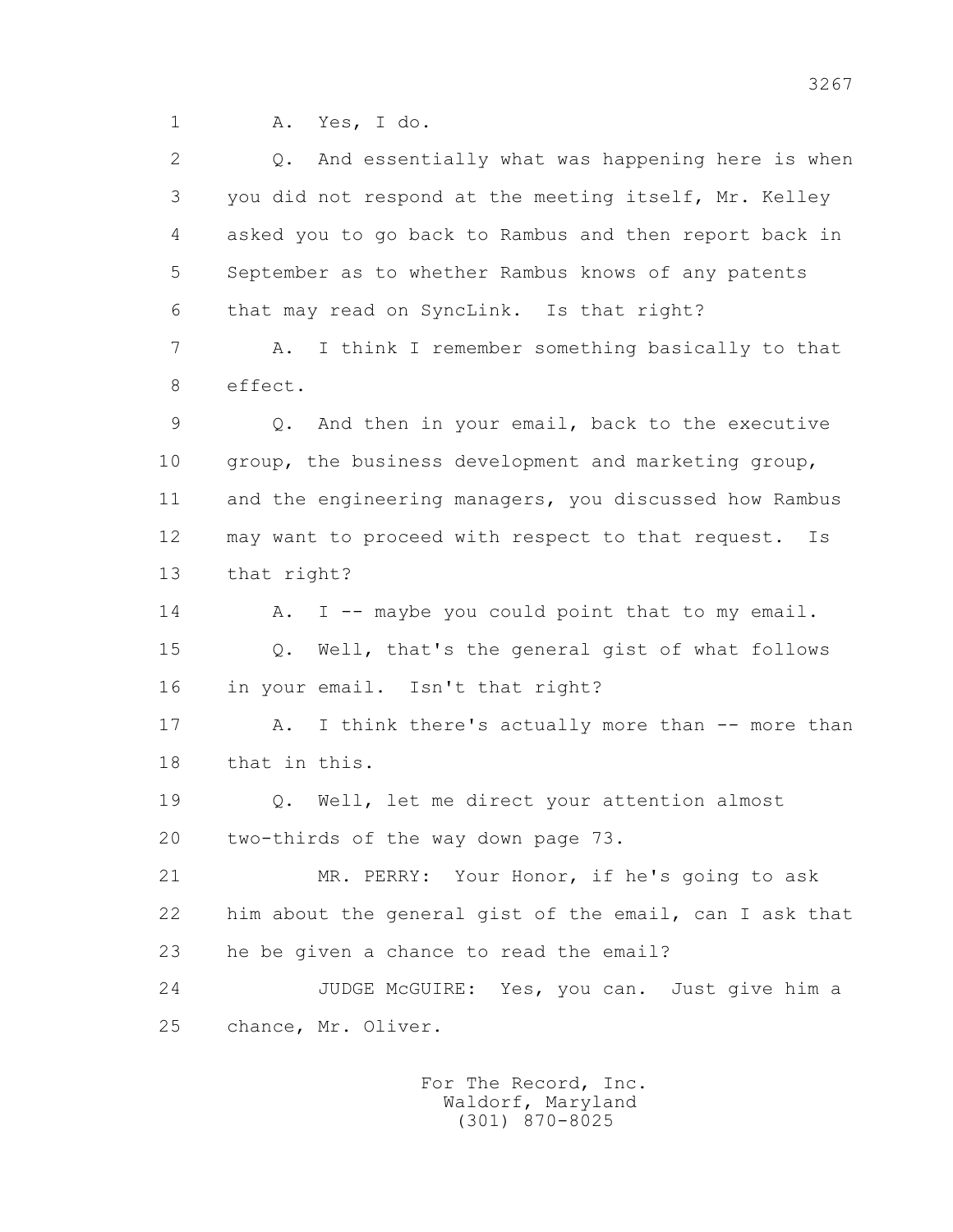1 A. Yes, I do.

2 Q. And essentially what was happening here is when
3 you did not respond at the meeting itself, Mr. Kelley
4 asked you to go back to Rambus and then report back in
5 September as to whether Rambus knows of any patents
6 that may read on SyncLink. Is that right?

7 A. I think I remember something basically to that
8 effect.

9 Q. And then in your email, back to the executive
10 group, the business development and marketing group,
11 and the engineering managers, you discussed how Rambus
12 may want to proceed with respect to that request. Is
13 that right?

14 A. I -- maybe you could point that to my email.

15 Q. Well, that's the general gist of what follows
16 in your email. Isn't that right?

17 A. I think there's actually more than -- more than
18 that in this.

19 Q. Well, let me direct your attention almost
20 two-thirds of the way down page 73.

21 MR. PERRY: Your Honor, if he's going to ask
22 him about the general gist of the email, can I ask that
23 he be given a chance to read the email?

24 JUDGE McGUIRE: Yes, you can. Just give him a
25 chance, Mr. Oliver.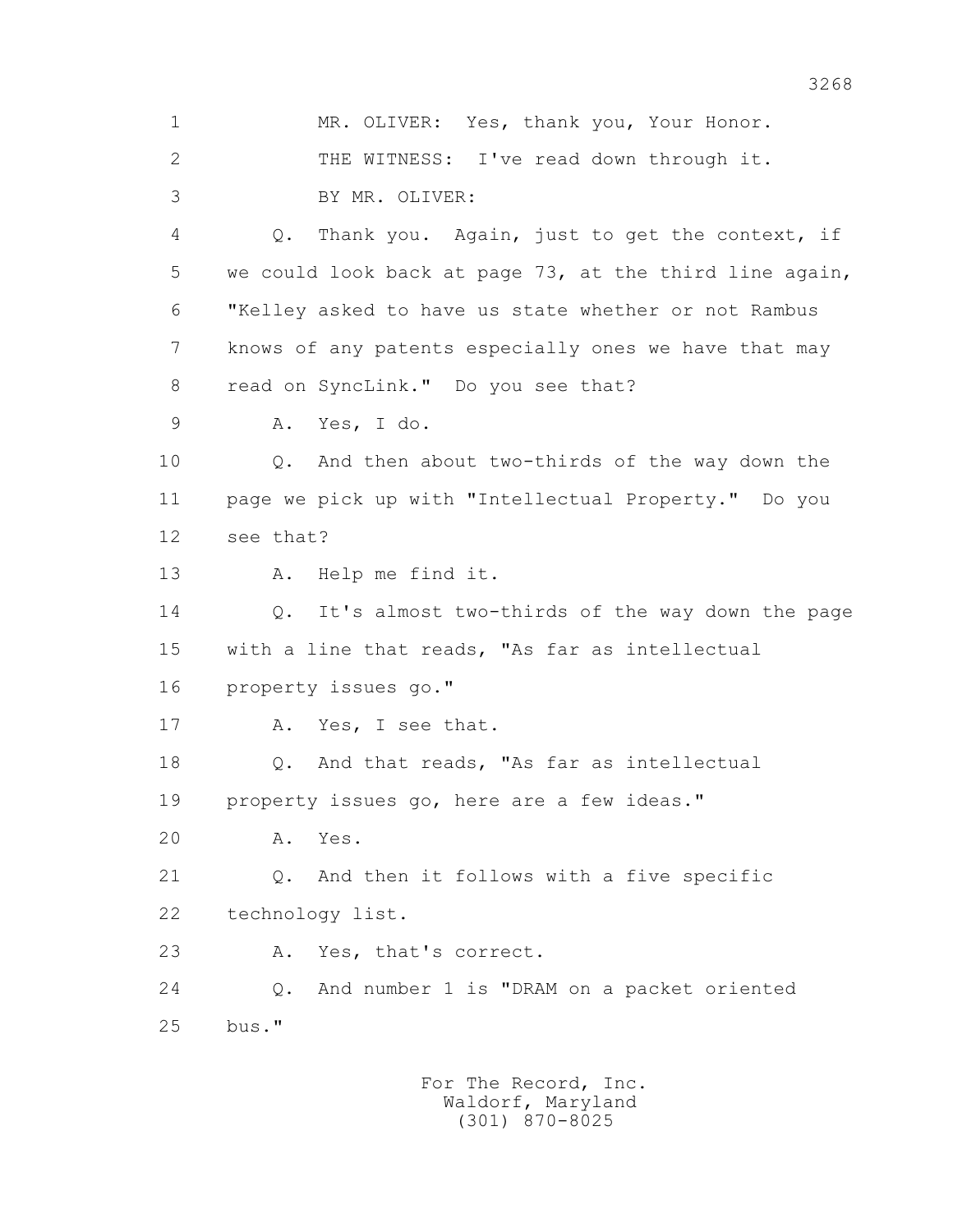1 MR. OLIVER: Yes, thank you, Your Honor.

2 THE WITNESS: I've read down through it.

3 BY MR. OLIVER:

4 Q. Thank you. Again, just to get the context, if

5 we could look back at page 73, at the third line again,

6 "Kelley asked to have us state whether or not Rambus

7 knows of any patents especially ones we have that may

8 read on SyncLink." Do you see that?

9 A. Yes, I do.

10 Q. And then about two-thirds of the way down the

11 page we pick up with "Intellectual Property." Do you

12 see that?

13 A. Help me find it.

14 Q. It's almost two-thirds of the way down the page

15 with a line that reads, "As far as intellectual

16 property issues go."

17 A. Yes, I see that.

18 Q. And that reads, "As far as intellectual

19 property issues go, here are a few ideas."

20 A. Yes.

21 Q. And then it follows with a five specific

22 technology list.

23 A. Yes, that's correct.

24 Q. And number 1 is "DRAM on a packet oriented

25 bus."

For The Record, Inc.
Waldorf, Maryland
(301) 870-8025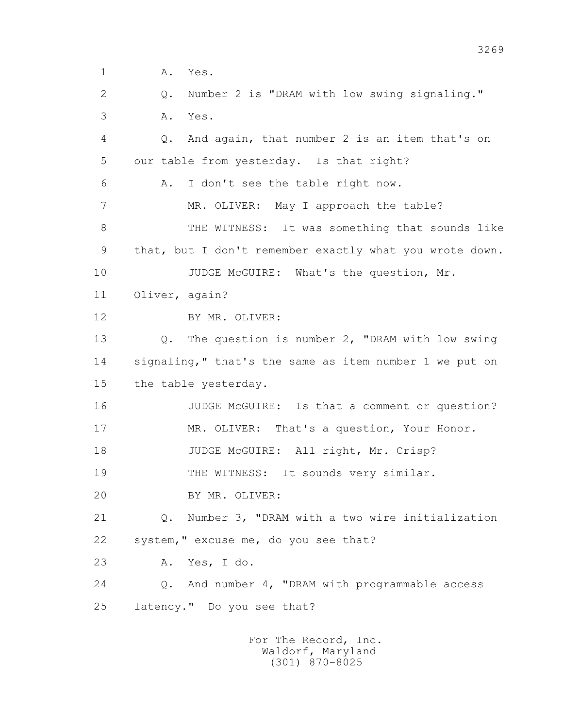1 A. Yes.

2 Q. Number 2 is "DRAM with low swing signaling."

3 A. Yes.

4 Q. And again, that number 2 is an item that's on

5 our table from yesterday. Is that right?

6 A. I don't see the table right now.

7 MR. OLIVER: May I approach the table?

8 THE WITNESS: It was something that sounds like

9 that, but I don't remember exactly what you wrote down.

10 JUDGE McGUIRE: What's the question, Mr.

11 Oliver, again?

12 BY MR. OLIVER:

13 Q. The question is number 2, "DRAM with low swing

14 signaling," that's the same as item number 1 we put on

15 the table yesterday.

16 JUDGE McGUIRE: Is that a comment or question?

17 MR. OLIVER: That's a question, Your Honor.

18 JUDGE McGUIRE: All right, Mr. Crisp?

19 THE WITNESS: It sounds very similar.

20 BY MR. OLIVER:

21 Q. Number 3, "DRAM with a two wire initialization

22 system," excuse me, do you see that?

23 A. Yes, I do.

24 Q. And number 4, "DRAM with programmable access

25 latency." Do you see that?

For The Record, Inc.
Waldorf, Maryland
(301) 870-8025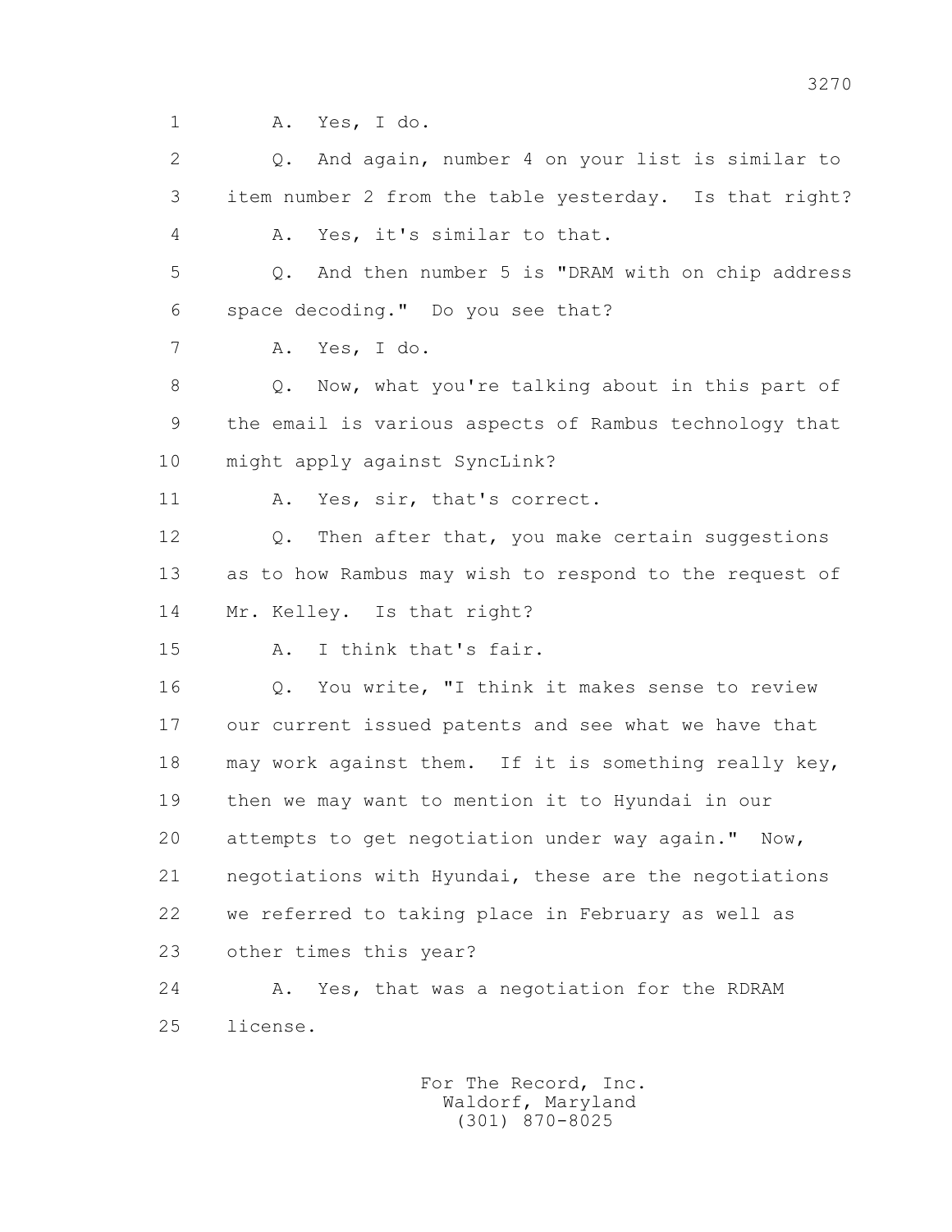1 A. Yes, I do.

2 Q. And again, number 4 on your list is similar to

3 item number 2 from the table yesterday. Is that right?

4 A. Yes, it's similar to that.

5 Q. And then number 5 is "DRAM with on chip address

6 space decoding." Do you see that?

7 A. Yes, I do.

8 Q. Now, what you're talking about in this part of

9 the email is various aspects of Rambus technology that

10 might apply against SyncLink?

11 A. Yes, sir, that's correct.

12 Q. Then after that, you make certain suggestions

13 as to how Rambus may wish to respond to the request of

14 Mr. Kelley. Is that right?

15 A. I think that's fair.

16 Q. You write, "I think it makes sense to review

17 our current issued patents and see what we have that

18 may work against them. If it is something really key,

19 then we may want to mention it to Hyundai in our

20 attempts to get negotiation under way again." Now,

21 negotiations with Hyundai, these are the negotiations

22 we referred to taking place in February as well as

23 other times this year?

24 A. Yes, that was a negotiation for the RDRAM

25 license.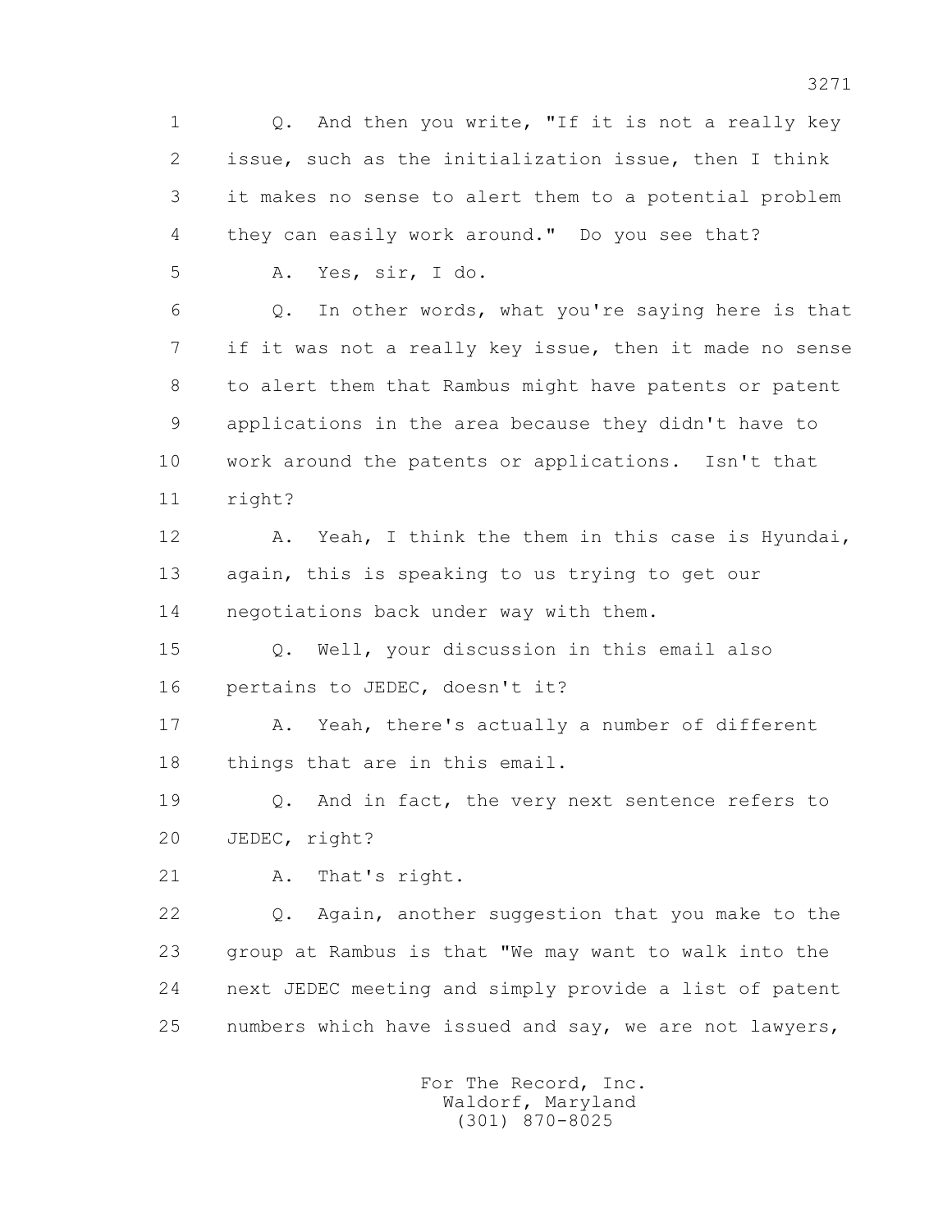1 Q. And then you write, "If it is not a really key
2 issue, such as the initialization issue, then I think
3 it makes no sense to alert them to a potential problem
4 they can easily work around." Do you see that?
5 A. Yes, sir, I do.
6 Q. In other words, what you're saying here is that
7 if it was not a really key issue, then it made no sense
8 to alert them that Rambus might have patents or patent
9 applications in the area because they didn't have to
10 work around the patents or applications. Isn't that
11 right?
12 A. Yeah, I think the them in this case is Hyundai,
13 again, this is speaking to us trying to get our
14 negotiations back under way with them.
15 Q. Well, your discussion in this email also
16 pertains to JEDEC, doesn't it?
17 A. Yeah, there's actually a number of different
18 things that are in this email.
19 Q. And in fact, the very next sentence refers to
20 JEDEC, right?
21 A. That's right.
22 Q. Again, another suggestion that you make to the
23 group at Rambus is that "We may want to walk into the
24 next JEDEC meeting and simply provide a list of patent
25 numbers which have issued and say, we are not lawyers,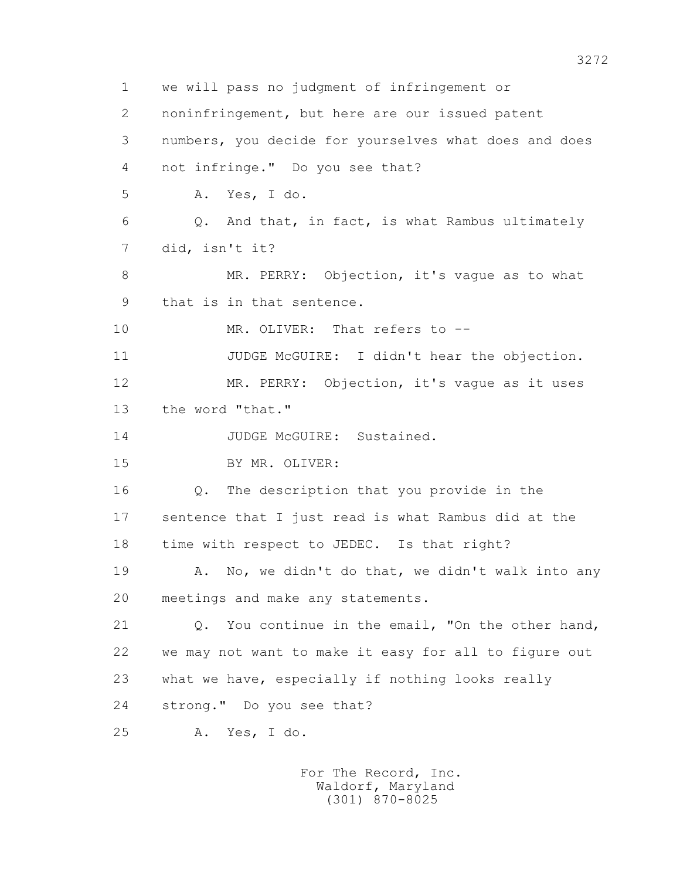1 we will pass no judgment of infringement or
2 noninfringement, but here are our issued patent
3 numbers, you decide for yourselves what does and does
4 not infringe." Do you see that?
5 A. Yes, I do.
6 Q. And that, in fact, is what Rambus ultimately
7 did, isn't it?
8 MR. PERRY: Objection, it's vague as to what
9 that is in that sentence.
10 MR. OLIVER: That refers to --
11 JUDGE McGUIRE: I didn't hear the objection.
12 MR. PERRY: Objection, it's vague as it uses
13 the word "that."
14 JUDGE McGUIRE: Sustained.
15 BY MR. OLIVER:
16 Q. The description that you provide in the
17 sentence that I just read is what Rambus did at the
18 time with respect to JEDEC. Is that right?
19 A. No, we didn't do that, we didn't walk into any
20 meetings and make any statements.
21 Q. You continue in the email, "On the other hand,
22 we may not want to make it easy for all to figure out
23 what we have, especially if nothing looks really
24 strong." Do you see that?
25 A. Yes, I do.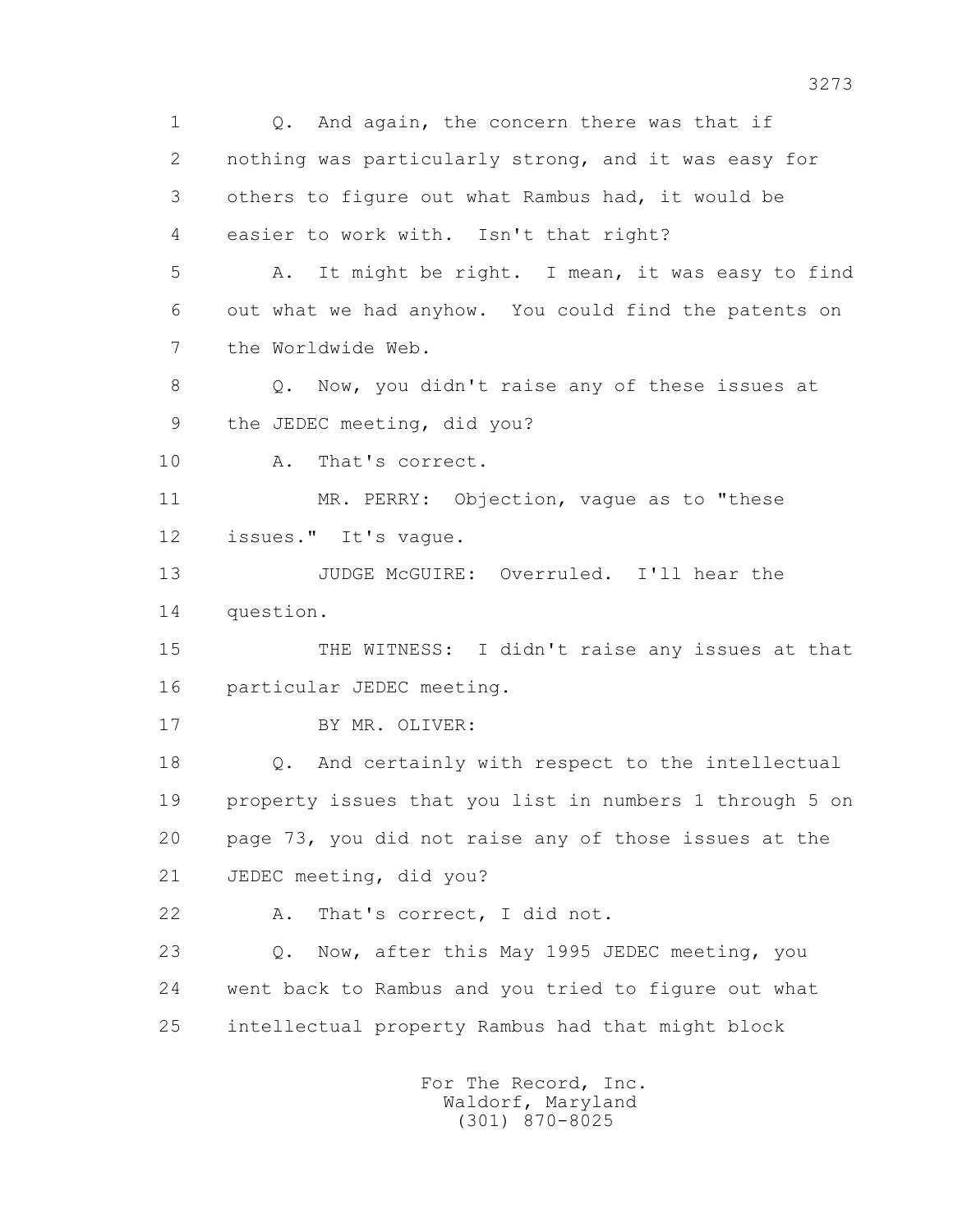1 Q. And again, the concern there was that if
2 nothing was particularly strong, and it was easy for
3 others to figure out what Rambus had, it would be
4 easier to work with. Isn't that right?
5 A. It might be right. I mean, it was easy to find
6 out what we had anyhow. You could find the patents on
7 the Worldwide Web.
8 Q. Now, you didn't raise any of these issues at
9 the JEDEC meeting, did you?
10 A. That's correct.
11 MR. PERRY: Objection, vague as to "these
12 issues." It's vague.
13 JUDGE McGUIRE: Overruled. I'll hear the
14 question.
15 THE WITNESS: I didn't raise any issues at that
16 particular JEDEC meeting.
17 BY MR. OLIVER:
18 Q. And certainly with respect to the intellectual
19 property issues that you list in numbers 1 through 5 on
20 page 73, you did not raise any of those issues at the
21 JEDEC meeting, did you?
22 A. That's correct, I did not.
23 Q. Now, after this May 1995 JEDEC meeting, you
24 went back to Rambus and you tried to figure out what
25 intellectual property Rambus had that might block

For The Record, Inc.
Waldorf, Maryland
(301) 870-8025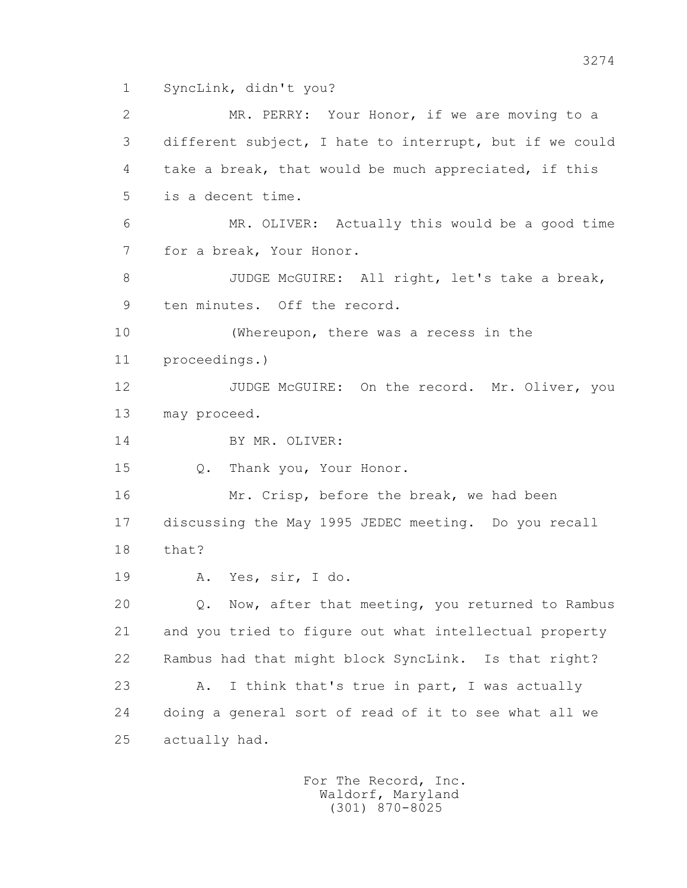SyncLink, didn't you?

MR. PERRY: Your Honor, if we are moving to a different subject, I hate to interrupt, but if we could take a break, that would be much appreciated, if this is a decent time.

MR. OLIVER: Actually this would be a good time for a break, Your Honor.

JUDGE McGUIRE: All right, let's take a break, ten minutes. Off the record.

(Whereupon, there was a recess in the proceedings.)

JUDGE McGUIRE: On the record. Mr. Oliver, you may proceed.

BY MR. OLIVER:

Q. Thank you, Your Honor.

Mr. Crisp, before the break, we had been discussing the May 1995 JEDEC meeting. Do you recall that?

A. Yes, sir, I do.

Q. Now, after that meeting, you returned to Rambus and you tried to figure out what intellectual property Rambus had that might block SyncLink. Is that right?

A. I think that's true in part, I was actually doing a general sort of read of it to see what all we actually had.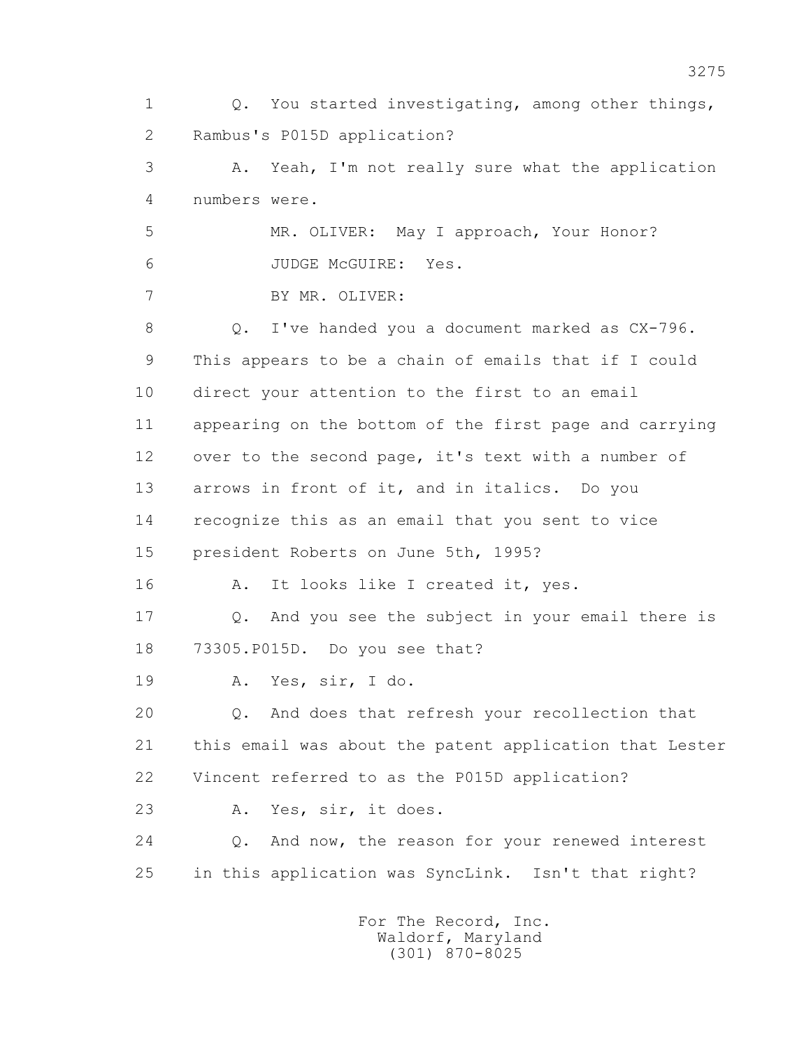1 Q. You started investigating, among other things,
2 Rambus's P015D application?
3 A. Yeah, I'm not really sure what the application
4 numbers were.
5 MR. OLIVER: May I approach, Your Honor?
6 JUDGE McGUIRE: Yes.
7 BY MR. OLIVER:
8 Q. I've handed you a document marked as CX-796.
9 This appears to be a chain of emails that if I could
10 direct your attention to the first to an email
11 appearing on the bottom of the first page and carrying
12 over to the second page, it's text with a number of
13 arrows in front of it, and in italics. Do you
14 recognize this as an email that you sent to vice
15 president Roberts on June 5th, 1995?
16 A. It looks like I created it, yes.
17 Q. And you see the subject in your email there is
18 73305.P015D. Do you see that?
19 A. Yes, sir, I do.
20 Q. And does that refresh your recollection that
21 this email was about the patent application that Lester
22 Vincent referred to as the P015D application?
23 A. Yes, sir, it does.
24 Q. And now, the reason for your renewed interest
25 in this application was SyncLink. Isn't that right?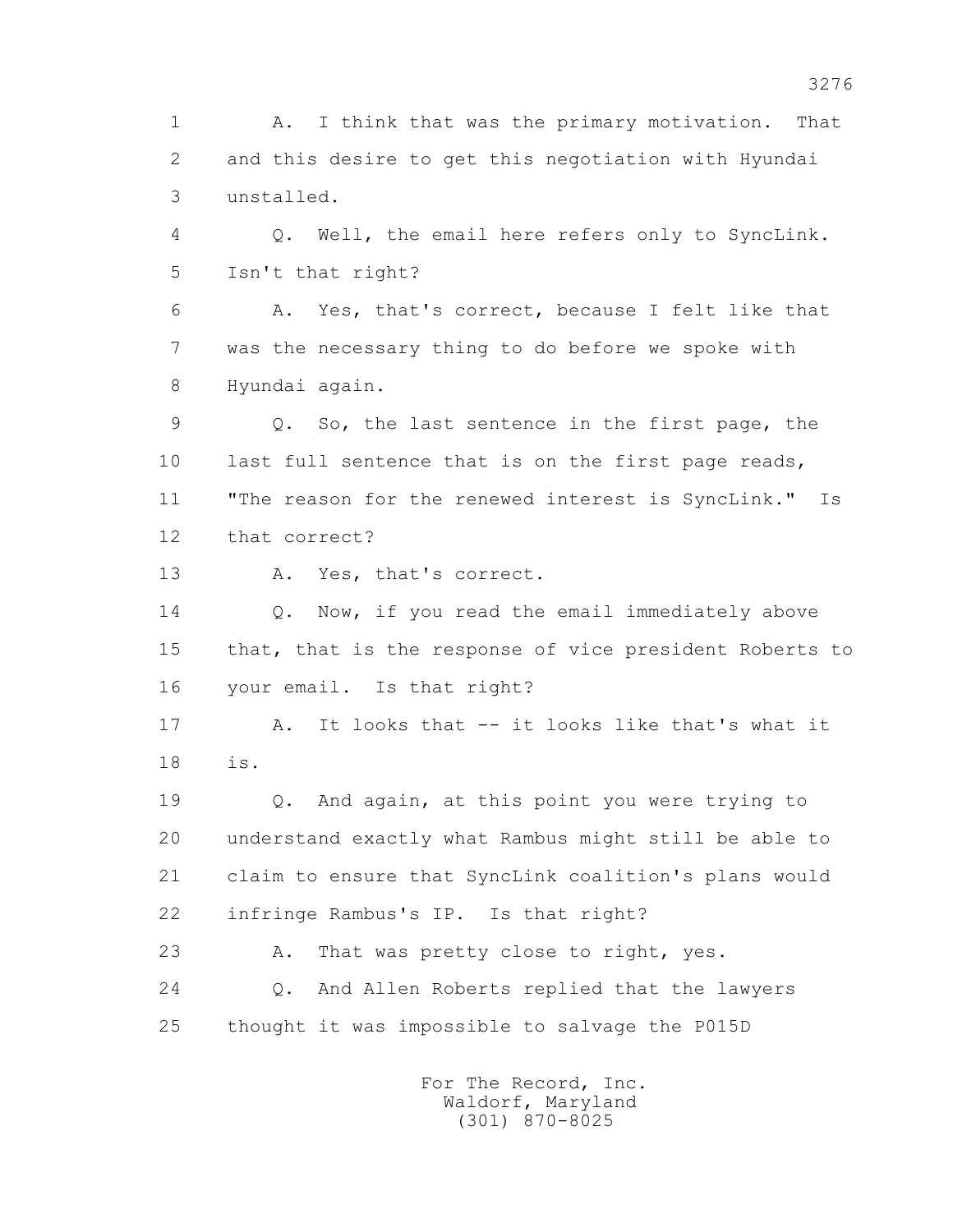1 A. I think that was the primary motivation. That
2 and this desire to get this negotiation with Hyundai
3 unstalled.

4 Q. Well, the email here refers only to SyncLink.
5 Isn't that right?

6 A. Yes, that's correct, because I felt like that
7 was the necessary thing to do before we spoke with
8 Hyundai again.

9 Q. So, the last sentence in the first page, the
10 last full sentence that is on the first page reads,
11 "The reason for the renewed interest is SyncLink." Is
12 that correct?

13 A. Yes, that's correct.

14 Q. Now, if you read the email immediately above
15 that, that is the response of vice president Roberts to
16 your email. Is that right?

17 A. It looks that -- it looks like that's what it
18 is.

19 Q. And again, at this point you were trying to
20 understand exactly what Rambus might still be able to
21 claim to ensure that SyncLink coalition's plans would
22 infringe Rambus's IP. Is that right?

23 A. That was pretty close to right, yes.

24 Q. And Allen Roberts replied that the lawyers
25 thought it was impossible to salvage the P015D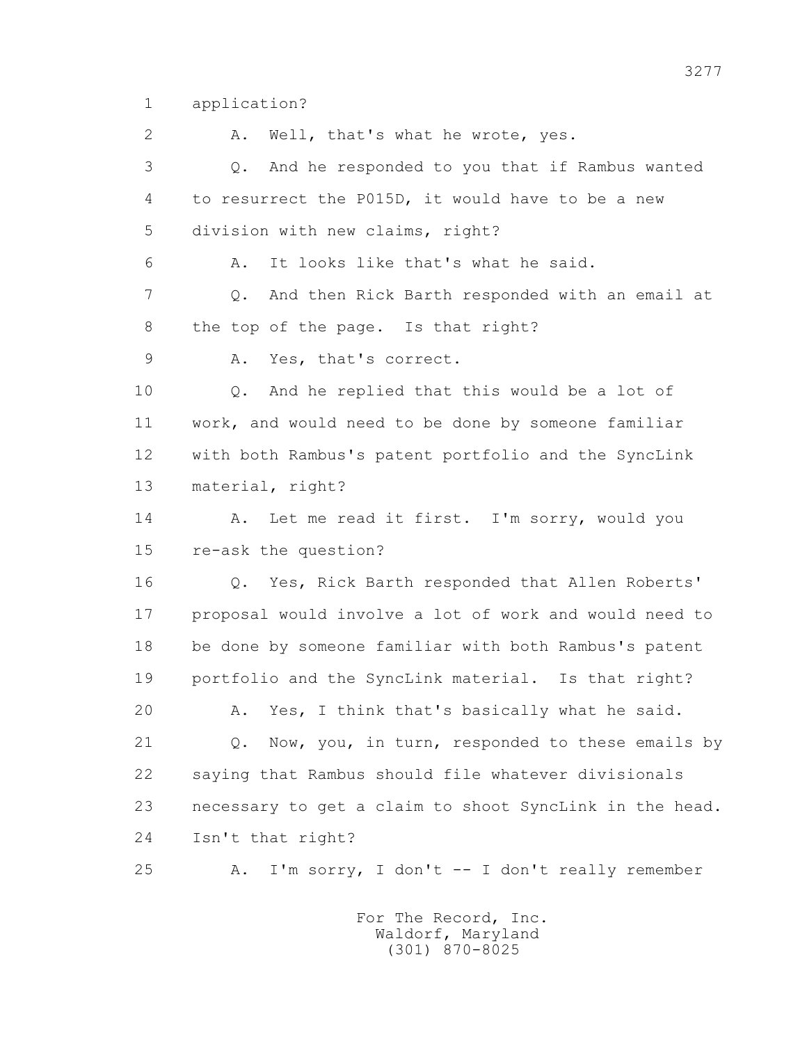1 application?

2 A. Well, that's what he wrote, yes.

3 Q. And he responded to you that if Rambus wanted

4 to resurrect the P015D, it would have to be a new

5 division with new claims, right?

6 A. It looks like that's what he said.

7 Q. And then Rick Barth responded with an email at

8 the top of the page. Is that right?

9 A. Yes, that's correct.

10 Q. And he replied that this would be a lot of

11 work, and would need to be done by someone familiar

12 with both Rambus's patent portfolio and the SyncLink

13 material, right?

14 A. Let me read it first. I'm sorry, would you

15 re-ask the question?

16 Q. Yes, Rick Barth responded that Allen Roberts'

17 proposal would involve a lot of work and would need to

18 be done by someone familiar with both Rambus's patent

19 portfolio and the SyncLink material. Is that right?

20 A. Yes, I think that's basically what he said.

21 Q. Now, you, in turn, responded to these emails by

22 saying that Rambus should file whatever divisionals

23 necessary to get a claim to shoot SyncLink in the head.

24 Isn't that right?

25 A. I'm sorry, I don't -- I don't really remember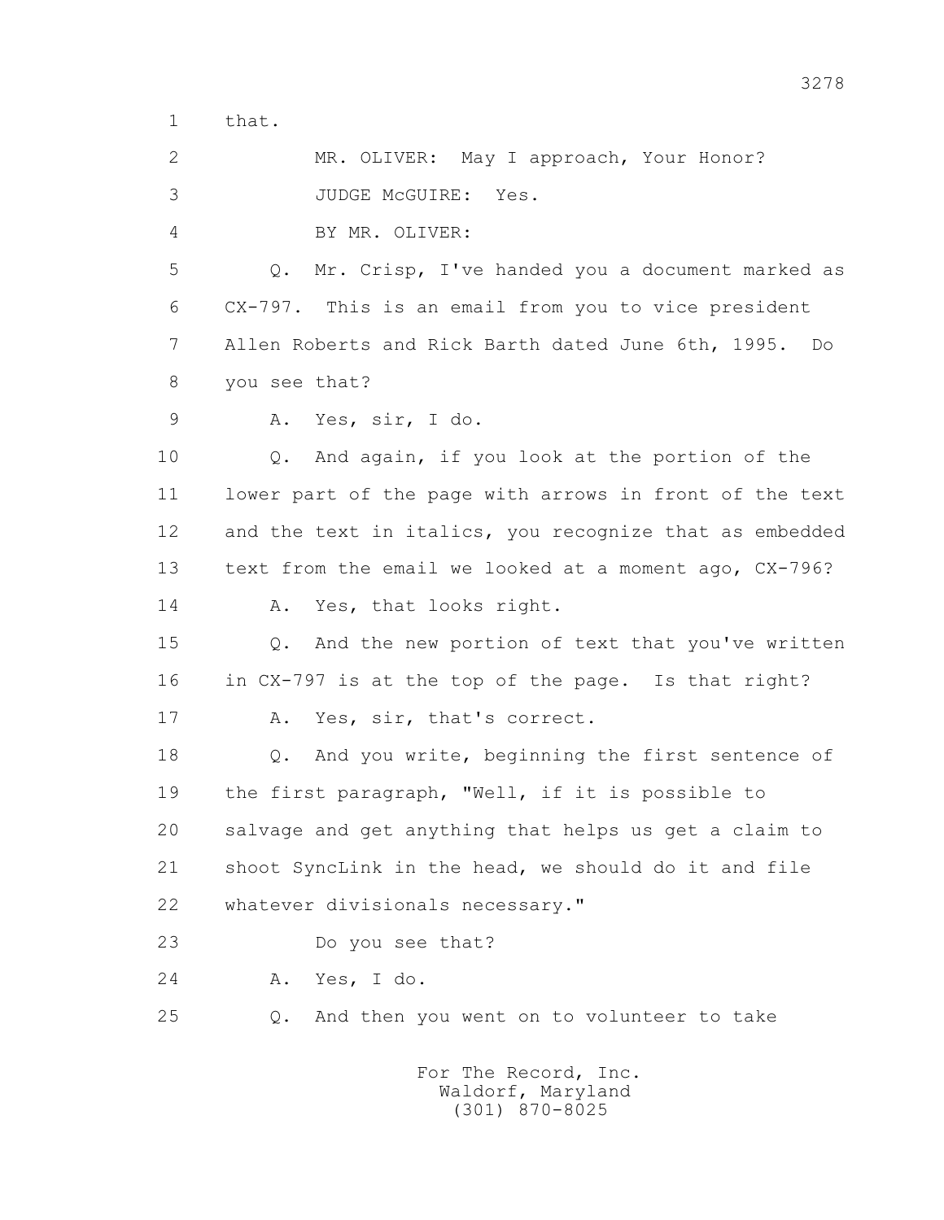1 that.

2 MR. OLIVER: May I approach, Your Honor?

3 JUDGE McGUIRE: Yes.

4 BY MR. OLIVER:

5 Q. Mr. Crisp, I've handed you a document marked as

6 CX-797. This is an email from you to vice president

7 Allen Roberts and Rick Barth dated June 6th, 1995. Do

8 you see that?

9 A. Yes, sir, I do.

10 Q. And again, if you look at the portion of the

11 lower part of the page with arrows in front of the text

12 and the text in italics, you recognize that as embedded

13 text from the email we looked at a moment ago, CX-796?

14 A. Yes, that looks right.

15 Q. And the new portion of text that you've written

16 in CX-797 is at the top of the page. Is that right?

17 A. Yes, sir, that's correct.

18 Q. And you write, beginning the first sentence of

19 the first paragraph, "Well, if it is possible to

20 salvage and get anything that helps us get a claim to

21 shoot SyncLink in the head, we should do it and file

22 whatever divisionals necessary."

23 Do you see that?

24 A. Yes, I do.

25 Q. And then you went on to volunteer to take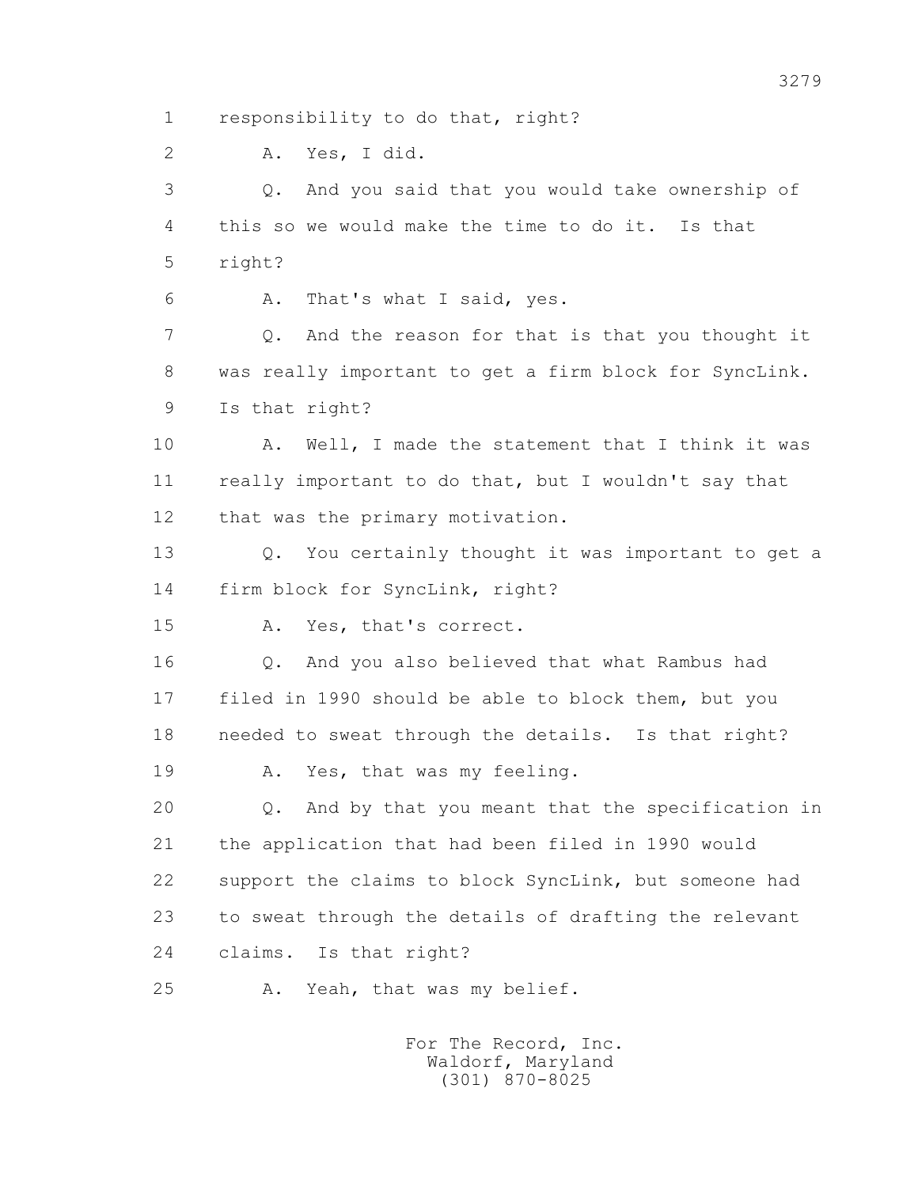1 responsibility to do that, right?

2 A. Yes, I did.

3 Q. And you said that you would take ownership of

4 this so we would make the time to do it. Is that

5 right?

6 A. That's what I said, yes.

7 Q. And the reason for that is that you thought it

8 was really important to get a firm block for SyncLink.

9 Is that right?

10 A. Well, I made the statement that I think it was

11 really important to do that, but I wouldn't say that

12 that was the primary motivation.

13 Q. You certainly thought it was important to get a

14 firm block for SyncLink, right?

15 A. Yes, that's correct.

16 Q. And you also believed that what Rambus had

17 filed in 1990 should be able to block them, but you

18 needed to sweat through the details. Is that right?

19 A. Yes, that was my feeling.

20 Q. And by that you meant that the specification in

21 the application that had been filed in 1990 would

22 support the claims to block SyncLink, but someone had

23 to sweat through the details of drafting the relevant

24 claims. Is that right?

25 A. Yeah, that was my belief.

For The Record, Inc.
Waldorf, Maryland
(301) 870-8025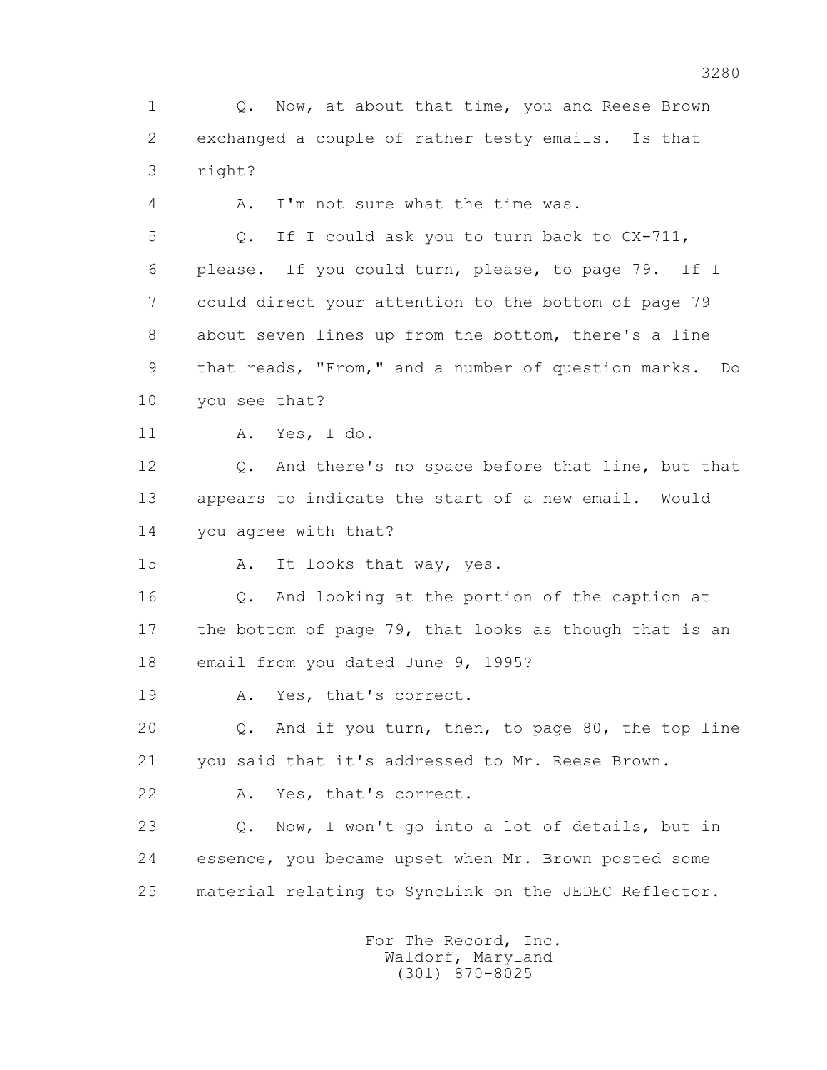1 Q. Now, at about that time, you and Reese Brown
2 exchanged a couple of rather testy emails. Is that
3 right?

4 A. I'm not sure what the time was.

5 Q. If I could ask you to turn back to CX-711,
6 please. If you could turn, please, to page 79. If I
7 could direct your attention to the bottom of page 79
8 about seven lines up from the bottom, there's a line
9 that reads, "From," and a number of question marks. Do
10 you see that?

11 A. Yes, I do.

12 Q. And there's no space before that line, but that
13 appears to indicate the start of a new email. Would
14 you agree with that?

15 A. It looks that way, yes.

16 Q. And looking at the portion of the caption at
17 the bottom of page 79, that looks as though that is an
18 email from you dated June 9, 1995?

19 A. Yes, that's correct.

20 Q. And if you turn, then, to page 80, the top line
21 you said that it's addressed to Mr. Reese Brown.

22 A. Yes, that's correct.

23 Q. Now, I won't go into a lot of details, but in
24 essence, you became upset when Mr. Brown posted some
25 material relating to SyncLink on the JEDEC Reflector.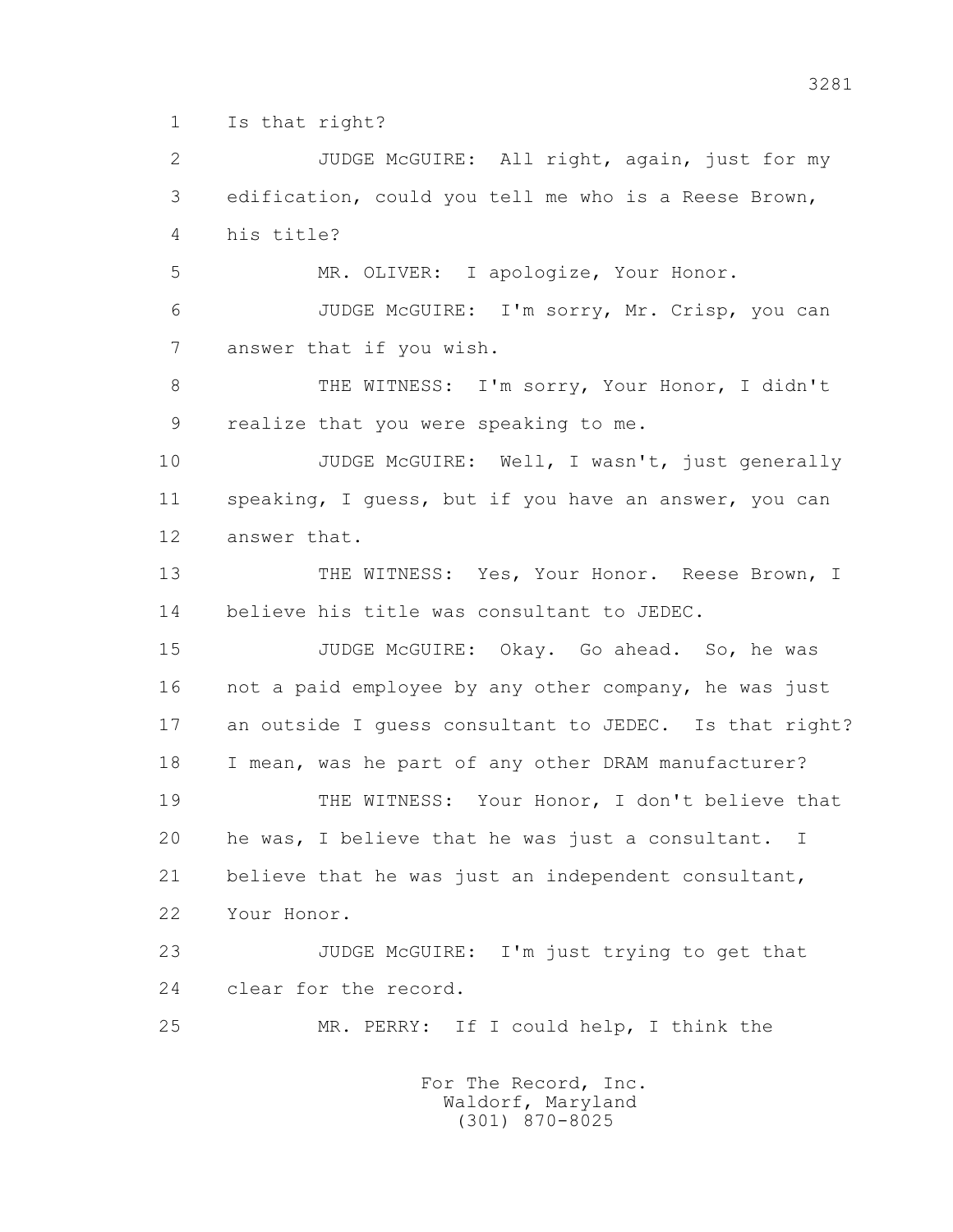1 Is that right?

2 JUDGE McGUIRE: All right, again, just for my

3 edification, could you tell me who is a Reese Brown,

4 his title?

5 MR. OLIVER: I apologize, Your Honor.

6 JUDGE McGUIRE: I'm sorry, Mr. Crisp, you can

7 answer that if you wish.

8 THE WITNESS: I'm sorry, Your Honor, I didn't

9 realize that you were speaking to me.

10 JUDGE McGUIRE: Well, I wasn't, just generally

11 speaking, I guess, but if you have an answer, you can

12 answer that.

13 THE WITNESS: Yes, Your Honor. Reese Brown, I

14 believe his title was consultant to JEDEC.

15 JUDGE McGUIRE: Okay. Go ahead. So, he was

16 not a paid employee by any other company, he was just

17 an outside I guess consultant to JEDEC. Is that right?

18 I mean, was he part of any other DRAM manufacturer?

19 THE WITNESS: Your Honor, I don't believe that

20 he was, I believe that he was just a consultant. I

21 believe that he was just an independent consultant,

22 Your Honor.

23 JUDGE McGUIRE: I'm just trying to get that

24 clear for the record.

25 MR. PERRY: If I could help, I think the

For The Record, Inc.
Waldorf, Maryland
(301) 870-8025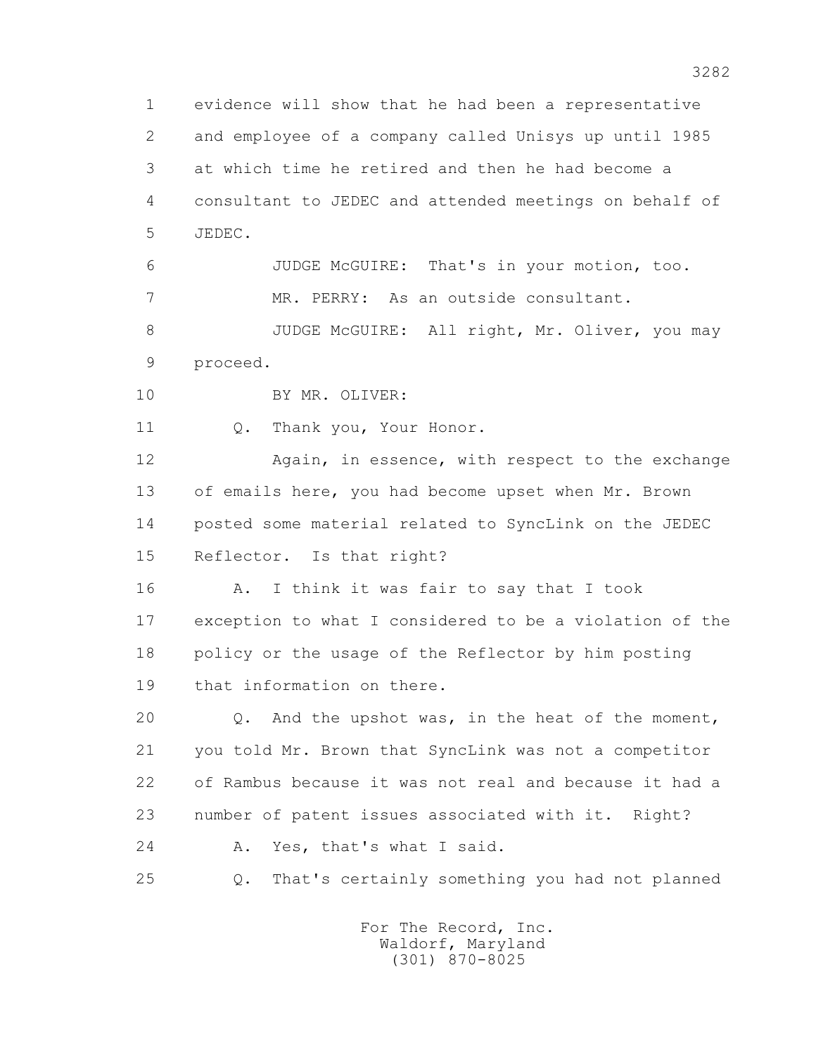1 evidence will show that he had been a representative
2 and employee of a company called Unisys up until 1985
3 at which time he retired and then he had become a
4 consultant to JEDEC and attended meetings on behalf of
5 JEDEC.

6 JUDGE McGUIRE: That's in your motion, too.

7 MR. PERRY: As an outside consultant.

8 JUDGE McGUIRE: All right, Mr. Oliver, you may
9 proceed.

10 BY MR. OLIVER:

11 Q. Thank you, Your Honor.

12 Again, in essence, with respect to the exchange
13 of emails here, you had become upset when Mr. Brown
14 posted some material related to SyncLink on the JEDEC
15 Reflector. Is that right?

16 A. I think it was fair to say that I took
17 exception to what I considered to be a violation of the
18 policy or the usage of the Reflector by him posting
19 that information on there.

20 Q. And the upshot was, in the heat of the moment,
21 you told Mr. Brown that SyncLink was not a competitor
22 of Rambus because it was not real and because it had a
23 number of patent issues associated with it. Right?

24 A. Yes, that's what I said.

25 Q. That's certainly something you had not planned

For The Record, Inc.
Waldorf, Maryland
(301) 870-8025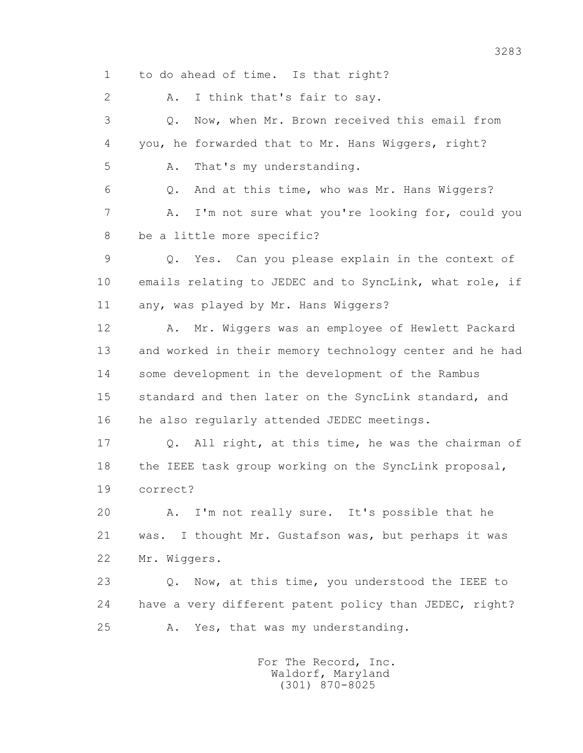1 to do ahead of time. Is that right?

2 A. I think that's fair to say.

3 Q. Now, when Mr. Brown received this email from

4 you, he forwarded that to Mr. Hans Wiggers, right?

5 A. That's my understanding.

6 Q. And at this time, who was Mr. Hans Wiggers?

7 A. I'm not sure what you're looking for, could you

8 be a little more specific?

9 Q. Yes. Can you please explain in the context of

10 emails relating to JEDEC and to SyncLink, what role, if

11 any, was played by Mr. Hans Wiggers?

12 A. Mr. Wiggers was an employee of Hewlett Packard

13 and worked in their memory technology center and he had

14 some development in the development of the Rambus

15 standard and then later on the SyncLink standard, and

16 he also regularly attended JEDEC meetings.

17 Q. All right, at this time, he was the chairman of

18 the IEEE task group working on the SyncLink proposal,

19 correct?

20 A. I'm not really sure. It's possible that he

21 was. I thought Mr. Gustafson was, but perhaps it was

22 Mr. Wiggers.

23 Q. Now, at this time, you understood the IEEE to

24 have a very different patent policy than JEDEC, right?

25 A. Yes, that was my understanding.

For The Record, Inc.
Waldorf, Maryland
(301) 870-8025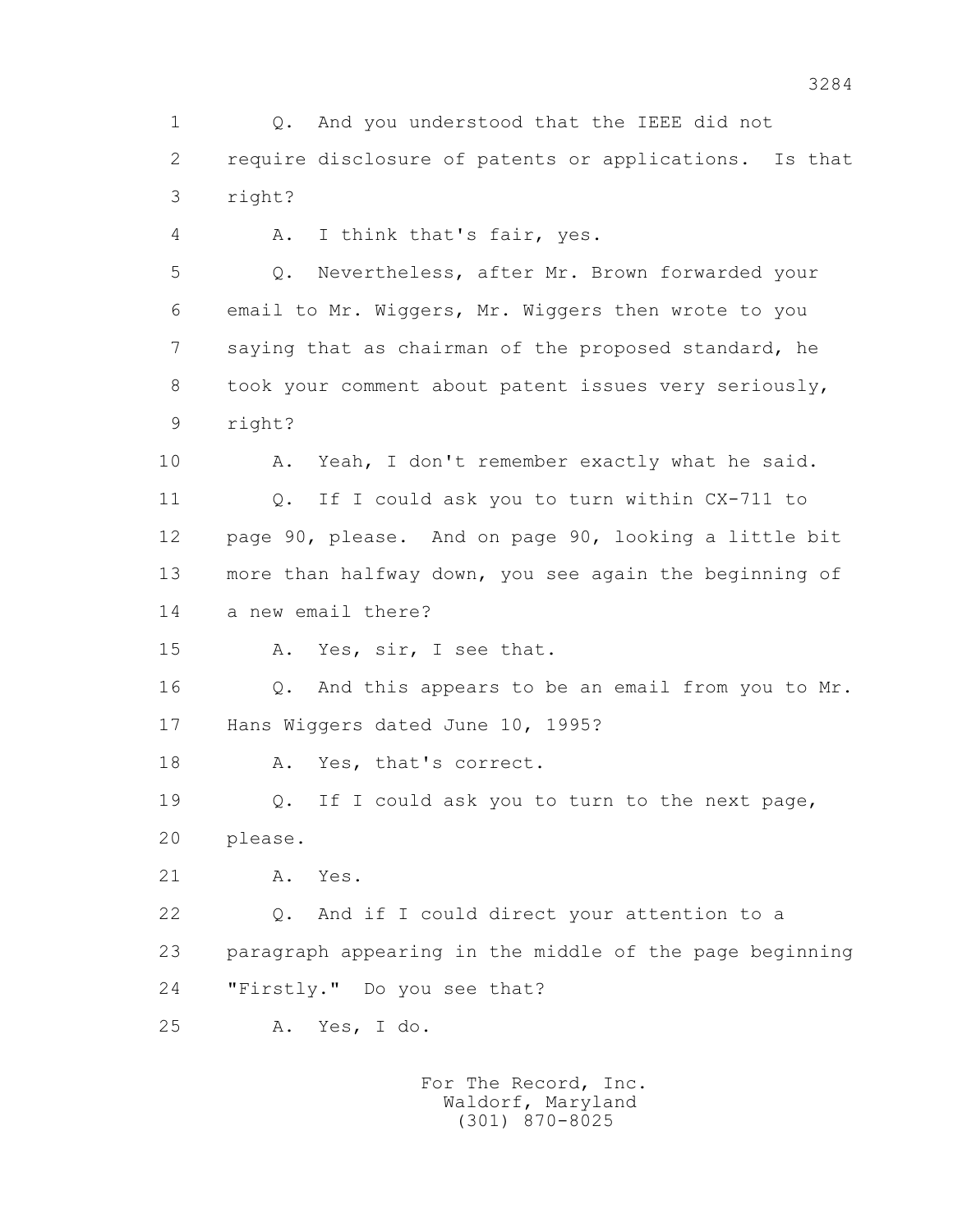1 Q. And you understood that the IEEE did not
2 require disclosure of patents or applications. Is that
3 right?
4 A. I think that's fair, yes.
5 Q. Nevertheless, after Mr. Brown forwarded your
6 email to Mr. Wiggers, Mr. Wiggers then wrote to you
7 saying that as chairman of the proposed standard, he
8 took your comment about patent issues very seriously,
9 right?
10 A. Yeah, I don't remember exactly what he said.
11 Q. If I could ask you to turn within CX-711 to
12 page 90, please. And on page 90, looking a little bit
13 more than halfway down, you see again the beginning of
14 a new email there?
15 A. Yes, sir, I see that.
16 Q. And this appears to be an email from you to Mr.
17 Hans Wiggers dated June 10, 1995?
18 A. Yes, that's correct.
19 Q. If I could ask you to turn to the next page,
20 please.
21 A. Yes.
22 Q. And if I could direct your attention to a
23 paragraph appearing in the middle of the page beginning
24 "Firstly." Do you see that?
25 A. Yes, I do.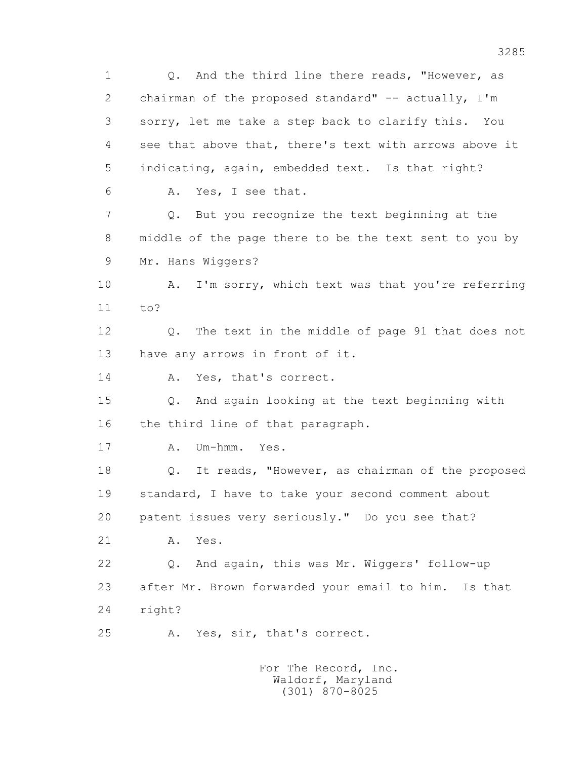1 Q. And the third line there reads, "However, as
2 chairman of the proposed standard" -- actually, I'm
3 sorry, let me take a step back to clarify this. You
4 see that above that, there's text with arrows above it
5 indicating, again, embedded text. Is that right?
6 A. Yes, I see that.
7 Q. But you recognize the text beginning at the
8 middle of the page there to be the text sent to you by
9 Mr. Hans Wiggers?
10 A. I'm sorry, which text was that you're referring
11 to?
12 Q. The text in the middle of page 91 that does not
13 have any arrows in front of it.
14 A. Yes, that's correct.
15 Q. And again looking at the text beginning with
16 the third line of that paragraph.
17 A. Um-hmm. Yes.
18 Q. It reads, "However, as chairman of the proposed
19 standard, I have to take your second comment about
20 patent issues very seriously." Do you see that?
21 A. Yes.
22 Q. And again, this was Mr. Wiggers' follow-up
23 after Mr. Brown forwarded your email to him. Is that
24 right?
25 A. Yes, sir, that's correct.

For The Record, Inc.
Waldorf, Maryland
(301) 870-8025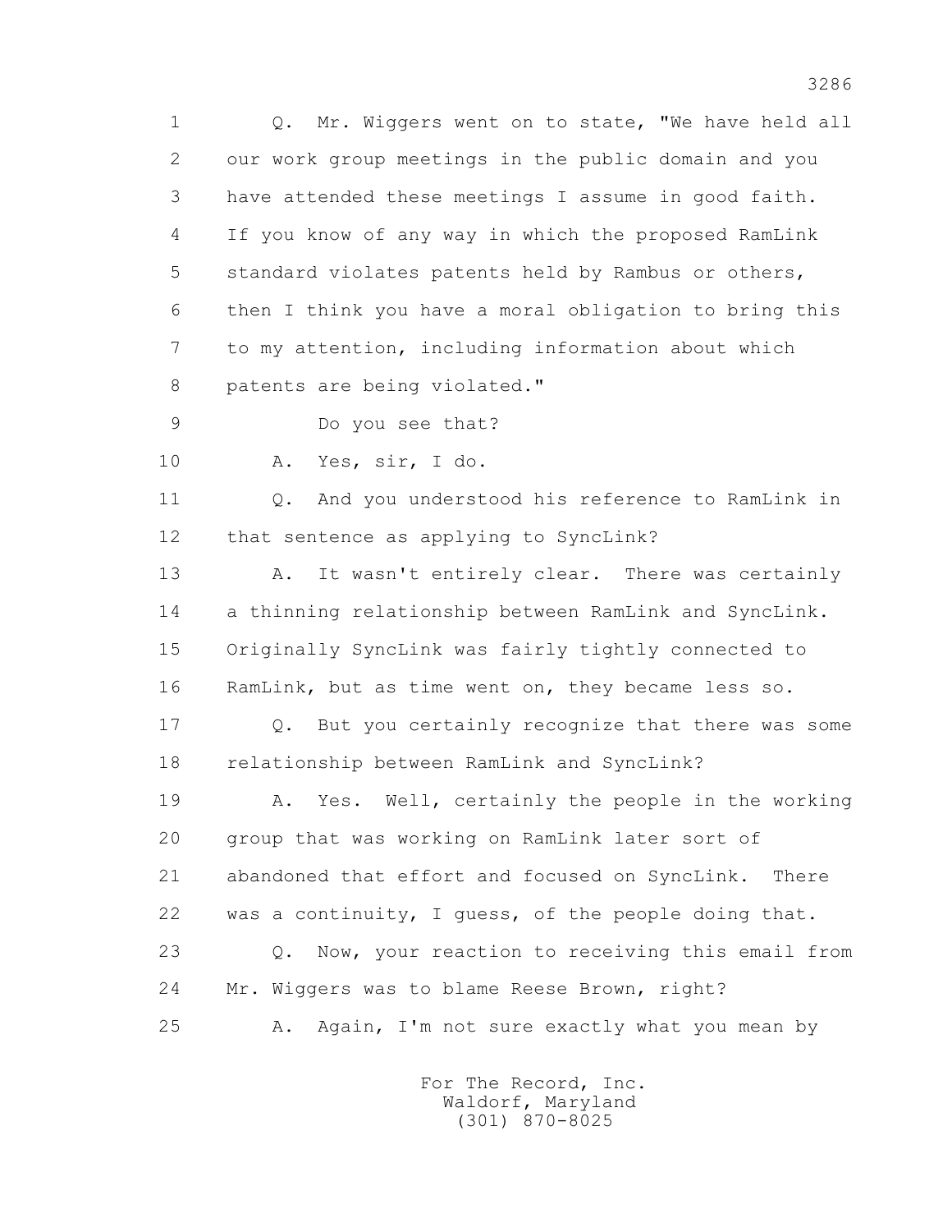1 Q. Mr. Wiggers went on to state, "We have held all
2 our work group meetings in the public domain and you
3 have attended these meetings I assume in good faith.
4 If you know of any way in which the proposed RamLink
5 standard violates patents held by Rambus or others,
6 then I think you have a moral obligation to bring this
7 to my attention, including information about which
8 patents are being violated."

9 Do you see that?

10 A. Yes, sir, I do.

11 Q. And you understood his reference to RamLink in
12 that sentence as applying to SyncLink?

13 A. It wasn't entirely clear. There was certainly
14 a thinning relationship between RamLink and SyncLink.
15 Originally SyncLink was fairly tightly connected to
16 RamLink, but as time went on, they became less so.

17 Q. But you certainly recognize that there was some
18 relationship between RamLink and SyncLink?

19 A. Yes. Well, certainly the people in the working
20 group that was working on RamLink later sort of
21 abandoned that effort and focused on SyncLink. There
22 was a continuity, I guess, of the people doing that.

23 Q. Now, your reaction to receiving this email from
24 Mr. Wiggers was to blame Reese Brown, right?

25 A. Again, I'm not sure exactly what you mean by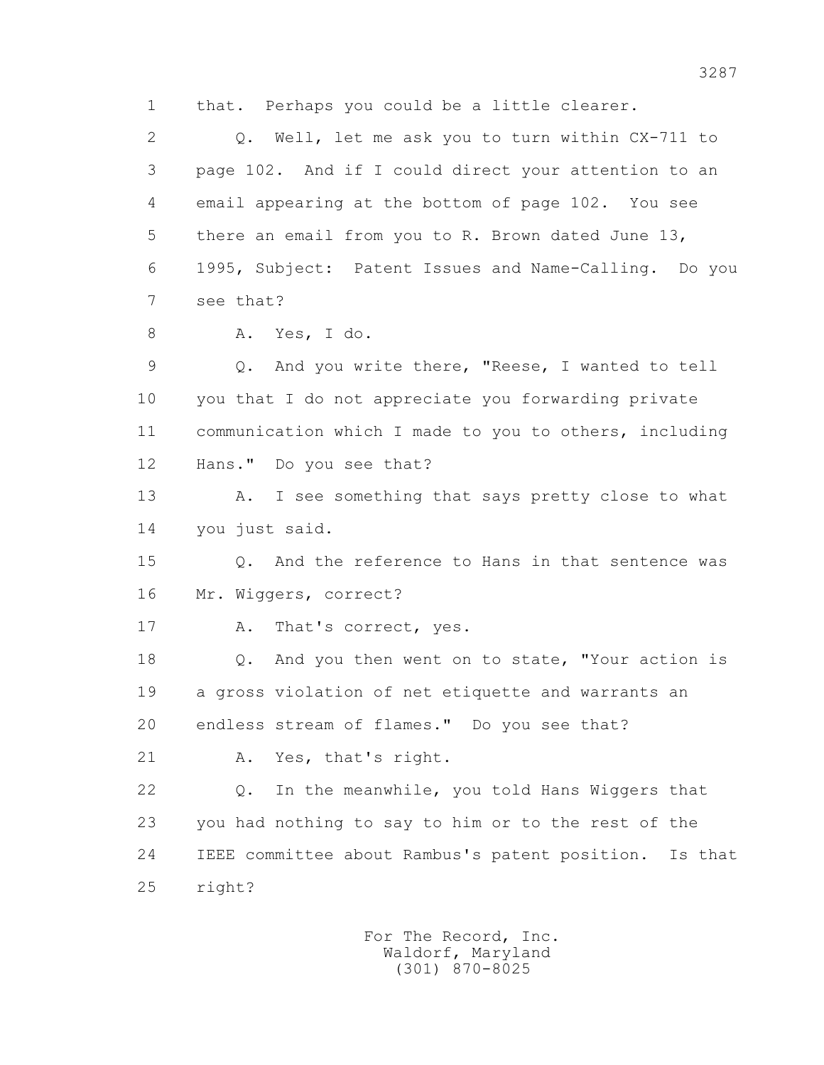1 that. Perhaps you could be a little clearer.

2 Q. Well, let me ask you to turn within CX-711 to

3 page 102. And if I could direct your attention to an

4 email appearing at the bottom of page 102. You see

5 there an email from you to R. Brown dated June 13,

6 1995, Subject: Patent Issues and Name-Calling. Do you

7 see that?

8 A. Yes, I do.

9 Q. And you write there, "Reese, I wanted to tell

10 you that I do not appreciate you forwarding private

11 communication which I made to you to others, including

12 Hans." Do you see that?

13 A. I see something that says pretty close to what

14 you just said.

15 Q. And the reference to Hans in that sentence was

16 Mr. Wiggers, correct?

17 A. That's correct, yes.

18 Q. And you then went on to state, "Your action is

19 a gross violation of net etiquette and warrants an

20 endless stream of flames." Do you see that?

21 A. Yes, that's right.

22 Q. In the meanwhile, you told Hans Wiggers that

23 you had nothing to say to him or to the rest of the

24 IEEE committee about Rambus's patent position. Is that

25 right?

For The Record, Inc.
Waldorf, Maryland
(301) 870-8025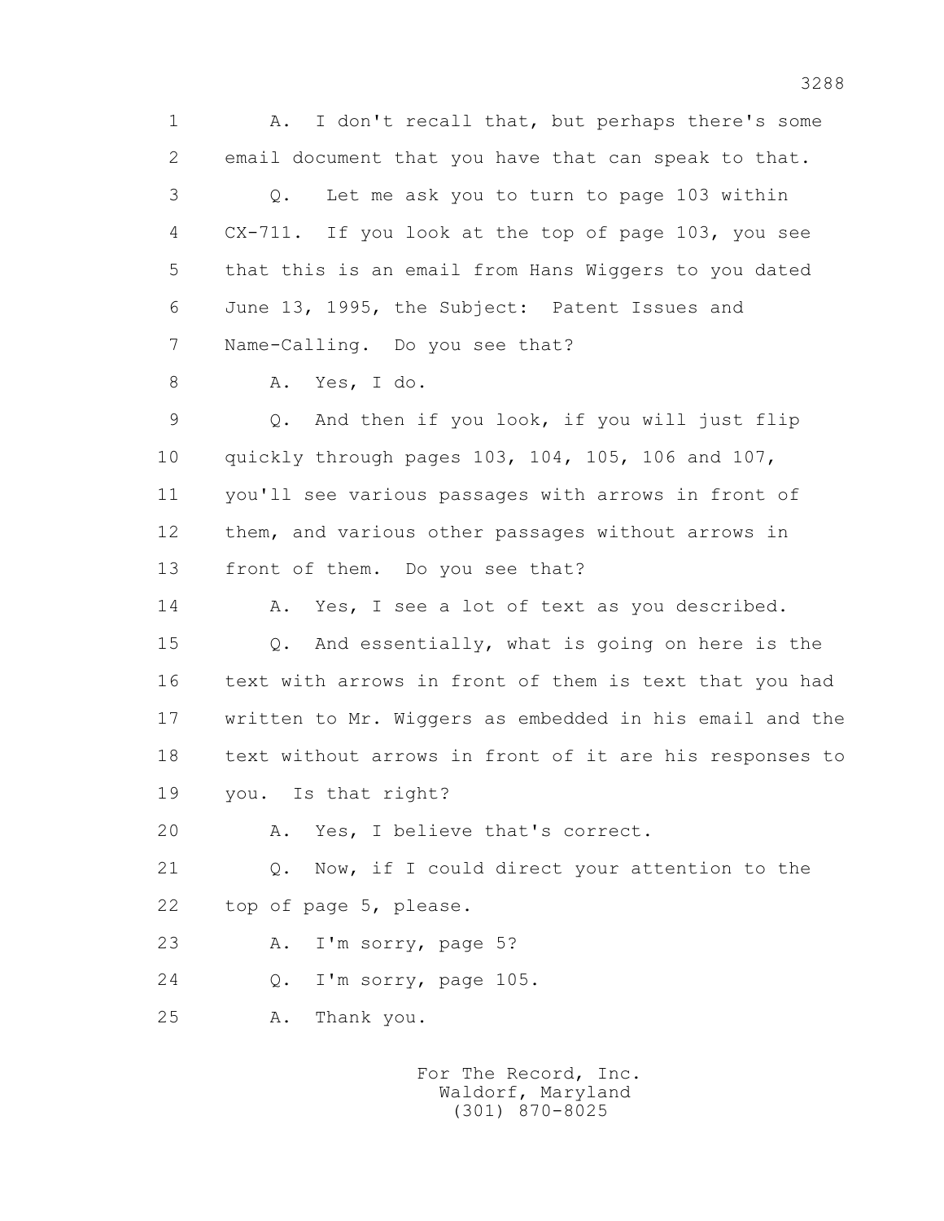1 A. I don't recall that, but perhaps there's some
2 email document that you have that can speak to that.
3 Q. Let me ask you to turn to page 103 within
4 CX-711. If you look at the top of page 103, you see
5 that this is an email from Hans Wiggers to you dated
6 June 13, 1995, the Subject: Patent Issues and
7 Name-Calling. Do you see that?
8 A. Yes, I do.
9 Q. And then if you look, if you will just flip
10 quickly through pages 103, 104, 105, 106 and 107,
11 you'll see various passages with arrows in front of
12 them, and various other passages without arrows in
13 front of them. Do you see that?
14 A. Yes, I see a lot of text as you described.
15 Q. And essentially, what is going on here is the
16 text with arrows in front of them is text that you had
17 written to Mr. Wiggers as embedded in his email and the
18 text without arrows in front of it are his responses to
19 you. Is that right?
20 A. Yes, I believe that's correct.
21 Q. Now, if I could direct your attention to the
22 top of page 5, please.
23 A. I'm sorry, page 5?
24 Q. I'm sorry, page 105.
25 A. Thank you.

For The Record, Inc.
Waldorf, Maryland
(301) 870-8025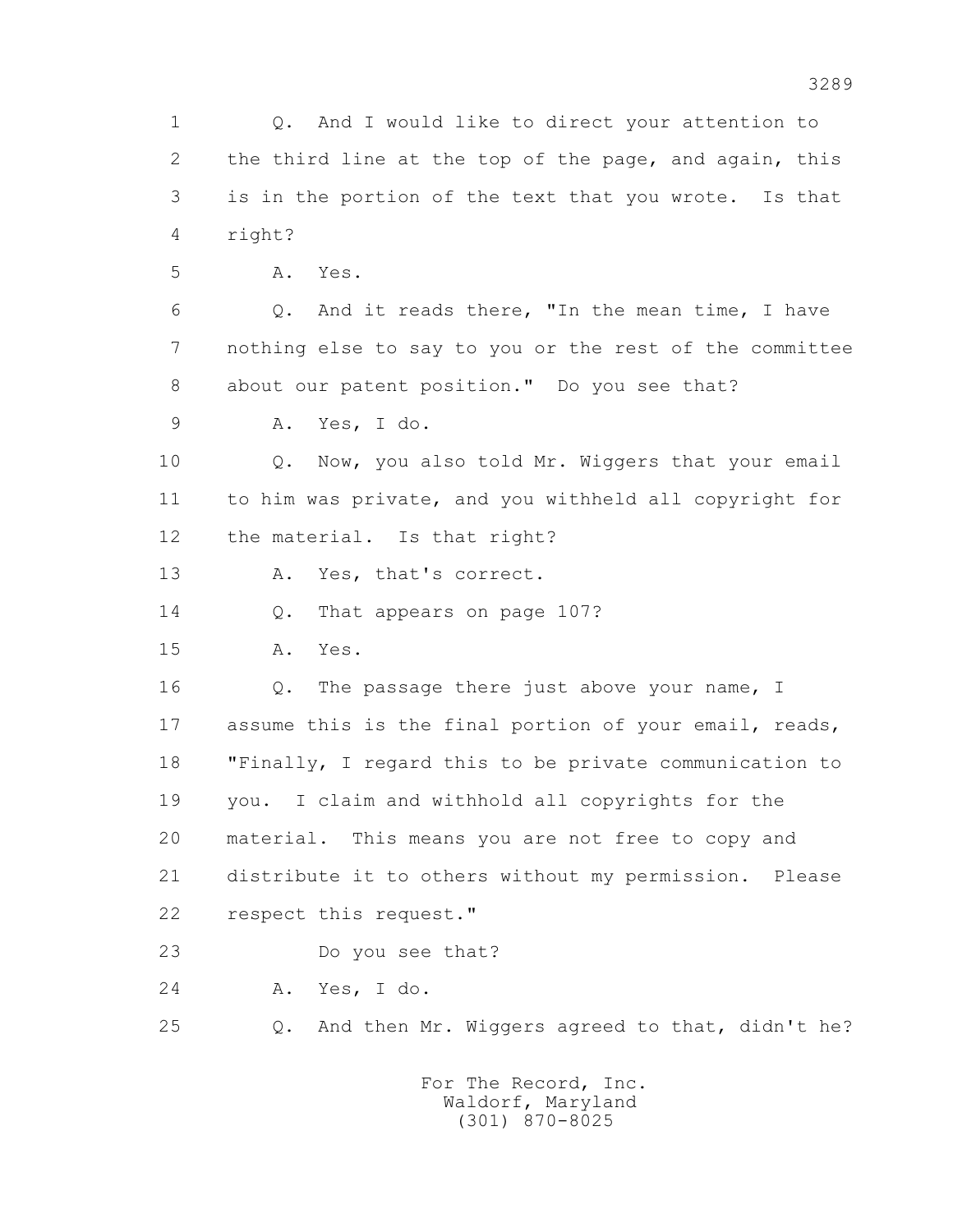1 Q. And I would like to direct your attention to
2 the third line at the top of the page, and again, this
3 is in the portion of the text that you wrote. Is that
4 right?
5 A. Yes.
6 Q. And it reads there, "In the mean time, I have
7 nothing else to say to you or the rest of the committee
8 about our patent position." Do you see that?
9 A. Yes, I do.
10 Q. Now, you also told Mr. Wiggers that your email
11 to him was private, and you withheld all copyright for
12 the material. Is that right?
13 A. Yes, that's correct.
14 Q. That appears on page 107?
15 A. Yes.
16 Q. The passage there just above your name, I
17 assume this is the final portion of your email, reads,
18 "Finally, I regard this to be private communication to
19 you. I claim and withhold all copyrights for the
20 material. This means you are not free to copy and
21 distribute it to others without my permission. Please
22 respect this request."
23 Do you see that?
24 A. Yes, I do.
25 Q. And then Mr. Wiggers agreed to that, didn't he?

For The Record, Inc.
Waldorf, Maryland
(301) 870-8025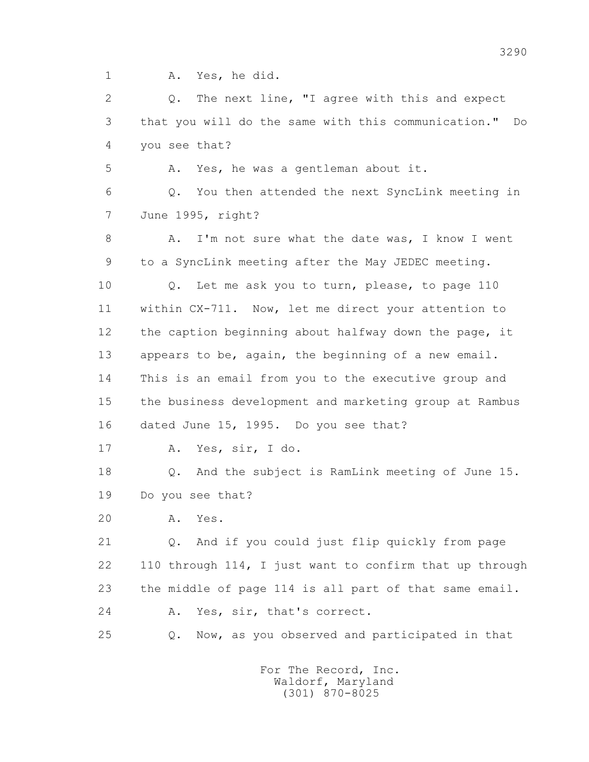1 A. Yes, he did.

2 Q. The next line, "I agree with this and expect

3 that you will do the same with this communication." Do

4 you see that?

5 A. Yes, he was a gentleman about it.

6 Q. You then attended the next SyncLink meeting in

7 June 1995, right?

8 A. I'm not sure what the date was, I know I went

9 to a SyncLink meeting after the May JEDEC meeting.

10 Q. Let me ask you to turn, please, to page 110

11 within CX-711. Now, let me direct your attention to

12 the caption beginning about halfway down the page, it

13 appears to be, again, the beginning of a new email.

14 This is an email from you to the executive group and

15 the business development and marketing group at Rambus

16 dated June 15, 1995. Do you see that?

17 A. Yes, sir, I do.

18 Q. And the subject is RamLink meeting of June 15.

19 Do you see that?

20 A. Yes.

21 Q. And if you could just flip quickly from page

22 110 through 114, I just want to confirm that up through

23 the middle of page 114 is all part of that same email.

24 A. Yes, sir, that's correct.

25 Q. Now, as you observed and participated in that

For The Record, Inc.
Waldorf, Maryland
(301) 870-8025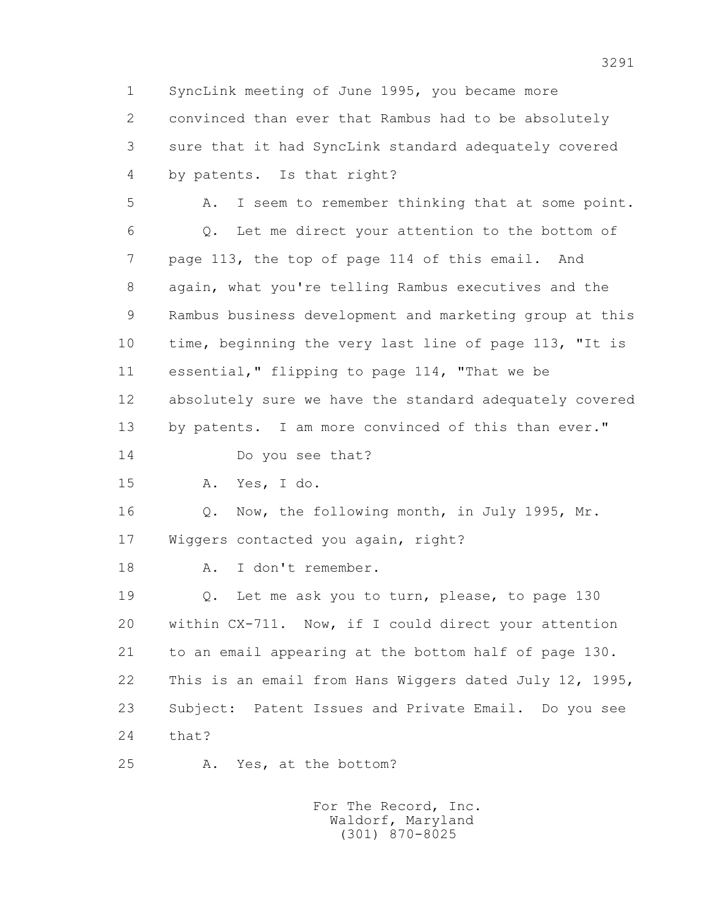1 SyncLink meeting of June 1995, you became more
2 convinced than ever that Rambus had to be absolutely
3 sure that it had SyncLink standard adequately covered
4 by patents. Is that right?
5 A. I seem to remember thinking that at some point.
6 Q. Let me direct your attention to the bottom of
7 page 113, the top of page 114 of this email. And
8 again, what you're telling Rambus executives and the
9 Rambus business development and marketing group at this
10 time, beginning the very last line of page 113, "It is
11 essential," flipping to page 114, "That we be
12 absolutely sure we have the standard adequately covered
13 by patents. I am more convinced of this than ever."
14 Do you see that?
15 A. Yes, I do.
16 Q. Now, the following month, in July 1995, Mr.
17 Wiggers contacted you again, right?
18 A. I don't remember.
19 Q. Let me ask you to turn, please, to page 130
20 within CX-711. Now, if I could direct your attention
21 to an email appearing at the bottom half of page 130.
22 This is an email from Hans Wiggers dated July 12, 1995,
23 Subject: Patent Issues and Private Email. Do you see
24 that?
25 A. Yes, at the bottom?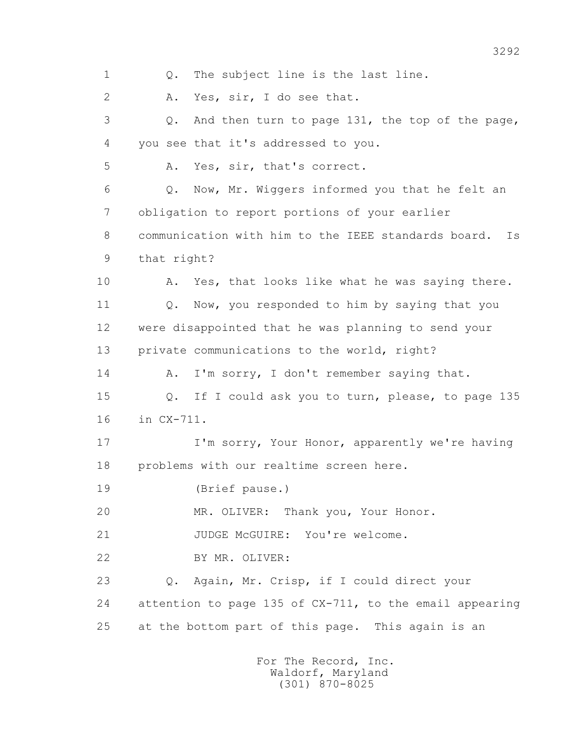1 Q. The subject line is the last line.

2 A. Yes, sir, I do see that.

3 Q. And then turn to page 131, the top of the page,

4 you see that it's addressed to you.

5 A. Yes, sir, that's correct.

6 Q. Now, Mr. Wiggers informed you that he felt an

7 obligation to report portions of your earlier

8 communication with him to the IEEE standards board. Is

9 that right?

10 A. Yes, that looks like what he was saying there.

11 Q. Now, you responded to him by saying that you

12 were disappointed that he was planning to send your

13 private communications to the world, right?

14 A. I'm sorry, I don't remember saying that.

15 Q. If I could ask you to turn, please, to page 135

16 in CX-711.

17 I'm sorry, Your Honor, apparently we're having

18 problems with our realtime screen here.

19 (Brief pause.)

20 MR. OLIVER: Thank you, Your Honor.

21 JUDGE McGUIRE: You're welcome.

22 BY MR. OLIVER:

23 Q. Again, Mr. Crisp, if I could direct your

24 attention to page 135 of CX-711, to the email appearing

25 at the bottom part of this page. This again is an

For The Record, Inc.
Waldorf, Maryland
(301) 870-8025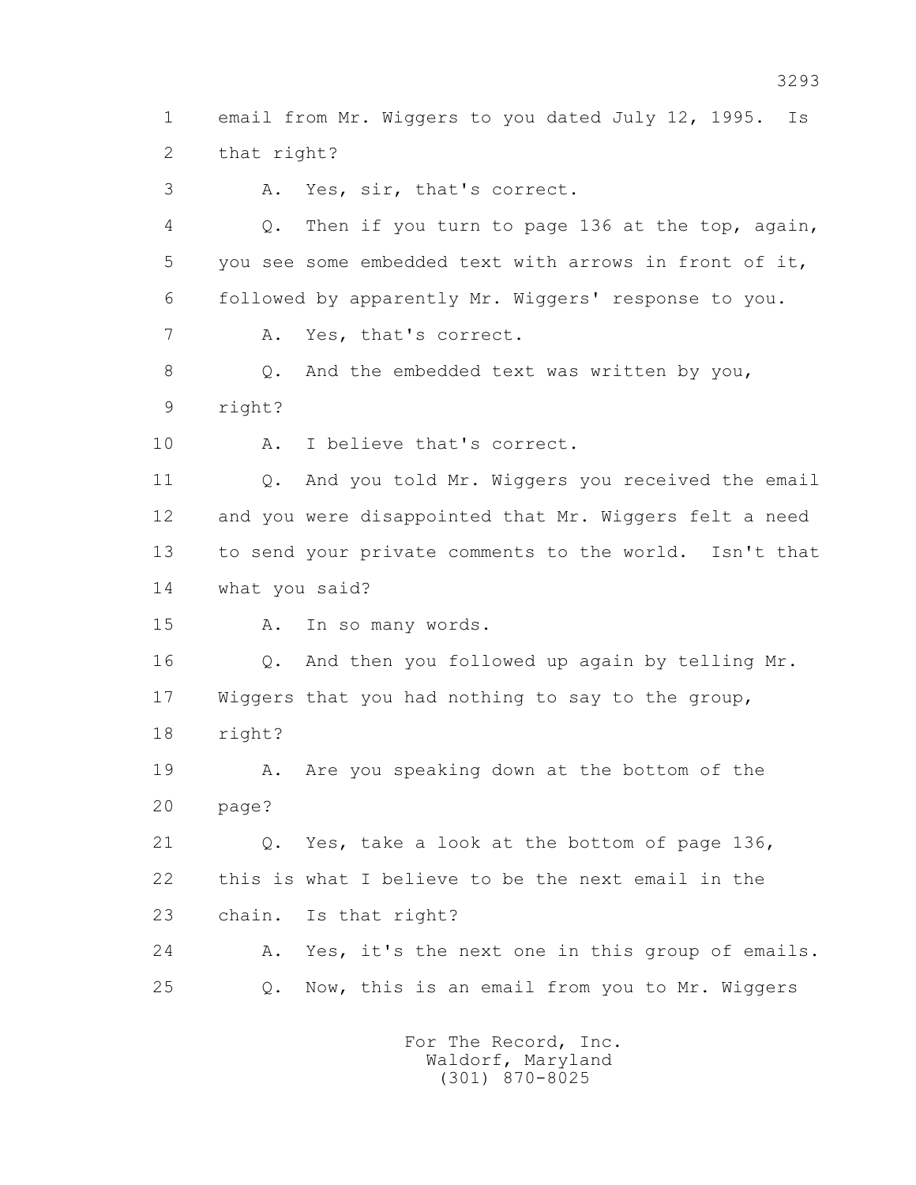1 email from Mr. Wiggers to you dated July 12, 1995. Is
2 that right?
3 A. Yes, sir, that's correct.
4 Q. Then if you turn to page 136 at the top, again,
5 you see some embedded text with arrows in front of it,
6 followed by apparently Mr. Wiggers' response to you.
7 A. Yes, that's correct.
8 Q. And the embedded text was written by you,
9 right?
10 A. I believe that's correct.
11 Q. And you told Mr. Wiggers you received the email
12 and you were disappointed that Mr. Wiggers felt a need
13 to send your private comments to the world. Isn't that
14 what you said?
15 A. In so many words.
16 Q. And then you followed up again by telling Mr.
17 Wiggers that you had nothing to say to the group,
18 right?
19 A. Are you speaking down at the bottom of the
20 page?
21 Q. Yes, take a look at the bottom of page 136,
22 this is what I believe to be the next email in the
23 chain. Is that right?
24 A. Yes, it's the next one in this group of emails.
25 Q. Now, this is an email from you to Mr. Wiggers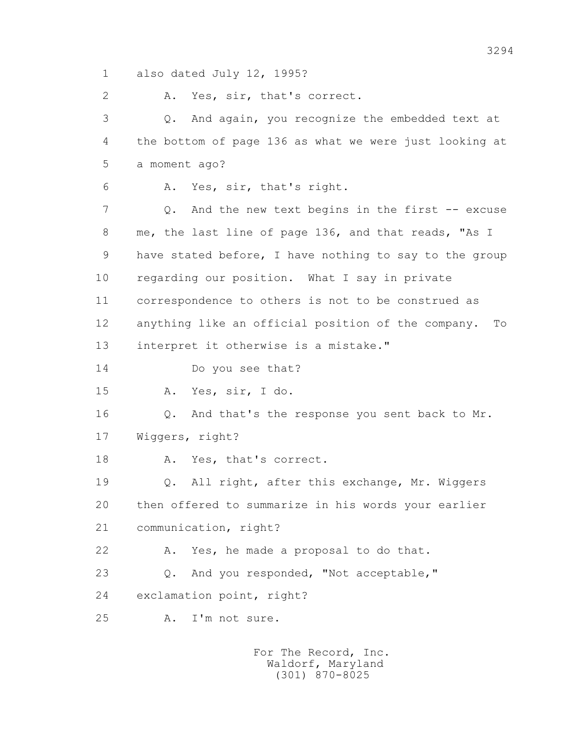1 also dated July 12, 1995?

2 A. Yes, sir, that's correct.

3 Q. And again, you recognize the embedded text at

4 the bottom of page 136 as what we were just looking at

5 a moment ago?

6 A. Yes, sir, that's right.

7 Q. And the new text begins in the first -- excuse

8 me, the last line of page 136, and that reads, "As I

9 have stated before, I have nothing to say to the group

10 regarding our position. What I say in private

11 correspondence to others is not to be construed as

12 anything like an official position of the company. To

13 interpret it otherwise is a mistake."

14 Do you see that?

15 A. Yes, sir, I do.

16 Q. And that's the response you sent back to Mr.

17 Wiggers, right?

18 A. Yes, that's correct.

19 Q. All right, after this exchange, Mr. Wiggers

20 then offered to summarize in his words your earlier

21 communication, right?

22 A. Yes, he made a proposal to do that.

23 Q. And you responded, "Not acceptable,"

24 exclamation point, right?

25 A. I'm not sure.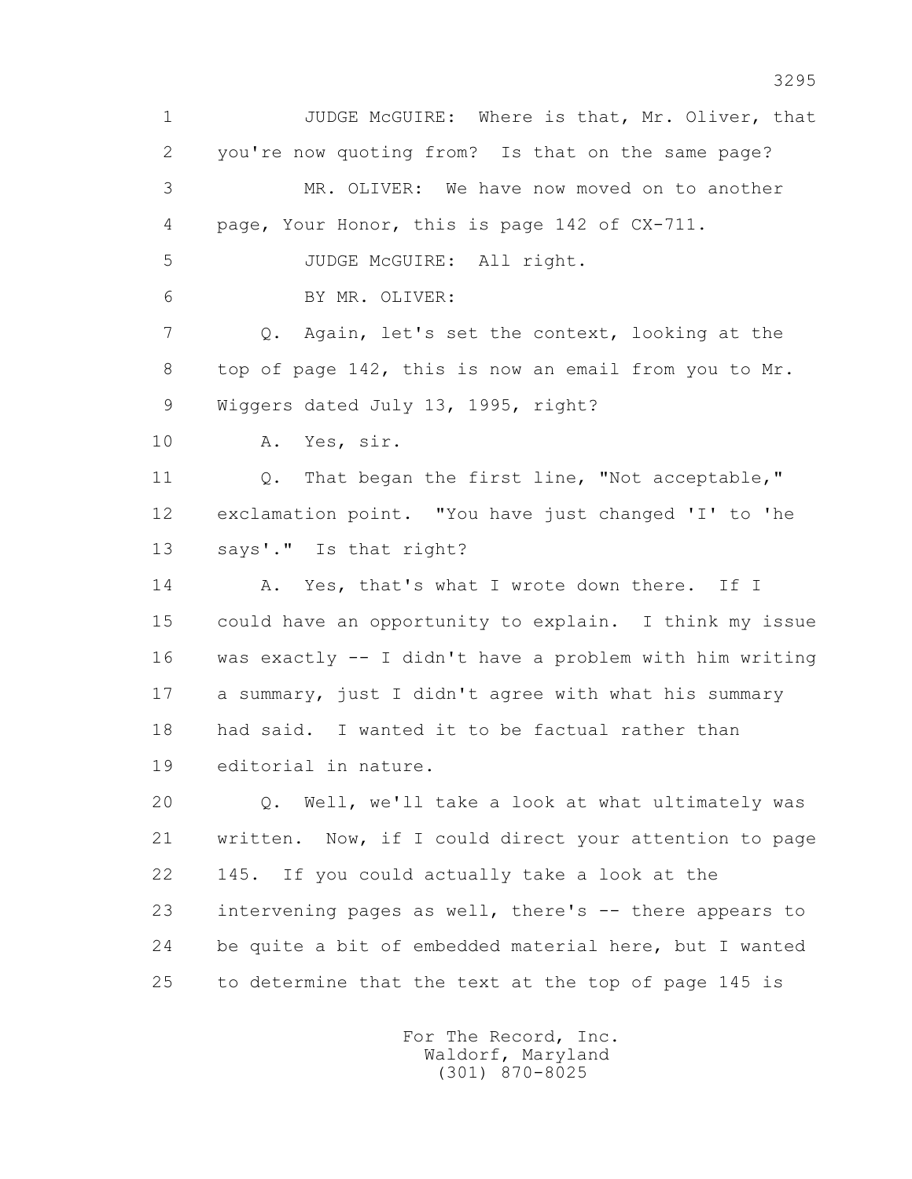1 JUDGE McGUIRE: Where is that, Mr. Oliver, that
2 you're now quoting from? Is that on the same page?
3 MR. OLIVER: We have now moved on to another
4 page, Your Honor, this is page 142 of CX-711.
5 JUDGE McGUIRE: All right.
6 BY MR. OLIVER:
7 Q. Again, let's set the context, looking at the
8 top of page 142, this is now an email from you to Mr.
9 Wiggers dated July 13, 1995, right?
10 A. Yes, sir.
11 Q. That began the first line, "Not acceptable,"
12 exclamation point. "You have just changed 'I' to 'he
13 says'." Is that right?
14 A. Yes, that's what I wrote down there. If I
15 could have an opportunity to explain. I think my issue
16 was exactly -- I didn't have a problem with him writing
17 a summary, just I didn't agree with what his summary
18 had said. I wanted it to be factual rather than
19 editorial in nature.
20 Q. Well, we'll take a look at what ultimately was
21 written. Now, if I could direct your attention to page
22 145. If you could actually take a look at the
23 intervening pages as well, there's -- there appears to
24 be quite a bit of embedded material here, but I wanted
25 to determine that the text at the top of page 145 is

For The Record, Inc.
Waldorf, Maryland
(301) 870-8025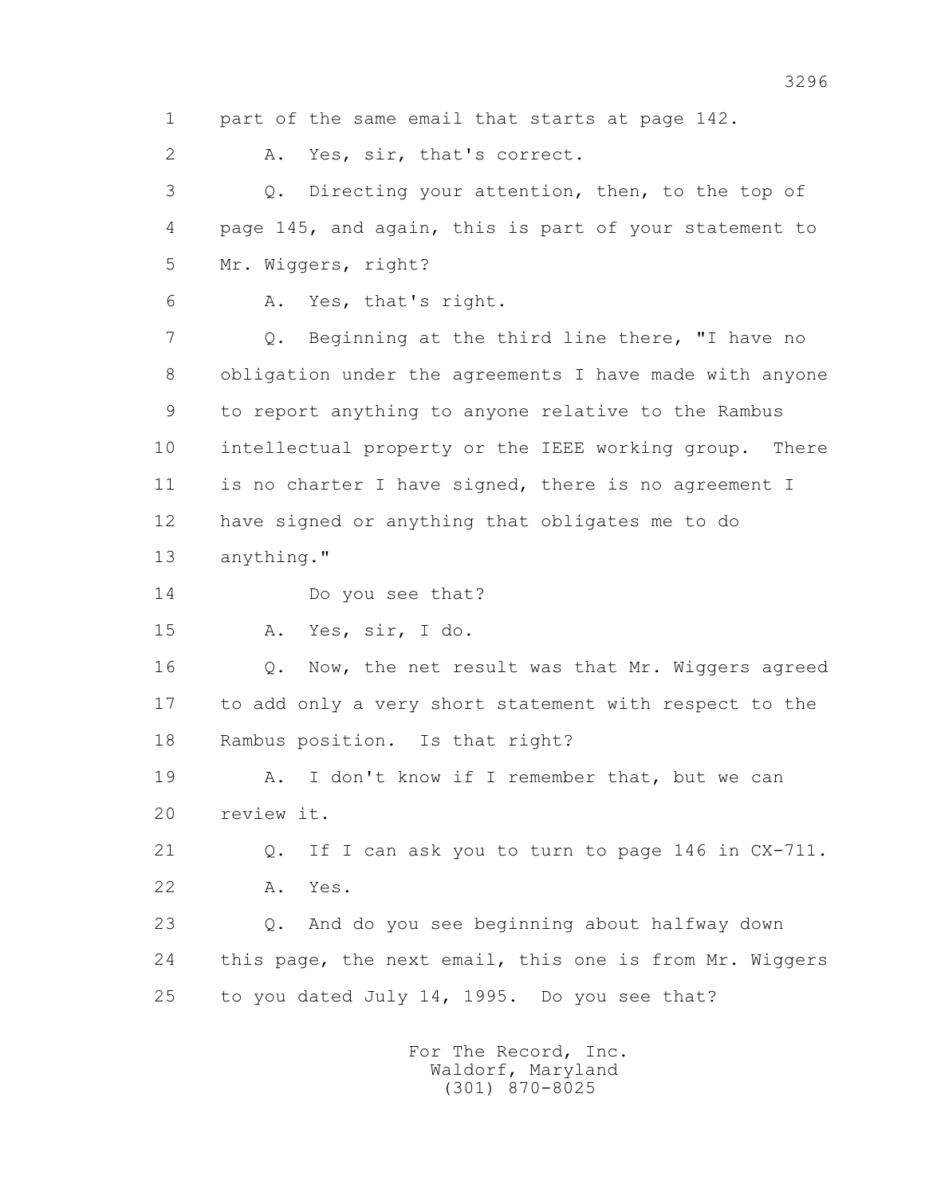1 part of the same email that starts at page 142.

2 A. Yes, sir, that's correct.

3 Q. Directing your attention, then, to the top of

4 page 145, and again, this is part of your statement to

5 Mr. Wiggers, right?

6 A. Yes, that's right.

7 Q. Beginning at the third line there, "I have no

8 obligation under the agreements I have made with anyone

9 to report anything to anyone relative to the Rambus

10 intellectual property or the IEEE working group. There

11 is no charter I have signed, there is no agreement I

12 have signed or anything that obligates me to do

13 anything."

14 Do you see that?

15 A. Yes, sir, I do.

16 Q. Now, the net result was that Mr. Wiggers agreed

17 to add only a very short statement with respect to the

18 Rambus position. Is that right?

19 A. I don't know if I remember that, but we can

20 review it.

21 Q. If I can ask you to turn to page 146 in CX-711.

22 A. Yes.

23 Q. And do you see beginning about halfway down

24 this page, the next email, this one is from Mr. Wiggers

25 to you dated July 14, 1995. Do you see that?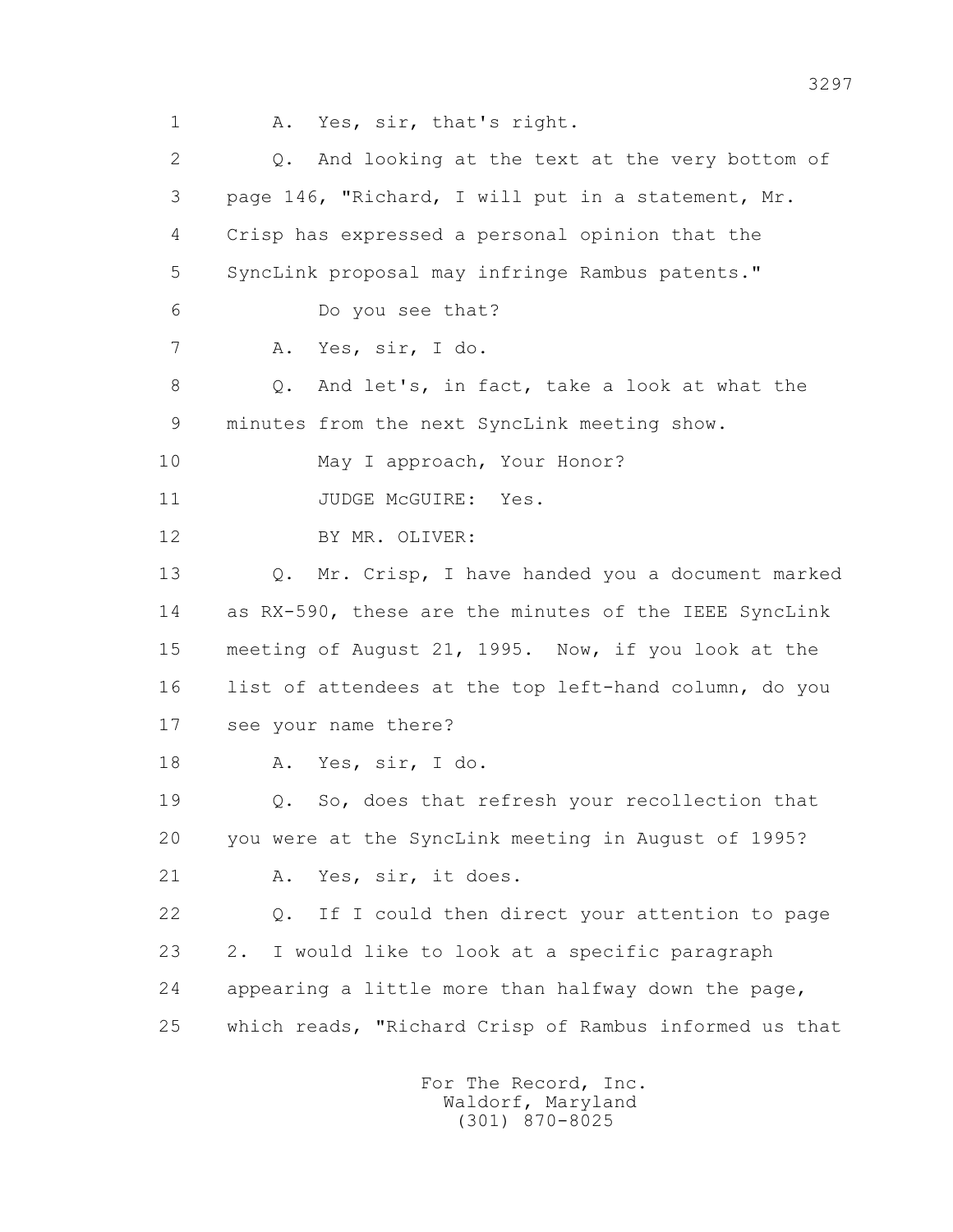1 A. Yes, sir, that's right.

2 Q. And looking at the text at the very bottom of

3 page 146, "Richard, I will put in a statement, Mr.

4 Crisp has expressed a personal opinion that the

5 SyncLink proposal may infringe Rambus patents."

6 Do you see that?

7 A. Yes, sir, I do.

8 Q. And let's, in fact, take a look at what the

9 minutes from the next SyncLink meeting show.

10 May I approach, Your Honor?

11 JUDGE McGUIRE: Yes.

12 BY MR. OLIVER:

13 Q. Mr. Crisp, I have handed you a document marked

14 as RX-590, these are the minutes of the IEEE SyncLink

15 meeting of August 21, 1995. Now, if you look at the

16 list of attendees at the top left-hand column, do you

17 see your name there?

18 A. Yes, sir, I do.

19 Q. So, does that refresh your recollection that

20 you were at the SyncLink meeting in August of 1995?

21 A. Yes, sir, it does.

22 Q. If I could then direct your attention to page

23 2. I would like to look at a specific paragraph

24 appearing a little more than halfway down the page,

25 which reads, "Richard Crisp of Rambus informed us that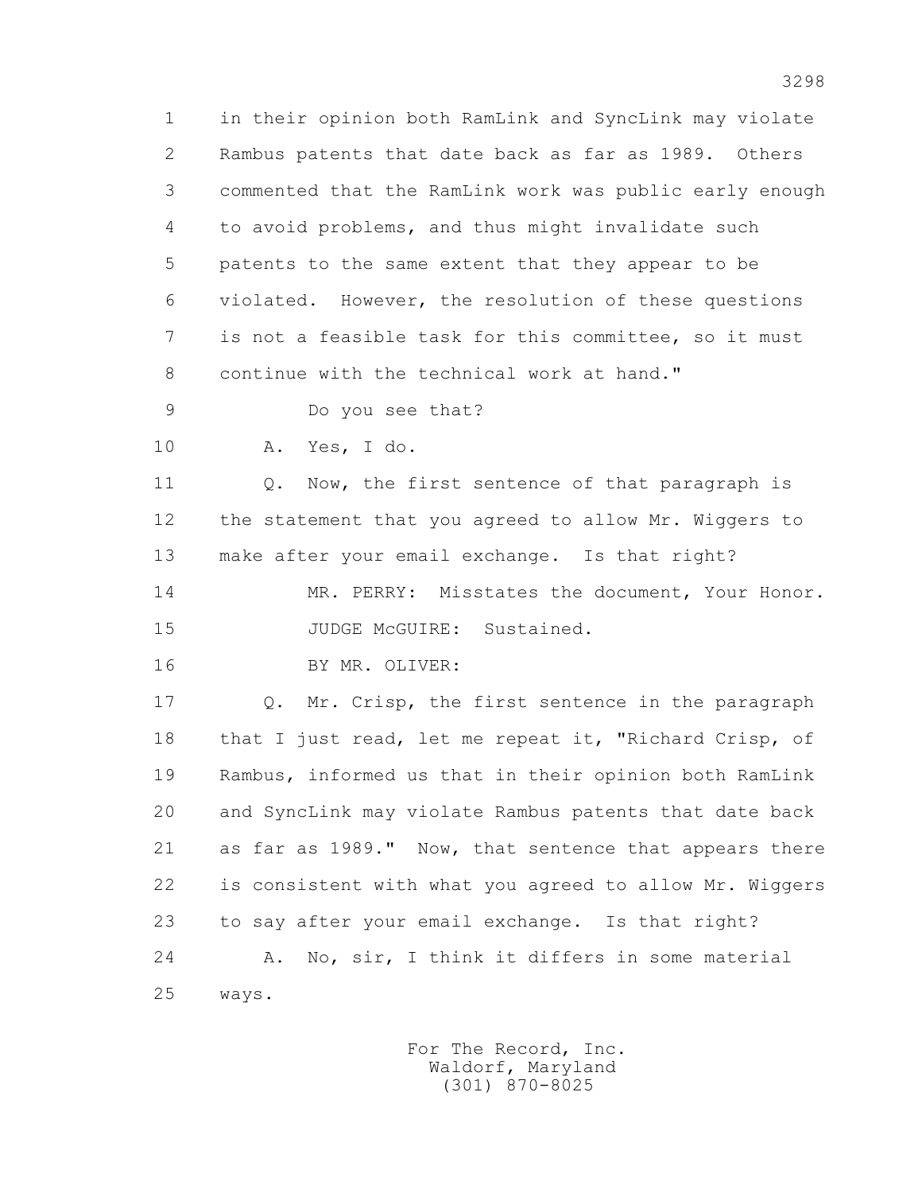in their opinion both RamLink and SyncLink may violate Rambus patents that date back as far as 1989. Others commented that the RamLink work was public early enough to avoid problems, and thus might invalidate such patents to the same extent that they appear to be violated. However, the resolution of these questions is not a feasible task for this committee, so it must continue with the technical work at hand."

Do you see that?

A. Yes, I do.

Q. Now, the first sentence of that paragraph is the statement that you agreed to allow Mr. Wiggers to make after your email exchange. Is that right?

MR. PERRY: Misstates the document, Your Honor.

JUDGE McGUIRE: Sustained.

BY MR. OLIVER:

Q. Mr. Crisp, the first sentence in the paragraph that I just read, let me repeat it, "Richard Crisp, of Rambus, informed us that in their opinion both RamLink and SyncLink may violate Rambus patents that date back as far as 1989." Now, that sentence that appears there is consistent with what you agreed to allow Mr. Wiggers to say after your email exchange. Is that right?

A. No, sir, I think it differs in some material ways.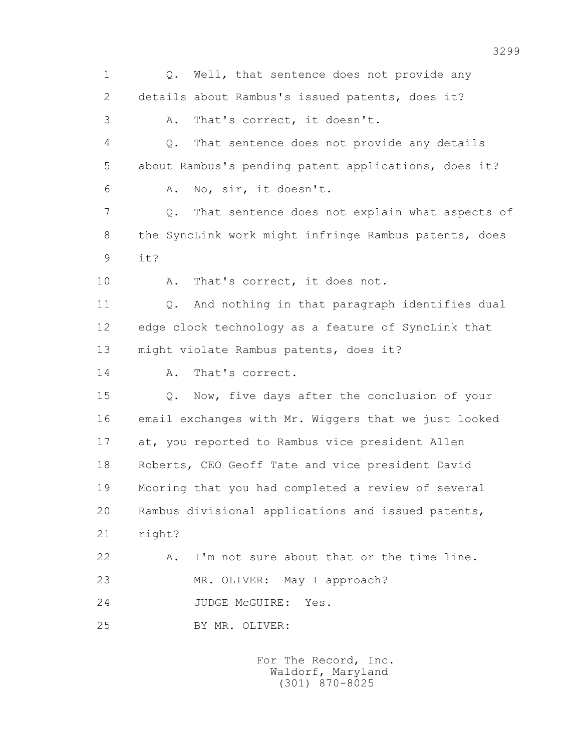1 Q. Well, that sentence does not provide any
2 details about Rambus's issued patents, does it?
3 A. That's correct, it doesn't.
4 Q. That sentence does not provide any details
5 about Rambus's pending patent applications, does it?
6 A. No, sir, it doesn't.
7 Q. That sentence does not explain what aspects of
8 the SyncLink work might infringe Rambus patents, does
9 it?
10 A. That's correct, it does not.
11 Q. And nothing in that paragraph identifies dual
12 edge clock technology as a feature of SyncLink that
13 might violate Rambus patents, does it?
14 A. That's correct.
15 Q. Now, five days after the conclusion of your
16 email exchanges with Mr. Wiggers that we just looked
17 at, you reported to Rambus vice president Allen
18 Roberts, CEO Geoff Tate and vice president David
19 Mooring that you had completed a review of several
20 Rambus divisional applications and issued patents,
21 right?
22 A. I'm not sure about that or the time line.
23 MR. OLIVER: May I approach?
24 JUDGE McGUIRE: Yes.
25 BY MR. OLIVER: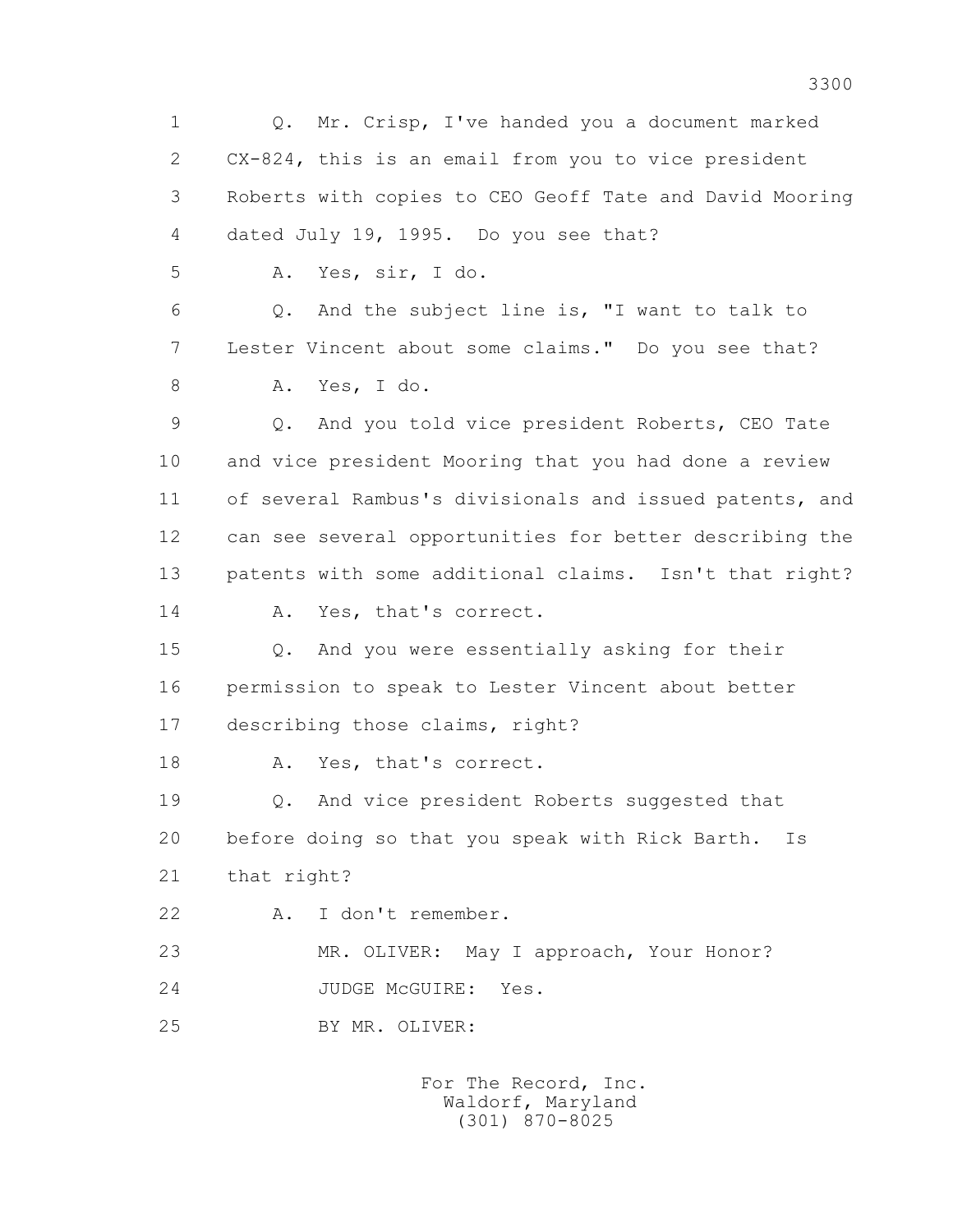1 Q. Mr. Crisp, I've handed you a document marked
2 CX-824, this is an email from you to vice president
3 Roberts with copies to CEO Geoff Tate and David Mooring
4 dated July 19, 1995. Do you see that?
5 A. Yes, sir, I do.
6 Q. And the subject line is, "I want to talk to
7 Lester Vincent about some claims." Do you see that?
8 A. Yes, I do.
9 Q. And you told vice president Roberts, CEO Tate
10 and vice president Mooring that you had done a review
11 of several Rambus's divisionals and issued patents, and
12 can see several opportunities for better describing the
13 patents with some additional claims. Isn't that right?
14 A. Yes, that's correct.
15 Q. And you were essentially asking for their
16 permission to speak to Lester Vincent about better
17 describing those claims, right?
18 A. Yes, that's correct.
19 Q. And vice president Roberts suggested that
20 before doing so that you speak with Rick Barth. Is
21 that right?
22 A. I don't remember.
23 MR. OLIVER: May I approach, Your Honor?
24 JUDGE McGUIRE: Yes.
25 BY MR. OLIVER:

For The Record, Inc.
Waldorf, Maryland
(301) 870-8025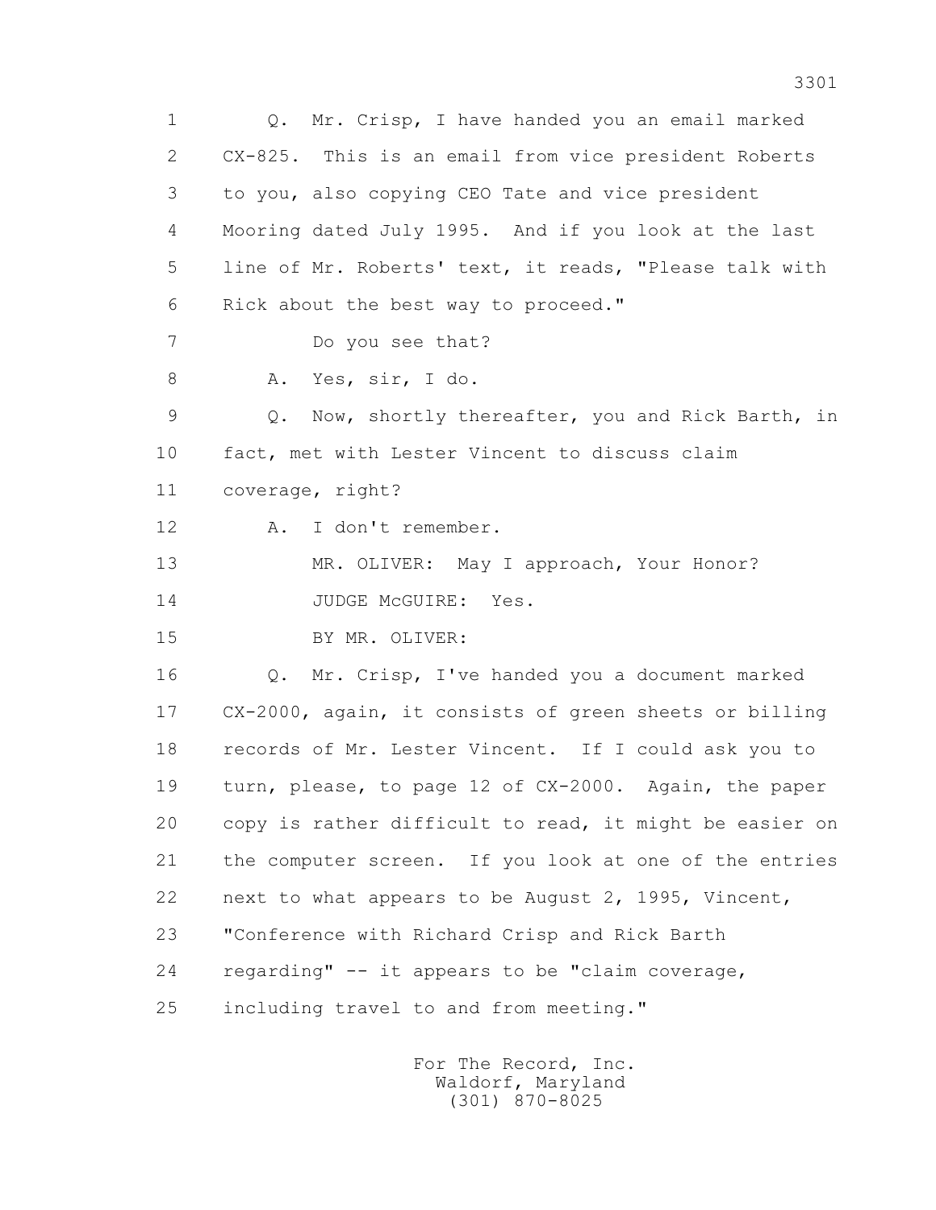1 Q. Mr. Crisp, I have handed you an email marked
2 CX-825. This is an email from vice president Roberts
3 to you, also copying CEO Tate and vice president
4 Mooring dated July 1995. And if you look at the last
5 line of Mr. Roberts' text, it reads, "Please talk with
6 Rick about the best way to proceed."
7 Do you see that?
8 A. Yes, sir, I do.
9 Q. Now, shortly thereafter, you and Rick Barth, in
10 fact, met with Lester Vincent to discuss claim
11 coverage, right?
12 A. I don't remember.
13 MR. OLIVER: May I approach, Your Honor?
14 JUDGE McGUIRE: Yes.
15 BY MR. OLIVER:
16 Q. Mr. Crisp, I've handed you a document marked
17 CX-2000, again, it consists of green sheets or billing
18 records of Mr. Lester Vincent. If I could ask you to
19 turn, please, to page 12 of CX-2000. Again, the paper
20 copy is rather difficult to read, it might be easier on
21 the computer screen. If you look at one of the entries
22 next to what appears to be August 2, 1995, Vincent,
23 "Conference with Richard Crisp and Rick Barth
24 regarding" -- it appears to be "claim coverage,
25 including travel to and from meeting."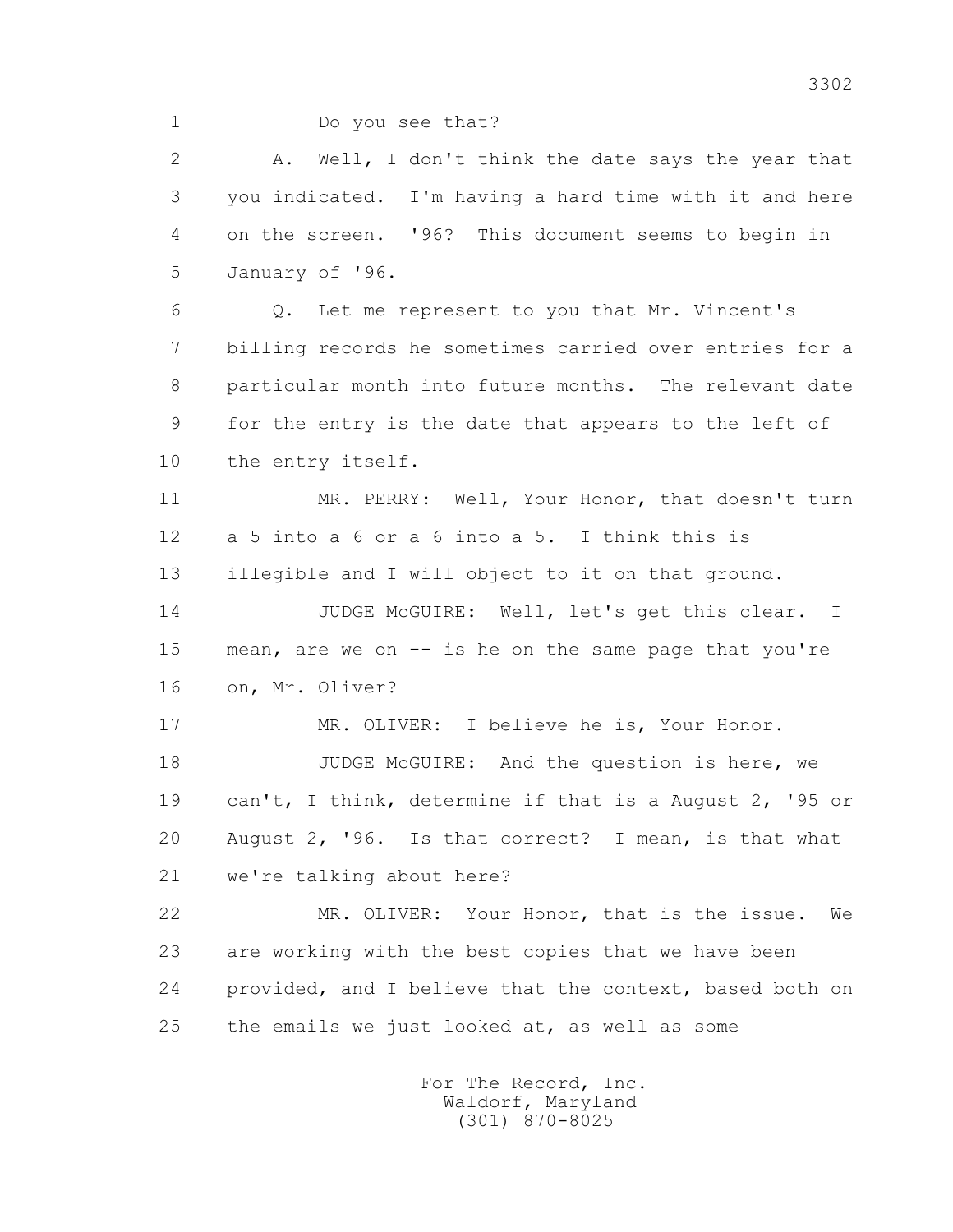1 Do you see that?

2 A. Well, I don't think the date says the year that

3 you indicated. I'm having a hard time with it and here

4 on the screen. '96? This document seems to begin in

5 January of '96.

6 Q. Let me represent to you that Mr. Vincent's

7 billing records he sometimes carried over entries for a

8 particular month into future months. The relevant date

9 for the entry is the date that appears to the left of

10 the entry itself.

11 MR. PERRY: Well, Your Honor, that doesn't turn

12 a 5 into a 6 or a 6 into a 5. I think this is

13 illegible and I will object to it on that ground.

14 JUDGE McGUIRE: Well, let's get this clear. I

15 mean, are we on -- is he on the same page that you're

16 on, Mr. Oliver?

17 MR. OLIVER: I believe he is, Your Honor.

18 JUDGE McGUIRE: And the question is here, we

19 can't, I think, determine if that is a August 2, '95 or

20 August 2, '96. Is that correct? I mean, is that what

21 we're talking about here?

22 MR. OLIVER: Your Honor, that is the issue. We

23 are working with the best copies that we have been

24 provided, and I believe that the context, based both on

25 the emails we just looked at, as well as some

For The Record, Inc.
Waldorf, Maryland
(301) 870-8025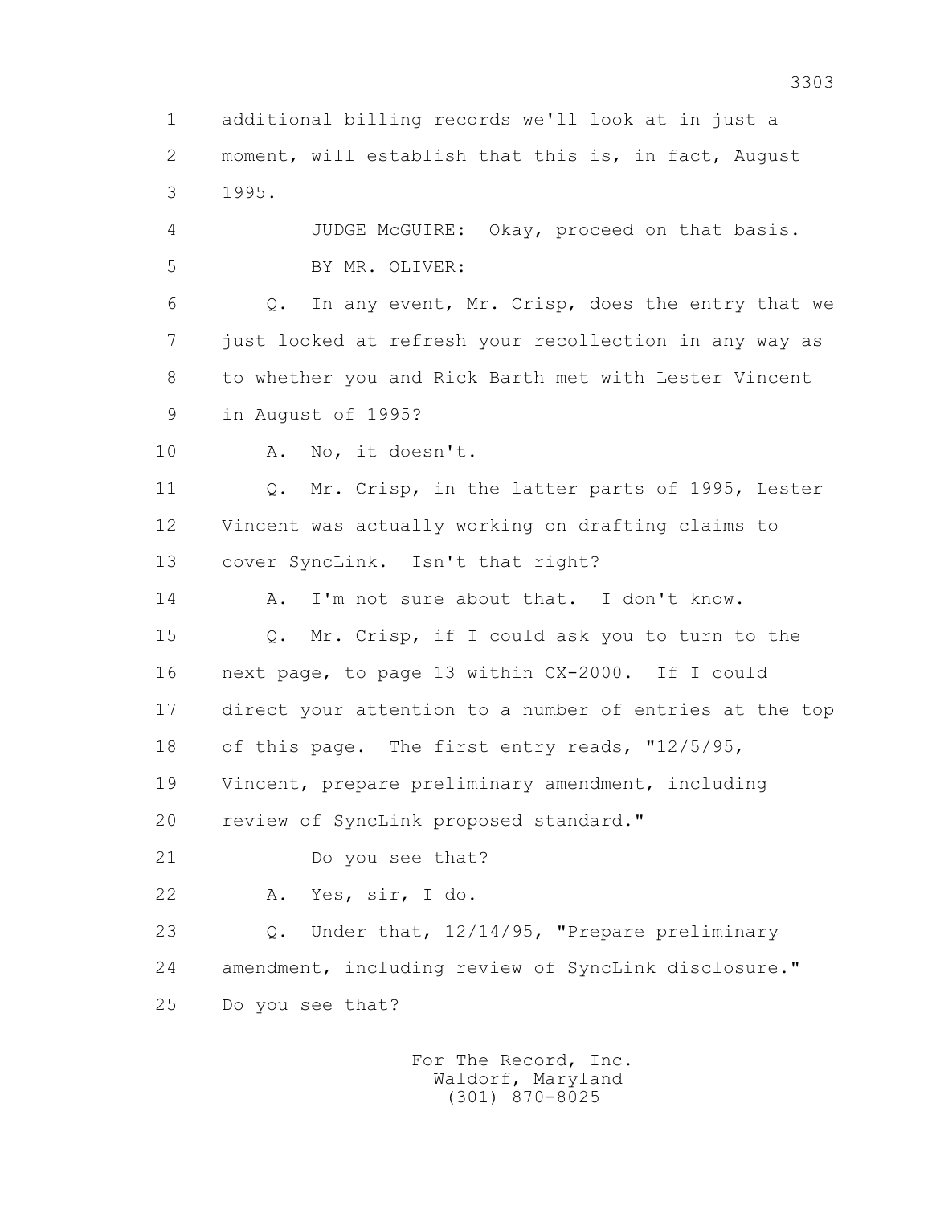1 additional billing records we'll look at in just a
2 moment, will establish that this is, in fact, August
3 1995.

4 JUDGE McGUIRE: Okay, proceed on that basis.

5 BY MR. OLIVER:

6 Q. In any event, Mr. Crisp, does the entry that we
7 just looked at refresh your recollection in any way as
8 to whether you and Rick Barth met with Lester Vincent
9 in August of 1995?

10 A. No, it doesn't.

11 Q. Mr. Crisp, in the latter parts of 1995, Lester
12 Vincent was actually working on drafting claims to
13 cover SyncLink. Isn't that right?

14 A. I'm not sure about that. I don't know.

15 Q. Mr. Crisp, if I could ask you to turn to the
16 next page, to page 13 within CX-2000. If I could
17 direct your attention to a number of entries at the top
18 of this page. The first entry reads, "12/5/95,
19 Vincent, prepare preliminary amendment, including
20 review of SyncLink proposed standard."

21 Do you see that?

22 A. Yes, sir, I do.

23 Q. Under that, 12/14/95, "Prepare preliminary
24 amendment, including review of SyncLink disclosure."
25 Do you see that?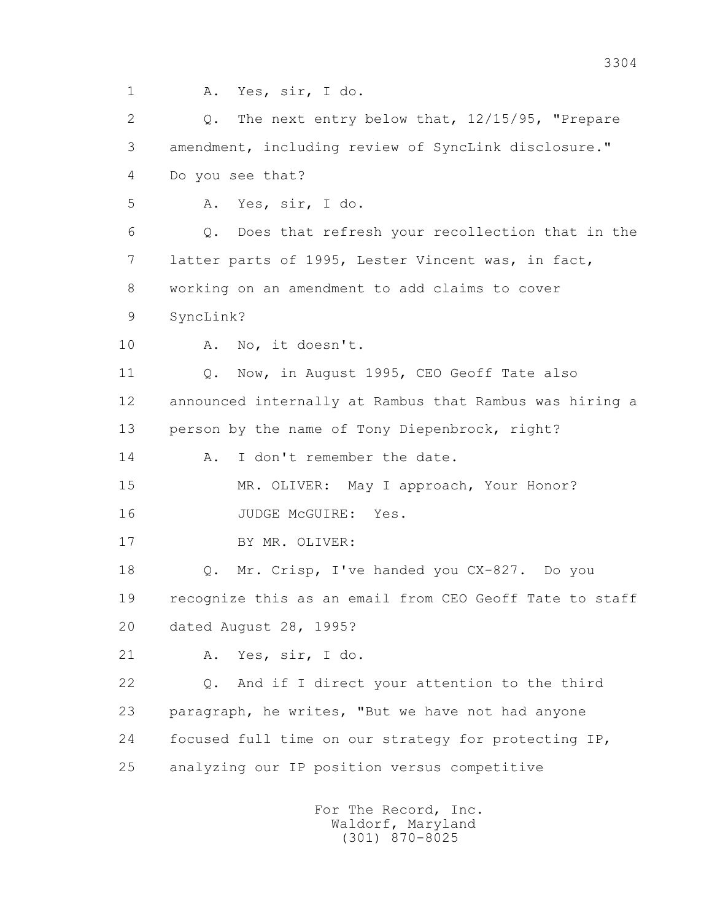1 A. Yes, sir, I do.

2 Q. The next entry below that, 12/15/95, "Prepare

3 amendment, including review of SyncLink disclosure."

4 Do you see that?

5 A. Yes, sir, I do.

6 Q. Does that refresh your recollection that in the

7 latter parts of 1995, Lester Vincent was, in fact,

8 working on an amendment to add claims to cover

9 SyncLink?

10 A. No, it doesn't.

11 Q. Now, in August 1995, CEO Geoff Tate also

12 announced internally at Rambus that Rambus was hiring a

13 person by the name of Tony Diepenbrock, right?

14 A. I don't remember the date.

15 MR. OLIVER: May I approach, Your Honor?

16 JUDGE McGUIRE: Yes.

17 BY MR. OLIVER:

18 Q. Mr. Crisp, I've handed you CX-827. Do you

19 recognize this as an email from CEO Geoff Tate to staff

20 dated August 28, 1995?

21 A. Yes, sir, I do.

22 Q. And if I direct your attention to the third

23 paragraph, he writes, "But we have not had anyone

24 focused full time on our strategy for protecting IP,

25 analyzing our IP position versus competitive

For The Record, Inc.
Waldorf, Maryland
(301) 870-8025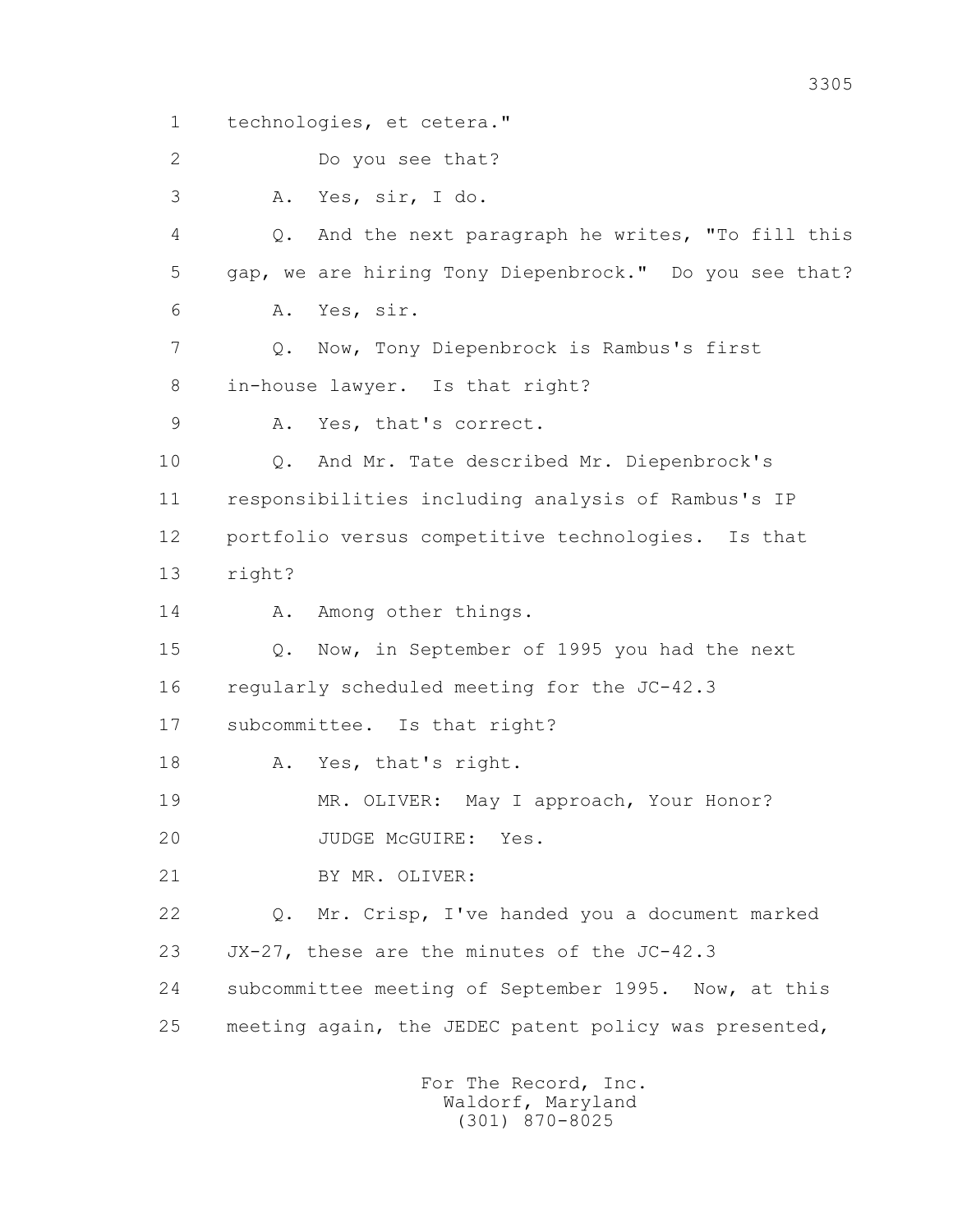1 technologies, et cetera."

2 Do you see that?

3 A. Yes, sir, I do.

4 Q. And the next paragraph he writes, "To fill this

5 gap, we are hiring Tony Diepenbrock." Do you see that?

6 A. Yes, sir.

7 Q. Now, Tony Diepenbrock is Rambus's first

8 in-house lawyer. Is that right?

9 A. Yes, that's correct.

10 Q. And Mr. Tate described Mr. Diepenbrock's

11 responsibilities including analysis of Rambus's IP

12 portfolio versus competitive technologies. Is that

13 right?

14 A. Among other things.

15 Q. Now, in September of 1995 you had the next

16 regularly scheduled meeting for the JC-42.3

17 subcommittee. Is that right?

18 A. Yes, that's right.

19 MR. OLIVER: May I approach, Your Honor?

20 JUDGE McGUIRE: Yes.

21 BY MR. OLIVER:

22 Q. Mr. Crisp, I've handed you a document marked

23 JX-27, these are the minutes of the JC-42.3

24 subcommittee meeting of September 1995. Now, at this

25 meeting again, the JEDEC patent policy was presented,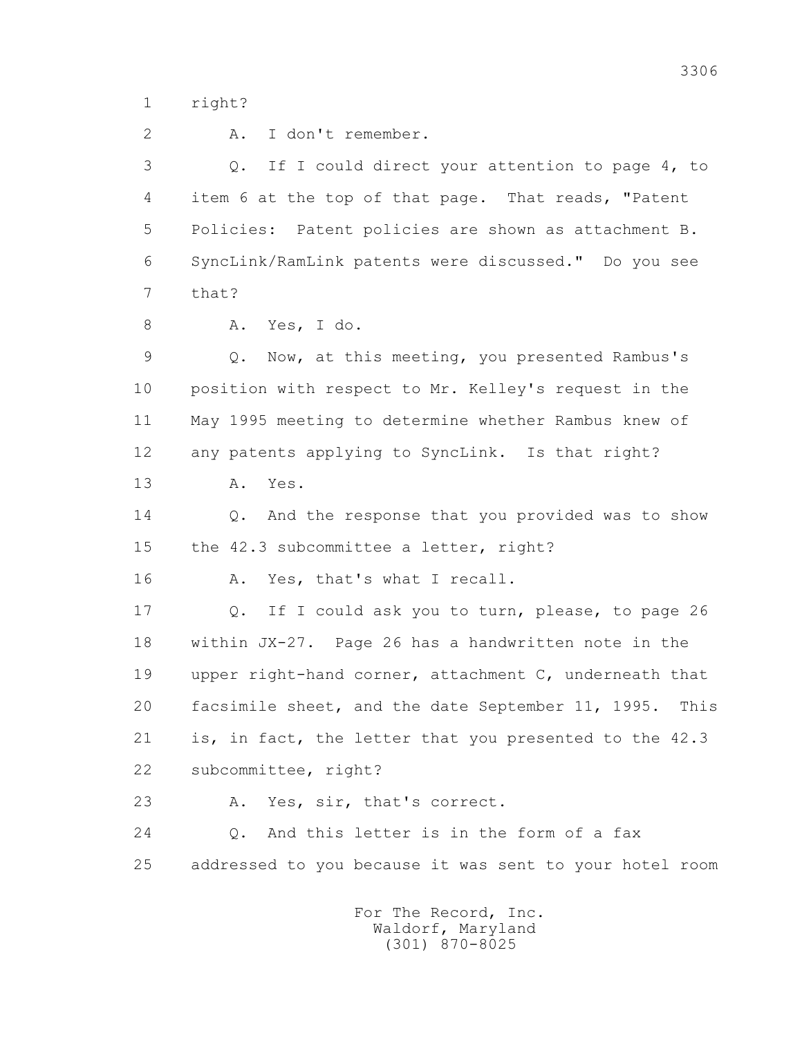1 right?

2 A. I don't remember.

3 Q. If I could direct your attention to page 4, to

4 item 6 at the top of that page. That reads, "Patent

5 Policies: Patent policies are shown as attachment B.

6 SyncLink/RamLink patents were discussed." Do you see

7 that?

8 A. Yes, I do.

9 Q. Now, at this meeting, you presented Rambus's

10 position with respect to Mr. Kelley's request in the

11 May 1995 meeting to determine whether Rambus knew of

12 any patents applying to SyncLink. Is that right?

13 A. Yes.

14 Q. And the response that you provided was to show

15 the 42.3 subcommittee a letter, right?

16 A. Yes, that's what I recall.

17 Q. If I could ask you to turn, please, to page 26

18 within JX-27. Page 26 has a handwritten note in the

19 upper right-hand corner, attachment C, underneath that

20 facsimile sheet, and the date September 11, 1995. This

21 is, in fact, the letter that you presented to the 42.3

22 subcommittee, right?

23 A. Yes, sir, that's correct.

24 Q. And this letter is in the form of a fax

25 addressed to you because it was sent to your hotel room

For The Record, Inc.
Waldorf, Maryland
(301) 870-8025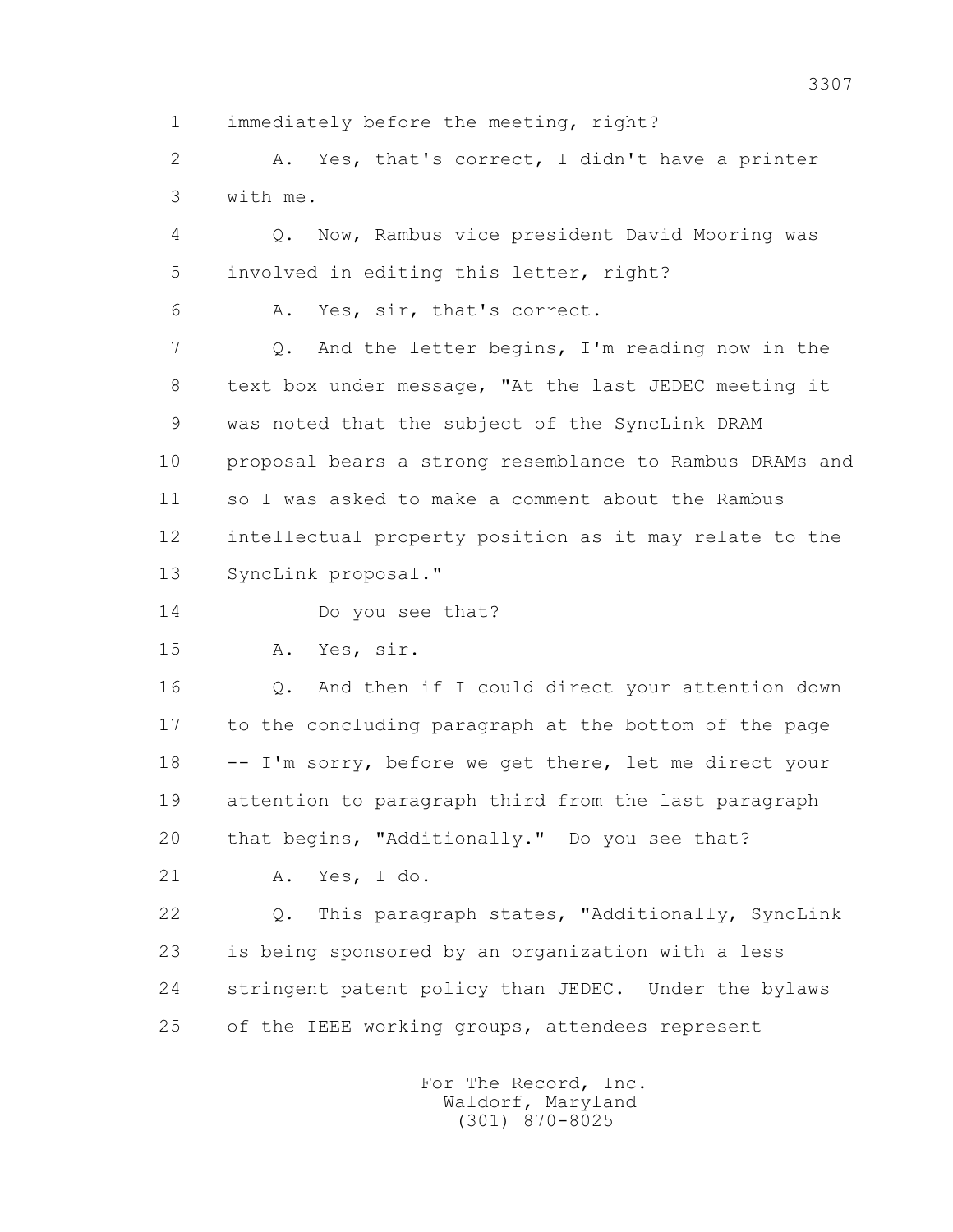1 immediately before the meeting, right?

2 A. Yes, that's correct, I didn't have a printer

3 with me.

4 Q. Now, Rambus vice president David Mooring was

5 involved in editing this letter, right?

6 A. Yes, sir, that's correct.

7 Q. And the letter begins, I'm reading now in the

8 text box under message, "At the last JEDEC meeting it

9 was noted that the subject of the SyncLink DRAM

10 proposal bears a strong resemblance to Rambus DRAMs and

11 so I was asked to make a comment about the Rambus

12 intellectual property position as it may relate to the

13 SyncLink proposal."

14 Do you see that?

15 A. Yes, sir.

16 Q. And then if I could direct your attention down

17 to the concluding paragraph at the bottom of the page

18 -- I'm sorry, before we get there, let me direct your

19 attention to paragraph third from the last paragraph

20 that begins, "Additionally." Do you see that?

21 A. Yes, I do.

22 Q. This paragraph states, "Additionally, SyncLink

23 is being sponsored by an organization with a less

24 stringent patent policy than JEDEC. Under the bylaws

25 of the IEEE working groups, attendees represent

For The Record, Inc.
Waldorf, Maryland
(301) 870-8025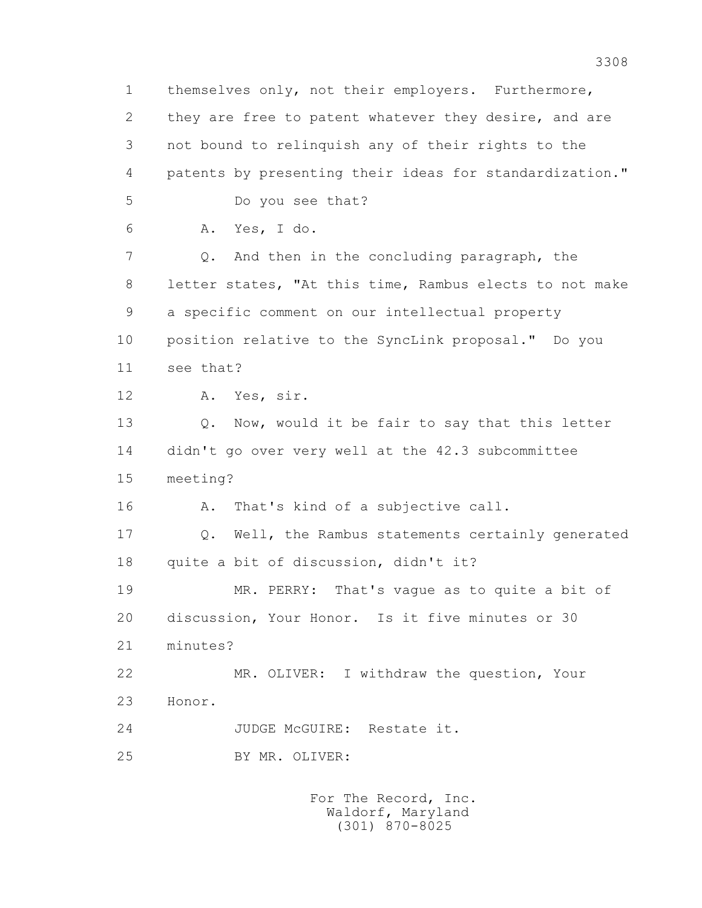1 themselves only, not their employers. Furthermore,
2 they are free to patent whatever they desire, and are
3 not bound to relinquish any of their rights to the
4 patents by presenting their ideas for standardization."
5 Do you see that?
6 A. Yes, I do.
7 Q. And then in the concluding paragraph, the
8 letter states, "At this time, Rambus elects to not make
9 a specific comment on our intellectual property
10 position relative to the SyncLink proposal." Do you
11 see that?
12 A. Yes, sir.
13 Q. Now, would it be fair to say that this letter
14 didn't go over very well at the 42.3 subcommittee
15 meeting?
16 A. That's kind of a subjective call.
17 Q. Well, the Rambus statements certainly generated
18 quite a bit of discussion, didn't it?
19 MR. PERRY: That's vague as to quite a bit of
20 discussion, Your Honor. Is it five minutes or 30
21 minutes?
22 MR. OLIVER: I withdraw the question, Your
23 Honor.
24 JUDGE McGUIRE: Restate it.
25 BY MR. OLIVER:

For The Record, Inc.
Waldorf, Maryland
(301) 870-8025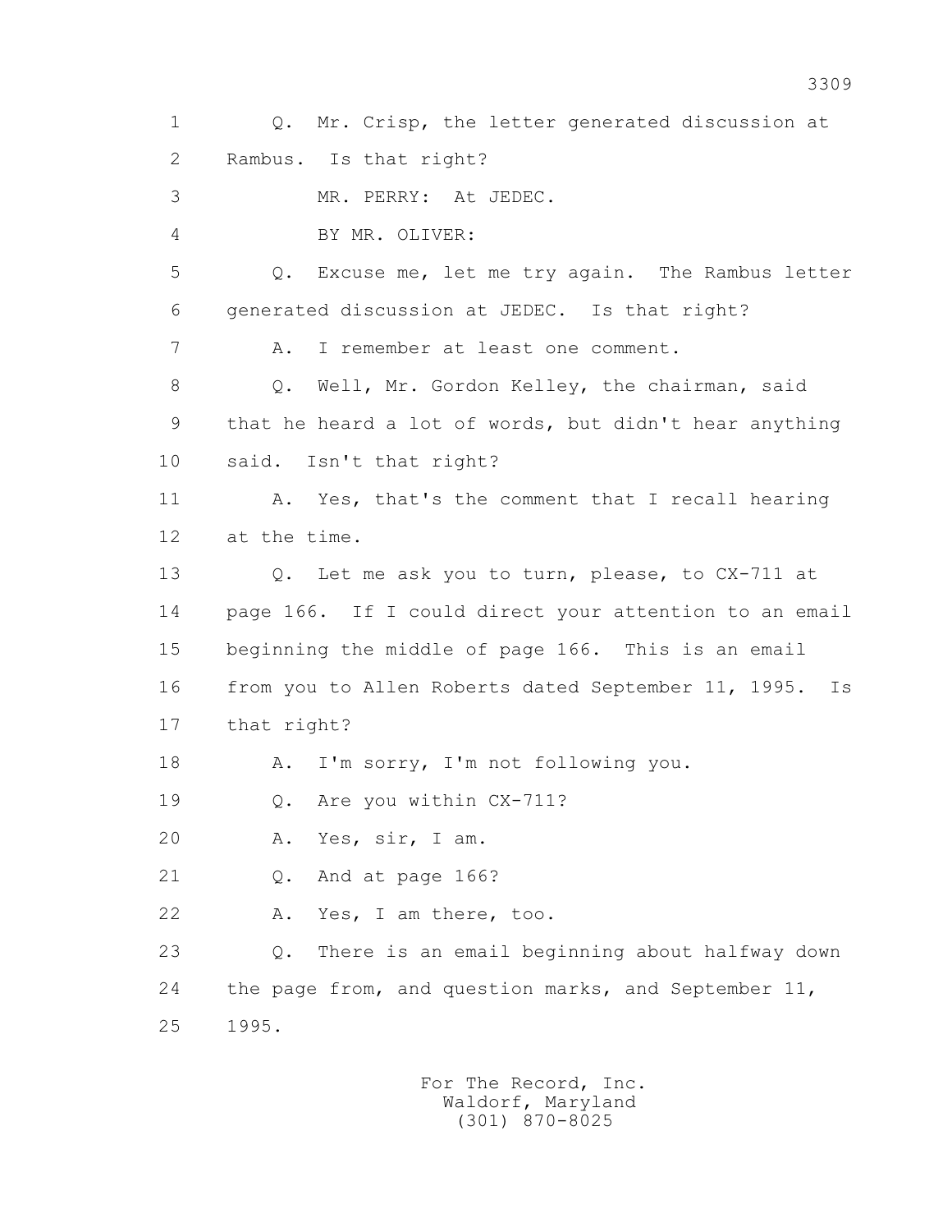1 Q. Mr. Crisp, the letter generated discussion at
2 Rambus. Is that right?
3 MR. PERRY: At JEDEC.
4 BY MR. OLIVER:
5 Q. Excuse me, let me try again. The Rambus letter
6 generated discussion at JEDEC. Is that right?
7 A. I remember at least one comment.
8 Q. Well, Mr. Gordon Kelley, the chairman, said
9 that he heard a lot of words, but didn't hear anything
10 said. Isn't that right?
11 A. Yes, that's the comment that I recall hearing
12 at the time.
13 Q. Let me ask you to turn, please, to CX-711 at
14 page 166. If I could direct your attention to an email
15 beginning the middle of page 166. This is an email
16 from you to Allen Roberts dated September 11, 1995. Is
17 that right?
18 A. I'm sorry, I'm not following you.
19 Q. Are you within CX-711?
20 A. Yes, sir, I am.
21 Q. And at page 166?
22 A. Yes, I am there, too.
23 Q. There is an email beginning about halfway down
24 the page from, and question marks, and September 11,
25 1995.

For The Record, Inc.
Waldorf, Maryland
(301) 870-8025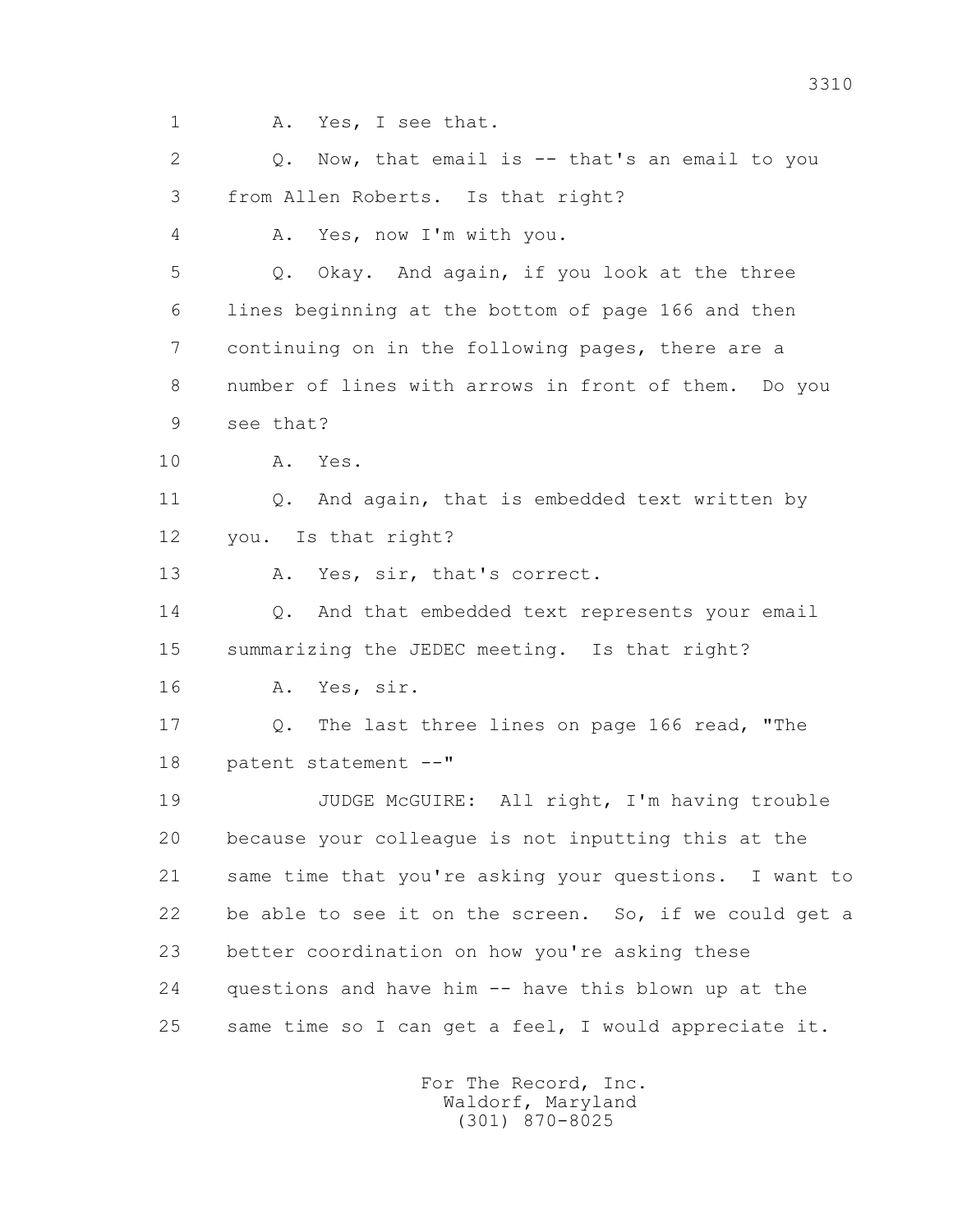1 A. Yes, I see that.

2 Q. Now, that email is -- that's an email to you

3 from Allen Roberts. Is that right?

4 A. Yes, now I'm with you.

5 Q. Okay. And again, if you look at the three

6 lines beginning at the bottom of page 166 and then

7 continuing on in the following pages, there are a

8 number of lines with arrows in front of them. Do you

9 see that?

10 A. Yes.

11 Q. And again, that is embedded text written by

12 you. Is that right?

13 A. Yes, sir, that's correct.

14 Q. And that embedded text represents your email

15 summarizing the JEDEC meeting. Is that right?

16 A. Yes, sir.

17 Q. The last three lines on page 166 read, "The

18 patent statement --"

19 JUDGE McGUIRE: All right, I'm having trouble

20 because your colleague is not inputting this at the

21 same time that you're asking your questions. I want to

22 be able to see it on the screen. So, if we could get a

23 better coordination on how you're asking these

24 questions and have him -- have this blown up at the

25 same time so I can get a feel, I would appreciate it.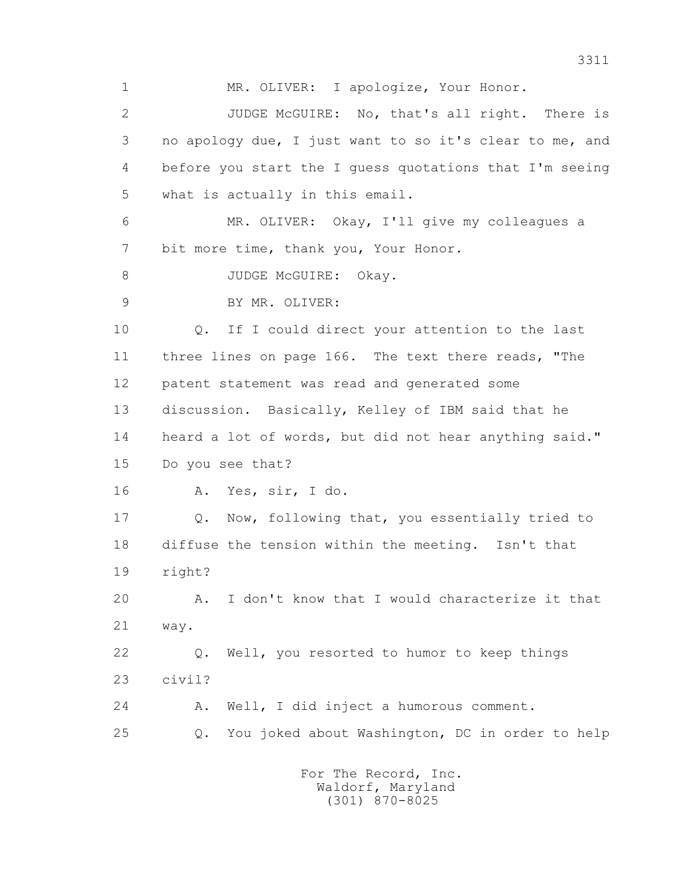1 MR. OLIVER: I apologize, Your Honor.

2 JUDGE McGUIRE: No, that's all right. There is

3 no apology due, I just want to so it's clear to me, and

4 before you start the I guess quotations that I'm seeing

5 what is actually in this email.

6 MR. OLIVER: Okay, I'll give my colleagues a

7 bit more time, thank you, Your Honor.

8 JUDGE McGUIRE: Okay.

9 BY MR. OLIVER:

10 Q. If I could direct your attention to the last

11 three lines on page 166. The text there reads, "The

12 patent statement was read and generated some

13 discussion. Basically, Kelley of IBM said that he

14 heard a lot of words, but did not hear anything said."

15 Do you see that?

16 A. Yes, sir, I do.

17 Q. Now, following that, you essentially tried to

18 diffuse the tension within the meeting. Isn't that

19 right?

20 A. I don't know that I would characterize it that

21 way.

22 Q. Well, you resorted to humor to keep things

23 civil?

24 A. Well, I did inject a humorous comment.

25 Q. You joked about Washington, DC in order to help

For The Record, Inc.
Waldorf, Maryland
(301) 870-8025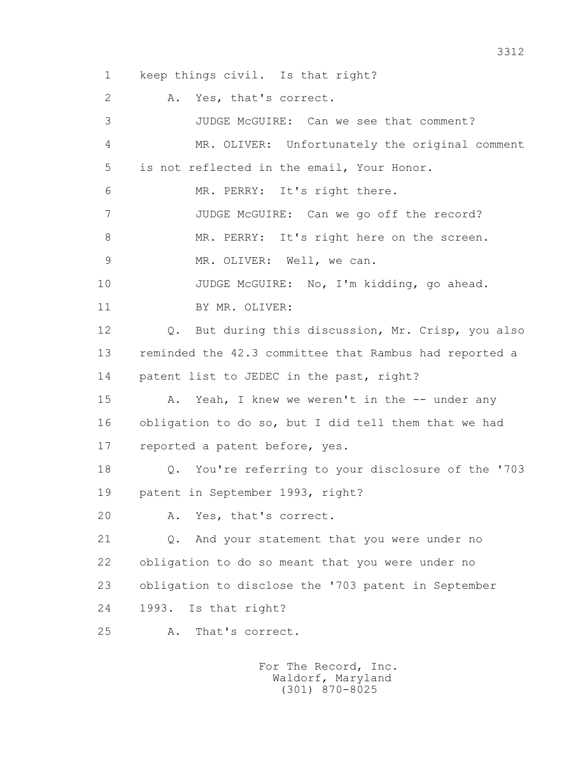1 keep things civil. Is that right?

2 A. Yes, that's correct.

3 JUDGE McGUIRE: Can we see that comment?

4 MR. OLIVER: Unfortunately the original comment

5 is not reflected in the email, Your Honor.

6 MR. PERRY: It's right there.

7 JUDGE McGUIRE: Can we go off the record?

8 MR. PERRY: It's right here on the screen.

9 MR. OLIVER: Well, we can.

10 JUDGE McGUIRE: No, I'm kidding, go ahead.

11 BY MR. OLIVER:

12 Q. But during this discussion, Mr. Crisp, you also

13 reminded the 42.3 committee that Rambus had reported a

14 patent list to JEDEC in the past, right?

15 A. Yeah, I knew we weren't in the -- under any

16 obligation to do so, but I did tell them that we had

17 reported a patent before, yes.

18 Q. You're referring to your disclosure of the '703

19 patent in September 1993, right?

20 A. Yes, that's correct.

21 Q. And your statement that you were under no

22 obligation to do so meant that you were under no

23 obligation to disclose the '703 patent in September

24 1993. Is that right?

25 A. That's correct.

For The Record, Inc.
Waldorf, Maryland
(301) 870-8025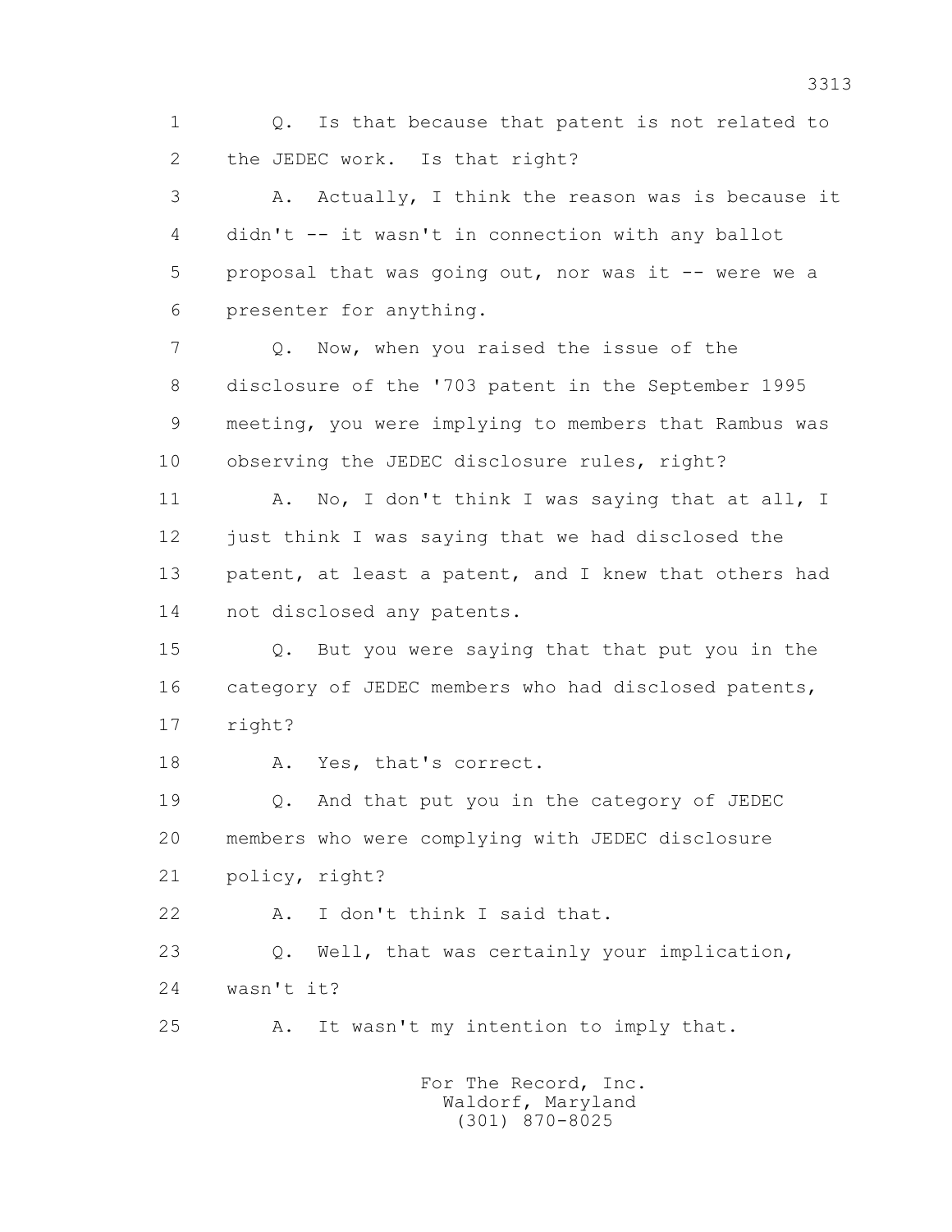1 Q. Is that because that patent is not related to
2 the JEDEC work. Is that right?
3 A. Actually, I think the reason was is because it
4 didn't -- it wasn't in connection with any ballot
5 proposal that was going out, nor was it -- were we a
6 presenter for anything.
7 Q. Now, when you raised the issue of the
8 disclosure of the '703 patent in the September 1995
9 meeting, you were implying to members that Rambus was
10 observing the JEDEC disclosure rules, right?
11 A. No, I don't think I was saying that at all, I
12 just think I was saying that we had disclosed the
13 patent, at least a patent, and I knew that others had
14 not disclosed any patents.
15 Q. But you were saying that that put you in the
16 category of JEDEC members who had disclosed patents,
17 right?
18 A. Yes, that's correct.
19 Q. And that put you in the category of JEDEC
20 members who were complying with JEDEC disclosure
21 policy, right?
22 A. I don't think I said that.
23 Q. Well, that was certainly your implication,
24 wasn't it?
25 A. It wasn't my intention to imply that.

For The Record, Inc.
Waldorf, Maryland
(301) 870-8025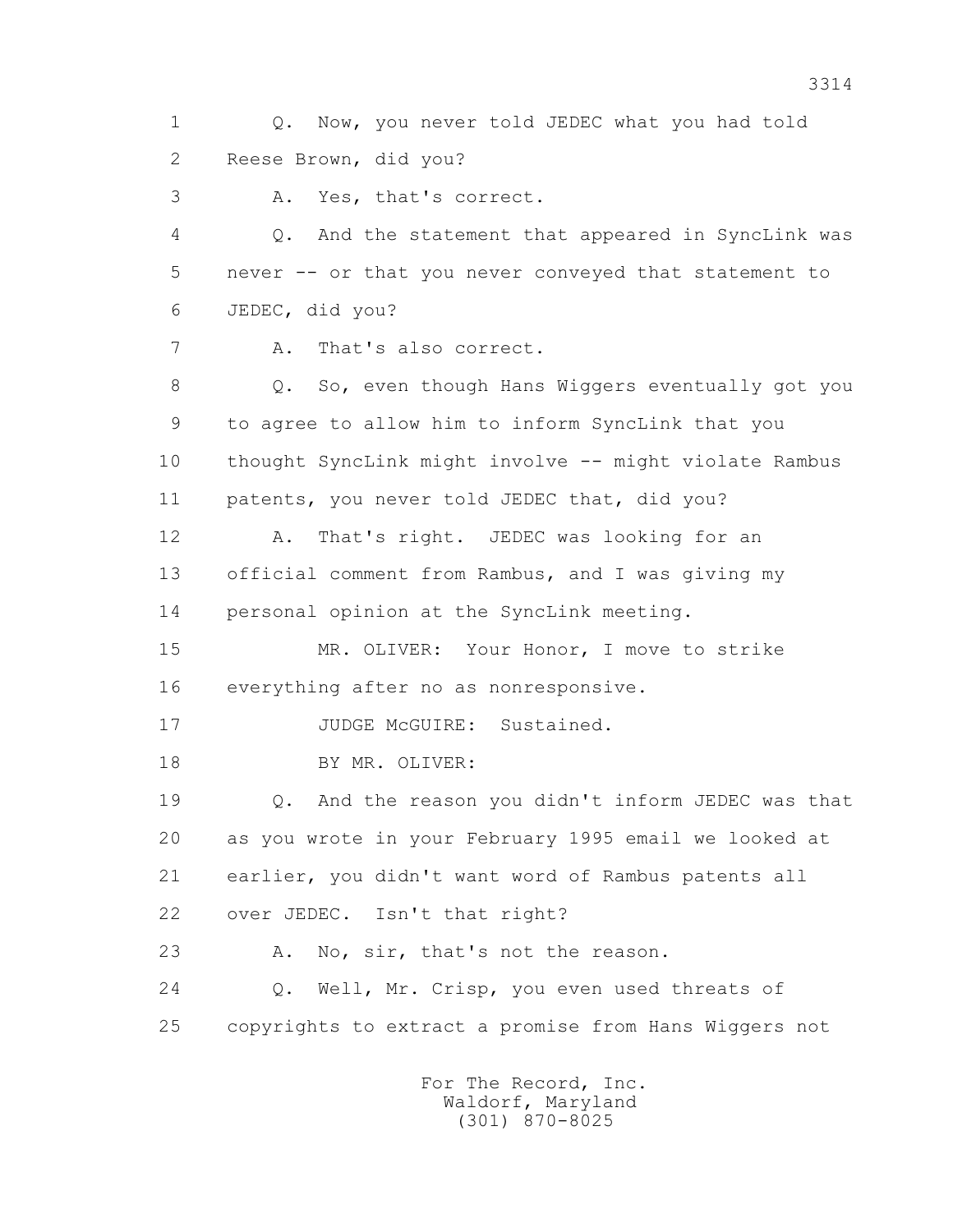1 Q. Now, you never told JEDEC what you had told
2 Reese Brown, did you?
3 A. Yes, that's correct.
4 Q. And the statement that appeared in SyncLink was
5 never -- or that you never conveyed that statement to
6 JEDEC, did you?
7 A. That's also correct.
8 Q. So, even though Hans Wiggers eventually got you
9 to agree to allow him to inform SyncLink that you
10 thought SyncLink might involve -- might violate Rambus
11 patents, you never told JEDEC that, did you?
12 A. That's right. JEDEC was looking for an
13 official comment from Rambus, and I was giving my
14 personal opinion at the SyncLink meeting.
15 MR. OLIVER: Your Honor, I move to strike
16 everything after no as nonresponsive.
17 JUDGE McGUIRE: Sustained.
18 BY MR. OLIVER:
19 Q. And the reason you didn't inform JEDEC was that
20 as you wrote in your February 1995 email we looked at
21 earlier, you didn't want word of Rambus patents all
22 over JEDEC. Isn't that right?
23 A. No, sir, that's not the reason.
24 Q. Well, Mr. Crisp, you even used threats of
25 copyrights to extract a promise from Hans Wiggers not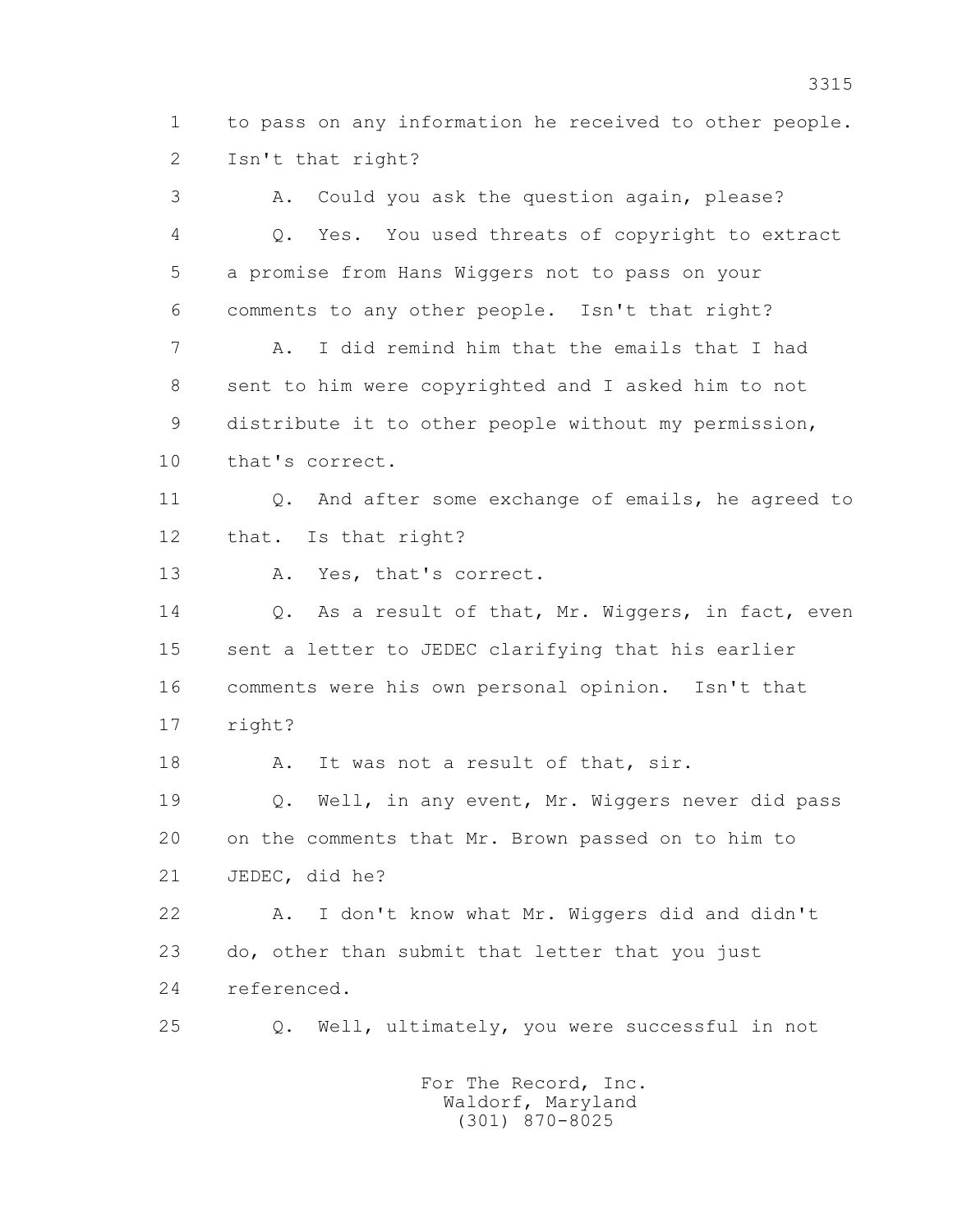1 to pass on any information he received to other people.
2 Isn't that right?

3 A. Could you ask the question again, please?

4 Q. Yes. You used threats of copyright to extract
5 a promise from Hans Wiggers not to pass on your
6 comments to any other people. Isn't that right?

7 A. I did remind him that the emails that I had
8 sent to him were copyrighted and I asked him to not
9 distribute it to other people without my permission,
10 that's correct.

11 Q. And after some exchange of emails, he agreed to
12 that. Is that right?

13 A. Yes, that's correct.

14 Q. As a result of that, Mr. Wiggers, in fact, even
15 sent a letter to JEDEC clarifying that his earlier
16 comments were his own personal opinion. Isn't that
17 right?

18 A. It was not a result of that, sir.

19 Q. Well, in any event, Mr. Wiggers never did pass
20 on the comments that Mr. Brown passed on to him to
21 JEDEC, did he?

22 A. I don't know what Mr. Wiggers did and didn't
23 do, other than submit that letter that you just
24 referenced.

25 Q. Well, ultimately, you were successful in not

For The Record, Inc.
Waldorf, Maryland
(301) 870-8025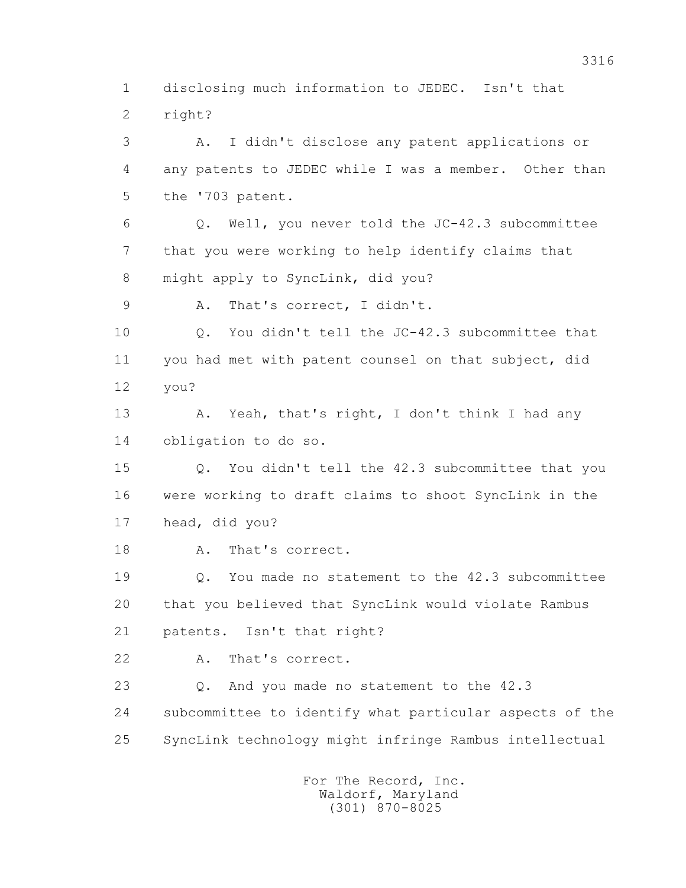1 disclosing much information to JEDEC. Isn't that
2 right?

3 A. I didn't disclose any patent applications or
4 any patents to JEDEC while I was a member. Other than
5 the '703 patent.

6 Q. Well, you never told the JC-42.3 subcommittee
7 that you were working to help identify claims that
8 might apply to SyncLink, did you?

9 A. That's correct, I didn't.

10 Q. You didn't tell the JC-42.3 subcommittee that
11 you had met with patent counsel on that subject, did
12 you?

13 A. Yeah, that's right, I don't think I had any
14 obligation to do so.

15 Q. You didn't tell the 42.3 subcommittee that you
16 were working to draft claims to shoot SyncLink in the
17 head, did you?

18 A. That's correct.

19 Q. You made no statement to the 42.3 subcommittee
20 that you believed that SyncLink would violate Rambus
21 patents. Isn't that right?

22 A. That's correct.

23 Q. And you made no statement to the 42.3
24 subcommittee to identify what particular aspects of the
25 SyncLink technology might infringe Rambus intellectual

For The Record, Inc.
Waldorf, Maryland
(301) 870-8025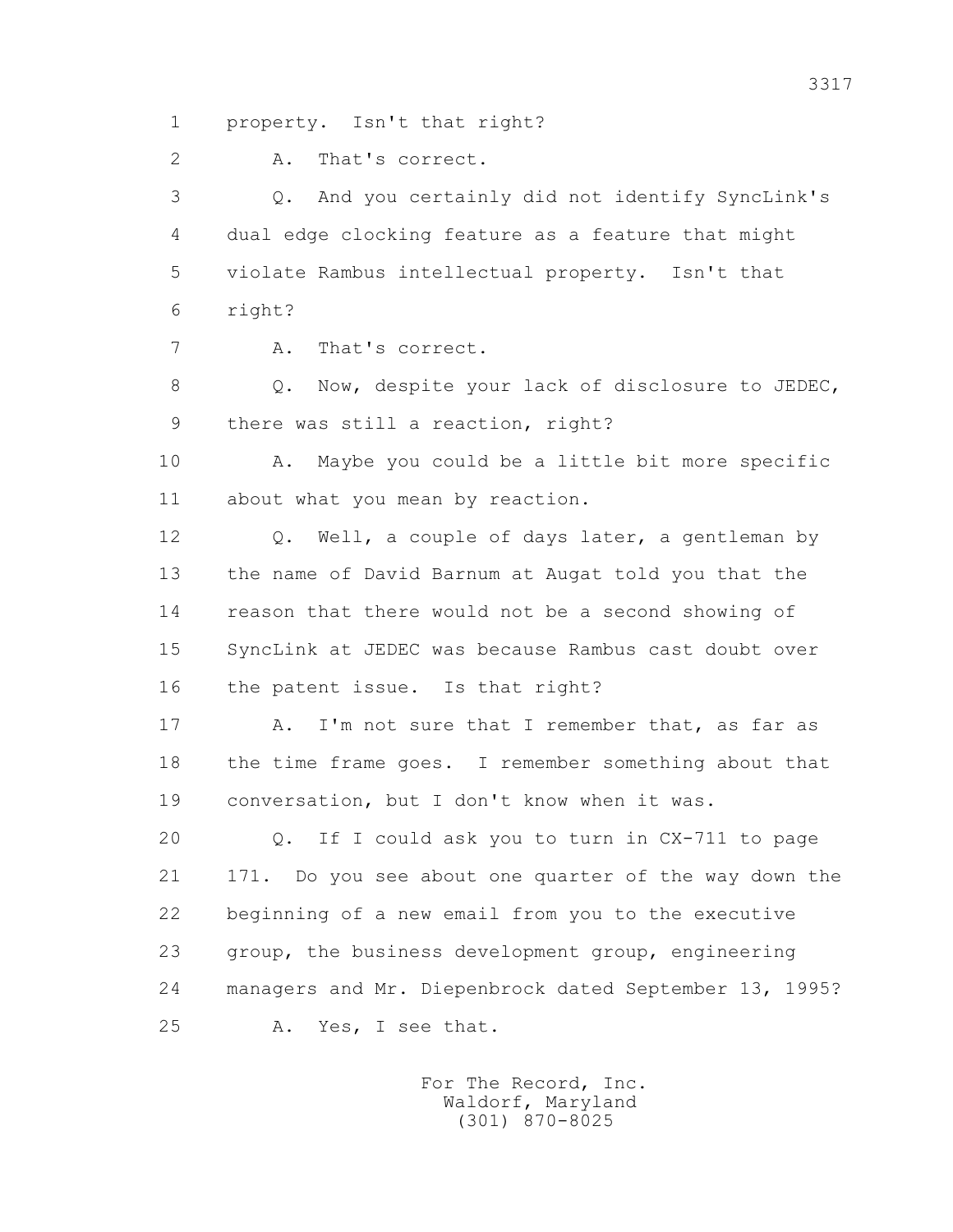1 property. Isn't that right?

2 A. That's correct.

3 Q. And you certainly did not identify SyncLink's

4 dual edge clocking feature as a feature that might

5 violate Rambus intellectual property. Isn't that

6 right?

7 A. That's correct.

8 Q. Now, despite your lack of disclosure to JEDEC,

9 there was still a reaction, right?

10 A. Maybe you could be a little bit more specific

11 about what you mean by reaction.

12 Q. Well, a couple of days later, a gentleman by

13 the name of David Barnum at Augat told you that the

14 reason that there would not be a second showing of

15 SyncLink at JEDEC was because Rambus cast doubt over

16 the patent issue. Is that right?

17 A. I'm not sure that I remember that, as far as

18 the time frame goes. I remember something about that

19 conversation, but I don't know when it was.

20 Q. If I could ask you to turn in CX-711 to page

21 171. Do you see about one quarter of the way down the

22 beginning of a new email from you to the executive

23 group, the business development group, engineering

24 managers and Mr. Diepenbrock dated September 13, 1995?

25 A. Yes, I see that.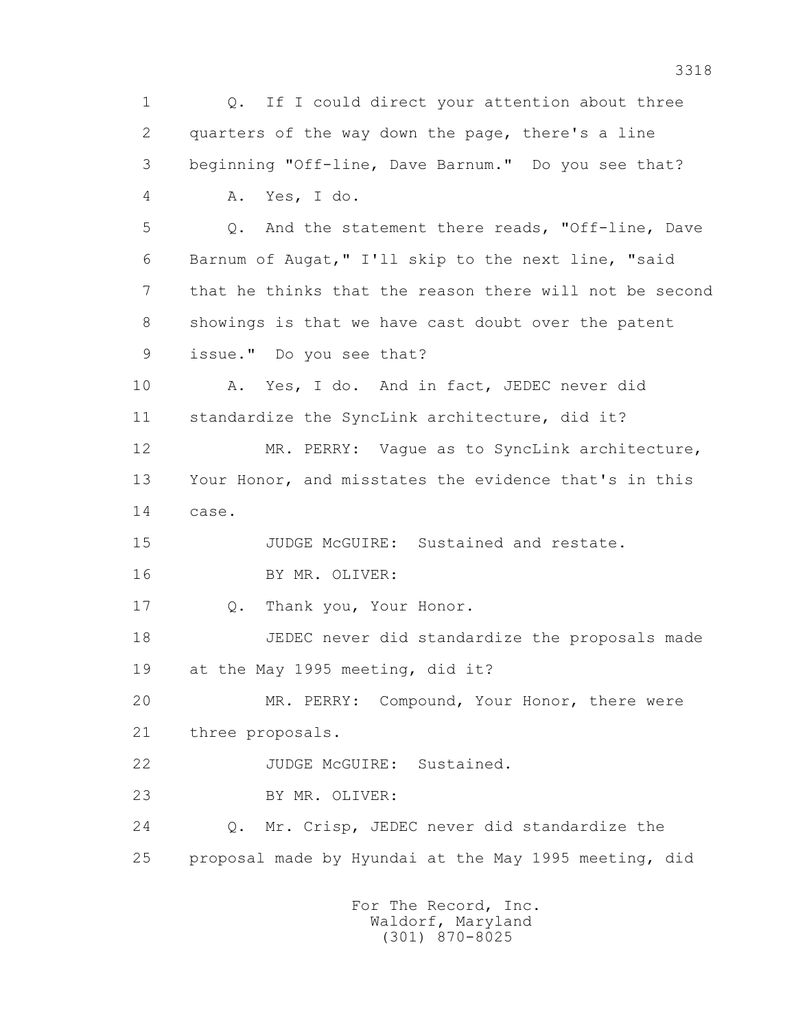1 Q. If I could direct your attention about three
2 quarters of the way down the page, there's a line
3 beginning "Off-line, Dave Barnum." Do you see that?
4 A. Yes, I do.
5 Q. And the statement there reads, "Off-line, Dave
6 Barnum of Augat," I'll skip to the next line, "said
7 that he thinks that the reason there will not be second
8 showings is that we have cast doubt over the patent
9 issue." Do you see that?
10 A. Yes, I do. And in fact, JEDEC never did
11 standardize the SyncLink architecture, did it?
12 MR. PERRY: Vague as to SyncLink architecture,
13 Your Honor, and misstates the evidence that's in this
14 case.
15 JUDGE McGUIRE: Sustained and restate.
16 BY MR. OLIVER:
17 Q. Thank you, Your Honor.
18 JEDEC never did standardize the proposals made
19 at the May 1995 meeting, did it?
20 MR. PERRY: Compound, Your Honor, there were
21 three proposals.
22 JUDGE McGUIRE: Sustained.
23 BY MR. OLIVER:
24 Q. Mr. Crisp, JEDEC never did standardize the
25 proposal made by Hyundai at the May 1995 meeting, did

For The Record, Inc.
Waldorf, Maryland
(301) 870-8025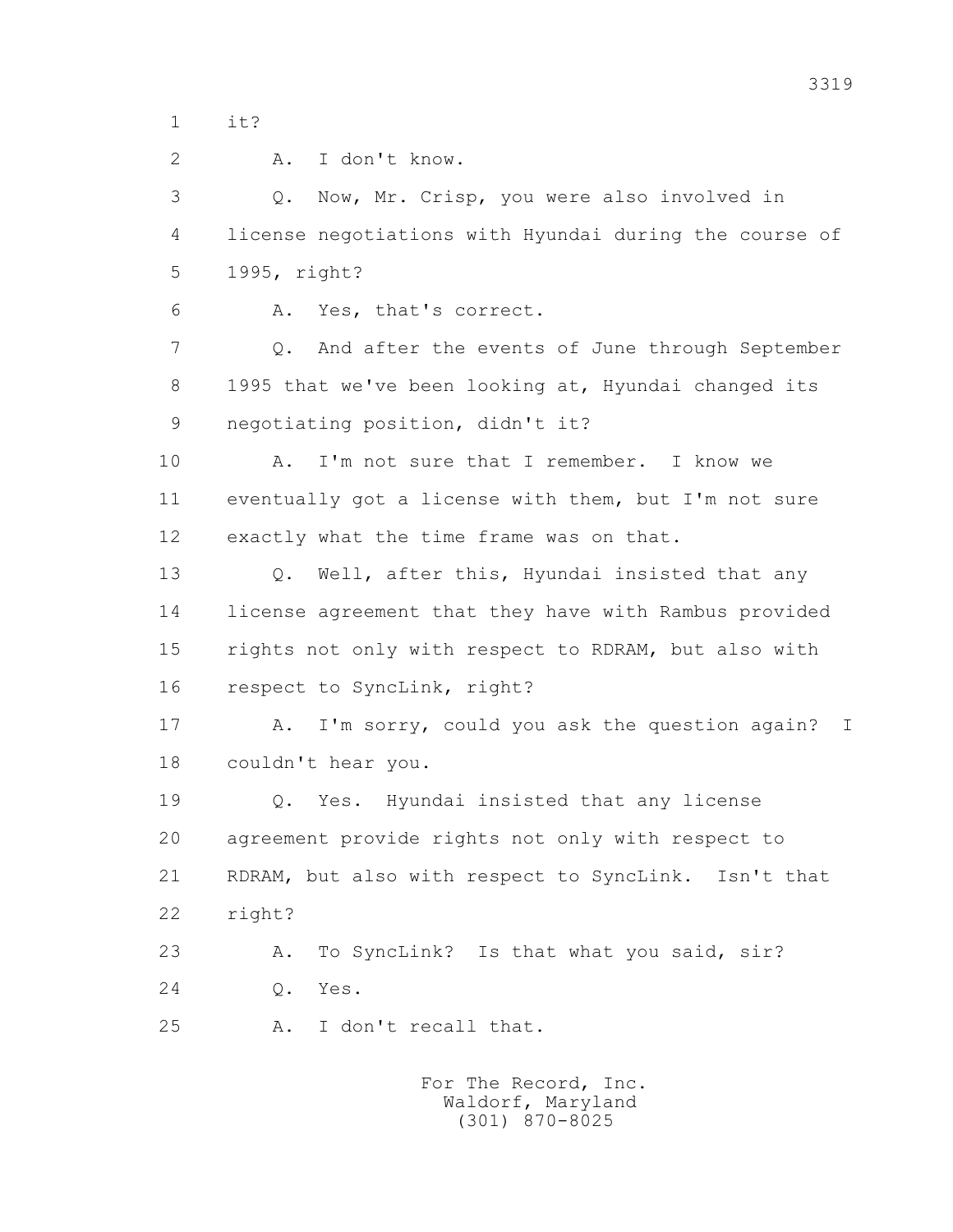1 it?

2 A. I don't know.

3 Q. Now, Mr. Crisp, you were also involved in

4 license negotiations with Hyundai during the course of

5 1995, right?

6 A. Yes, that's correct.

7 Q. And after the events of June through September

8 1995 that we've been looking at, Hyundai changed its

9 negotiating position, didn't it?

10 A. I'm not sure that I remember. I know we

11 eventually got a license with them, but I'm not sure

12 exactly what the time frame was on that.

13 Q. Well, after this, Hyundai insisted that any

14 license agreement that they have with Rambus provided

15 rights not only with respect to RDRAM, but also with

16 respect to SyncLink, right?

17 A. I'm sorry, could you ask the question again? I

18 couldn't hear you.

19 Q. Yes. Hyundai insisted that any license

20 agreement provide rights not only with respect to

21 RDRAM, but also with respect to SyncLink. Isn't that

22 right?

23 A. To SyncLink? Is that what you said, sir?

24 Q. Yes.

25 A. I don't recall that.

For The Record, Inc.
Waldorf, Maryland
(301) 870-8025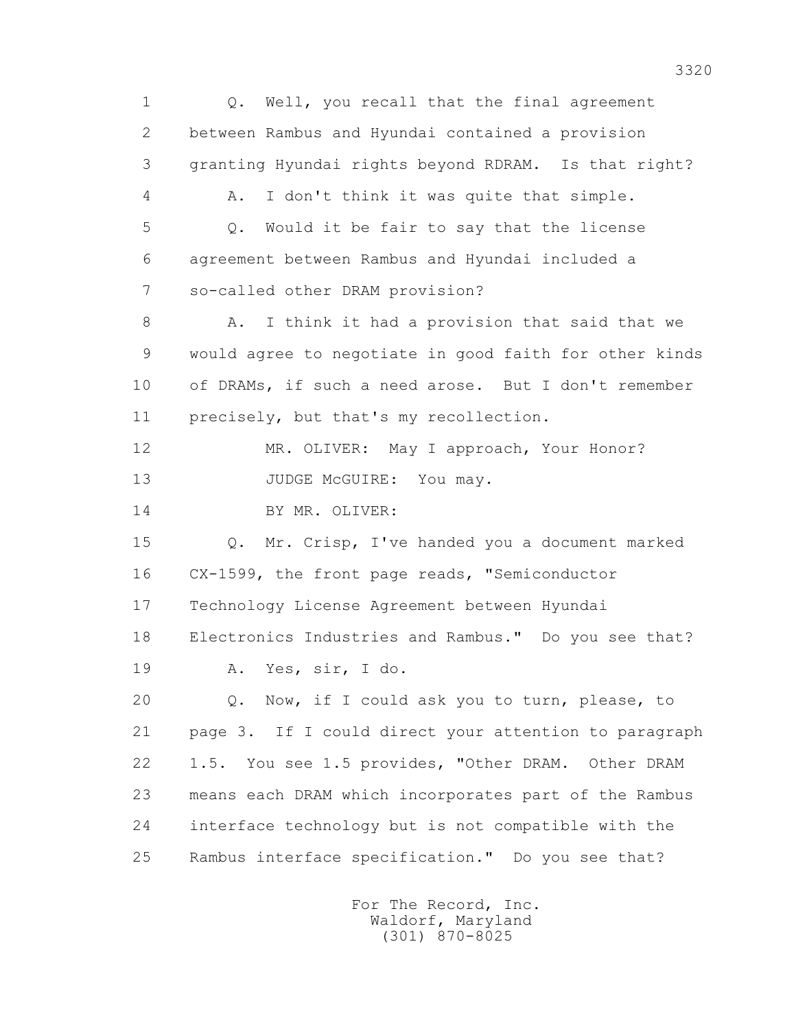1 Q. Well, you recall that the final agreement
2 between Rambus and Hyundai contained a provision
3 granting Hyundai rights beyond RDRAM. Is that right?
4 A. I don't think it was quite that simple.
5 Q. Would it be fair to say that the license
6 agreement between Rambus and Hyundai included a
7 so-called other DRAM provision?
8 A. I think it had a provision that said that we
9 would agree to negotiate in good faith for other kinds
10 of DRAMs, if such a need arose. But I don't remember
11 precisely, but that's my recollection.
12 MR. OLIVER: May I approach, Your Honor?
13 JUDGE McGUIRE: You may.
14 BY MR. OLIVER:
15 Q. Mr. Crisp, I've handed you a document marked
16 CX-1599, the front page reads, "Semiconductor
17 Technology License Agreement between Hyundai
18 Electronics Industries and Rambus." Do you see that?
19 A. Yes, sir, I do.
20 Q. Now, if I could ask you to turn, please, to
21 page 3. If I could direct your attention to paragraph
22 1.5. You see 1.5 provides, "Other DRAM. Other DRAM
23 means each DRAM which incorporates part of the Rambus
24 interface technology but is not compatible with the
25 Rambus interface specification." Do you see that?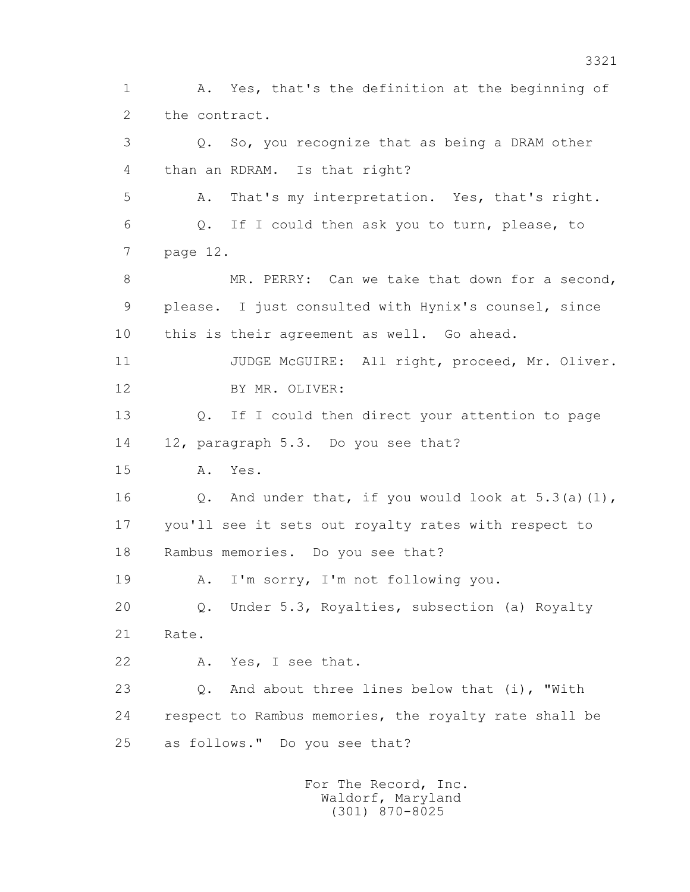1 A. Yes, that's the definition at the beginning of
2 the contract.

3 Q. So, you recognize that as being a DRAM other
4 than an RDRAM. Is that right?

5 A. That's my interpretation. Yes, that's right.

6 Q. If I could then ask you to turn, please, to
7 page 12.

8 MR. PERRY: Can we take that down for a second,
9 please. I just consulted with Hynix's counsel, since
10 this is their agreement as well. Go ahead.

11 JUDGE McGUIRE: All right, proceed, Mr. Oliver.

12 BY MR. OLIVER:

13 Q. If I could then direct your attention to page
14 12, paragraph 5.3. Do you see that?

15 A. Yes.

16 Q. And under that, if you would look at 5.3(a)(1),
17 you'll see it sets out royalty rates with respect to
18 Rambus memories. Do you see that?

19 A. I'm sorry, I'm not following you.

20 Q. Under 5.3, Royalties, subsection (a) Royalty
21 Rate.

22 A. Yes, I see that.

23 Q. And about three lines below that (i), "With
24 respect to Rambus memories, the royalty rate shall be
25 as follows." Do you see that?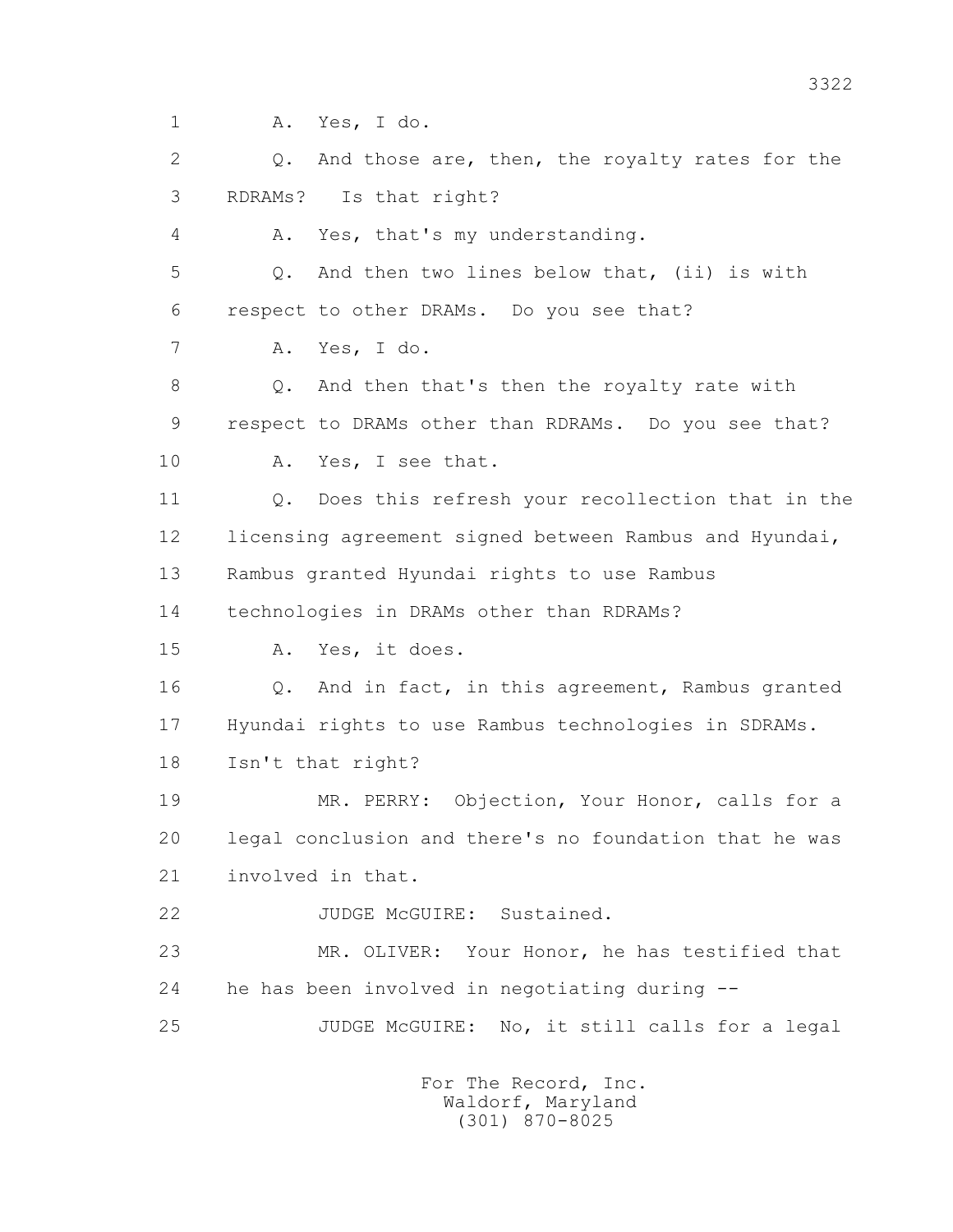1 A. Yes, I do.

2 Q. And those are, then, the royalty rates for the

3 RDRAMs? Is that right?

4 A. Yes, that's my understanding.

5 Q. And then two lines below that, (ii) is with

6 respect to other DRAMs. Do you see that?

7 A. Yes, I do.

8 Q. And then that's then the royalty rate with

9 respect to DRAMs other than RDRAMs. Do you see that?

10 A. Yes, I see that.

11 Q. Does this refresh your recollection that in the

12 licensing agreement signed between Rambus and Hyundai,

13 Rambus granted Hyundai rights to use Rambus

14 technologies in DRAMs other than RDRAMs?

15 A. Yes, it does.

16 Q. And in fact, in this agreement, Rambus granted

17 Hyundai rights to use Rambus technologies in SDRAMs.

18 Isn't that right?

19 MR. PERRY: Objection, Your Honor, calls for a

20 legal conclusion and there's no foundation that he was

21 involved in that.

22 JUDGE McGUIRE: Sustained.

23 MR. OLIVER: Your Honor, he has testified that

24 he has been involved in negotiating during --

25 JUDGE McGUIRE: No, it still calls for a legal

For The Record, Inc.
Waldorf, Maryland
(301) 870-8025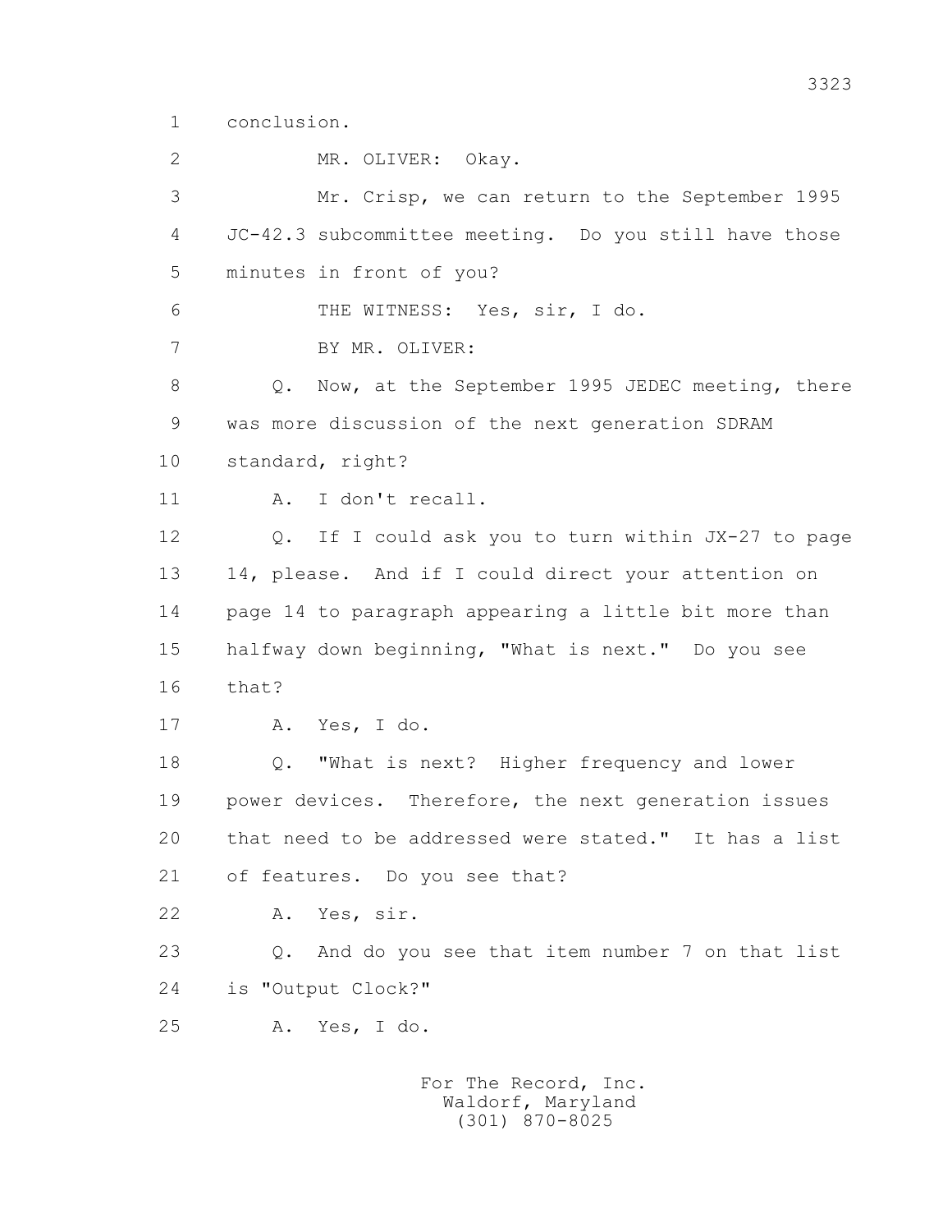1 conclusion.

2 MR. OLIVER: Okay.

3 Mr. Crisp, we can return to the September 1995

4 JC-42.3 subcommittee meeting. Do you still have those

5 minutes in front of you?

6 THE WITNESS: Yes, sir, I do.

7 BY MR. OLIVER:

8 Q. Now, at the September 1995 JEDEC meeting, there

9 was more discussion of the next generation SDRAM

10 standard, right?

11 A. I don't recall.

12 Q. If I could ask you to turn within JX-27 to page

13 14, please. And if I could direct your attention on

14 page 14 to paragraph appearing a little bit more than

15 halfway down beginning, "What is next." Do you see

16 that?

17 A. Yes, I do.

18 Q. "What is next? Higher frequency and lower

19 power devices. Therefore, the next generation issues

20 that need to be addressed were stated." It has a list

21 of features. Do you see that?

22 A. Yes, sir.

23 Q. And do you see that item number 7 on that list

24 is "Output Clock?"

25 A. Yes, I do.

For The Record, Inc.
Waldorf, Maryland
(301) 870-8025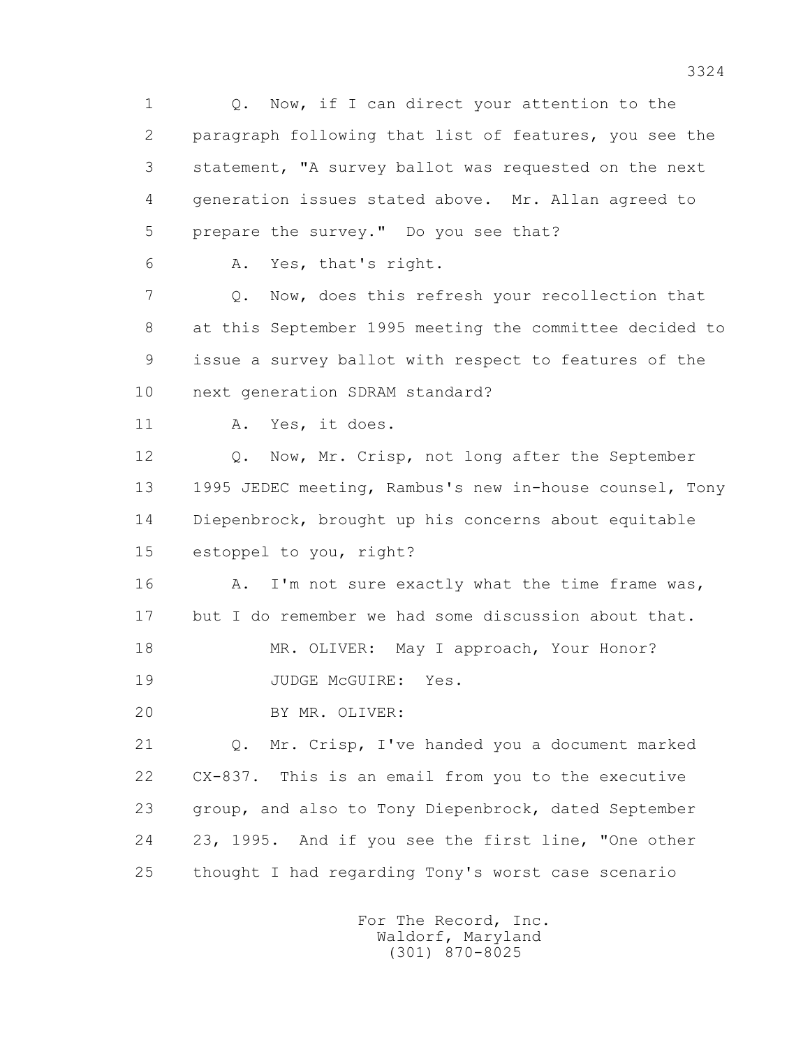1 Q. Now, if I can direct your attention to the
2 paragraph following that list of features, you see the
3 statement, "A survey ballot was requested on the next
4 generation issues stated above. Mr. Allan agreed to
5 prepare the survey." Do you see that?
6 A. Yes, that's right.
7 Q. Now, does this refresh your recollection that
8 at this September 1995 meeting the committee decided to
9 issue a survey ballot with respect to features of the
10 next generation SDRAM standard?
11 A. Yes, it does.
12 Q. Now, Mr. Crisp, not long after the September
13 1995 JEDEC meeting, Rambus's new in-house counsel, Tony
14 Diepenbrock, brought up his concerns about equitable
15 estoppel to you, right?
16 A. I'm not sure exactly what the time frame was,
17 but I do remember we had some discussion about that.
18 MR. OLIVER: May I approach, Your Honor?
19 JUDGE McGUIRE: Yes.
20 BY MR. OLIVER:
21 Q. Mr. Crisp, I've handed you a document marked
22 CX-837. This is an email from you to the executive
23 group, and also to Tony Diepenbrock, dated September
24 23, 1995. And if you see the first line, "One other
25 thought I had regarding Tony's worst case scenario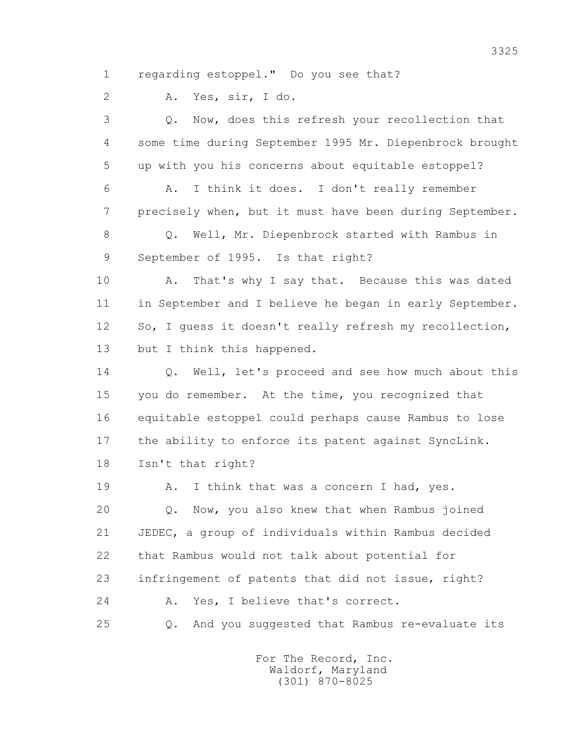1 regarding estoppel." Do you see that?

2 A. Yes, sir, I do.

3 Q. Now, does this refresh your recollection that

4 some time during September 1995 Mr. Diepenbrock brought

5 up with you his concerns about equitable estoppel?

6 A. I think it does. I don't really remember

7 precisely when, but it must have been during September.

8 Q. Well, Mr. Diepenbrock started with Rambus in

9 September of 1995. Is that right?

10 A. That's why I say that. Because this was dated

11 in September and I believe he began in early September.

12 So, I guess it doesn't really refresh my recollection,

13 but I think this happened.

14 Q. Well, let's proceed and see how much about this

15 you do remember. At the time, you recognized that

16 equitable estoppel could perhaps cause Rambus to lose

17 the ability to enforce its patent against SyncLink.

18 Isn't that right?

19 A. I think that was a concern I had, yes.

20 Q. Now, you also knew that when Rambus joined

21 JEDEC, a group of individuals within Rambus decided

22 that Rambus would not talk about potential for

23 infringement of patents that did not issue, right?

24 A. Yes, I believe that's correct.

25 Q. And you suggested that Rambus re-evaluate its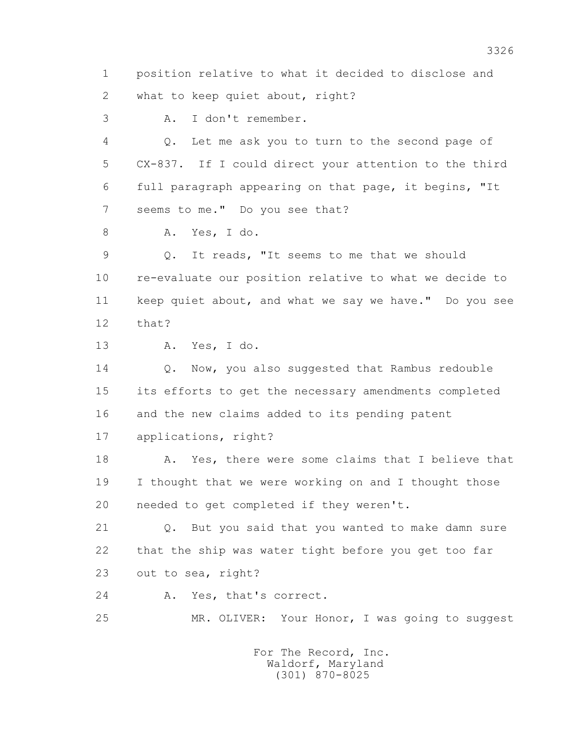1 position relative to what it decided to disclose and
2 what to keep quiet about, right?

3 A. I don't remember.

4 Q. Let me ask you to turn to the second page of
5 CX-837. If I could direct your attention to the third
6 full paragraph appearing on that page, it begins, "It
7 seems to me." Do you see that?

8 A. Yes, I do.

9 Q. It reads, "It seems to me that we should
10 re-evaluate our position relative to what we decide to
11 keep quiet about, and what we say we have." Do you see
12 that?

13 A. Yes, I do.

14 Q. Now, you also suggested that Rambus redouble
15 its efforts to get the necessary amendments completed
16 and the new claims added to its pending patent
17 applications, right?

18 A. Yes, there were some claims that I believe that
19 I thought that we were working on and I thought those
20 needed to get completed if they weren't.

21 Q. But you said that you wanted to make damn sure
22 that the ship was water tight before you get too far
23 out to sea, right?

24 A. Yes, that's correct.

25 MR. OLIVER: Your Honor, I was going to suggest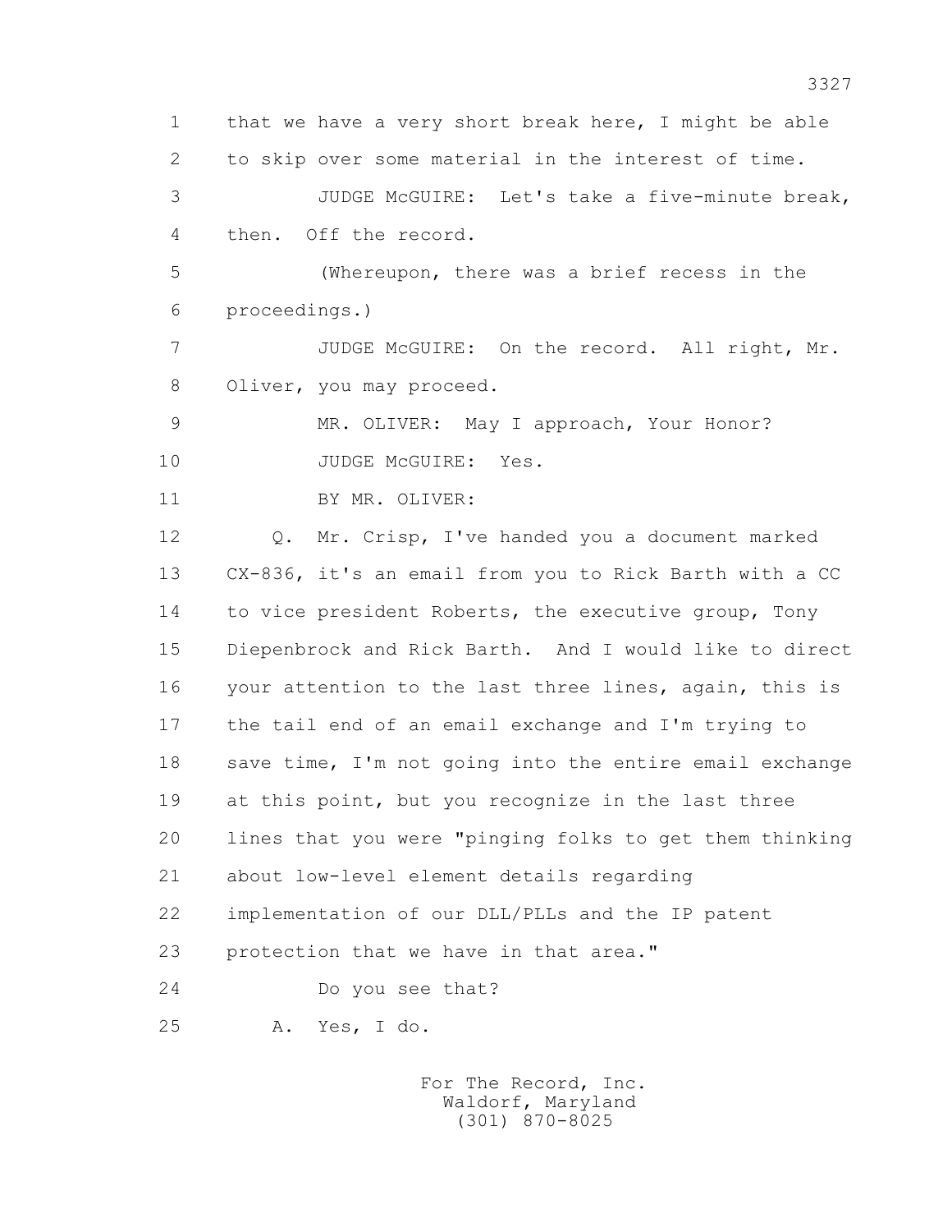1 that we have a very short break here, I might be able
2 to skip over some material in the interest of time.
3 JUDGE McGUIRE: Let's take a five-minute break,
4 then. Off the record.
5 (Whereupon, there was a brief recess in the
6 proceedings.)
7 JUDGE McGUIRE: On the record. All right, Mr.
8 Oliver, you may proceed.
9 MR. OLIVER: May I approach, Your Honor?
10 JUDGE McGUIRE: Yes.
11 BY MR. OLIVER:
12 Q. Mr. Crisp, I've handed you a document marked
13 CX-836, it's an email from you to Rick Barth with a CC
14 to vice president Roberts, the executive group, Tony
15 Diepenbrock and Rick Barth. And I would like to direct
16 your attention to the last three lines, again, this is
17 the tail end of an email exchange and I'm trying to
18 save time, I'm not going into the entire email exchange
19 at this point, but you recognize in the last three
20 lines that you were "pinging folks to get them thinking
21 about low-level element details regarding
22 implementation of our DLL/PLLs and the IP patent
23 protection that we have in that area."
24 Do you see that?
25 A. Yes, I do.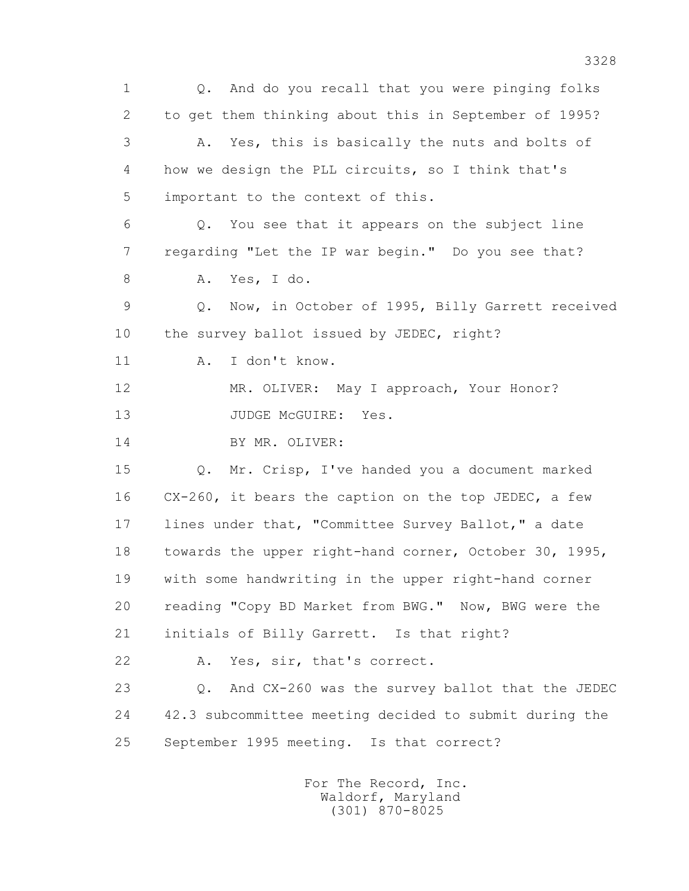1 Q. And do you recall that you were pinging folks
2 to get them thinking about this in September of 1995?
3 A. Yes, this is basically the nuts and bolts of
4 how we design the PLL circuits, so I think that's
5 important to the context of this.
6 Q. You see that it appears on the subject line
7 regarding "Let the IP war begin." Do you see that?
8 A. Yes, I do.
9 Q. Now, in October of 1995, Billy Garrett received
10 the survey ballot issued by JEDEC, right?
11 A. I don't know.
12 MR. OLIVER: May I approach, Your Honor?
13 JUDGE McGUIRE: Yes.
14 BY MR. OLIVER:
15 Q. Mr. Crisp, I've handed you a document marked
16 CX-260, it bears the caption on the top JEDEC, a few
17 lines under that, "Committee Survey Ballot," a date
18 towards the upper right-hand corner, October 30, 1995,
19 with some handwriting in the upper right-hand corner
20 reading "Copy BD Market from BWG." Now, BWG were the
21 initials of Billy Garrett. Is that right?
22 A. Yes, sir, that's correct.
23 Q. And CX-260 was the survey ballot that the JEDEC
24 42.3 subcommittee meeting decided to submit during the
25 September 1995 meeting. Is that correct?

For The Record, Inc.
Waldorf, Maryland
(301) 870-8025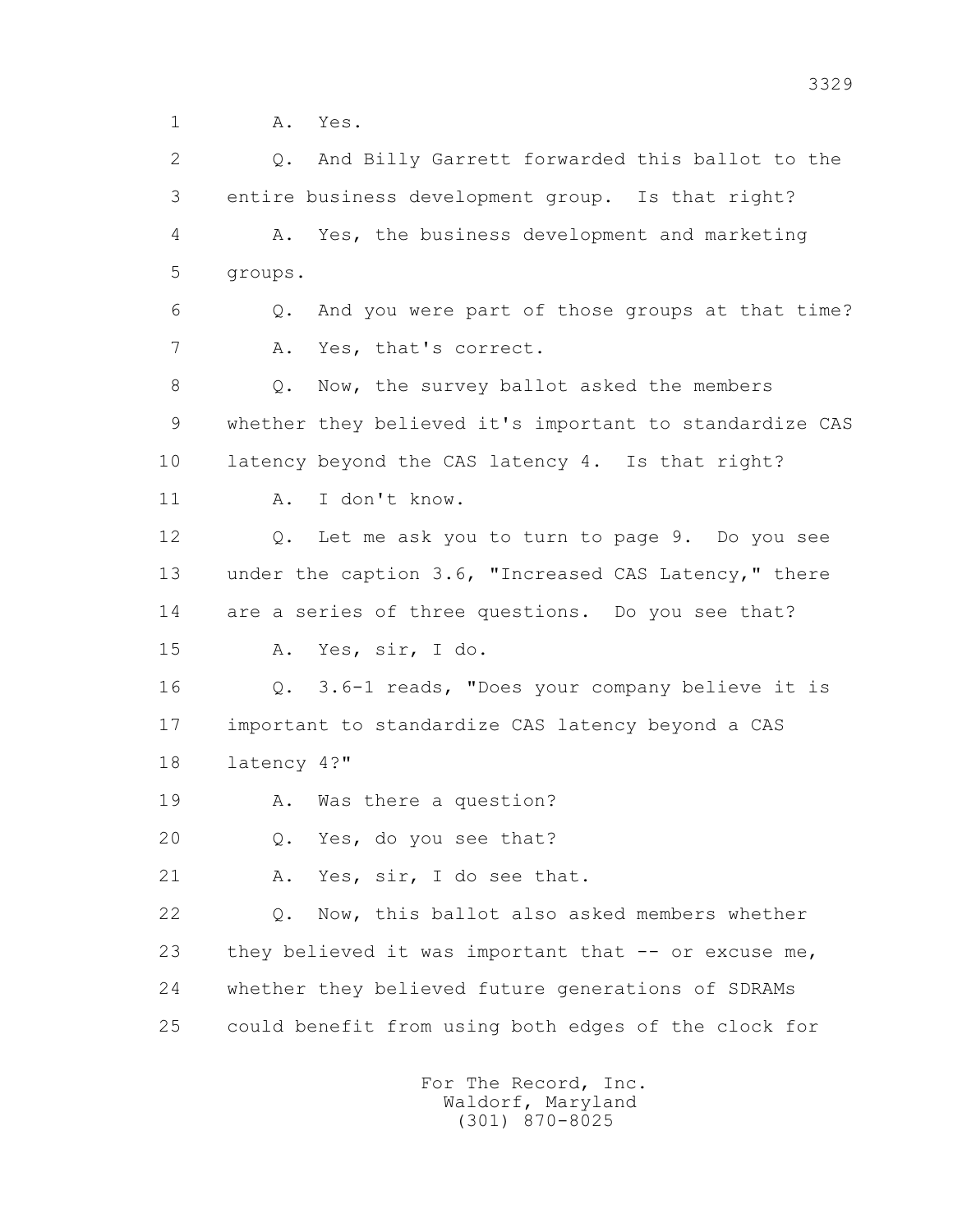1 A. Yes.

2 Q. And Billy Garrett forwarded this ballot to the

3 entire business development group. Is that right?

4 A. Yes, the business development and marketing

5 groups.

6 Q. And you were part of those groups at that time?

7 A. Yes, that's correct.

8 Q. Now, the survey ballot asked the members

9 whether they believed it's important to standardize CAS

10 latency beyond the CAS latency 4. Is that right?

11 A. I don't know.

12 Q. Let me ask you to turn to page 9. Do you see

13 under the caption 3.6, "Increased CAS Latency," there

14 are a series of three questions. Do you see that?

15 A. Yes, sir, I do.

16 Q. 3.6-1 reads, "Does your company believe it is

17 important to standardize CAS latency beyond a CAS

18 latency 4?"

19 A. Was there a question?

20 Q. Yes, do you see that?

21 A. Yes, sir, I do see that.

22 Q. Now, this ballot also asked members whether

23 they believed it was important that -- or excuse me,

24 whether they believed future generations of SDRAMs

25 could benefit from using both edges of the clock for

For The Record, Inc.
Waldorf, Maryland
(301) 870-8025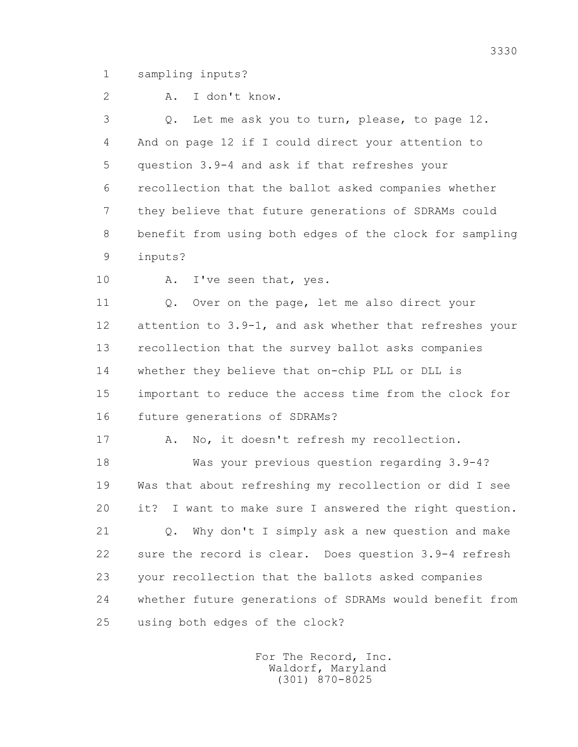1 sampling inputs?

2 A. I don't know.

3 Q. Let me ask you to turn, please, to page 12.

4 And on page 12 if I could direct your attention to

5 question 3.9-4 and ask if that refreshes your

6 recollection that the ballot asked companies whether

7 they believe that future generations of SDRAMs could

8 benefit from using both edges of the clock for sampling

9 inputs?

10 A. I've seen that, yes.

11 Q. Over on the page, let me also direct your

12 attention to 3.9-1, and ask whether that refreshes your

13 recollection that the survey ballot asks companies

14 whether they believe that on-chip PLL or DLL is

15 important to reduce the access time from the clock for

16 future generations of SDRAMs?

17 A. No, it doesn't refresh my recollection.

18 Was your previous question regarding 3.9-4?

19 Was that about refreshing my recollection or did I see

20 it? I want to make sure I answered the right question.

21 Q. Why don't I simply ask a new question and make

22 sure the record is clear. Does question 3.9-4 refresh

23 your recollection that the ballots asked companies

24 whether future generations of SDRAMs would benefit from

25 using both edges of the clock?

For The Record, Inc.
Waldorf, Maryland
(301) 870-8025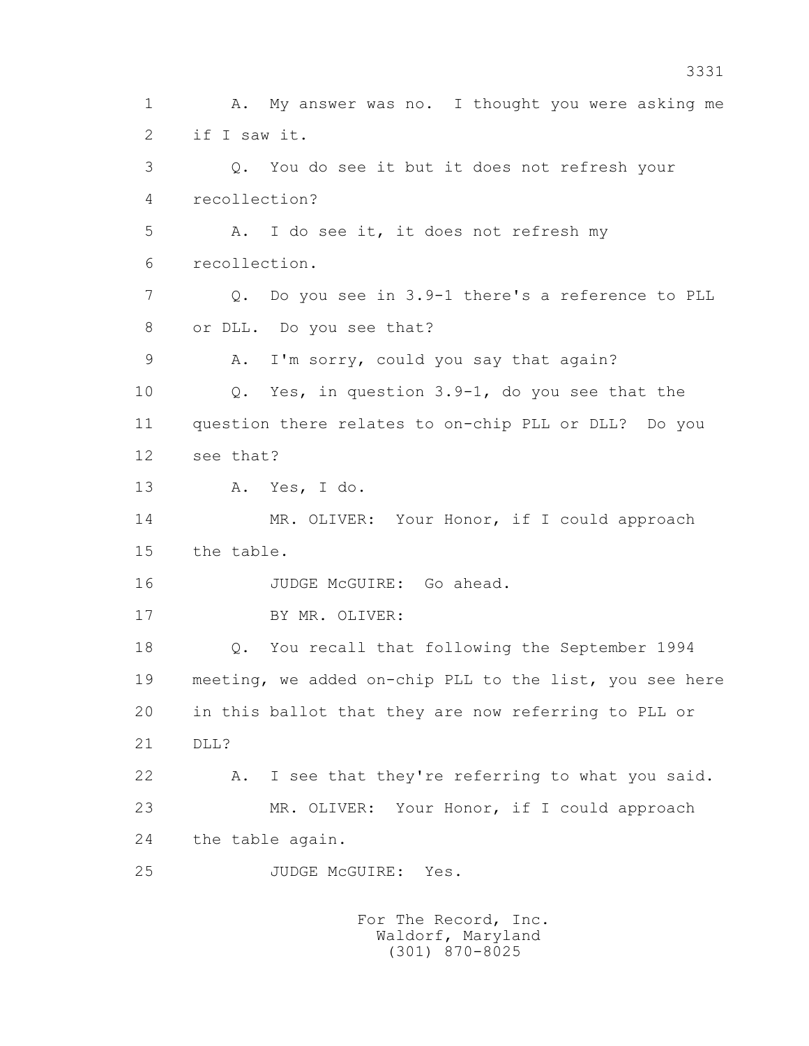1 A. My answer was no. I thought you were asking me
2 if I saw it.
3 Q. You do see it but it does not refresh your
4 recollection?
5 A. I do see it, it does not refresh my
6 recollection.
7 Q. Do you see in 3.9-1 there's a reference to PLL
8 or DLL. Do you see that?
9 A. I'm sorry, could you say that again?
10 Q. Yes, in question 3.9-1, do you see that the
11 question there relates to on-chip PLL or DLL? Do you
12 see that?
13 A. Yes, I do.
14 MR. OLIVER: Your Honor, if I could approach
15 the table.
16 JUDGE McGUIRE: Go ahead.
17 BY MR. OLIVER:
18 Q. You recall that following the September 1994
19 meeting, we added on-chip PLL to the list, you see here
20 in this ballot that they are now referring to PLL or
21 DLL?
22 A. I see that they're referring to what you said.
23 MR. OLIVER: Your Honor, if I could approach
24 the table again.
25 JUDGE McGUIRE: Yes.

For The Record, Inc.
Waldorf, Maryland
(301) 870-8025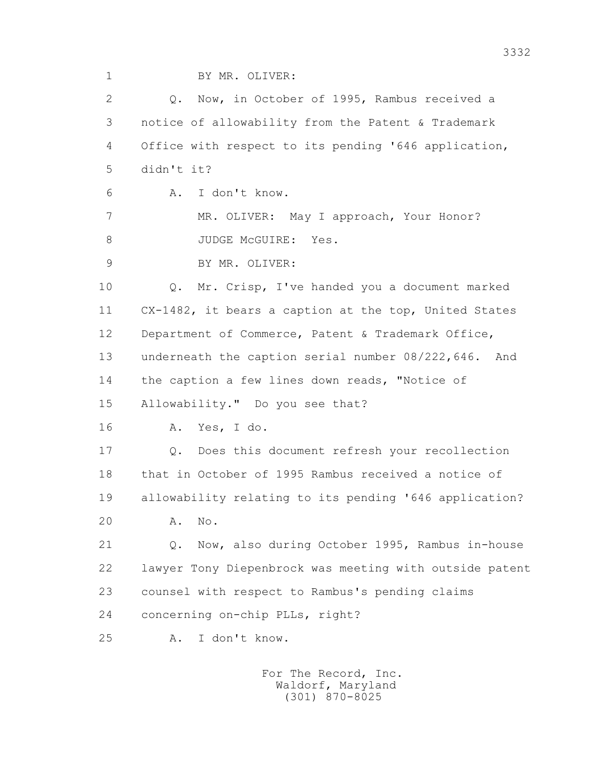1 BY MR. OLIVER:

2 Q. Now, in October of 1995, Rambus received a

3 notice of allowability from the Patent & Trademark

4 Office with respect to its pending '646 application,

5 didn't it?

6 A. I don't know.

7 MR. OLIVER: May I approach, Your Honor?

8 JUDGE McGUIRE: Yes.

9 BY MR. OLIVER:

10 Q. Mr. Crisp, I've handed you a document marked

11 CX-1482, it bears a caption at the top, United States

12 Department of Commerce, Patent & Trademark Office,

13 underneath the caption serial number 08/222,646. And

14 the caption a few lines down reads, "Notice of

15 Allowability." Do you see that?

16 A. Yes, I do.

17 Q. Does this document refresh your recollection

18 that in October of 1995 Rambus received a notice of

19 allowability relating to its pending '646 application?

20 A. No.

21 Q. Now, also during October 1995, Rambus in-house

22 lawyer Tony Diepenbrock was meeting with outside patent

23 counsel with respect to Rambus's pending claims

24 concerning on-chip PLLs, right?

25 A. I don't know.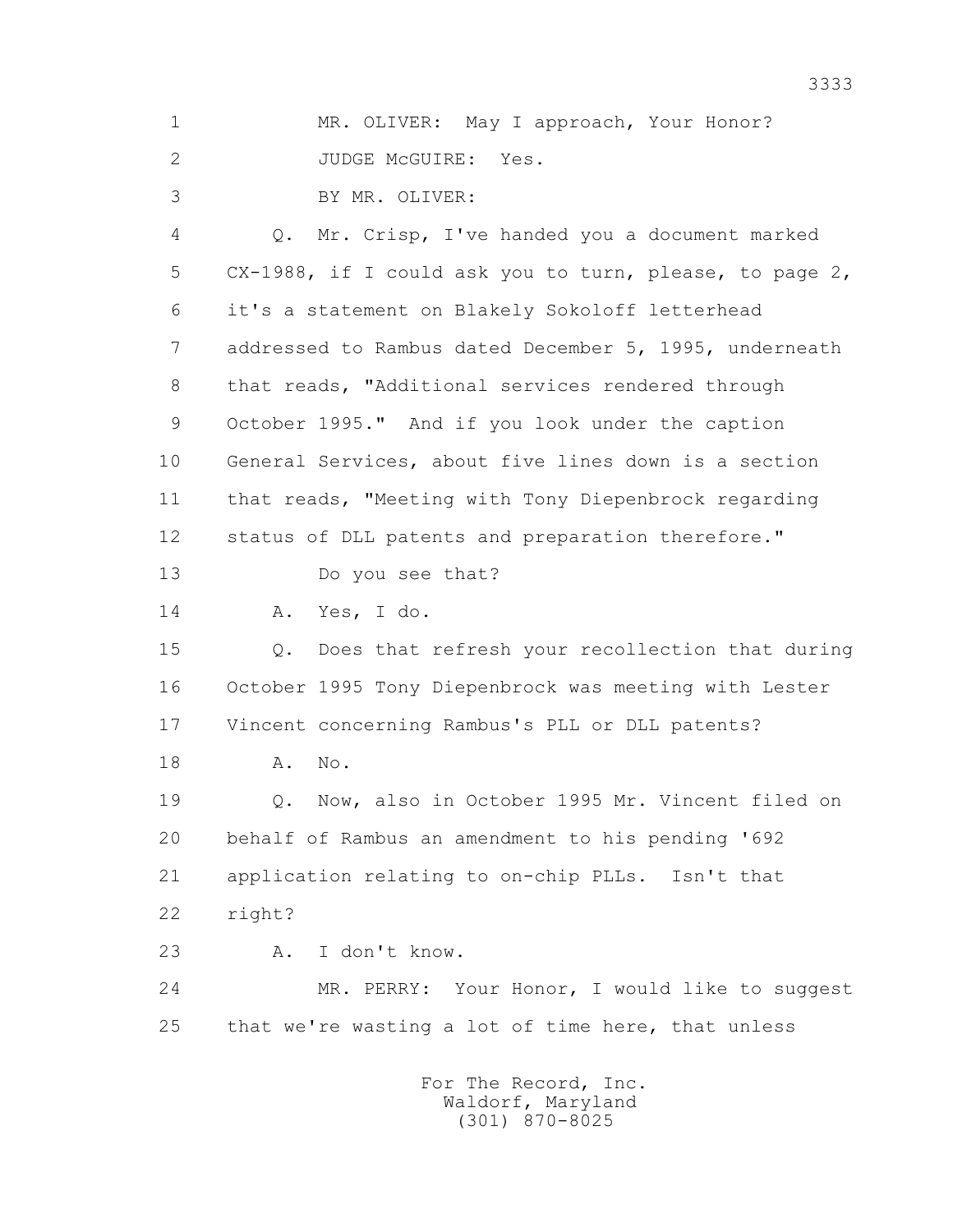1 MR. OLIVER: May I approach, Your Honor?

2 JUDGE McGUIRE: Yes.

3 BY MR. OLIVER:

4 Q. Mr. Crisp, I've handed you a document marked

5 CX-1988, if I could ask you to turn, please, to page 2,

6 it's a statement on Blakely Sokoloff letterhead

7 addressed to Rambus dated December 5, 1995, underneath

8 that reads, "Additional services rendered through

9 October 1995." And if you look under the caption

10 General Services, about five lines down is a section

11 that reads, "Meeting with Tony Diepenbrock regarding

12 status of DLL patents and preparation therefore."

13 Do you see that?

14 A. Yes, I do.

15 Q. Does that refresh your recollection that during

16 October 1995 Tony Diepenbrock was meeting with Lester

17 Vincent concerning Rambus's PLL or DLL patents?

18 A. No.

19 Q. Now, also in October 1995 Mr. Vincent filed on

20 behalf of Rambus an amendment to his pending '692

21 application relating to on-chip PLLs. Isn't that

22 right?

23 A. I don't know.

24 MR. PERRY: Your Honor, I would like to suggest

25 that we're wasting a lot of time here, that unless

For The Record, Inc.
Waldorf, Maryland
(301) 870-8025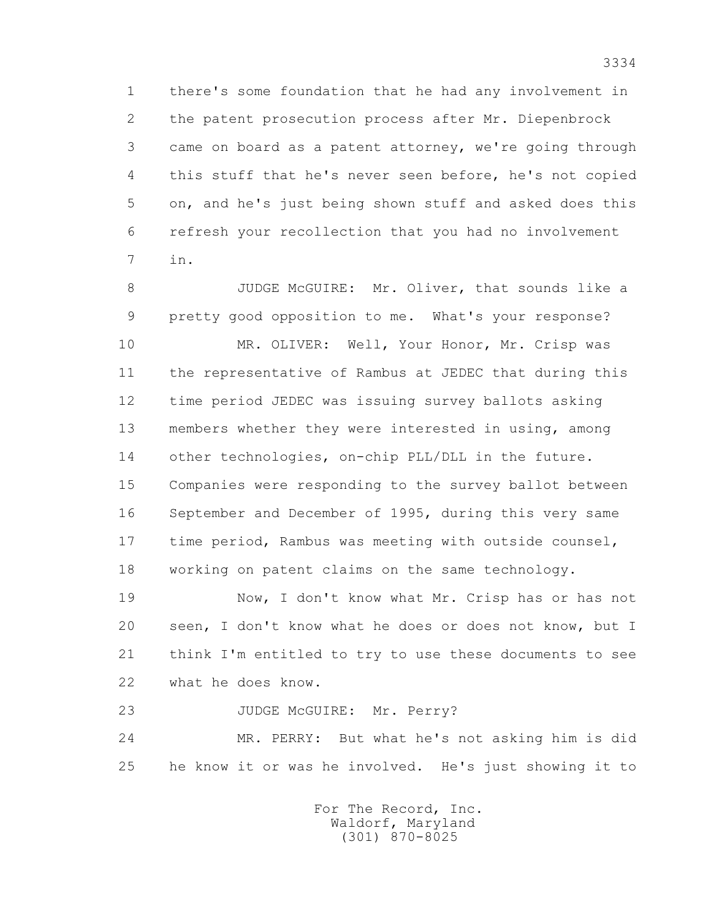1 there's some foundation that he had any involvement in
2 the patent prosecution process after Mr. Diepenbrock
3 came on board as a patent attorney, we're going through
4 this stuff that he's never seen before, he's not copied
5 on, and he's just being shown stuff and asked does this
6 refresh your recollection that you had no involvement
7 in.

8 JUDGE McGUIRE: Mr. Oliver, that sounds like a
9 pretty good opposition to me. What's your response?

10 MR. OLIVER: Well, Your Honor, Mr. Crisp was
11 the representative of Rambus at JEDEC that during this
12 time period JEDEC was issuing survey ballots asking
13 members whether they were interested in using, among
14 other technologies, on-chip PLL/DLL in the future.
15 Companies were responding to the survey ballot between
16 September and December of 1995, during this very same
17 time period, Rambus was meeting with outside counsel,
18 working on patent claims on the same technology.

19 Now, I don't know what Mr. Crisp has or has not
20 seen, I don't know what he does or does not know, but I
21 think I'm entitled to try to use these documents to see
22 what he does know.

23 JUDGE McGUIRE: Mr. Perry?

24 MR. PERRY: But what he's not asking him is did
25 he know it or was he involved. He's just showing it to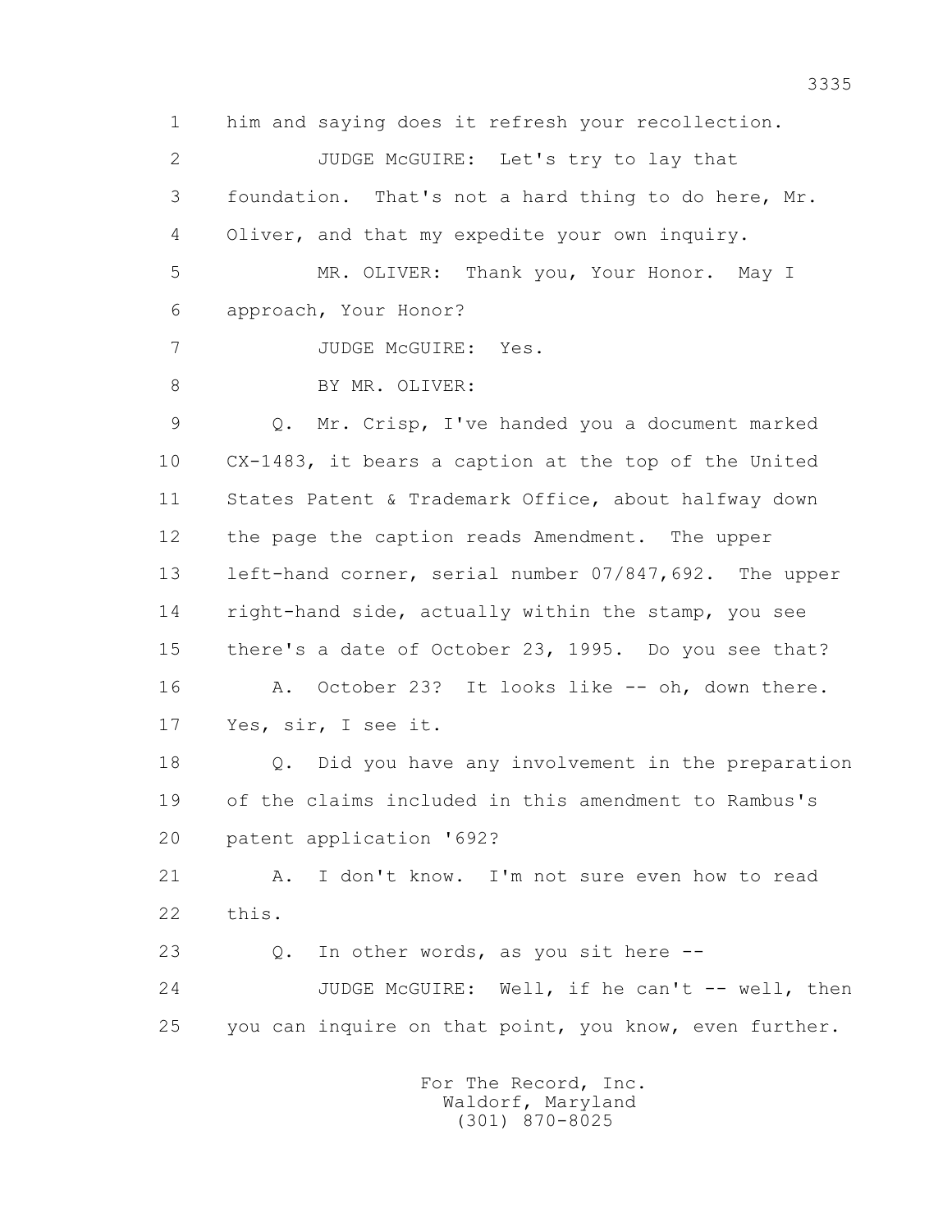1 him and saying does it refresh your recollection.

2 JUDGE McGUIRE: Let's try to lay that

3 foundation. That's not a hard thing to do here, Mr.

4 Oliver, and that my expedite your own inquiry.

5 MR. OLIVER: Thank you, Your Honor. May I

6 approach, Your Honor?

7 JUDGE McGUIRE: Yes.

8 BY MR. OLIVER:

9 Q. Mr. Crisp, I've handed you a document marked

10 CX-1483, it bears a caption at the top of the United

11 States Patent & Trademark Office, about halfway down

12 the page the caption reads Amendment. The upper

13 left-hand corner, serial number 07/847,692. The upper

14 right-hand side, actually within the stamp, you see

15 there's a date of October 23, 1995. Do you see that?

16 A. October 23? It looks like -- oh, down there.

17 Yes, sir, I see it.

18 Q. Did you have any involvement in the preparation

19 of the claims included in this amendment to Rambus's

20 patent application '692?

21 A. I don't know. I'm not sure even how to read

22 this.

23 Q. In other words, as you sit here --

24 JUDGE McGUIRE: Well, if he can't -- well, then

25 you can inquire on that point, you know, even further.

For The Record, Inc.
Waldorf, Maryland
(301) 870-8025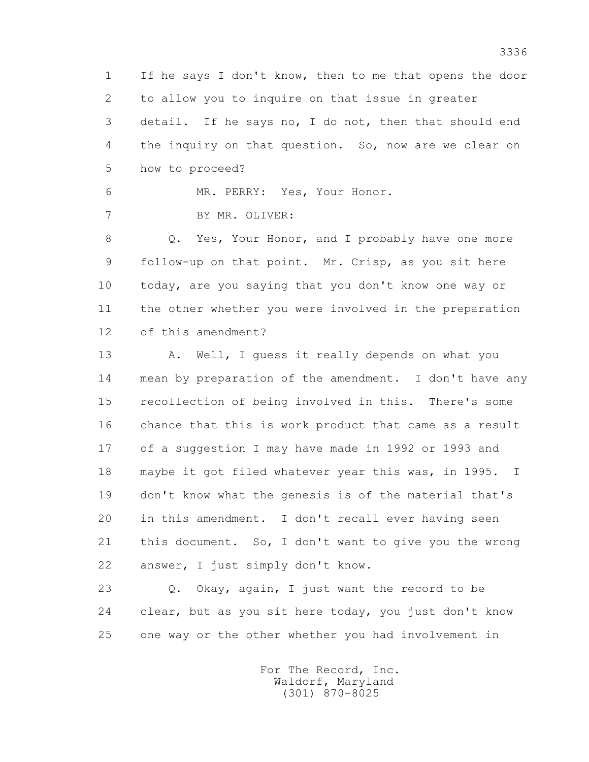1 If he says I don't know, then to me that opens the door
2 to allow you to inquire on that issue in greater
3 detail. If he says no, I do not, then that should end
4 the inquiry on that question. So, now are we clear on
5 how to proceed?

6 MR. PERRY: Yes, Your Honor.

7 BY MR. OLIVER:

8 Q. Yes, Your Honor, and I probably have one more
9 follow-up on that point. Mr. Crisp, as you sit here
10 today, are you saying that you don't know one way or
11 the other whether you were involved in the preparation
12 of this amendment?

13 A. Well, I guess it really depends on what you
14 mean by preparation of the amendment. I don't have any
15 recollection of being involved in this. There's some
16 chance that this is work product that came as a result
17 of a suggestion I may have made in 1992 or 1993 and
18 maybe it got filed whatever year this was, in 1995. I
19 don't know what the genesis is of the material that's
20 in this amendment. I don't recall ever having seen
21 this document. So, I don't want to give you the wrong
22 answer, I just simply don't know.

23 Q. Okay, again, I just want the record to be
24 clear, but as you sit here today, you just don't know
25 one way or the other whether you had involvement in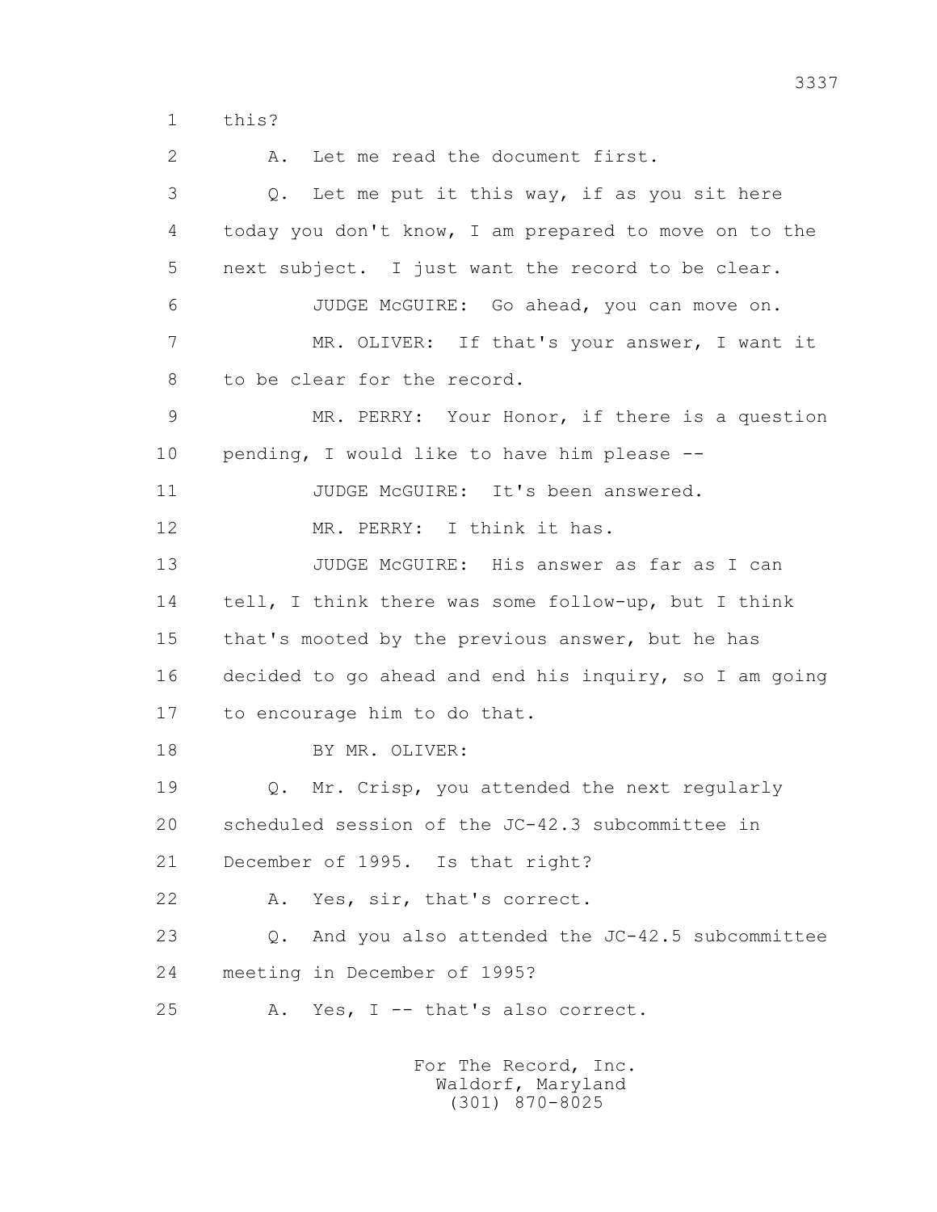1 this?

2 A. Let me read the document first.

3 Q. Let me put it this way, if as you sit here

4 today you don't know, I am prepared to move on to the

5 next subject. I just want the record to be clear.

6 JUDGE McGUIRE: Go ahead, you can move on.

7 MR. OLIVER: If that's your answer, I want it

8 to be clear for the record.

9 MR. PERRY: Your Honor, if there is a question

10 pending, I would like to have him please --

11 JUDGE McGUIRE: It's been answered.

12 MR. PERRY: I think it has.

13 JUDGE McGUIRE: His answer as far as I can

14 tell, I think there was some follow-up, but I think

15 that's mooted by the previous answer, but he has

16 decided to go ahead and end his inquiry, so I am going

17 to encourage him to do that.

18 BY MR. OLIVER:

19 Q. Mr. Crisp, you attended the next regularly

20 scheduled session of the JC-42.3 subcommittee in

21 December of 1995. Is that right?

22 A. Yes, sir, that's correct.

23 Q. And you also attended the JC-42.5 subcommittee

24 meeting in December of 1995?

25 A. Yes, I -- that's also correct.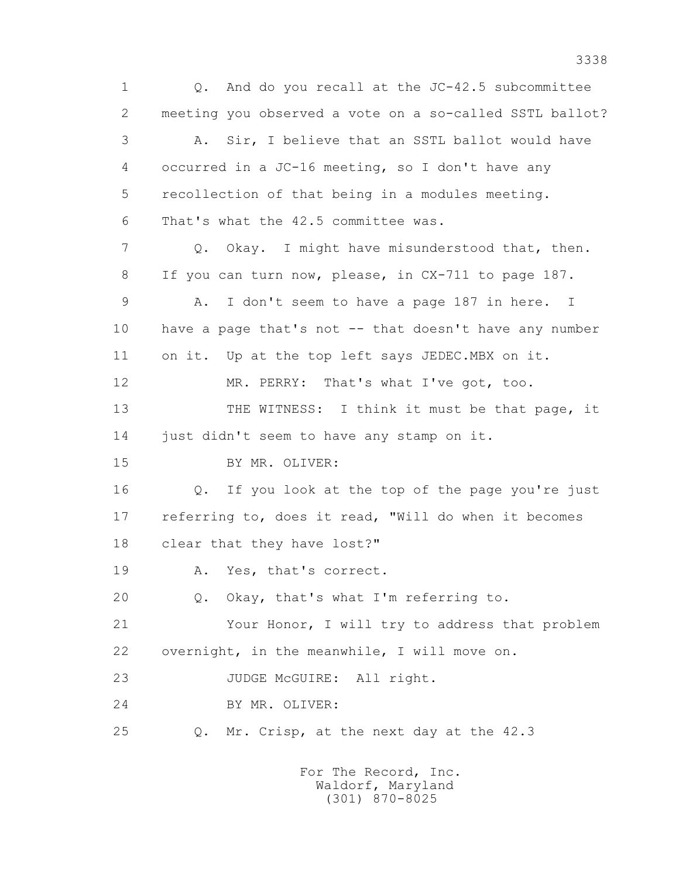1 Q. And do you recall at the JC-42.5 subcommittee
2 meeting you observed a vote on a so-called SSTL ballot?
3 A. Sir, I believe that an SSTL ballot would have
4 occurred in a JC-16 meeting, so I don't have any
5 recollection of that being in a modules meeting.
6 That's what the 42.5 committee was.
7 Q. Okay. I might have misunderstood that, then.
8 If you can turn now, please, in CX-711 to page 187.
9 A. I don't seem to have a page 187 in here. I
10 have a page that's not -- that doesn't have any number
11 on it. Up at the top left says JEDEC.MBX on it.
12 MR. PERRY: That's what I've got, too.
13 THE WITNESS: I think it must be that page, it
14 just didn't seem to have any stamp on it.
15 BY MR. OLIVER:
16 Q. If you look at the top of the page you're just
17 referring to, does it read, "Will do when it becomes
18 clear that they have lost?"
19 A. Yes, that's correct.
20 Q. Okay, that's what I'm referring to.
21 Your Honor, I will try to address that problem
22 overnight, in the meanwhile, I will move on.
23 JUDGE McGUIRE: All right.
24 BY MR. OLIVER:
25 Q. Mr. Crisp, at the next day at the 42.3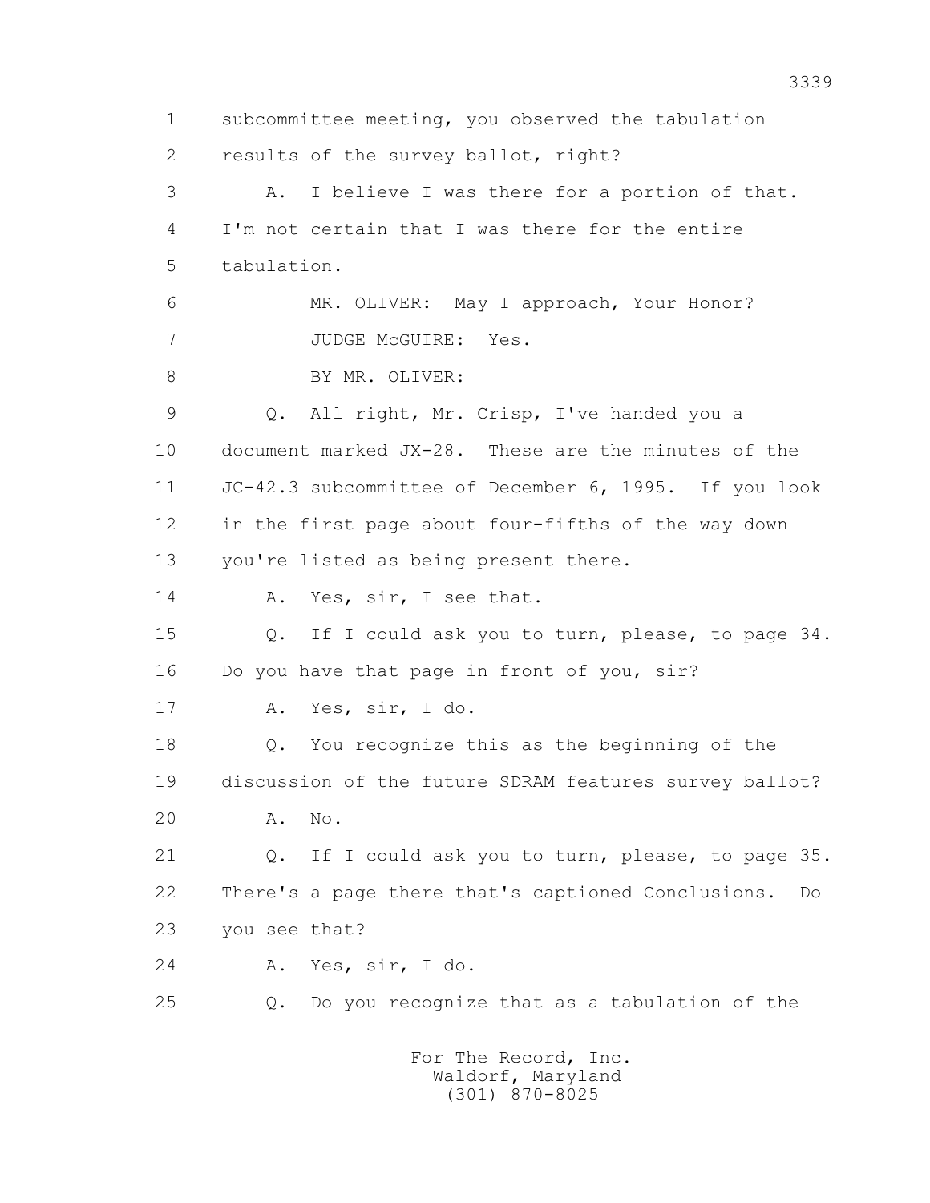1 subcommittee meeting, you observed the tabulation
2 results of the survey ballot, right?
3 A. I believe I was there for a portion of that.
4 I'm not certain that I was there for the entire
5 tabulation.
6 MR. OLIVER: May I approach, Your Honor?
7 JUDGE McGUIRE: Yes.
8 BY MR. OLIVER:
9 Q. All right, Mr. Crisp, I've handed you a
10 document marked JX-28. These are the minutes of the
11 JC-42.3 subcommittee of December 6, 1995. If you look
12 in the first page about four-fifths of the way down
13 you're listed as being present there.
14 A. Yes, sir, I see that.
15 Q. If I could ask you to turn, please, to page 34.
16 Do you have that page in front of you, sir?
17 A. Yes, sir, I do.
18 Q. You recognize this as the beginning of the
19 discussion of the future SDRAM features survey ballot?
20 A. No.
21 Q. If I could ask you to turn, please, to page 35.
22 There's a page there that's captioned Conclusions. Do
23 you see that?
24 A. Yes, sir, I do.
25 Q. Do you recognize that as a tabulation of the

For The Record, Inc.
Waldorf, Maryland
(301) 870-8025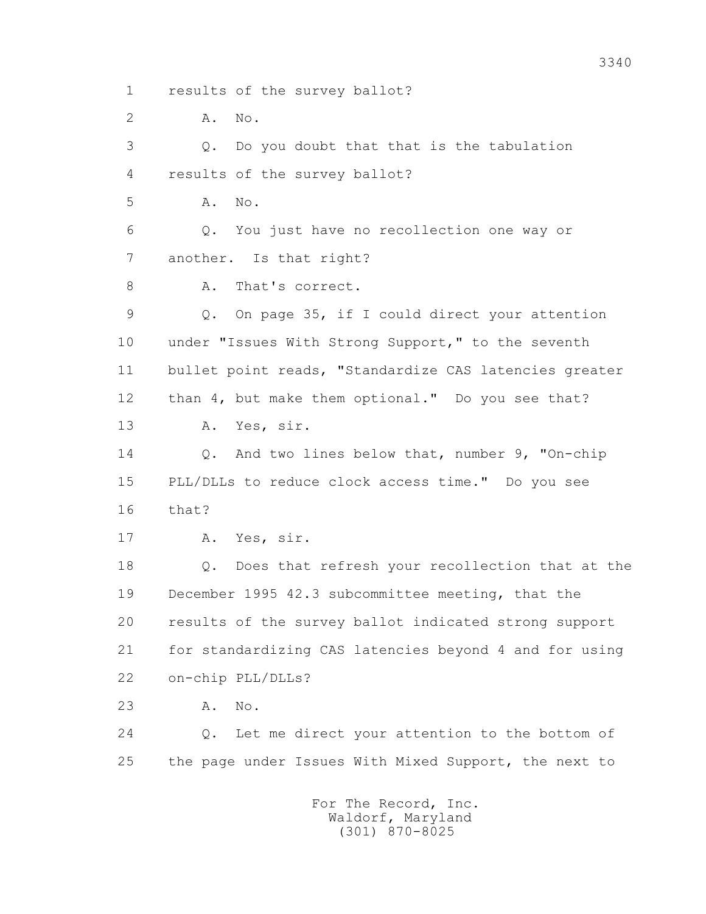1 results of the survey ballot?

2 A. No.

3 Q. Do you doubt that that is the tabulation

4 results of the survey ballot?

5 A. No.

6 Q. You just have no recollection one way or

7 another. Is that right?

8 A. That's correct.

9 Q. On page 35, if I could direct your attention

10 under "Issues With Strong Support," to the seventh

11 bullet point reads, "Standardize CAS latencies greater

12 than 4, but make them optional." Do you see that?

13 A. Yes, sir.

14 Q. And two lines below that, number 9, "On-chip

15 PLL/DLLs to reduce clock access time." Do you see

16 that?

17 A. Yes, sir.

18 Q. Does that refresh your recollection that at the

19 December 1995 42.3 subcommittee meeting, that the

20 results of the survey ballot indicated strong support

21 for standardizing CAS latencies beyond 4 and for using

22 on-chip PLL/DLLs?

23 A. No.

24 Q. Let me direct your attention to the bottom of

25 the page under Issues With Mixed Support, the next to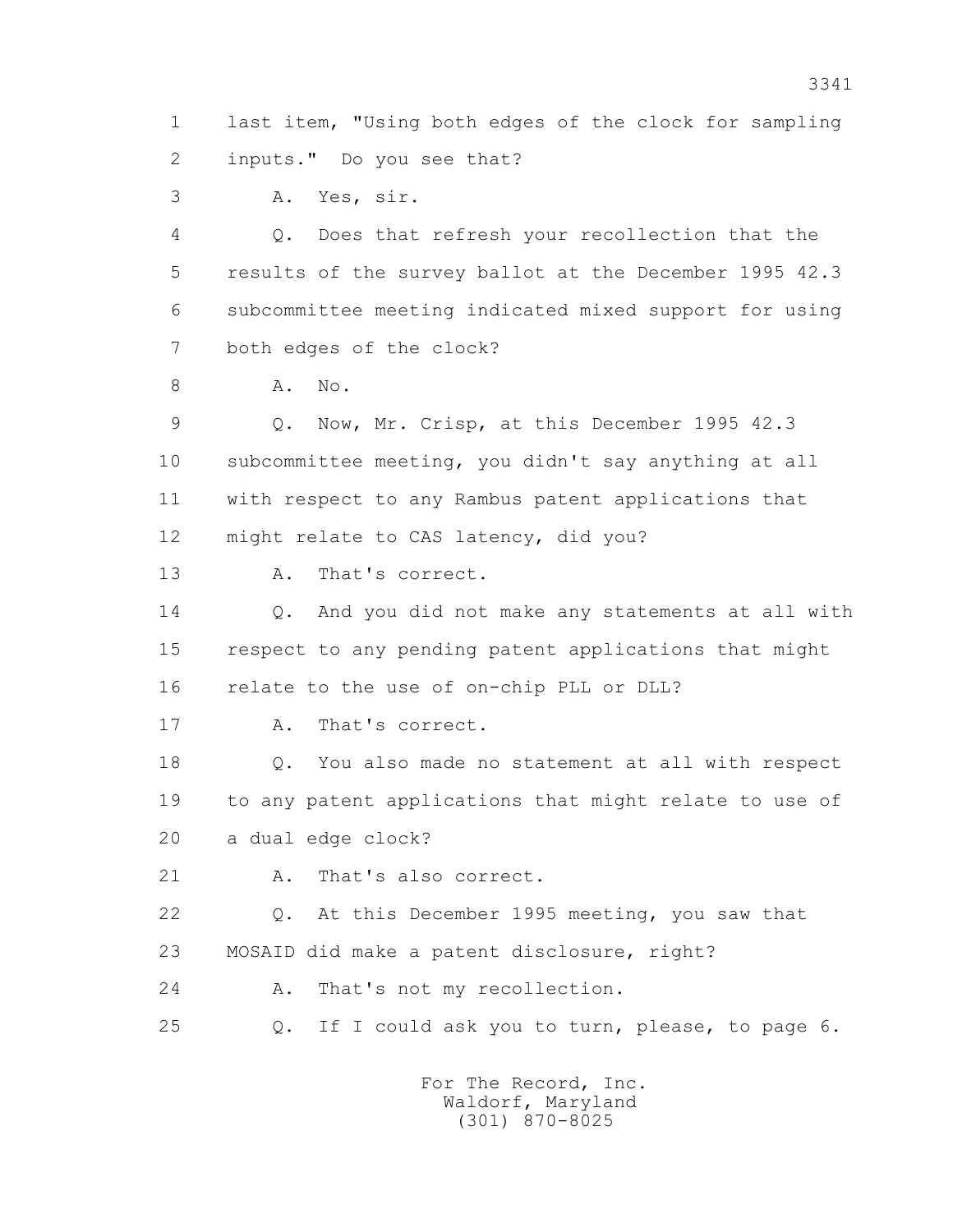1 last item, "Using both edges of the clock for sampling
2 inputs." Do you see that?
3 A. Yes, sir.
4 Q. Does that refresh your recollection that the
5 results of the survey ballot at the December 1995 42.3
6 subcommittee meeting indicated mixed support for using
7 both edges of the clock?
8 A. No.
9 Q. Now, Mr. Crisp, at this December 1995 42.3
10 subcommittee meeting, you didn't say anything at all
11 with respect to any Rambus patent applications that
12 might relate to CAS latency, did you?
13 A. That's correct.
14 Q. And you did not make any statements at all with
15 respect to any pending patent applications that might
16 relate to the use of on-chip PLL or DLL?
17 A. That's correct.
18 Q. You also made no statement at all with respect
19 to any patent applications that might relate to use of
20 a dual edge clock?
21 A. That's also correct.
22 Q. At this December 1995 meeting, you saw that
23 MOSAID did make a patent disclosure, right?
24 A. That's not my recollection.
25 Q. If I could ask you to turn, please, to page 6.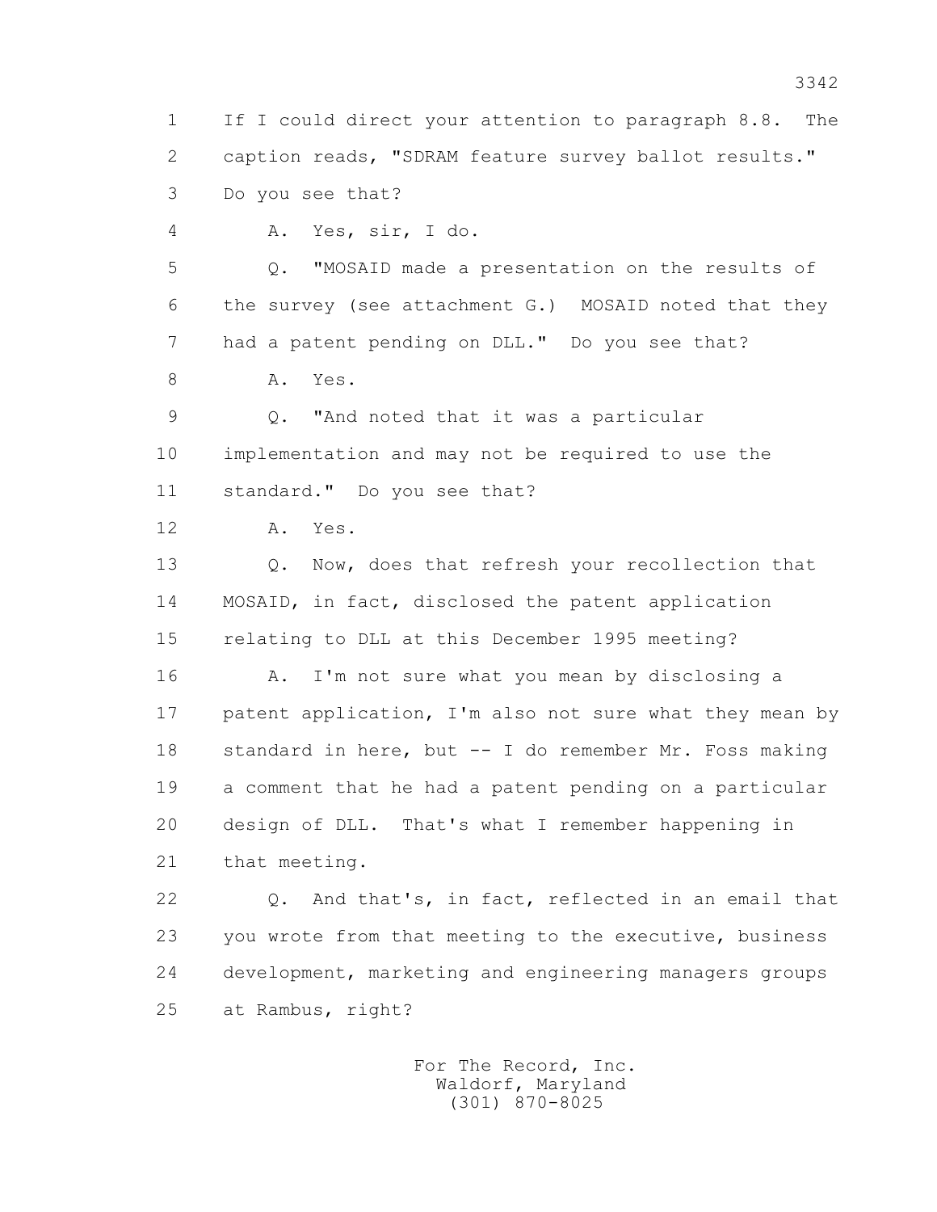1 If I could direct your attention to paragraph 8.8. The
2 caption reads, "SDRAM feature survey ballot results."
3 Do you see that?

4 A. Yes, sir, I do.

5 Q. "MOSAID made a presentation on the results of
6 the survey (see attachment G.) MOSAID noted that they
7 had a patent pending on DLL." Do you see that?

8 A. Yes.

9 Q. "And noted that it was a particular
10 implementation and may not be required to use the
11 standard." Do you see that?

12 A. Yes.

13 Q. Now, does that refresh your recollection that
14 MOSAID, in fact, disclosed the patent application
15 relating to DLL at this December 1995 meeting?

16 A. I'm not sure what you mean by disclosing a
17 patent application, I'm also not sure what they mean by
18 standard in here, but -- I do remember Mr. Foss making
19 a comment that he had a patent pending on a particular
20 design of DLL. That's what I remember happening in
21 that meeting.

22 Q. And that's, in fact, reflected in an email that
23 you wrote from that meeting to the executive, business
24 development, marketing and engineering managers groups
25 at Rambus, right?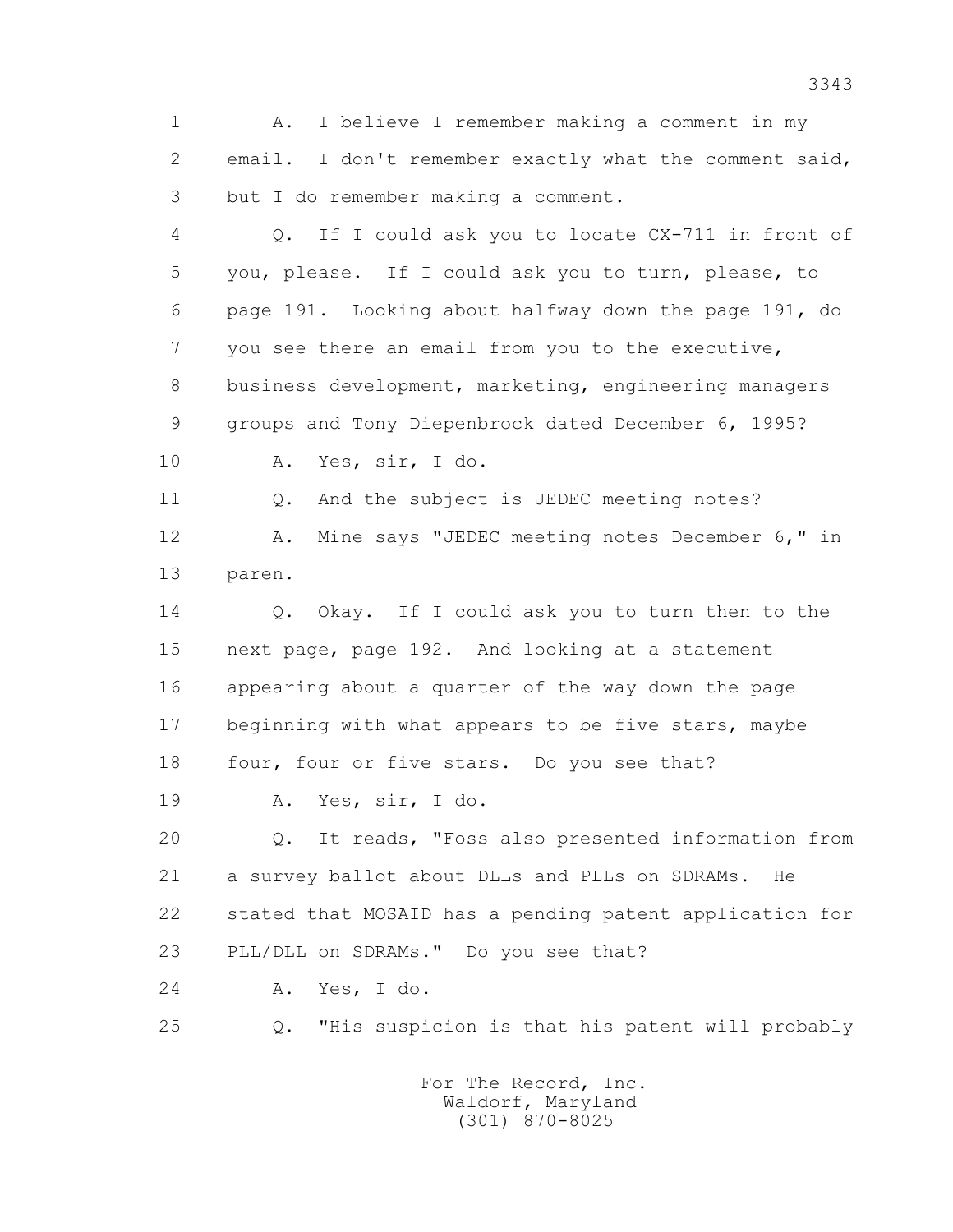1 A. I believe I remember making a comment in my
2 email. I don't remember exactly what the comment said,
3 but I do remember making a comment.

4 Q. If I could ask you to locate CX-711 in front of
5 you, please. If I could ask you to turn, please, to
6 page 191. Looking about halfway down the page 191, do
7 you see there an email from you to the executive,
8 business development, marketing, engineering managers
9 groups and Tony Diepenbrock dated December 6, 1995?

10 A. Yes, sir, I do.

11 Q. And the subject is JEDEC meeting notes?

12 A. Mine says "JEDEC meeting notes December 6," in
13 paren.

14 Q. Okay. If I could ask you to turn then to the
15 next page, page 192. And looking at a statement
16 appearing about a quarter of the way down the page
17 beginning with what appears to be five stars, maybe
18 four, four or five stars. Do you see that?

19 A. Yes, sir, I do.

20 Q. It reads, "Foss also presented information from
21 a survey ballot about DLLs and PLLs on SDRAMs. He
22 stated that MOSAID has a pending patent application for
23 PLL/DLL on SDRAMs." Do you see that?

24 A. Yes, I do.

25 Q. "His suspicion is that his patent will probably

For The Record, Inc.
Waldorf, Maryland
(301) 870-8025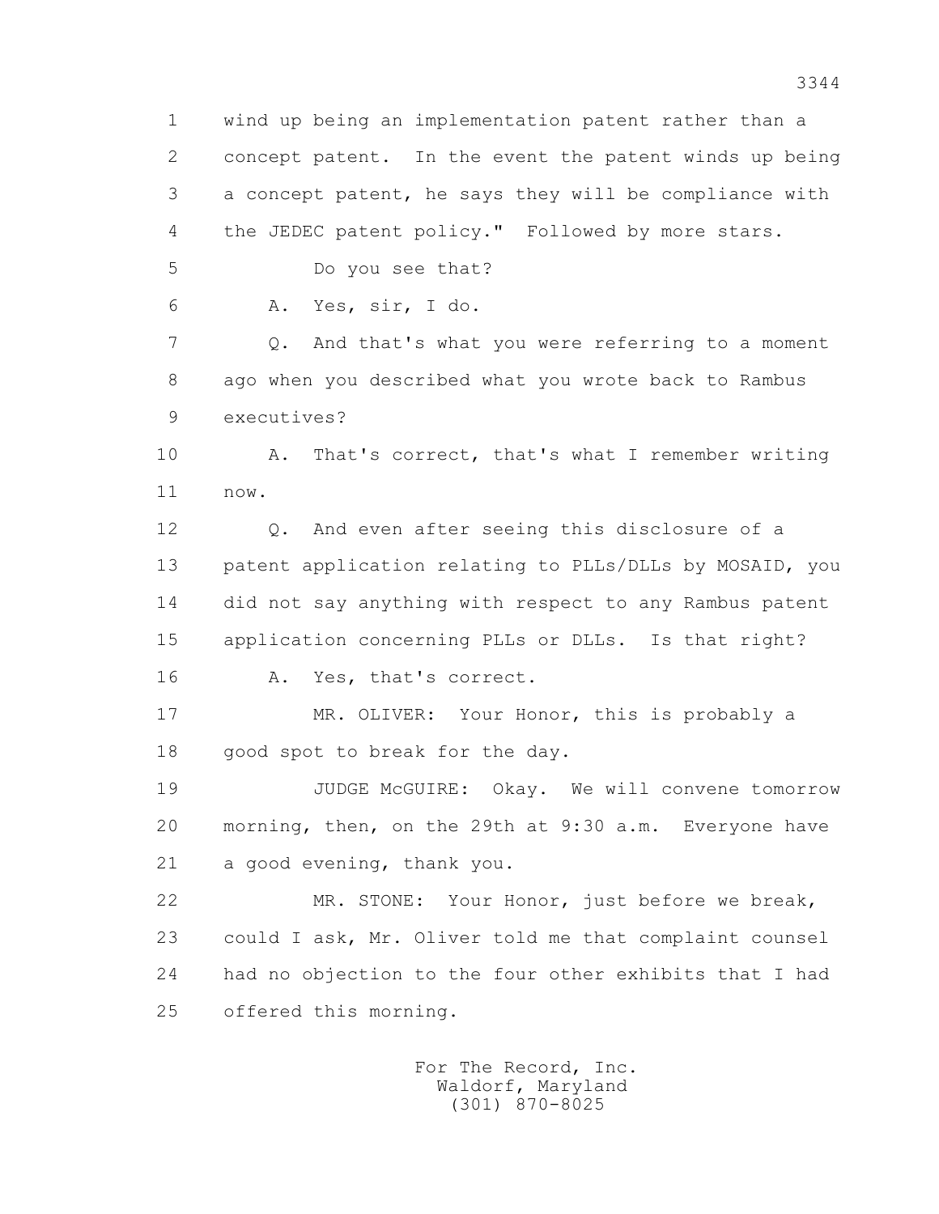1 wind up being an implementation patent rather than a
2 concept patent. In the event the patent winds up being
3 a concept patent, he says they will be compliance with
4 the JEDEC patent policy." Followed by more stars.

5 Do you see that?

6 A. Yes, sir, I do.

7 Q. And that's what you were referring to a moment
8 ago when you described what you wrote back to Rambus
9 executives?

10 A. That's correct, that's what I remember writing
11 now.

12 Q. And even after seeing this disclosure of a
13 patent application relating to PLLs/DLLs by MOSAID, you
14 did not say anything with respect to any Rambus patent
15 application concerning PLLs or DLLs. Is that right?

16 A. Yes, that's correct.

17 MR. OLIVER: Your Honor, this is probably a
18 good spot to break for the day.

19 JUDGE McGUIRE: Okay. We will convene tomorrow
20 morning, then, on the 29th at 9:30 a.m. Everyone have
21 a good evening, thank you.

22 MR. STONE: Your Honor, just before we break,
23 could I ask, Mr. Oliver told me that complaint counsel
24 had no objection to the four other exhibits that I had
25 offered this morning.

For The Record, Inc.
Waldorf, Maryland
(301) 870-8025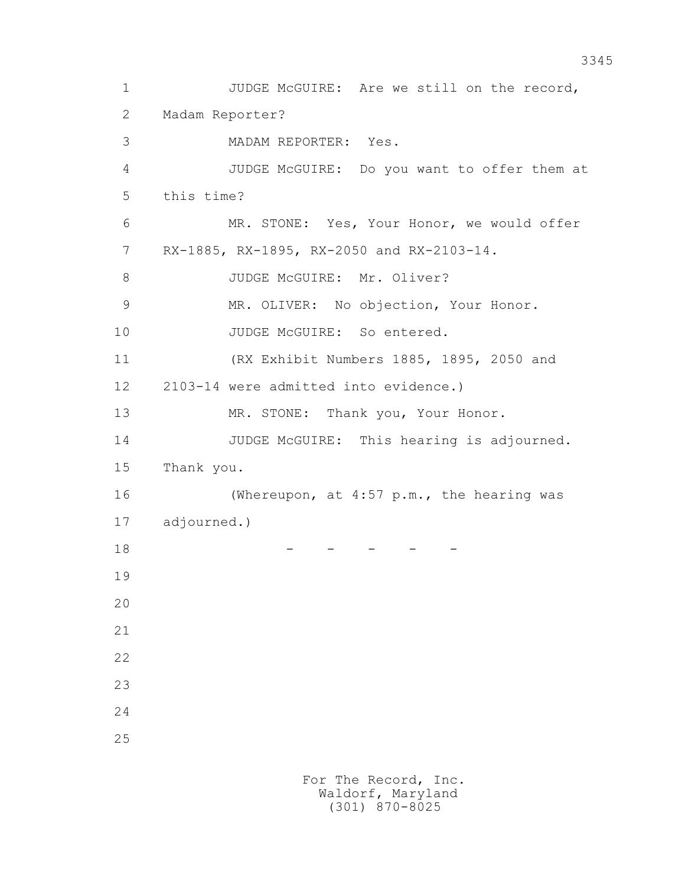JUDGE McGUIRE: Are we still on the record, Madam Reporter?

MADAM REPORTER: Yes.

JUDGE McGUIRE: Do you want to offer them at this time?

MR. STONE: Yes, Your Honor, we would offer RX-1885, RX-1895, RX-2050 and RX-2103-14.

JUDGE McGUIRE: Mr. Oliver?

MR. OLIVER: No objection, Your Honor.

JUDGE McGUIRE: So entered.

(RX Exhibit Numbers 1885, 1895, 2050 and 2103-14 were admitted into evidence.)

MR. STONE: Thank you, Your Honor.

JUDGE McGUIRE: This hearing is adjourned. Thank you.

(Whereupon, at 4:57 p.m., the hearing was adjourned.)

\- - - - -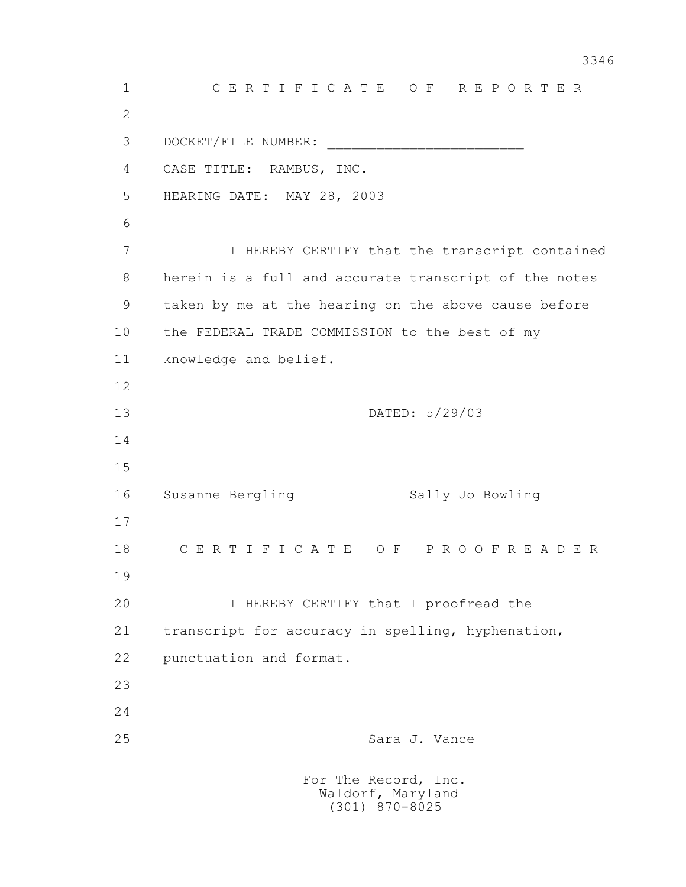# C E R T I F I C A T E O F R E P O R T E R

DOCKET/FILE NUMBER: _______________________

CASE TITLE: RAMBUS, INC.

HEARING DATE: MAY 28, 2003

I HEREBY CERTIFY that the transcript contained herein is a full and accurate transcript of the notes taken by me at the hearing on the above cause before the FEDERAL TRADE COMMISSION to the best of my knowledge and belief.

DATED: 5/29/03

Susanne Bergling Sally Jo Bowling

# C E R T I F I C A T E O F P R O O F R E A D E R

I HEREBY CERTIFY that I proofread the transcript for accuracy in spelling, hyphenation, punctuation and format.

Sara J. Vance

For The Record, Inc.
Waldorf, Maryland
(301) 870-8025